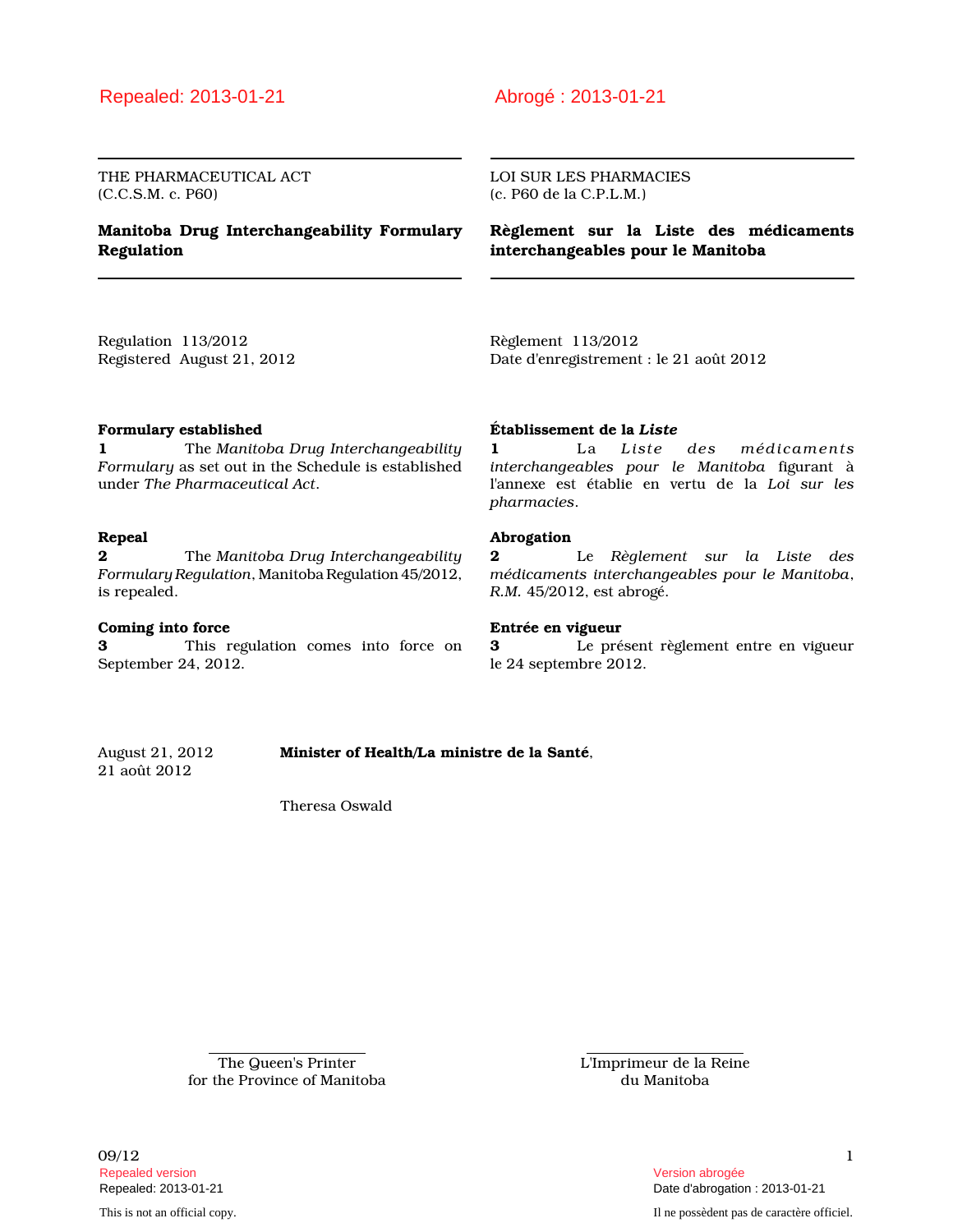Repealed: 2013-01-21

THE PHARMACEUTICAL ACT
(C.C.S.M. c. P60)

# Manitoba Drug Interchangeability Formulary Regulation

Regulation 113/2012
Registered August 21, 2012

**Formulary established**

**1** The *Manitoba Drug Interchangeability Formulary* as set out in the Schedule is established under *The Pharmaceutical Act*.

**Repeal**

**2** The *Manitoba Drug Interchangeability Formulary Regulation*, Manitoba Regulation 45/2012, is repealed.

**Coming into force**

**3** This regulation comes into force on September 24, 2012.

Abrogé : 2013-01-21

LOI SUR LES PHARMACIES
(c. P60 de la C.P.L.M.)

# Règlement sur la Liste des médicaments interchangeables pour le Manitoba

Règlement 113/2012
Date d'enregistrement : le 21 août 2012

**Établissement de la *Liste***

**1** La *Liste des médicaments interchangeables pour le Manitoba* figurant à l'annexe est établie en vertu de la *Loi sur les pharmacies*.

**Abrogation**

**2** Le *Règlement sur la Liste des médicaments interchangeables pour le Manitoba*, *R.M.* 45/2012, est abrogé.

**Entrée en vigueur**

**3** Le présent règlement entre en vigueur le 24 septembre 2012.

August 21, 2012
21 août 2012

**Minister of Health/La ministre de la Santé**,

Theresa Oswald

The Queen's Printer
for the Province of Manitoba

L'Imprimeur de la Reine
du Manitoba

09/12

Repealed version
Repealed: 2013-01-21

Version abrogée
Date d'abrogation : 2013-01-21

This is not an official copy.

Il ne possèdent pas de caractère officiel.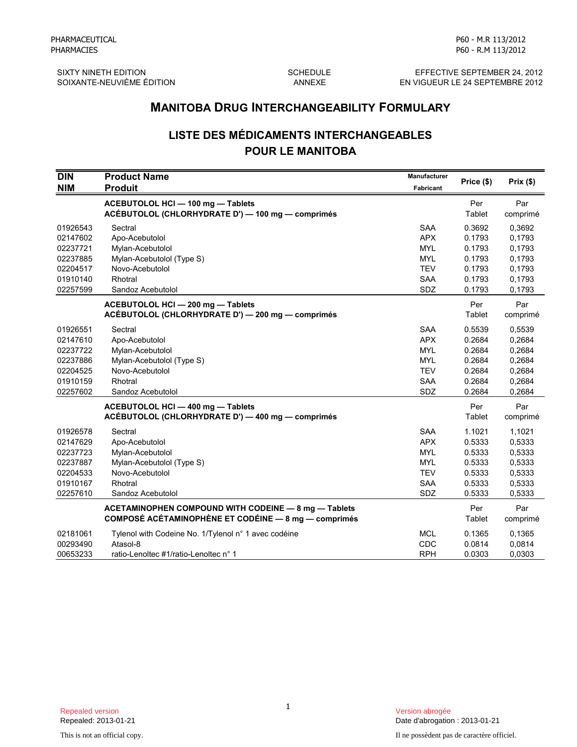PHARMACEUTICAL
PHARMACIES

P60 - M.R 113/2012
P60 - R.M 113/2012

SIXTY NINETH EDITION
SOIXANTE-NEUVIÈME ÉDITION

SCHEDULE
ANNEXE

EFFECTIVE SEPTEMBER 24, 2012
EN VIGUEUR LE 24 SEPTEMBRE 2012

# MANITOBA DRUG INTERCHANGEABILITY FORMULARY

# LISTE DES MÉDICAMENTS INTERCHANGEABLES POUR LE MANITOBA

| DIN / NIM | Product Name / Produit | Manufacturer / Fabricant | Price ($) | Prix ($) |
|---|---|---|---|---|
| | **ACEBUTOLOL HCl — 100 mg — Tablets**<br>**ACÉBUTOLOL (CHLORHYDRATE D') — 100 mg — comprimés** | | Per Tablet | Par comprimé |
| 01926543 | Sectral | SAA | 0.3692 | 0,3692 |
| 02147602 | Apo-Acebutolol | APX | 0.1793 | 0,1793 |
| 02237721 | Mylan-Acebutolol | MYL | 0.1793 | 0,1793 |
| 02237885 | Mylan-Acebutolol (Type S) | MYL | 0.1793 | 0,1793 |
| 02204517 | Novo-Acebutolol | TEV | 0.1793 | 0,1793 |
| 01910140 | Rhotral | SAA | 0.1793 | 0,1793 |
| 02257599 | Sandoz Acebutolol | SDZ | 0.1793 | 0,1793 |
| | **ACEBUTOLOL HCl — 200 mg — Tablets**<br>**ACÉBUTOLOL (CHLORHYDRATE D') — 200 mg — comprimés** | | Per Tablet | Par comprimé |
| 01926551 | Sectral | SAA | 0.5539 | 0,5539 |
| 02147610 | Apo-Acebutolol | APX | 0.2684 | 0,2684 |
| 02237722 | Mylan-Acebutolol | MYL | 0.2684 | 0,2684 |
| 02237886 | Mylan-Acebutolol (Type S) | MYL | 0.2684 | 0,2684 |
| 02204525 | Novo-Acebutolol | TEV | 0.2684 | 0,2684 |
| 01910159 | Rhotral | SAA | 0.2684 | 0,2684 |
| 02257602 | Sandoz Acebutolol | SDZ | 0.2684 | 0,2684 |
| | **ACEBUTOLOL HCl — 400 mg — Tablets**<br>**ACÉBUTOLOL (CHLORHYDRATE D') — 400 mg — comprimés** | | Per Tablet | Par comprimé |
| 01926578 | Sectral | SAA | 1.1021 | 1,1021 |
| 02147629 | Apo-Acebutolol | APX | 0.5333 | 0,5333 |
| 02237723 | Mylan-Acebutolol | MYL | 0.5333 | 0,5333 |
| 02237887 | Mylan-Acebutolol (Type S) | MYL | 0.5333 | 0,5333 |
| 02204533 | Novo-Acebutolol | TEV | 0.5333 | 0,5333 |
| 01910167 | Rhotral | SAA | 0.5333 | 0,5333 |
| 02257610 | Sandoz Acebutolol | SDZ | 0.5333 | 0,5333 |
| | **ACETAMINOPHEN COMPOUND WITH CODEINE — 8 mg — Tablets**<br>**COMPOSÉ ACÉTAMINOPHÈNE ET CODÉINE — 8 mg — comprimés** | | Per Tablet | Par comprimé |
| 02181061 | Tylenol with Codeine No. 1/Tylenol n° 1 avec codéine | MCL | 0.1365 | 0,1365 |
| 00293490 | Atasol-8 | CDC | 0.0814 | 0,0814 |
| 00653233 | ratio-Lenoltec #1/ratio-Lenoltec n° 1 | RPH | 0.0303 | 0,0303 |

Repealed version
Repealed: 2013-01-21

This is not an official copy.

Version abrogée
Date d'abrogation : 2013-01-21

Il ne possèdent pas de caractère officiel.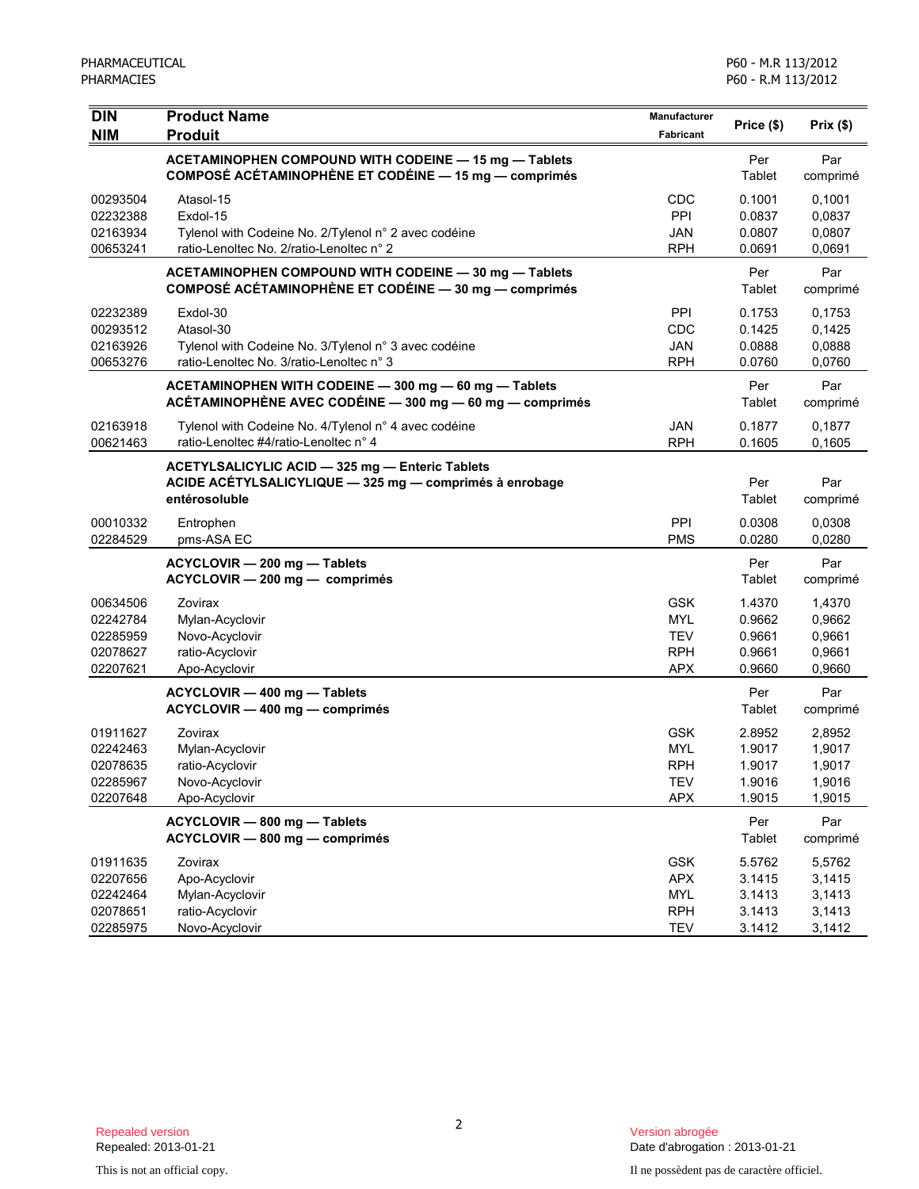| DIN<br>NIM | Product Name<br>Produit | Manufacturer<br>Fabricant | Price ($) | Prix ($) |
|---|---|---|---|---|
| | **ACETAMINOPHEN COMPOUND WITH CODEINE — 15 mg — Tablets<br>COMPOSÉ ACÉTAMINOPHÈNE ET CODÉINE — 15 mg — comprimés** | | Per Tablet | Par comprimé |
| 00293504 | Atasol-15 | CDC | 0.1001 | 0,1001 |
| 02232388 | Exdol-15 | PPI | 0.0837 | 0,0837 |
| 02163934 | Tylenol with Codeine No. 2/Tylenol n° 2 avec codéine | JAN | 0.0807 | 0,0807 |
| 00653241 | ratio-Lenoltec No. 2/ratio-Lenoltec n° 2 | RPH | 0.0691 | 0,0691 |
| | **ACETAMINOPHEN COMPOUND WITH CODEINE — 30 mg — Tablets<br>COMPOSÉ ACÉTAMINOPHÈNE ET CODÉINE — 30 mg — comprimés** | | Per Tablet | Par comprimé |
| 02232389 | Exdol-30 | PPI | 0.1753 | 0,1753 |
| 00293512 | Atasol-30 | CDC | 0.1425 | 0,1425 |
| 02163926 | Tylenol with Codeine No. 3/Tylenol n° 3 avec codéine | JAN | 0.0888 | 0,0888 |
| 00653276 | ratio-Lenoltec No. 3/ratio-Lenoltec n° 3 | RPH | 0.0760 | 0,0760 |
| | **ACETAMINOPHEN WITH CODEINE — 300 mg — 60 mg — Tablets<br>ACÉTAMINOPHÈNE AVEC CODÉINE — 300 mg — 60 mg — comprimés** | | Per Tablet | Par comprimé |
| 02163918 | Tylenol with Codeine No. 4/Tylenol n° 4 avec codéine | JAN | 0.1877 | 0,1877 |
| 00621463 | ratio-Lenoltec #4/ratio-Lenoltec n° 4 | RPH | 0.1605 | 0,1605 |
| | **ACETYLSALICYLIC ACID — 325 mg — Enteric Tablets<br>ACIDE ACÉTYLSALICYLIQUE — 325 mg — comprimés à enrobage entérosoluble** | | Per Tablet | Par comprimé |
| 00010332 | Entrophen | PPI | 0.0308 | 0,0308 |
| 02284529 | pms-ASA EC | PMS | 0.0280 | 0,0280 |
| | **ACYCLOVIR — 200 mg — Tablets<br>ACYCLOVIR — 200 mg — comprimés** | | Per Tablet | Par comprimé |
| 00634506 | Zovirax | GSK | 1.4370 | 1,4370 |
| 02242784 | Mylan-Acyclovir | MYL | 0.9662 | 0,9662 |
| 02285959 | Novo-Acyclovir | TEV | 0.9661 | 0,9661 |
| 02078627 | ratio-Acyclovir | RPH | 0.9661 | 0,9661 |
| 02207621 | Apo-Acyclovir | APX | 0.9660 | 0,9660 |
| | **ACYCLOVIR — 400 mg — Tablets<br>ACYCLOVIR — 400 mg — comprimés** | | Per Tablet | Par comprimé |
| 01911627 | Zovirax | GSK | 2.8952 | 2,8952 |
| 02242463 | Mylan-Acyclovir | MYL | 1.9017 | 1,9017 |
| 02078635 | ratio-Acyclovir | RPH | 1.9017 | 1,9017 |
| 02285967 | Novo-Acyclovir | TEV | 1.9016 | 1,9016 |
| 02207648 | Apo-Acyclovir | APX | 1.9015 | 1,9015 |
| | **ACYCLOVIR — 800 mg — Tablets<br>ACYCLOVIR — 800 mg — comprimés** | | Per Tablet | Par comprimé |
| 01911635 | Zovirax | GSK | 5.5762 | 5,5762 |
| 02207656 | Apo-Acyclovir | APX | 3.1415 | 3,1415 |
| 02242464 | Mylan-Acyclovir | MYL | 3.1413 | 3,1413 |
| 02078651 | ratio-Acyclovir | RPH | 3.1413 | 3,1413 |
| 02285975 | Novo-Acyclovir | TEV | 3.1412 | 3,1412 |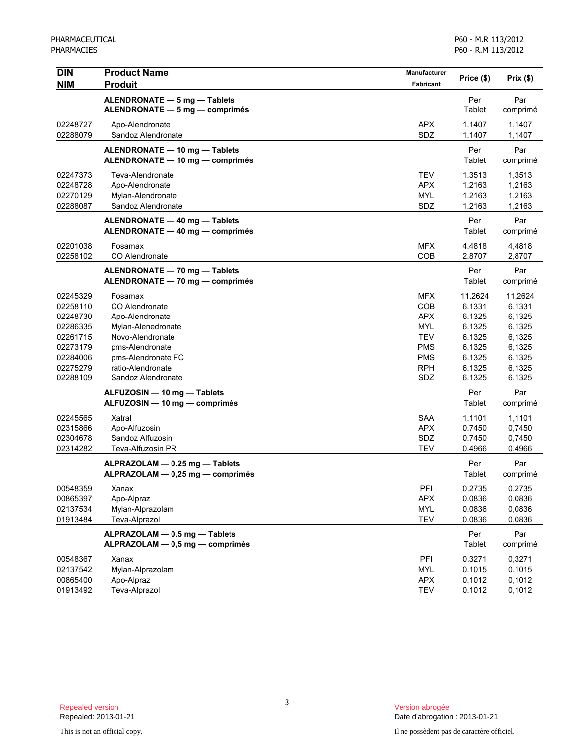| DIN<br>NIM | Product Name<br>Produit | Manufacturer<br>Fabricant | Price ($) | Prix ($) |
|---|---|---|---|---|
| | **ALENDRONATE — 5 mg — Tablets**<br>**ALENDRONATE — 5 mg — comprimés** | | Per Tablet | Par comprimé |
| 02248727 | Apo-Alendronate | APX | 1.1407 | 1,1407 |
| 02288079 | Sandoz Alendronate | SDZ | 1.1407 | 1,1407 |
| | **ALENDRONATE — 10 mg — Tablets**<br>**ALENDRONATE — 10 mg — comprimés** | | Per Tablet | Par comprimé |
| 02247373 | Teva-Alendronate | TEV | 1.3513 | 1,3513 |
| 02248728 | Apo-Alendronate | APX | 1.2163 | 1,2163 |
| 02270129 | Mylan-Alendronate | MYL | 1.2163 | 1,2163 |
| 02288087 | Sandoz Alendronate | SDZ | 1.2163 | 1,2163 |
| | **ALENDRONATE — 40 mg — Tablets**<br>**ALENDRONATE — 40 mg — comprimés** | | Per Tablet | Par comprimé |
| 02201038 | Fosamax | MFX | 4.4818 | 4,4818 |
| 02258102 | CO Alendronate | COB | 2.8707 | 2,8707 |
| | **ALENDRONATE — 70 mg — Tablets**<br>**ALENDRONATE — 70 mg — comprimés** | | Per Tablet | Par comprimé |
| 02245329 | Fosamax | MFX | 11.2624 | 11,2624 |
| 02258110 | CO Alendronate | COB | 6.1331 | 6,1331 |
| 02248730 | Apo-Alendronate | APX | 6.1325 | 6,1325 |
| 02286335 | Mylan-Alenedronate | MYL | 6.1325 | 6,1325 |
| 02261715 | Novo-Alendronate | TEV | 6.1325 | 6,1325 |
| 02273179 | pms-Alendronate | PMS | 6.1325 | 6,1325 |
| 02284006 | pms-Alendronate FC | PMS | 6.1325 | 6,1325 |
| 02275279 | ratio-Alendronate | RPH | 6.1325 | 6,1325 |
| 02288109 | Sandoz Alendronate | SDZ | 6.1325 | 6,1325 |
| | **ALFUZOSIN — 10 mg — Tablets**<br>**ALFUZOSIN — 10 mg — comprimés** | | Per Tablet | Par comprimé |
| 02245565 | Xatral | SAA | 1.1101 | 1,1101 |
| 02315866 | Apo-Alfuzosin | APX | 0.7450 | 0,7450 |
| 02304678 | Sandoz Alfuzosin | SDZ | 0.7450 | 0,7450 |
| 02314282 | Teva-Alfuzosin PR | TEV | 0.4966 | 0,4966 |
| | **ALPRAZOLAM — 0.25 mg — Tablets**<br>**ALPRAZOLAM — 0,25 mg — comprimés** | | Per Tablet | Par comprimé |
| 00548359 | Xanax | PFI | 0.2735 | 0,2735 |
| 00865397 | Apo-Alpraz | APX | 0.0836 | 0,0836 |
| 02137534 | Mylan-Alprazolam | MYL | 0.0836 | 0,0836 |
| 01913484 | Teva-Alprazol | TEV | 0.0836 | 0,0836 |
| | **ALPRAZOLAM — 0.5 mg — Tablets**<br>**ALPRAZOLAM — 0,5 mg — comprimés** | | Per Tablet | Par comprimé |
| 00548367 | Xanax | PFI | 0.3271 | 0,3271 |
| 02137542 | Mylan-Alprazolam | MYL | 0.1015 | 0,1015 |
| 00865400 | Apo-Alpraz | APX | 0.1012 | 0,1012 |
| 01913492 | Teva-Alprazol | TEV | 0.1012 | 0,1012 |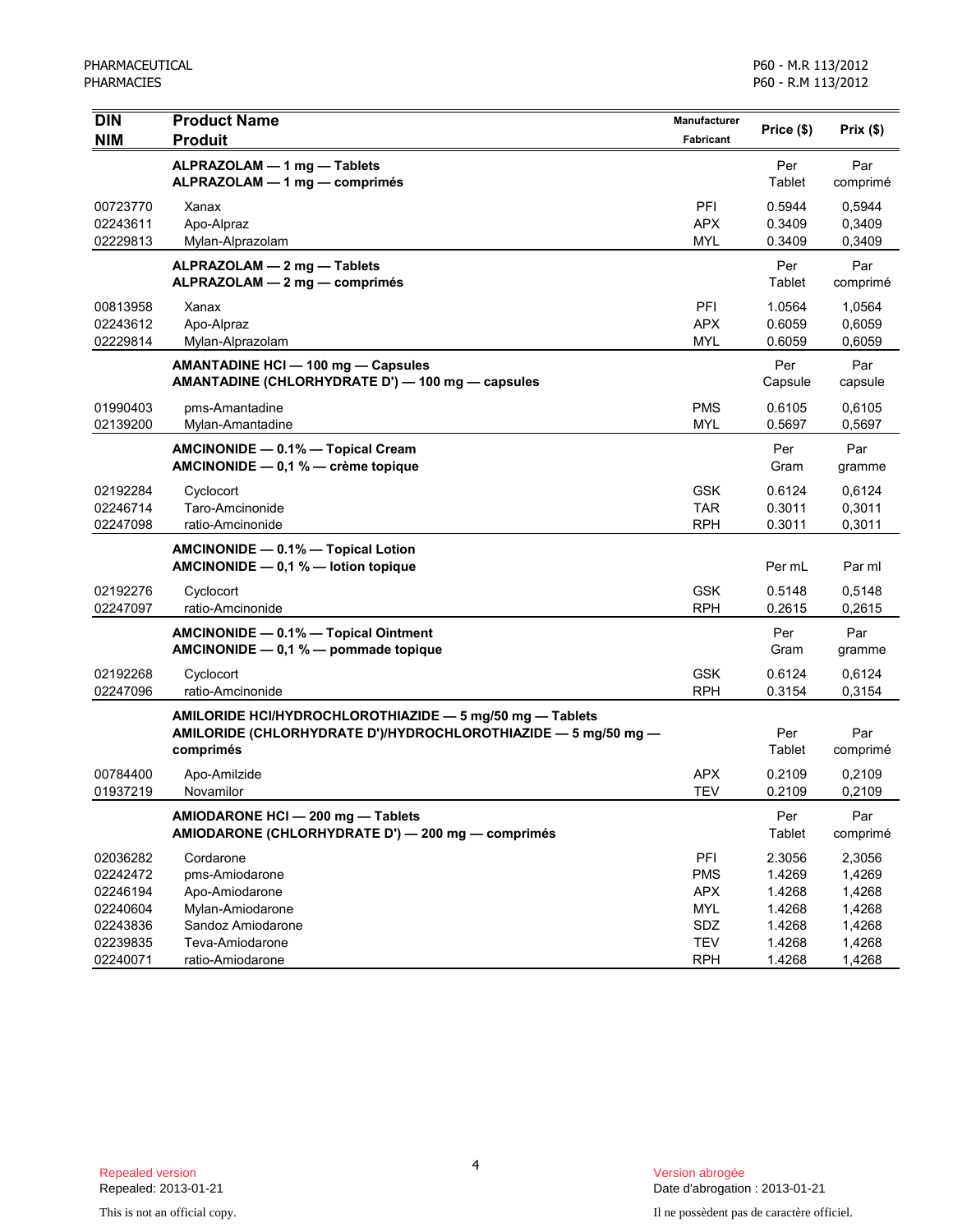| DIN<br>NIM | Product Name<br>Produit | Manufacturer<br>Fabricant | Price ($) | Prix ($) |
|---|---|---|---|---|
| | **ALPRAZOLAM — 1 mg — Tablets**<br>**ALPRAZOLAM — 1 mg — comprimés** | | Per Tablet | Par comprimé |
| 00723770 | Xanax | PFI | 0.5944 | 0,5944 |
| 02243611 | Apo-Alpraz | APX | 0.3409 | 0,3409 |
| 02229813 | Mylan-Alprazolam | MYL | 0.3409 | 0,3409 |
| | **ALPRAZOLAM — 2 mg — Tablets**<br>**ALPRAZOLAM — 2 mg — comprimés** | | Per Tablet | Par comprimé |
| 00813958 | Xanax | PFI | 1.0564 | 1,0564 |
| 02243612 | Apo-Alpraz | APX | 0.6059 | 0,6059 |
| 02229814 | Mylan-Alprazolam | MYL | 0.6059 | 0,6059 |
| | **AMANTADINE HCl — 100 mg — Capsules**<br>**AMANTADINE (CHLORHYDRATE D') — 100 mg — capsules** | | Per Capsule | Par capsule |
| 01990403 | pms-Amantadine | PMS | 0.6105 | 0,6105 |
| 02139200 | Mylan-Amantadine | MYL | 0.5697 | 0,5697 |
| | **AMCINONIDE — 0.1% — Topical Cream**<br>**AMCINONIDE — 0,1 % — crème topique** | | Per Gram | Par gramme |
| 02192284 | Cyclocort | GSK | 0.6124 | 0,6124 |
| 02246714 | Taro-Amcinonide | TAR | 0.3011 | 0,3011 |
| 02247098 | ratio-Amcinonide | RPH | 0.3011 | 0,3011 |
| | **AMCINONIDE — 0.1% — Topical Lotion**<br>**AMCINONIDE — 0,1 % — lotion topique** | | Per mL | Par ml |
| 02192276 | Cyclocort | GSK | 0.5148 | 0,5148 |
| 02247097 | ratio-Amcinonide | RPH | 0.2615 | 0,2615 |
| | **AMCINONIDE — 0.1% — Topical Ointment**<br>**AMCINONIDE — 0,1 % — pommade topique** | | Per Gram | Par gramme |
| 02192268 | Cyclocort | GSK | 0.6124 | 0,6124 |
| 02247096 | ratio-Amcinonide | RPH | 0.3154 | 0,3154 |
| | **AMILORIDE HCl/HYDROCHLOROTHIAZIDE — 5 mg/50 mg — Tablets**<br>**AMILORIDE (CHLORHYDRATE D')/HYDROCHLOROTHIAZIDE — 5 mg/50 mg — comprimés** | | Per Tablet | Par comprimé |
| 00784400 | Apo-Amilzide | APX | 0.2109 | 0,2109 |
| 01937219 | Novamilor | TEV | 0.2109 | 0,2109 |
| | **AMIODARONE HCl — 200 mg — Tablets**<br>**AMIODARONE (CHLORHYDRATE D') — 200 mg — comprimés** | | Per Tablet | Par comprimé |
| 02036282 | Cordarone | PFI | 2.3056 | 2,3056 |
| 02242472 | pms-Amiodarone | PMS | 1.4269 | 1,4269 |
| 02246194 | Apo-Amiodarone | APX | 1.4268 | 1,4268 |
| 02240604 | Mylan-Amiodarone | MYL | 1.4268 | 1,4268 |
| 02243836 | Sandoz Amiodarone | SDZ | 1.4268 | 1,4268 |
| 02239835 | Teva-Amiodarone | TEV | 1.4268 | 1,4268 |
| 02240071 | ratio-Amiodarone | RPH | 1.4268 | 1,4268 |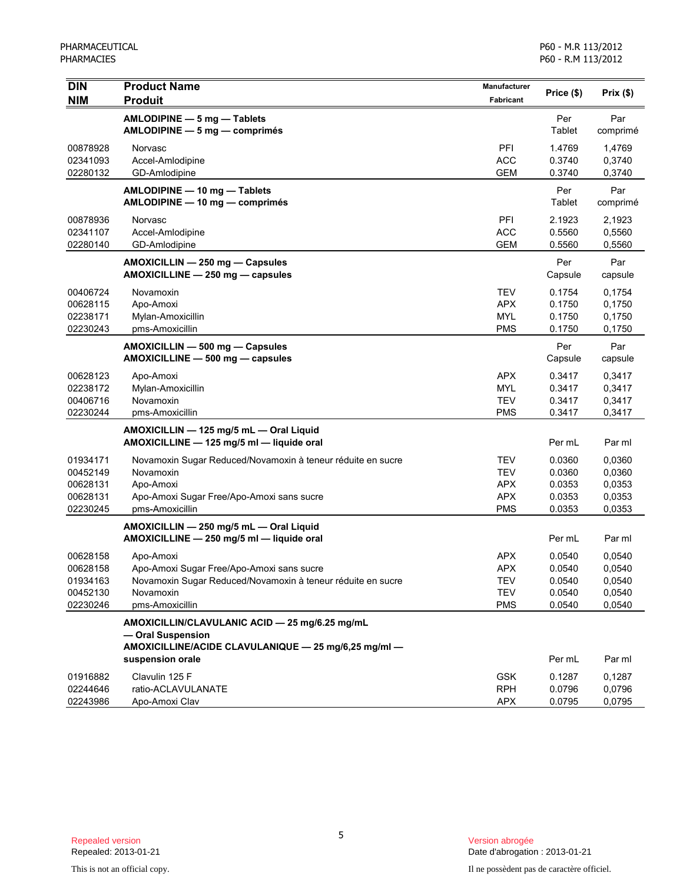| DIN<br>NIM | Product Name<br>Produit | Manufacturer<br>Fabricant | Price ($) | Prix ($) |
|---|---|---|---|---|
| | **AMLODIPINE — 5 mg — Tablets**<br>**AMLODIPINE — 5 mg — comprimés** | | Per Tablet | Par comprimé |
| 00878928 | Norvasc | PFI | 1.4769 | 1,4769 |
| 02341093 | Accel-Amlodipine | ACC | 0.3740 | 0,3740 |
| 02280132 | GD-Amlodipine | GEM | 0.3740 | 0,3740 |
| | **AMLODIPINE — 10 mg — Tablets**<br>**AMLODIPINE — 10 mg — comprimés** | | Per Tablet | Par comprimé |
| 00878936 | Norvasc | PFI | 2.1923 | 2,1923 |
| 02341107 | Accel-Amlodipine | ACC | 0.5560 | 0,5560 |
| 02280140 | GD-Amlodipine | GEM | 0.5560 | 0,5560 |
| | **AMOXICILLIN — 250 mg — Capsules**<br>**AMOXICILLINE — 250 mg — capsules** | | Per Capsule | Par capsule |
| 00406724 | Novamoxin | TEV | 0.1754 | 0,1754 |
| 00628115 | Apo-Amoxi | APX | 0.1750 | 0,1750 |
| 02238171 | Mylan-Amoxicillin | MYL | 0.1750 | 0,1750 |
| 02230243 | pms-Amoxicillin | PMS | 0.1750 | 0,1750 |
| | **AMOXICILLIN — 500 mg — Capsules**<br>**AMOXICILLINE — 500 mg — capsules** | | Per Capsule | Par capsule |
| 00628123 | Apo-Amoxi | APX | 0.3417 | 0,3417 |
| 02238172 | Mylan-Amoxicillin | MYL | 0.3417 | 0,3417 |
| 00406716 | Novamoxin | TEV | 0.3417 | 0,3417 |
| 02230244 | pms-Amoxicillin | PMS | 0.3417 | 0,3417 |
| | **AMOXICILLIN — 125 mg/5 mL — Oral Liquid**<br>**AMOXICILLINE — 125 mg/5 ml — liquide oral** | | Per mL | Par ml |
| 01934171 | Novamoxin Sugar Reduced/Novamoxin à teneur réduite en sucre | TEV | 0.0360 | 0,0360 |
| 00452149 | Novamoxin | TEV | 0.0360 | 0,0360 |
| 00628131 | Apo-Amoxi | APX | 0.0353 | 0,0353 |
| 00628131 | Apo-Amoxi Sugar Free/Apo-Amoxi sans sucre | APX | 0.0353 | 0,0353 |
| 02230245 | pms-Amoxicillin | PMS | 0.0353 | 0,0353 |
| | **AMOXICILLIN — 250 mg/5 mL — Oral Liquid**<br>**AMOXICILLINE — 250 mg/5 ml — liquide oral** | | Per mL | Par ml |
| 00628158 | Apo-Amoxi | APX | 0.0540 | 0,0540 |
| 00628158 | Apo-Amoxi Sugar Free/Apo-Amoxi sans sucre | APX | 0.0540 | 0,0540 |
| 01934163 | Novamoxin Sugar Reduced/Novamoxin à teneur réduite en sucre | TEV | 0.0540 | 0,0540 |
| 00452130 | Novamoxin | TEV | 0.0540 | 0,0540 |
| 02230246 | pms-Amoxicillin | PMS | 0.0540 | 0,0540 |
| | **AMOXICILLIN/CLAVULANIC ACID — 25 mg/6.25 mg/mL — Oral Suspension**<br>**AMOXICILLINE/ACIDE CLAVULANIQUE — 25 mg/6,25 mg/ml — suspension orale** | | Per mL | Par ml |
| 01916882 | Clavulin 125 F | GSK | 0.1287 | 0,1287 |
| 02244646 | ratio-ACLAVULANATE | RPH | 0.0796 | 0,0796 |
| 02243986 | Apo-Amoxi Clav | APX | 0.0795 | 0,0795 |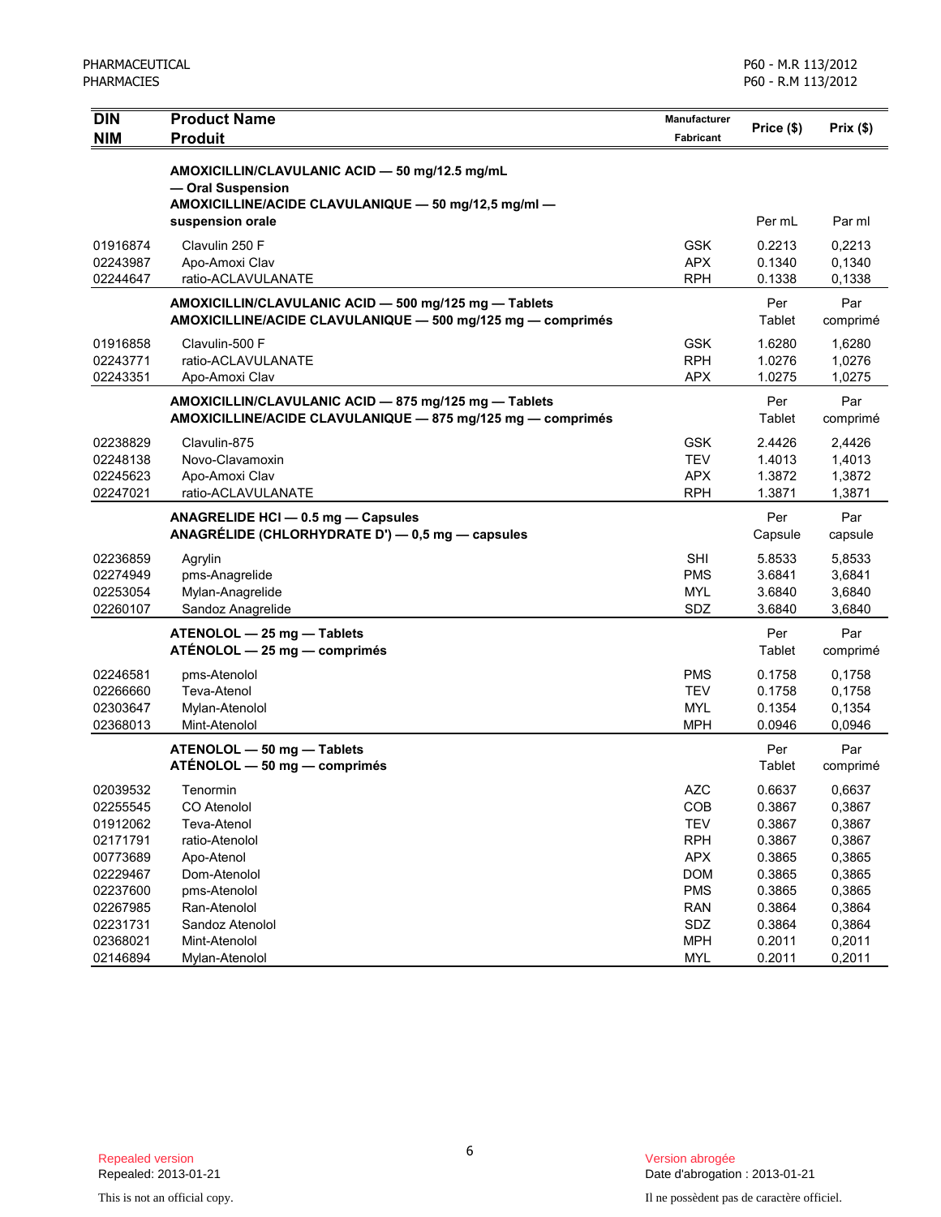| DIN<br>NIM | Product Name<br>Produit | Manufacturer<br>Fabricant | Price ($) | Prix ($) |
|---|---|---|---|---|
| | **AMOXICILLIN/CLAVULANIC ACID — 50 mg/12.5 mg/mL — Oral Suspension**<br>**AMOXICILLINE/ACIDE CLAVULANIQUE — 50 mg/12,5 mg/ml — suspension orale** | | Per mL | Par ml |
| 01916874 | Clavulin 250 F | GSK | 0.2213 | 0,2213 |
| 02243987 | Apo-Amoxi Clav | APX | 0.1340 | 0,1340 |
| 02244647 | ratio-ACLAVULANATE | RPH | 0.1338 | 0,1338 |
| | **AMOXICILLIN/CLAVULANIC ACID — 500 mg/125 mg — Tablets**<br>**AMOXICILLINE/ACIDE CLAVULANIQUE — 500 mg/125 mg — comprimés** | | Per Tablet | Par comprimé |
| 01916858 | Clavulin-500 F | GSK | 1.6280 | 1,6280 |
| 02243771 | ratio-ACLAVULANATE | RPH | 1.0276 | 1,0276 |
| 02243351 | Apo-Amoxi Clav | APX | 1.0275 | 1,0275 |
| | **AMOXICILLIN/CLAVULANIC ACID — 875 mg/125 mg — Tablets**<br>**AMOXICILLINE/ACIDE CLAVULANIQUE — 875 mg/125 mg — comprimés** | | Per Tablet | Par comprimé |
| 02238829 | Clavulin-875 | GSK | 2.4426 | 2,4426 |
| 02248138 | Novo-Clavamoxin | TEV | 1.4013 | 1,4013 |
| 02245623 | Apo-Amoxi Clav | APX | 1.3872 | 1,3872 |
| 02247021 | ratio-ACLAVULANATE | RPH | 1.3871 | 1,3871 |
| | **ANAGRELIDE HCl — 0.5 mg — Capsules**<br>**ANAGRÉLIDE (CHLORHYDRATE D') — 0,5 mg — capsules** | | Per Capsule | Par capsule |
| 02236859 | Agrylin | SHI | 5.8533 | 5,8533 |
| 02274949 | pms-Anagrelide | PMS | 3.6841 | 3,6841 |
| 02253054 | Mylan-Anagrelide | MYL | 3.6840 | 3,6840 |
| 02260107 | Sandoz Anagrelide | SDZ | 3.6840 | 3,6840 |
| | **ATENOLOL — 25 mg — Tablets**<br>**ATÉNOLOL — 25 mg — comprimés** | | Per Tablet | Par comprimé |
| 02246581 | pms-Atenolol | PMS | 0.1758 | 0,1758 |
| 02266660 | Teva-Atenol | TEV | 0.1758 | 0,1758 |
| 02303647 | Mylan-Atenolol | MYL | 0.1354 | 0,1354 |
| 02368013 | Mint-Atenolol | MPH | 0.0946 | 0,0946 |
| | **ATENOLOL — 50 mg — Tablets**<br>**ATÉNOLOL — 50 mg — comprimés** | | Per Tablet | Par comprimé |
| 02039532 | Tenormin | AZC | 0.6637 | 0,6637 |
| 02255545 | CO Atenolol | COB | 0.3867 | 0,3867 |
| 01912062 | Teva-Atenol | TEV | 0.3867 | 0,3867 |
| 02171791 | ratio-Atenolol | RPH | 0.3867 | 0,3867 |
| 00773689 | Apo-Atenol | APX | 0.3865 | 0,3865 |
| 02229467 | Dom-Atenolol | DOM | 0.3865 | 0,3865 |
| 02237600 | pms-Atenolol | PMS | 0.3865 | 0,3865 |
| 02267985 | Ran-Atenolol | RAN | 0.3864 | 0,3864 |
| 02231731 | Sandoz Atenolol | SDZ | 0.3864 | 0,3864 |
| 02368021 | Mint-Atenolol | MPH | 0.2011 | 0,2011 |
| 02146894 | Mylan-Atenolol | MYL | 0.2011 | 0,2011 |

Repealed version
Repealed: 2013-01-21

This is not an official copy.

Version abrogée
Date d'abrogation : 2013-01-21

Il ne possèdent pas de caractère officiel.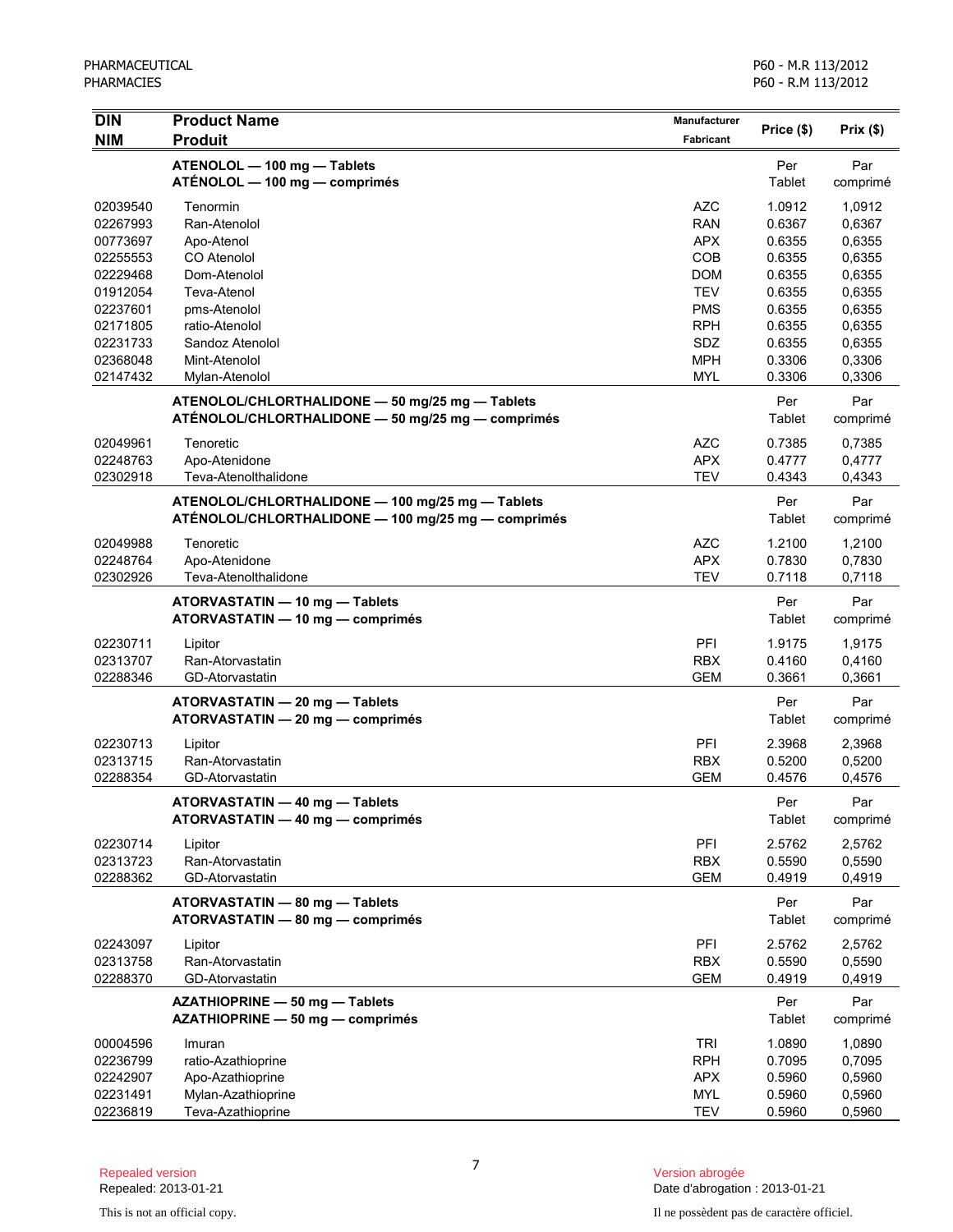| DIN<br>NIM | Product Name<br>Produit | Manufacturer<br>Fabricant | Price ($) | Prix ($) |
|---|---|---|---|---|
| | **ATENOLOL — 100 mg — Tablets**<br>**ATÉNOLOL — 100 mg — comprimés** | | Per Tablet | Par comprimé |
| 02039540 | Tenormin | AZC | 1.0912 | 1,0912 |
| 02267993 | Ran-Atenolol | RAN | 0.6367 | 0,6367 |
| 00773697 | Apo-Atenol | APX | 0.6355 | 0,6355 |
| 02255553 | CO Atenolol | COB | 0.6355 | 0,6355 |
| 02229468 | Dom-Atenolol | DOM | 0.6355 | 0,6355 |
| 01912054 | Teva-Atenol | TEV | 0.6355 | 0,6355 |
| 02237601 | pms-Atenolol | PMS | 0.6355 | 0,6355 |
| 02171805 | ratio-Atenolol | RPH | 0.6355 | 0,6355 |
| 02231733 | Sandoz Atenolol | SDZ | 0.6355 | 0,6355 |
| 02368048 | Mint-Atenolol | MPH | 0.3306 | 0,3306 |
| 02147432 | Mylan-Atenolol | MYL | 0.3306 | 0,3306 |
| | **ATENOLOL/CHLORTHALIDONE — 50 mg/25 mg — Tablets**<br>**ATÉNOLOL/CHLORTHALIDONE — 50 mg/25 mg — comprimés** | | Per Tablet | Par comprimé |
| 02049961 | Tenoretic | AZC | 0.7385 | 0,7385 |
| 02248763 | Apo-Atenidone | APX | 0.4777 | 0,4777 |
| 02302918 | Teva-Atenolthalidone | TEV | 0.4343 | 0,4343 |
| | **ATENOLOL/CHLORTHALIDONE — 100 mg/25 mg — Tablets**<br>**ATÉNOLOL/CHLORTHALIDONE — 100 mg/25 mg — comprimés** | | Per Tablet | Par comprimé |
| 02049988 | Tenoretic | AZC | 1.2100 | 1,2100 |
| 02248764 | Apo-Atenidone | APX | 0.7830 | 0,7830 |
| 02302926 | Teva-Atenolthalidone | TEV | 0.7118 | 0,7118 |
| | **ATORVASTATIN — 10 mg — Tablets**<br>**ATORVASTATIN — 10 mg — comprimés** | | Per Tablet | Par comprimé |
| 02230711 | Lipitor | PFI | 1.9175 | 1,9175 |
| 02313707 | Ran-Atorvastatin | RBX | 0.4160 | 0,4160 |
| 02288346 | GD-Atorvastatin | GEM | 0.3661 | 0,3661 |
| | **ATORVASTATIN — 20 mg — Tablets**<br>**ATORVASTATIN — 20 mg — comprimés** | | Per Tablet | Par comprimé |
| 02230713 | Lipitor | PFI | 2.3968 | 2,3968 |
| 02313715 | Ran-Atorvastatin | RBX | 0.5200 | 0,5200 |
| 02288354 | GD-Atorvastatin | GEM | 0.4576 | 0,4576 |
| | **ATORVASTATIN — 40 mg — Tablets**<br>**ATORVASTATIN — 40 mg — comprimés** | | Per Tablet | Par comprimé |
| 02230714 | Lipitor | PFI | 2.5762 | 2,5762 |
| 02313723 | Ran-Atorvastatin | RBX | 0.5590 | 0,5590 |
| 02288362 | GD-Atorvastatin | GEM | 0.4919 | 0,4919 |
| | **ATORVASTATIN — 80 mg — Tablets**<br>**ATORVASTATIN — 80 mg — comprimés** | | Per Tablet | Par comprimé |
| 02243097 | Lipitor | PFI | 2.5762 | 2,5762 |
| 02313758 | Ran-Atorvastatin | RBX | 0.5590 | 0,5590 |
| 02288370 | GD-Atorvastatin | GEM | 0.4919 | 0,4919 |
| | **AZATHIOPRINE — 50 mg — Tablets**<br>**AZATHIOPRINE — 50 mg — comprimés** | | Per Tablet | Par comprimé |
| 00004596 | Imuran | TRI | 1.0890 | 1,0890 |
| 02236799 | ratio-Azathioprine | RPH | 0.7095 | 0,7095 |
| 02242907 | Apo-Azathioprine | APX | 0.5960 | 0,5960 |
| 02231491 | Mylan-Azathioprine | MYL | 0.5960 | 0,5960 |
| 02236819 | Teva-Azathioprine | TEV | 0.5960 | 0,5960 |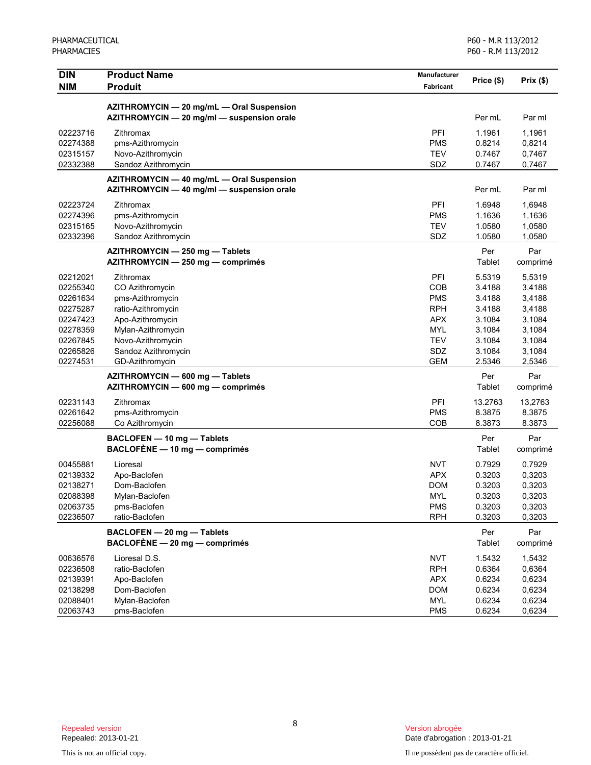| DIN<br>NIM | Product Name<br>Produit | Manufacturer<br>Fabricant | Price ($) | Prix ($) |
|---|---|---|---|---|
| | **AZITHROMYCIN — 20 mg/mL — Oral Suspension**<br>**AZITHROMYCIN — 20 mg/ml — suspension orale** | | Per mL | Par ml |
| 02223716 | Zithromax | PFI | 1.1961 | 1,1961 |
| 02274388 | pms-Azithromycin | PMS | 0.8214 | 0,8214 |
| 02315157 | Novo-Azithromycin | TEV | 0.7467 | 0,7467 |
| 02332388 | Sandoz Azithromycin | SDZ | 0.7467 | 0,7467 |
| | **AZITHROMYCIN — 40 mg/mL — Oral Suspension**<br>**AZITHROMYCIN — 40 mg/ml — suspension orale** | | Per mL | Par ml |
| 02223724 | Zithromax | PFI | 1.6948 | 1,6948 |
| 02274396 | pms-Azithromycin | PMS | 1.1636 | 1,1636 |
| 02315165 | Novo-Azithromycin | TEV | 1.0580 | 1,0580 |
| 02332396 | Sandoz Azithromycin | SDZ | 1.0580 | 1,0580 |
| | **AZITHROMYCIN — 250 mg — Tablets**<br>**AZITHROMYCIN — 250 mg — comprimés** | | Per Tablet | Par comprimé |
| 02212021 | Zithromax | PFI | 5.5319 | 5,5319 |
| 02255340 | CO Azithromycin | COB | 3.4188 | 3,4188 |
| 02261634 | pms-Azithromycin | PMS | 3.4188 | 3,4188 |
| 02275287 | ratio-Azithromycin | RPH | 3.4188 | 3,4188 |
| 02247423 | Apo-Azithromycin | APX | 3.1084 | 3,1084 |
| 02278359 | Mylan-Azithromycin | MYL | 3.1084 | 3,1084 |
| 02267845 | Novo-Azithromycin | TEV | 3.1084 | 3,1084 |
| 02265826 | Sandoz Azithromycin | SDZ | 3.1084 | 3,1084 |
| 02274531 | GD-Azithromycin | GEM | 2.5346 | 2,5346 |
| | **AZITHROMYCIN — 600 mg — Tablets**<br>**AZITHROMYCIN — 600 mg — comprimés** | | Per Tablet | Par comprimé |
| 02231143 | Zithromax | PFI | 13.2763 | 13,2763 |
| 02261642 | pms-Azithromycin | PMS | 8.3875 | 8,3875 |
| 02256088 | Co Azithromycin | COB | 8.3873 | 8.3873 |
| | **BACLOFEN — 10 mg — Tablets**<br>**BACLOFÈNE — 10 mg — comprimés** | | Per Tablet | Par comprimé |
| 00455881 | Lioresal | NVT | 0.7929 | 0,7929 |
| 02139332 | Apo-Baclofen | APX | 0.3203 | 0,3203 |
| 02138271 | Dom-Baclofen | DOM | 0.3203 | 0,3203 |
| 02088398 | Mylan-Baclofen | MYL | 0.3203 | 0,3203 |
| 02063735 | pms-Baclofen | PMS | 0.3203 | 0,3203 |
| 02236507 | ratio-Baclofen | RPH | 0.3203 | 0,3203 |
| | **BACLOFEN — 20 mg — Tablets**<br>**BACLOFÈNE — 20 mg — comprimés** | | Per Tablet | Par comprimé |
| 00636576 | Lioresal D.S. | NVT | 1.5432 | 1,5432 |
| 02236508 | ratio-Baclofen | RPH | 0.6364 | 0,6364 |
| 02139391 | Apo-Baclofen | APX | 0.6234 | 0,6234 |
| 02138298 | Dom-Baclofen | DOM | 0.6234 | 0,6234 |
| 02088401 | Mylan-Baclofen | MYL | 0.6234 | 0,6234 |
| 02063743 | pms-Baclofen | PMS | 0.6234 | 0,6234 |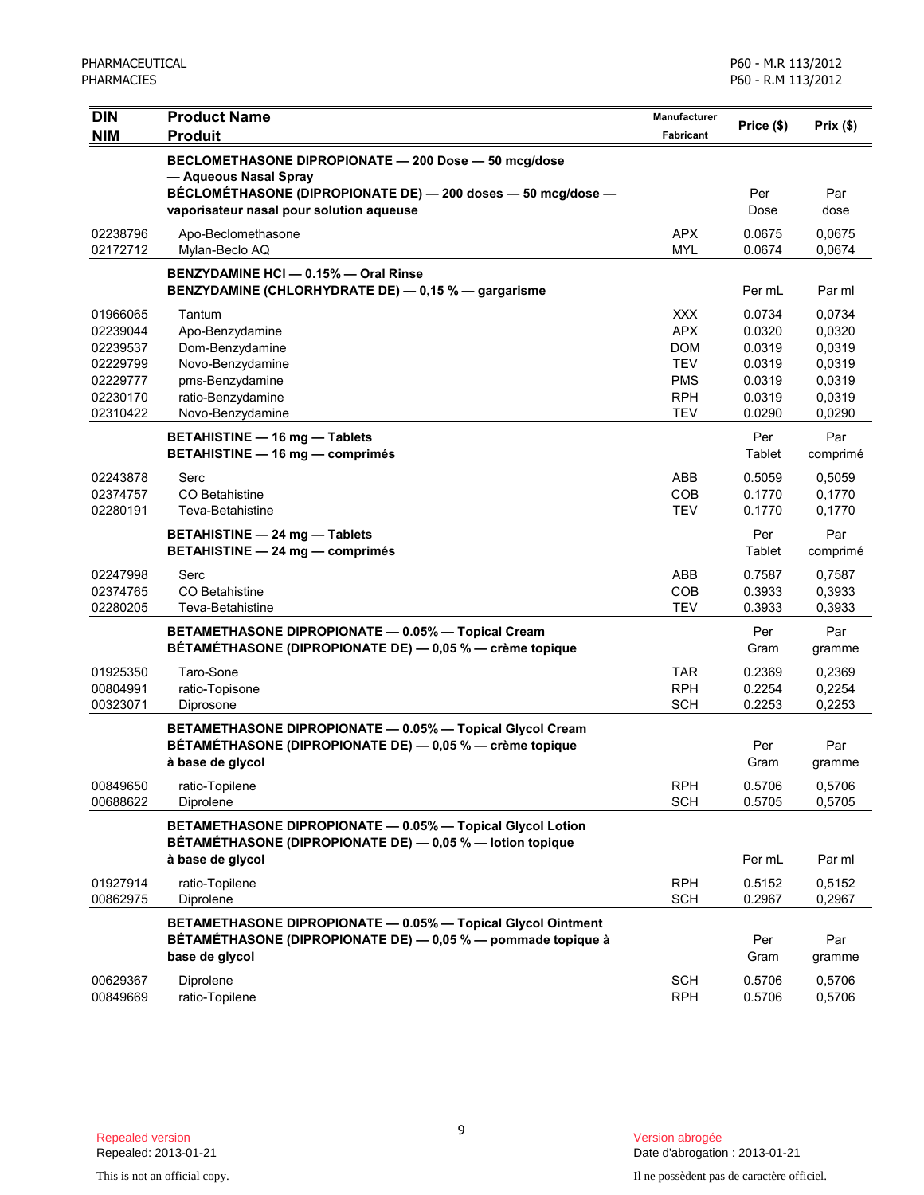| DIN / NIM | Product Name / Produit | Manufacturer / Fabricant | Price ($) | Prix ($) |
|---|---|---|---|---|
| | **BECLOMETHASONE DIPROPIONATE — 200 Dose — 50 mcg/dose — Aqueous Nasal Spray / BÉCLOMÉTHASONE (DIPROPIONATE DE) — 200 doses — 50 mcg/dose — vaporisateur nasal pour solution aqueuse** | | Per Dose | Par dose |
| 02238796 | Apo-Beclomethasone | APX | 0.0675 | 0,0675 |
| 02172712 | Mylan-Beclo AQ | MYL | 0.0674 | 0,0674 |
| | **BENZYDAMINE HCl — 0.15% — Oral Rinse / BENZYDAMINE (CHLORHYDRATE DE) — 0,15 % — gargarisme** | | Per mL | Par ml |
| 01966065 | Tantum | XXX | 0.0734 | 0,0734 |
| 02239044 | Apo-Benzydamine | APX | 0.0320 | 0,0320 |
| 02239537 | Dom-Benzydamine | DOM | 0.0319 | 0,0319 |
| 02229799 | Novo-Benzydamine | TEV | 0.0319 | 0,0319 |
| 02229777 | pms-Benzydamine | PMS | 0.0319 | 0,0319 |
| 02230170 | ratio-Benzydamine | RPH | 0.0319 | 0,0319 |
| 02310422 | Novo-Benzydamine | TEV | 0.0290 | 0,0290 |
| | **BETAHISTINE — 16 mg — Tablets / BETAHISTINE — 16 mg — comprimés** | | Per Tablet | Par comprimé |
| 02243878 | Serc | ABB | 0.5059 | 0,5059 |
| 02374757 | CO Betahistine | COB | 0.1770 | 0,1770 |
| 02280191 | Teva-Betahistine | TEV | 0.1770 | 0,1770 |
| | **BETAHISTINE — 24 mg — Tablets / BETAHISTINE — 24 mg — comprimés** | | Per Tablet | Par comprimé |
| 02247998 | Serc | ABB | 0.7587 | 0,7587 |
| 02374765 | CO Betahistine | COB | 0.3933 | 0,3933 |
| 02280205 | Teva-Betahistine | TEV | 0.3933 | 0,3933 |
| | **BETAMETHASONE DIPROPIONATE — 0.05% — Topical Cream / BÉTAMÉTHASONE (DIPROPIONATE DE) — 0,05 % — crème topique** | | Per Gram | Par gramme |
| 01925350 | Taro-Sone | TAR | 0.2369 | 0,2369 |
| 00804991 | ratio-Topisone | RPH | 0.2254 | 0,2254 |
| 00323071 | Diprosone | SCH | 0.2253 | 0,2253 |
| | **BETAMETHASONE DIPROPIONATE — 0.05% — Topical Glycol Cream / BÉTAMÉTHASONE (DIPROPIONATE DE) — 0,05 % — crème topique à base de glycol** | | Per Gram | Par gramme |
| 00849650 | ratio-Topilene | RPH | 0.5706 | 0,5706 |
| 00688622 | Diprolene | SCH | 0.5705 | 0,5705 |
| | **BETAMETHASONE DIPROPIONATE — 0.05% — Topical Glycol Lotion / BÉTAMÉTHASONE (DIPROPIONATE DE) — 0,05 % — lotion topique à base de glycol** | | Per mL | Par ml |
| 01927914 | ratio-Topilene | RPH | 0.5152 | 0,5152 |
| 00862975 | Diprolene | SCH | 0.2967 | 0,2967 |
| | **BETAMETHASONE DIPROPIONATE — 0.05% — Topical Glycol Ointment / BÉTAMÉTHASONE (DIPROPIONATE DE) — 0,05 % — pommade topique à base de glycol** | | Per Gram | Par gramme |
| 00629367 | Diprolene | SCH | 0.5706 | 0,5706 |
| 00849669 | ratio-Topilene | RPH | 0.5706 | 0,5706 |

Repealed version
Repealed: 2013-01-21

Version abrogée
Date d'abrogation : 2013-01-21

This is not an official copy.

Il ne possèdent pas de caractère officiel.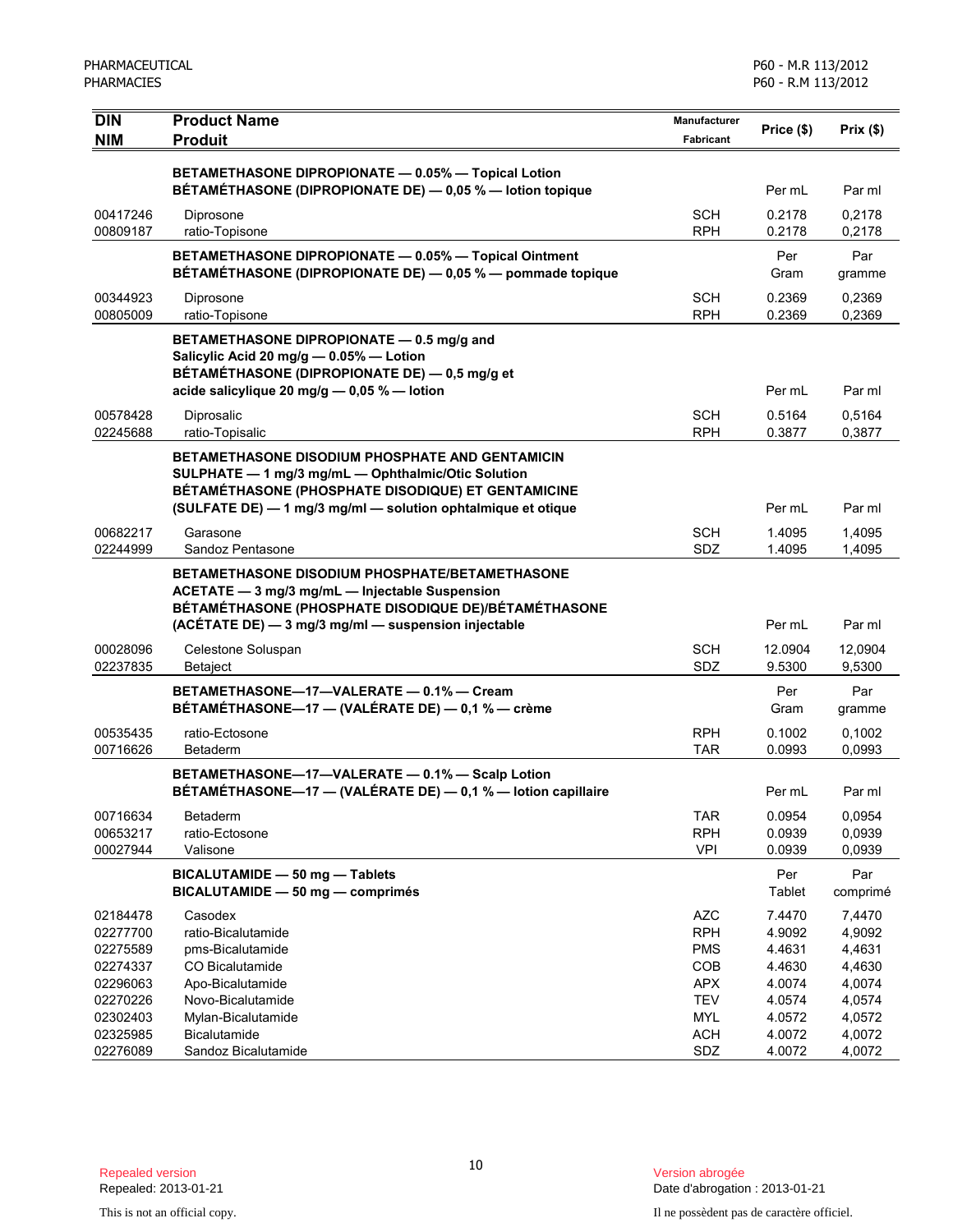| DIN<br>NIM | Product Name<br>Produit | Manufacturer<br>Fabricant | Price ($) | Prix ($) |
|---|---|---|---|---|
| | **BETAMETHASONE DIPROPIONATE — 0.05% — Topical Lotion<br>BÉTAMÉTHASONE (DIPROPIONATE DE) — 0,05 % — lotion topique** | | Per mL | Par ml |
| 00417246 | Diprosone | SCH | 0.2178 | 0,2178 |
| 00809187 | ratio-Topisone | RPH | 0.2178 | 0,2178 |
| | **BETAMETHASONE DIPROPIONATE — 0.05% — Topical Ointment<br>BÉTAMÉTHASONE (DIPROPIONATE DE) — 0,05 % — pommade topique** | | Per Gram | Par gramme |
| 00344923 | Diprosone | SCH | 0.2369 | 0,2369 |
| 00805009 | ratio-Topisone | RPH | 0.2369 | 0,2369 |
| | **BETAMETHASONE DIPROPIONATE — 0.5 mg/g and Salicylic Acid 20 mg/g — 0.05% — Lotion<br>BÉTAMÉTHASONE (DIPROPIONATE DE) — 0,5 mg/g et acide salicylique 20 mg/g — 0,05 % — lotion** | | Per mL | Par ml |
| 00578428 | Diprosalic | SCH | 0.5164 | 0,5164 |
| 02245688 | ratio-Topisalic | RPH | 0.3877 | 0,3877 |
| | **BETAMETHASONE DISODIUM PHOSPHATE AND GENTAMICIN SULPHATE — 1 mg/3 mg/mL — Ophthalmic/Otic Solution<br>BÉTAMÉTHASONE (PHOSPHATE DISODIQUE) ET GENTAMICINE (SULFATE DE) — 1 mg/3 mg/ml — solution ophtalmique et otique** | | Per mL | Par ml |
| 00682217 | Garasone | SCH | 1.4095 | 1,4095 |
| 02244999 | Sandoz Pentasone | SDZ | 1.4095 | 1,4095 |
| | **BETAMETHASONE DISODIUM PHOSPHATE/BETAMETHASONE ACETATE — 3 mg/3 mg/mL — Injectable Suspension<br>BÉTAMÉTHASONE (PHOSPHATE DISODIQUE DE)/BÉTAMÉTHASONE (ACÉTATE DE) — 3 mg/3 mg/ml — suspension injectable** | | Per mL | Par ml |
| 00028096 | Celestone Soluspan | SCH | 12.0904 | 12,0904 |
| 02237835 | Betaject | SDZ | 9.5300 | 9,5300 |
| | **BETAMETHASONE—17—VALERATE — 0.1% — Cream<br>BÉTAMÉTHASONE—17 — (VALÉRATE DE) — 0,1 % — crème** | | Per Gram | Par gramme |
| 00535435 | ratio-Ectosone | RPH | 0.1002 | 0,1002 |
| 00716626 | Betaderm | TAR | 0.0993 | 0,0993 |
| | **BETAMETHASONE—17—VALERATE — 0.1% — Scalp Lotion<br>BÉTAMÉTHASONE—17 — (VALÉRATE DE) — 0,1 % — lotion capillaire** | | Per mL | Par ml |
| 00716634 | Betaderm | TAR | 0.0954 | 0,0954 |
| 00653217 | ratio-Ectosone | RPH | 0.0939 | 0,0939 |
| 00027944 | Valisone | VPI | 0.0939 | 0,0939 |
| | **BICALUTAMIDE — 50 mg — Tablets<br>BICALUTAMIDE — 50 mg — comprimés** | | Per Tablet | Par comprimé |
| 02184478 | Casodex | AZC | 7.4470 | 7,4470 |
| 02277700 | ratio-Bicalutamide | RPH | 4.9092 | 4,9092 |
| 02275589 | pms-Bicalutamide | PMS | 4.4631 | 4,4631 |
| 02274337 | CO Bicalutamide | COB | 4.4630 | 4,4630 |
| 02296063 | Apo-Bicalutamide | APX | 4.0074 | 4,0074 |
| 02270226 | Novo-Bicalutamide | TEV | 4.0574 | 4,0574 |
| 02302403 | Mylan-Bicalutamide | MYL | 4.0572 | 4,0572 |
| 02325985 | Bicalutamide | ACH | 4.0072 | 4,0072 |
| 02276089 | Sandoz Bicalutamide | SDZ | 4.0072 | 4,0072 |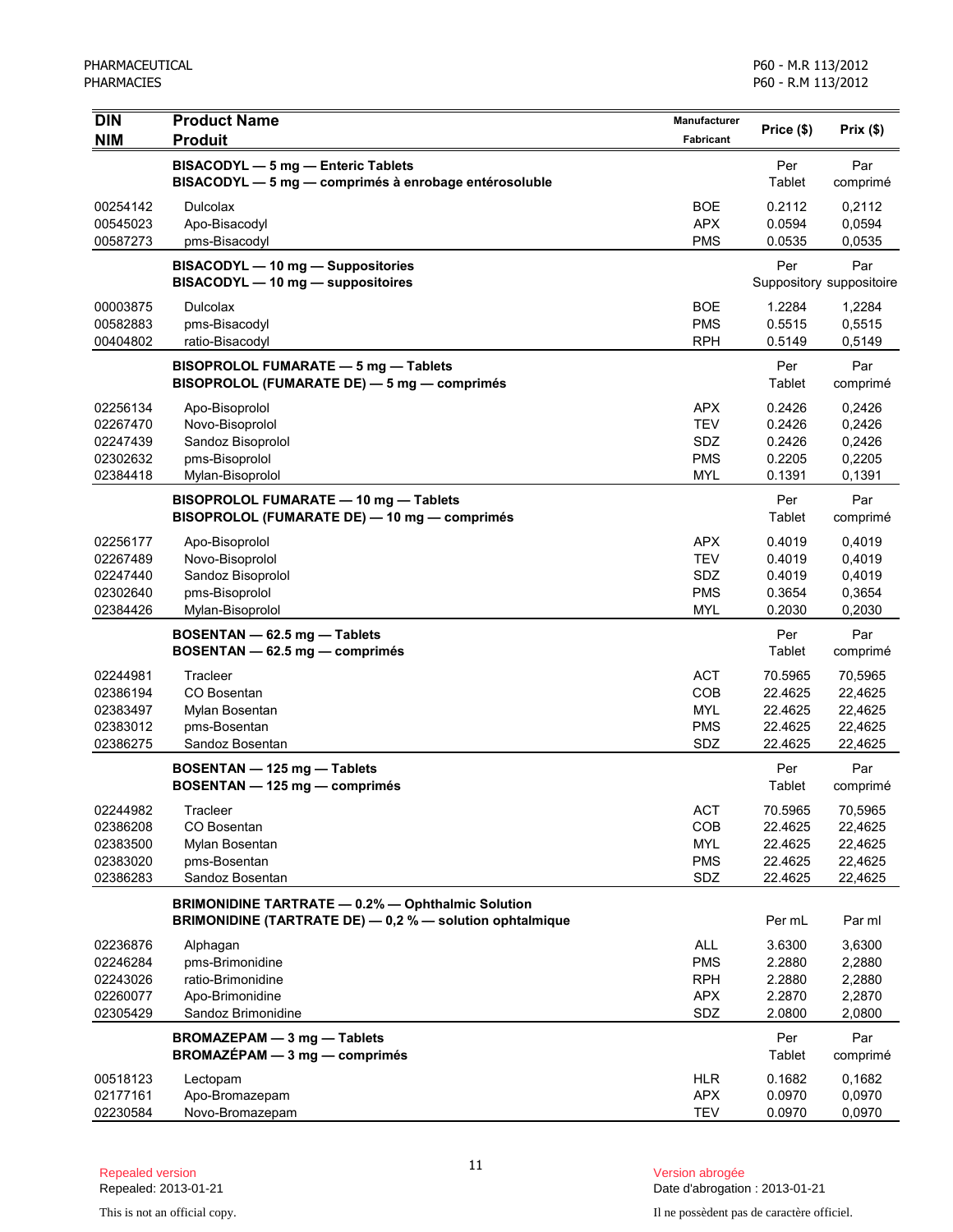| DIN<br>NIM | Product Name<br>Produit | Manufacturer<br>Fabricant | Price ($) | Prix ($) |
|---|---|---|---|---|
| | **BISACODYL — 5 mg — Enteric Tablets**<br>**BISACODYL — 5 mg — comprimés à enrobage entérosoluble** | | Per Tablet | Par comprimé |
| 00254142 | Dulcolax | BOE | 0.2112 | 0,2112 |
| 00545023 | Apo-Bisacodyl | APX | 0.0594 | 0,0594 |
| 00587273 | pms-Bisacodyl | PMS | 0.0535 | 0,0535 |
| | **BISACODYL — 10 mg — Suppositories**<br>**BISACODYL — 10 mg — suppositoires** | | Per Suppository | Par suppositoire |
| 00003875 | Dulcolax | BOE | 1.2284 | 1,2284 |
| 00582883 | pms-Bisacodyl | PMS | 0.5515 | 0,5515 |
| 00404802 | ratio-Bisacodyl | RPH | 0.5149 | 0,5149 |
| | **BISOPROLOL FUMARATE — 5 mg — Tablets**<br>**BISOPROLOL (FUMARATE DE) — 5 mg — comprimés** | | Per Tablet | Par comprimé |
| 02256134 | Apo-Bisoprolol | APX | 0.2426 | 0,2426 |
| 02267470 | Novo-Bisoprolol | TEV | 0.2426 | 0,2426 |
| 02247439 | Sandoz Bisoprolol | SDZ | 0.2426 | 0,2426 |
| 02302632 | pms-Bisoprolol | PMS | 0.2205 | 0,2205 |
| 02384418 | Mylan-Bisoprolol | MYL | 0.1391 | 0,1391 |
| | **BISOPROLOL FUMARATE — 10 mg — Tablets**<br>**BISOPROLOL (FUMARATE DE) — 10 mg — comprimés** | | Per Tablet | Par comprimé |
| 02256177 | Apo-Bisoprolol | APX | 0.4019 | 0,4019 |
| 02267489 | Novo-Bisoprolol | TEV | 0.4019 | 0,4019 |
| 02247440 | Sandoz Bisoprolol | SDZ | 0.4019 | 0,4019 |
| 02302640 | pms-Bisoprolol | PMS | 0.3654 | 0,3654 |
| 02384426 | Mylan-Bisoprolol | MYL | 0.2030 | 0,2030 |
| | **BOSENTAN — 62.5 mg — Tablets**<br>**BOSENTAN — 62.5 mg — comprimés** | | Per Tablet | Par comprimé |
| 02244981 | Tracleer | ACT | 70.5965 | 70,5965 |
| 02386194 | CO Bosentan | COB | 22.4625 | 22,4625 |
| 02383497 | Mylan Bosentan | MYL | 22.4625 | 22,4625 |
| 02383012 | pms-Bosentan | PMS | 22.4625 | 22,4625 |
| 02386275 | Sandoz Bosentan | SDZ | 22.4625 | 22,4625 |
| | **BOSENTAN — 125 mg — Tablets**<br>**BOSENTAN — 125 mg — comprimés** | | Per Tablet | Par comprimé |
| 02244982 | Tracleer | ACT | 70.5965 | 70,5965 |
| 02386208 | CO Bosentan | COB | 22.4625 | 22,4625 |
| 02383500 | Mylan Bosentan | MYL | 22.4625 | 22,4625 |
| 02383020 | pms-Bosentan | PMS | 22.4625 | 22,4625 |
| 02386283 | Sandoz Bosentan | SDZ | 22.4625 | 22,4625 |
| | **BRIMONIDINE TARTRATE — 0.2% — Ophthalmic Solution**<br>**BRIMONIDINE (TARTRATE DE) — 0,2 % — solution ophtalmique** | | Per mL | Par ml |
| 02236876 | Alphagan | ALL | 3.6300 | 3,6300 |
| 02246284 | pms-Brimonidine | PMS | 2.2880 | 2,2880 |
| 02243026 | ratio-Brimonidine | RPH | 2.2880 | 2,2880 |
| 02260077 | Apo-Brimonidine | APX | 2.2870 | 2,2870 |
| 02305429 | Sandoz Brimonidine | SDZ | 2.0800 | 2,0800 |
| | **BROMAZEPAM — 3 mg — Tablets**<br>**BROMAZÉPAM — 3 mg — comprimés** | | Per Tablet | Par comprimé |
| 00518123 | Lectopam | HLR | 0.1682 | 0,1682 |
| 02177161 | Apo-Bromazepam | APX | 0.0970 | 0,0970 |
| 02230584 | Novo-Bromazepam | TEV | 0.0970 | 0,0970 |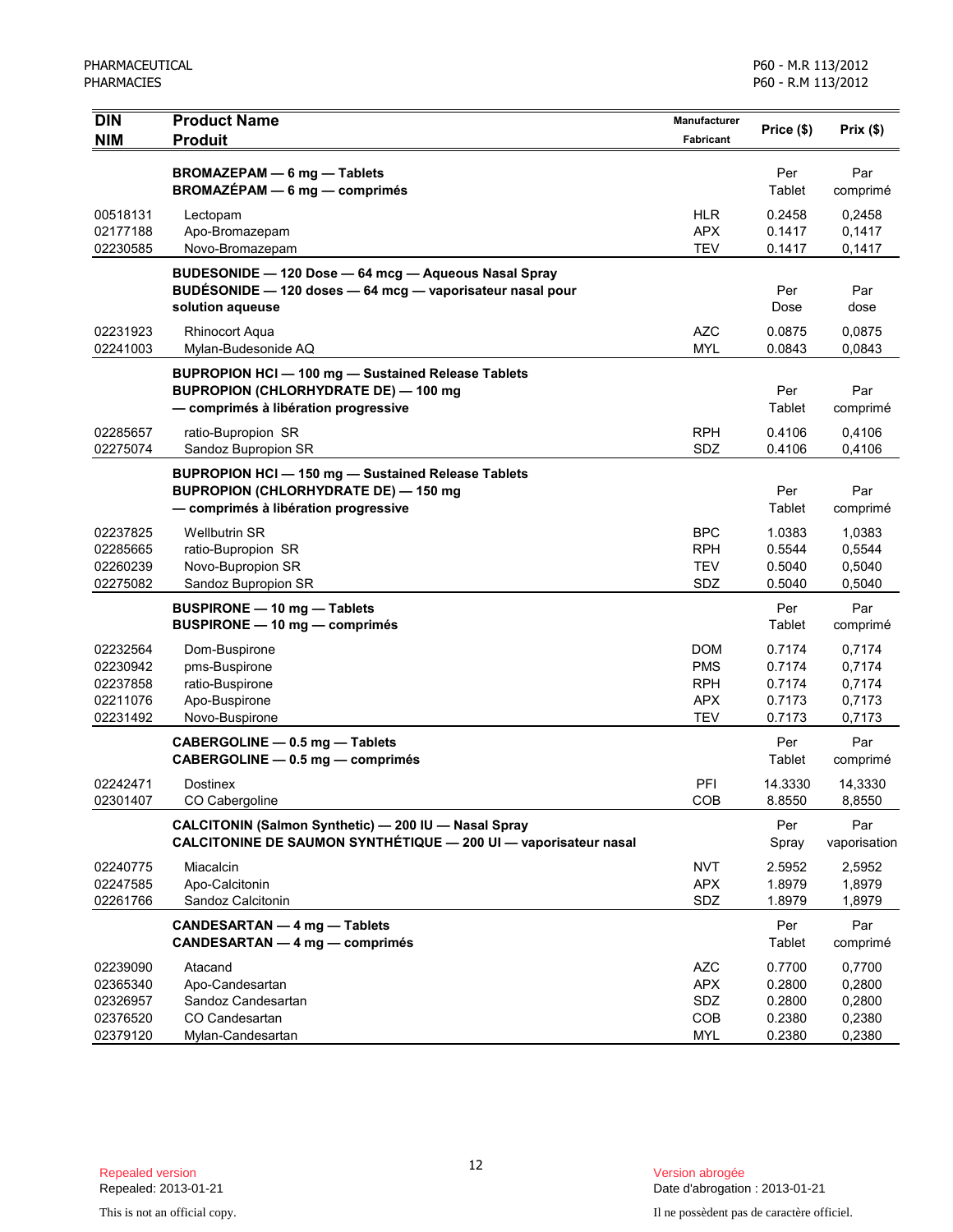| DIN<br>NIM | Product Name<br>Produit | Manufacturer<br>Fabricant | Price ($) | Prix ($) |
|---|---|---|---|---|
| | **BROMAZEPAM — 6 mg — Tablets**<br>**BROMAZÉPAM — 6 mg — comprimés** | | Per Tablet | Par comprimé |
| 00518131 | Lectopam | HLR | 0.2458 | 0,2458 |
| 02177188 | Apo-Bromazepam | APX | 0.1417 | 0,1417 |
| 02230585 | Novo-Bromazepam | TEV | 0.1417 | 0,1417 |
| | **BUDESONIDE — 120 Dose — 64 mcg — Aqueous Nasal Spray**<br>**BUDÉSONIDE — 120 doses — 64 mcg — vaporisateur nasal pour solution aqueuse** | | Per Dose | Par dose |
| 02231923 | Rhinocort Aqua | AZC | 0.0875 | 0,0875 |
| 02241003 | Mylan-Budesonide AQ | MYL | 0.0843 | 0,0843 |
| | **BUPROPION HCl — 100 mg — Sustained Release Tablets**<br>**BUPROPION (CHLORHYDRATE DE) — 100 mg — comprimés à libération progressive** | | Per Tablet | Par comprimé |
| 02285657 | ratio-Bupropion SR | RPH | 0.4106 | 0,4106 |
| 02275074 | Sandoz Bupropion SR | SDZ | 0.4106 | 0,4106 |
| | **BUPROPION HCl — 150 mg — Sustained Release Tablets**<br>**BUPROPION (CHLORHYDRATE DE) — 150 mg — comprimés à libération progressive** | | Per Tablet | Par comprimé |
| 02237825 | Wellbutrin SR | BPC | 1.0383 | 1,0383 |
| 02285665 | ratio-Bupropion SR | RPH | 0.5544 | 0,5544 |
| 02260239 | Novo-Bupropion SR | TEV | 0.5040 | 0,5040 |
| 02275082 | Sandoz Bupropion SR | SDZ | 0.5040 | 0,5040 |
| | **BUSPIRONE — 10 mg — Tablets**<br>**BUSPIRONE — 10 mg — comprimés** | | Per Tablet | Par comprimé |
| 02232564 | Dom-Buspirone | DOM | 0.7174 | 0,7174 |
| 02230942 | pms-Buspirone | PMS | 0.7174 | 0,7174 |
| 02237858 | ratio-Buspirone | RPH | 0.7174 | 0,7174 |
| 02211076 | Apo-Buspirone | APX | 0.7173 | 0,7173 |
| 02231492 | Novo-Buspirone | TEV | 0.7173 | 0,7173 |
| | **CABERGOLINE — 0.5 mg — Tablets**<br>**CABERGOLINE — 0.5 mg — comprimés** | | Per Tablet | Par comprimé |
| 02242471 | Dostinex | PFI | 14.3330 | 14,3330 |
| 02301407 | CO Cabergoline | COB | 8.8550 | 8,8550 |
| | **CALCITONIN (Salmon Synthetic) — 200 IU — Nasal Spray**<br>**CALCITONINE DE SAUMON SYNTHÉTIQUE — 200 UI — vaporisateur nasal** | | Per Spray | Par vaporisation |
| 02240775 | Miacalcin | NVT | 2.5952 | 2,5952 |
| 02247585 | Apo-Calcitonin | APX | 1.8979 | 1,8979 |
| 02261766 | Sandoz Calcitonin | SDZ | 1.8979 | 1,8979 |
| | **CANDESARTAN — 4 mg — Tablets**<br>**CANDESARTAN — 4 mg — comprimés** | | Per Tablet | Par comprimé |
| 02239090 | Atacand | AZC | 0.7700 | 0,7700 |
| 02365340 | Apo-Candesartan | APX | 0.2800 | 0,2800 |
| 02326957 | Sandoz Candesartan | SDZ | 0.2800 | 0,2800 |
| 02376520 | CO Candesartan | COB | 0.2380 | 0,2380 |
| 02379120 | Mylan-Candesartan | MYL | 0.2380 | 0,2380 |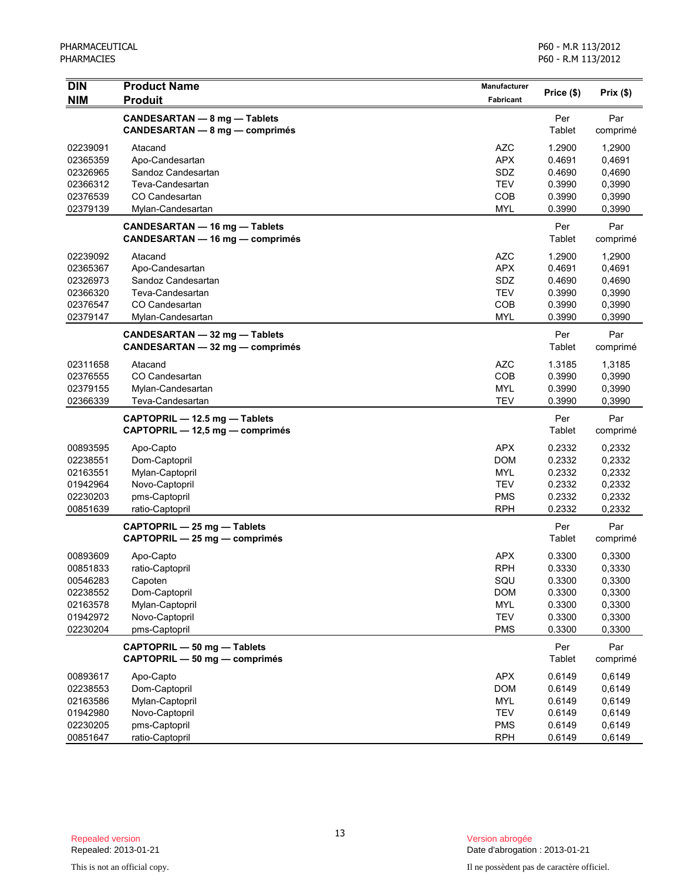| DIN<br>NIM | Product Name<br>Produit | Manufacturer<br>Fabricant | Price ($) | Prix ($) |
|---|---|---|---|---|
| | **CANDESARTAN — 8 mg — Tablets**<br>**CANDESARTAN — 8 mg — comprimés** | | Per Tablet | Par comprimé |
| 02239091 | Atacand | AZC | 1.2900 | 1,2900 |
| 02365359 | Apo-Candesartan | APX | 0.4691 | 0,4691 |
| 02326965 | Sandoz Candesartan | SDZ | 0.4690 | 0,4690 |
| 02366312 | Teva-Candesartan | TEV | 0.3990 | 0,3990 |
| 02376539 | CO Candesartan | COB | 0.3990 | 0,3990 |
| 02379139 | Mylan-Candesartan | MYL | 0.3990 | 0,3990 |
| | **CANDESARTAN — 16 mg — Tablets**<br>**CANDESARTAN — 16 mg — comprimés** | | Per Tablet | Par comprimé |
| 02239092 | Atacand | AZC | 1.2900 | 1,2900 |
| 02365367 | Apo-Candesartan | APX | 0.4691 | 0,4691 |
| 02326973 | Sandoz Candesartan | SDZ | 0.4690 | 0,4690 |
| 02366320 | Teva-Candesartan | TEV | 0.3990 | 0,3990 |
| 02376547 | CO Candesartan | COB | 0.3990 | 0,3990 |
| 02379147 | Mylan-Candesartan | MYL | 0.3990 | 0,3990 |
| | **CANDESARTAN — 32 mg — Tablets**<br>**CANDESARTAN — 32 mg — comprimés** | | Per Tablet | Par comprimé |
| 02311658 | Atacand | AZC | 1.3185 | 1,3185 |
| 02376555 | CO Candesartan | COB | 0.3990 | 0,3990 |
| 02379155 | Mylan-Candesartan | MYL | 0.3990 | 0,3990 |
| 02366339 | Teva-Candesartan | TEV | 0.3990 | 0,3990 |
| | **CAPTOPRIL — 12.5 mg — Tablets**<br>**CAPTOPRIL — 12,5 mg — comprimés** | | Per Tablet | Par comprimé |
| 00893595 | Apo-Capto | APX | 0.2332 | 0,2332 |
| 02238551 | Dom-Captopril | DOM | 0.2332 | 0,2332 |
| 02163551 | Mylan-Captopril | MYL | 0.2332 | 0,2332 |
| 01942964 | Novo-Captopril | TEV | 0.2332 | 0,2332 |
| 02230203 | pms-Captopril | PMS | 0.2332 | 0,2332 |
| 00851639 | ratio-Captopril | RPH | 0.2332 | 0,2332 |
| | **CAPTOPRIL — 25 mg — Tablets**<br>**CAPTOPRIL — 25 mg — comprimés** | | Per Tablet | Par comprimé |
| 00893609 | Apo-Capto | APX | 0.3300 | 0,3300 |
| 00851833 | ratio-Captopril | RPH | 0.3330 | 0,3330 |
| 00546283 | Capoten | SQU | 0.3300 | 0,3300 |
| 02238552 | Dom-Captopril | DOM | 0.3300 | 0,3300 |
| 02163578 | Mylan-Captopril | MYL | 0.3300 | 0,3300 |
| 01942972 | Novo-Captopril | TEV | 0.3300 | 0,3300 |
| 02230204 | pms-Captopril | PMS | 0.3300 | 0,3300 |
| | **CAPTOPRIL — 50 mg — Tablets**<br>**CAPTOPRIL — 50 mg — comprimés** | | Per Tablet | Par comprimé |
| 00893617 | Apo-Capto | APX | 0.6149 | 0,6149 |
| 02238553 | Dom-Captopril | DOM | 0.6149 | 0,6149 |
| 02163586 | Mylan-Captopril | MYL | 0.6149 | 0,6149 |
| 01942980 | Novo-Captopril | TEV | 0.6149 | 0,6149 |
| 02230205 | pms-Captopril | PMS | 0.6149 | 0,6149 |
| 00851647 | ratio-Captopril | RPH | 0.6149 | 0,6149 |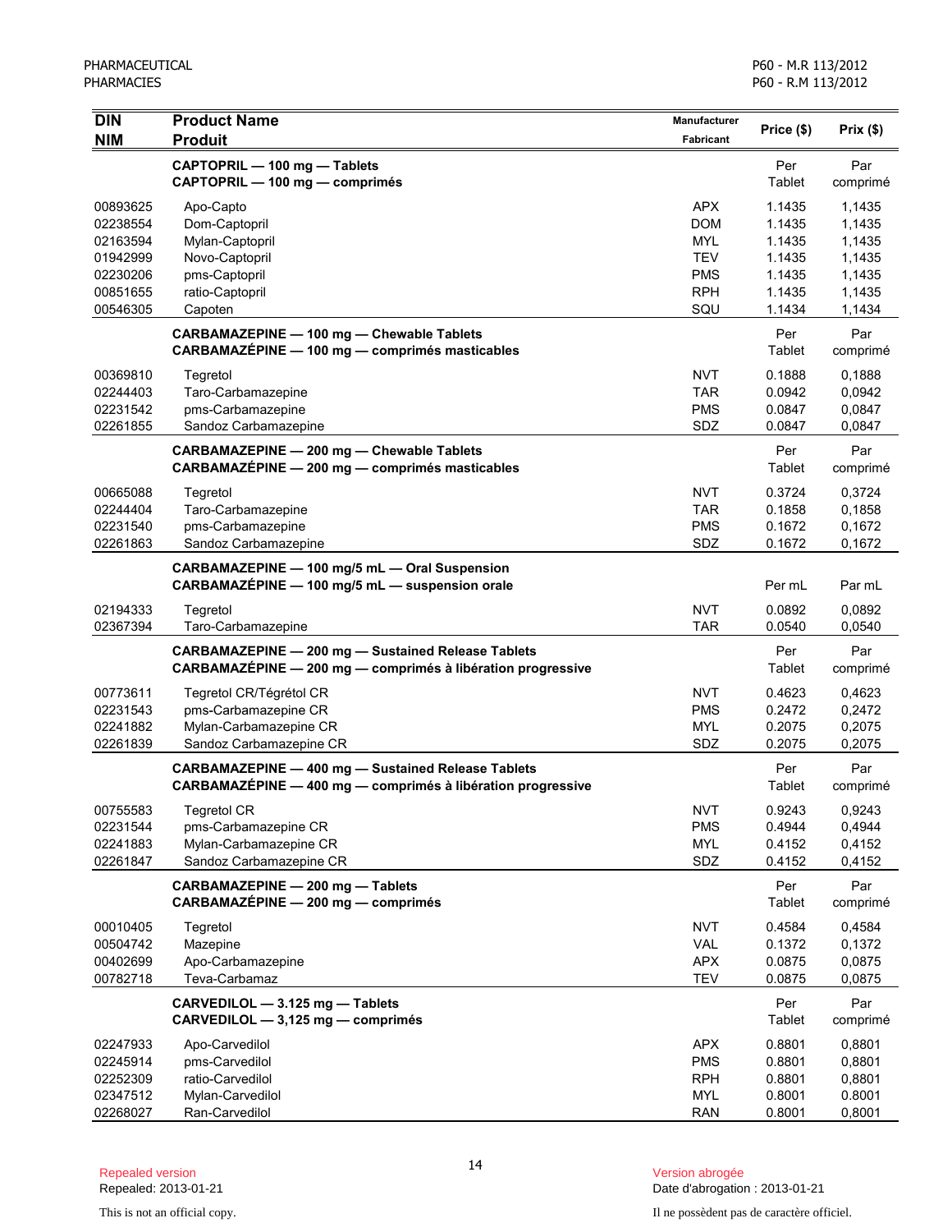| DIN<br>NIM | Product Name<br>Produit | Manufacturer<br>Fabricant | Price ($) | Prix ($) |
|---|---|---|---|---|
| | **CAPTOPRIL — 100 mg — Tablets**<br>**CAPTOPRIL — 100 mg — comprimés** | | Per Tablet | Par comprimé |
| 00893625 | Apo-Capto | APX | 1.1435 | 1,1435 |
| 02238554 | Dom-Captopril | DOM | 1.1435 | 1,1435 |
| 02163594 | Mylan-Captopril | MYL | 1.1435 | 1,1435 |
| 01942999 | Novo-Captopril | TEV | 1.1435 | 1,1435 |
| 02230206 | pms-Captopril | PMS | 1.1435 | 1,1435 |
| 00851655 | ratio-Captopril | RPH | 1.1435 | 1,1435 |
| 00546305 | Capoten | SQU | 1.1434 | 1,1434 |
| | **CARBAMAZEPINE — 100 mg — Chewable Tablets**<br>**CARBAMAZÉPINE — 100 mg — comprimés masticables** | | Per Tablet | Par comprimé |
| 00369810 | Tegretol | NVT | 0.1888 | 0,1888 |
| 02244403 | Taro-Carbamazepine | TAR | 0.0942 | 0,0942 |
| 02231542 | pms-Carbamazepine | PMS | 0.0847 | 0,0847 |
| 02261855 | Sandoz Carbamazepine | SDZ | 0.0847 | 0,0847 |
| | **CARBAMAZEPINE — 200 mg — Chewable Tablets**<br>**CARBAMAZÉPINE — 200 mg — comprimés masticables** | | Per Tablet | Par comprimé |
| 00665088 | Tegretol | NVT | 0.3724 | 0,3724 |
| 02244404 | Taro-Carbamazepine | TAR | 0.1858 | 0,1858 |
| 02231540 | pms-Carbamazepine | PMS | 0.1672 | 0,1672 |
| 02261863 | Sandoz Carbamazepine | SDZ | 0.1672 | 0,1672 |
| | **CARBAMAZEPINE — 100 mg/5 mL — Oral Suspension**<br>**CARBAMAZÉPINE — 100 mg/5 mL — suspension orale** | | Per mL | Par mL |
| 02194333 | Tegretol | NVT | 0.0892 | 0,0892 |
| 02367394 | Taro-Carbamazepine | TAR | 0.0540 | 0,0540 |
| | **CARBAMAZEPINE — 200 mg — Sustained Release Tablets**<br>**CARBAMAZÉPINE — 200 mg — comprimés à libération progressive** | | Per Tablet | Par comprimé |
| 00773611 | Tegretol CR/Tégrétol CR | NVT | 0.4623 | 0,4623 |
| 02231543 | pms-Carbamazepine CR | PMS | 0.2472 | 0,2472 |
| 02241882 | Mylan-Carbamazepine CR | MYL | 0.2075 | 0,2075 |
| 02261839 | Sandoz Carbamazepine CR | SDZ | 0.2075 | 0,2075 |
| | **CARBAMAZEPINE — 400 mg — Sustained Release Tablets**<br>**CARBAMAZÉPINE — 400 mg — comprimés à libération progressive** | | Per Tablet | Par comprimé |
| 00755583 | Tegretol CR | NVT | 0.9243 | 0,9243 |
| 02231544 | pms-Carbamazepine CR | PMS | 0.4944 | 0,4944 |
| 02241883 | Mylan-Carbamazepine CR | MYL | 0.4152 | 0,4152 |
| 02261847 | Sandoz Carbamazepine CR | SDZ | 0.4152 | 0,4152 |
| | **CARBAMAZEPINE — 200 mg — Tablets**<br>**CARBAMAZÉPINE — 200 mg — comprimés** | | Per Tablet | Par comprimé |
| 00010405 | Tegretol | NVT | 0.4584 | 0,4584 |
| 00504742 | Mazepine | VAL | 0.1372 | 0,1372 |
| 00402699 | Apo-Carbamazepine | APX | 0.0875 | 0,0875 |
| 00782718 | Teva-Carbamaz | TEV | 0.0875 | 0,0875 |
| | **CARVEDILOL — 3.125 mg — Tablets**<br>**CARVEDILOL — 3,125 mg — comprimés** | | Per Tablet | Par comprimé |
| 02247933 | Apo-Carvedilol | APX | 0.8801 | 0,8801 |
| 02245914 | pms-Carvedilol | PMS | 0.8801 | 0,8801 |
| 02252309 | ratio-Carvedilol | RPH | 0.8801 | 0,8801 |
| 02347512 | Mylan-Carvedilol | MYL | 0.8001 | 0.8001 |
| 02268027 | Ran-Carvedilol | RAN | 0.8001 | 0,8001 |

Repealed version
Repealed: 2013-01-21

Version abrogée
Date d'abrogation : 2013-01-21

This is not an official copy.

Il ne possèdent pas de caractère officiel.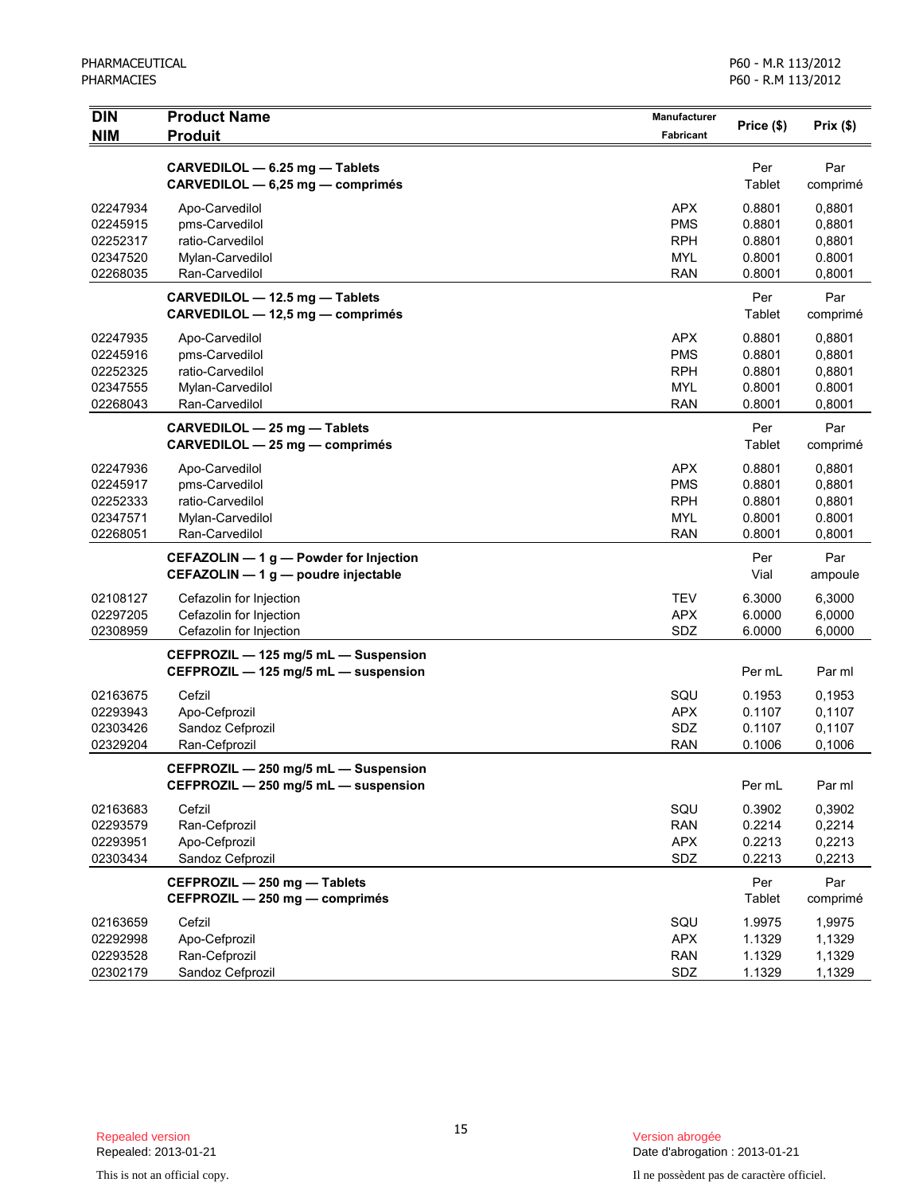| DIN<br>NIM | Product Name<br>Produit | Manufacturer<br>Fabricant | Price ($) | Prix ($) |
|---|---|---|---|---|
| | **CARVEDILOL — 6.25 mg — Tablets**<br>**CARVEDILOL — 6,25 mg — comprimés** | | Per Tablet | Par comprimé |
| 02247934 | Apo-Carvedilol | APX | 0.8801 | 0,8801 |
| 02245915 | pms-Carvedilol | PMS | 0.8801 | 0,8801 |
| 02252317 | ratio-Carvedilol | RPH | 0.8801 | 0,8801 |
| 02347520 | Mylan-Carvedilol | MYL | 0.8001 | 0.8001 |
| 02268035 | Ran-Carvedilol | RAN | 0.8001 | 0,8001 |
| | **CARVEDILOL — 12.5 mg — Tablets**<br>**CARVEDILOL — 12,5 mg — comprimés** | | Per Tablet | Par comprimé |
| 02247935 | Apo-Carvedilol | APX | 0.8801 | 0,8801 |
| 02245916 | pms-Carvedilol | PMS | 0.8801 | 0,8801 |
| 02252325 | ratio-Carvedilol | RPH | 0.8801 | 0,8801 |
| 02347555 | Mylan-Carvedilol | MYL | 0.8001 | 0.8001 |
| 02268043 | Ran-Carvedilol | RAN | 0.8001 | 0,8001 |
| | **CARVEDILOL — 25 mg — Tablets**<br>**CARVEDILOL — 25 mg — comprimés** | | Per Tablet | Par comprimé |
| 02247936 | Apo-Carvedilol | APX | 0.8801 | 0,8801 |
| 02245917 | pms-Carvedilol | PMS | 0.8801 | 0,8801 |
| 02252333 | ratio-Carvedilol | RPH | 0.8801 | 0,8801 |
| 02347571 | Mylan-Carvedilol | MYL | 0.8001 | 0.8001 |
| 02268051 | Ran-Carvedilol | RAN | 0.8001 | 0,8001 |
| | **CEFAZOLIN — 1 g — Powder for Injection**<br>**CEFAZOLIN — 1 g — poudre injectable** | | Per Vial | Par ampoule |
| 02108127 | Cefazolin for Injection | TEV | 6.3000 | 6,3000 |
| 02297205 | Cefazolin for Injection | APX | 6.0000 | 6,0000 |
| 02308959 | Cefazolin for Injection | SDZ | 6.0000 | 6,0000 |
| | **CEFPROZIL — 125 mg/5 mL — Suspension**<br>**CEFPROZIL — 125 mg/5 mL — suspension** | | Per mL | Par ml |
| 02163675 | Cefzil | SQU | 0.1953 | 0,1953 |
| 02293943 | Apo-Cefprozil | APX | 0.1107 | 0,1107 |
| 02303426 | Sandoz Cefprozil | SDZ | 0.1107 | 0,1107 |
| 02329204 | Ran-Cefprozil | RAN | 0.1006 | 0,1006 |
| | **CEFPROZIL — 250 mg/5 mL — Suspension**<br>**CEFPROZIL — 250 mg/5 mL — suspension** | | Per mL | Par ml |
| 02163683 | Cefzil | SQU | 0.3902 | 0,3902 |
| 02293579 | Ran-Cefprozil | RAN | 0.2214 | 0,2214 |
| 02293951 | Apo-Cefprozil | APX | 0.2213 | 0,2213 |
| 02303434 | Sandoz Cefprozil | SDZ | 0.2213 | 0,2213 |
| | **CEFPROZIL — 250 mg — Tablets**<br>**CEFPROZIL — 250 mg — comprimés** | | Per Tablet | Par comprimé |
| 02163659 | Cefzil | SQU | 1.9975 | 1,9975 |
| 02292998 | Apo-Cefprozil | APX | 1.1329 | 1,1329 |
| 02293528 | Ran-Cefprozil | RAN | 1.1329 | 1,1329 |
| 02302179 | Sandoz Cefprozil | SDZ | 1.1329 | 1,1329 |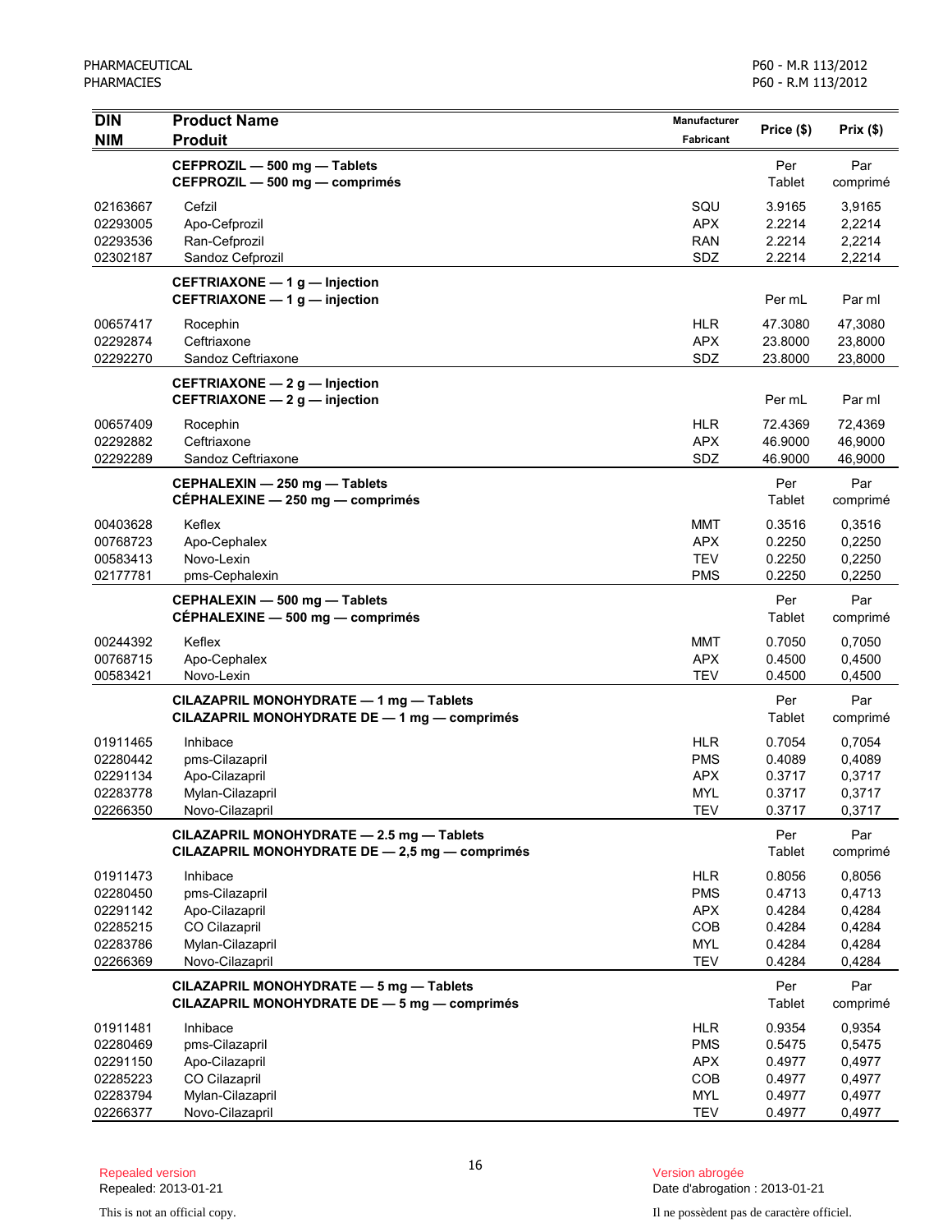| DIN<br>NIM | Product Name<br>Produit | Manufacturer<br>Fabricant | Price ($) | Prix ($) |
|---|---|---|---|---|
| | **CEFPROZIL — 500 mg — Tablets**<br>**CEFPROZIL — 500 mg — comprimés** | | Per Tablet | Par comprimé |
| 02163667 | Cefzil | SQU | 3.9165 | 3,9165 |
| 02293005 | Apo-Cefprozil | APX | 2.2214 | 2,2214 |
| 02293536 | Ran-Cefprozil | RAN | 2.2214 | 2,2214 |
| 02302187 | Sandoz Cefprozil | SDZ | 2.2214 | 2,2214 |
| | **CEFTRIAXONE — 1 g — Injection**<br>**CEFTRIAXONE — 1 g — injection** | | Per mL | Par ml |
| 00657417 | Rocephin | HLR | 47.3080 | 47,3080 |
| 02292874 | Ceftriaxone | APX | 23.8000 | 23,8000 |
| 02292270 | Sandoz Ceftriaxone | SDZ | 23.8000 | 23,8000 |
| | **CEFTRIAXONE — 2 g — Injection**<br>**CEFTRIAXONE — 2 g — injection** | | Per mL | Par ml |
| 00657409 | Rocephin | HLR | 72.4369 | 72,4369 |
| 02292882 | Ceftriaxone | APX | 46.9000 | 46,9000 |
| 02292289 | Sandoz Ceftriaxone | SDZ | 46.9000 | 46,9000 |
| | **CEPHALEXIN — 250 mg — Tablets**<br>**CÉPHALEXINE — 250 mg — comprimés** | | Per Tablet | Par comprimé |
| 00403628 | Keflex | MMT | 0.3516 | 0,3516 |
| 00768723 | Apo-Cephalex | APX | 0.2250 | 0,2250 |
| 00583413 | Novo-Lexin | TEV | 0.2250 | 0,2250 |
| 02177781 | pms-Cephalexin | PMS | 0.2250 | 0,2250 |
| | **CEPHALEXIN — 500 mg — Tablets**<br>**CÉPHALEXINE — 500 mg — comprimés** | | Per Tablet | Par comprimé |
| 00244392 | Keflex | MMT | 0.7050 | 0,7050 |
| 00768715 | Apo-Cephalex | APX | 0.4500 | 0,4500 |
| 00583421 | Novo-Lexin | TEV | 0.4500 | 0,4500 |
| | **CILAZAPRIL MONOHYDRATE — 1 mg — Tablets**<br>**CILAZAPRIL MONOHYDRATE DE — 1 mg — comprimés** | | Per Tablet | Par comprimé |
| 01911465 | Inhibace | HLR | 0.7054 | 0,7054 |
| 02280442 | pms-Cilazapril | PMS | 0.4089 | 0,4089 |
| 02291134 | Apo-Cilazapril | APX | 0.3717 | 0,3717 |
| 02283778 | Mylan-Cilazapril | MYL | 0.3717 | 0,3717 |
| 02266350 | Novo-Cilazapril | TEV | 0.3717 | 0,3717 |
| | **CILAZAPRIL MONOHYDRATE — 2.5 mg — Tablets**<br>**CILAZAPRIL MONOHYDRATE DE — 2,5 mg — comprimés** | | Per Tablet | Par comprimé |
| 01911473 | Inhibace | HLR | 0.8056 | 0,8056 |
| 02280450 | pms-Cilazapril | PMS | 0.4713 | 0,4713 |
| 02291142 | Apo-Cilazapril | APX | 0.4284 | 0,4284 |
| 02285215 | CO Cilazapril | COB | 0.4284 | 0,4284 |
| 02283786 | Mylan-Cilazapril | MYL | 0.4284 | 0,4284 |
| 02266369 | Novo-Cilazapril | TEV | 0.4284 | 0,4284 |
| | **CILAZAPRIL MONOHYDRATE — 5 mg — Tablets**<br>**CILAZAPRIL MONOHYDRATE DE — 5 mg — comprimés** | | Per Tablet | Par comprimé |
| 01911481 | Inhibace | HLR | 0.9354 | 0,9354 |
| 02280469 | pms-Cilazapril | PMS | 0.5475 | 0,5475 |
| 02291150 | Apo-Cilazapril | APX | 0.4977 | 0,4977 |
| 02285223 | CO Cilazapril | COB | 0.4977 | 0,4977 |
| 02283794 | Mylan-Cilazapril | MYL | 0.4977 | 0,4977 |
| 02266377 | Novo-Cilazapril | TEV | 0.4977 | 0,4977 |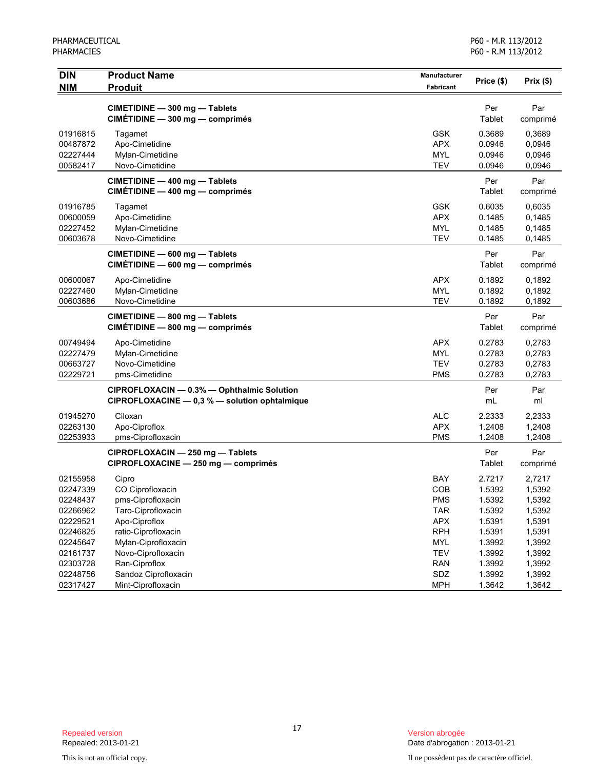| DIN<br>NIM | Product Name<br>Produit | Manufacturer<br>Fabricant | Price ($) | Prix ($) |
|---|---|---|---|---|
| | **CIMETIDINE — 300 mg — Tablets**<br>**CIMÉTIDINE — 300 mg — comprimés** | | Per Tablet | Par comprimé |
| 01916815 | Tagamet | GSK | 0.3689 | 0,3689 |
| 00487872 | Apo-Cimetidine | APX | 0.0946 | 0,0946 |
| 02227444 | Mylan-Cimetidine | MYL | 0.0946 | 0,0946 |
| 00582417 | Novo-Cimetidine | TEV | 0.0946 | 0,0946 |
| | **CIMETIDINE — 400 mg — Tablets**<br>**CIMÉTIDINE — 400 mg — comprimés** | | Per Tablet | Par comprimé |
| 01916785 | Tagamet | GSK | 0.6035 | 0,6035 |
| 00600059 | Apo-Cimetidine | APX | 0.1485 | 0,1485 |
| 02227452 | Mylan-Cimetidine | MYL | 0.1485 | 0,1485 |
| 00603678 | Novo-Cimetidine | TEV | 0.1485 | 0,1485 |
| | **CIMETIDINE — 600 mg — Tablets**<br>**CIMÉTIDINE — 600 mg — comprimés** | | Per Tablet | Par comprimé |
| 00600067 | Apo-Cimetidine | APX | 0.1892 | 0,1892 |
| 02227460 | Mylan-Cimetidine | MYL | 0.1892 | 0,1892 |
| 00603686 | Novo-Cimetidine | TEV | 0.1892 | 0,1892 |
| | **CIMETIDINE — 800 mg — Tablets**<br>**CIMÉTIDINE — 800 mg — comprimés** | | Per Tablet | Par comprimé |
| 00749494 | Apo-Cimetidine | APX | 0.2783 | 0,2783 |
| 02227479 | Mylan-Cimetidine | MYL | 0.2783 | 0,2783 |
| 00663727 | Novo-Cimetidine | TEV | 0.2783 | 0,2783 |
| 02229721 | pms-Cimetidine | PMS | 0.2783 | 0,2783 |
| | **CIPROFLOXACIN — 0.3% — Ophthalmic Solution**<br>**CIPROFLOXACINE — 0,3 % — solution ophtalmique** | | Per mL | Par ml |
| 01945270 | Ciloxan | ALC | 2.2333 | 2,2333 |
| 02263130 | Apo-Ciproflox | APX | 1.2408 | 1,2408 |
| 02253933 | pms-Ciprofloxacin | PMS | 1.2408 | 1,2408 |
| | **CIPROFLOXACIN — 250 mg — Tablets**<br>**CIPROFLOXACINE — 250 mg — comprimés** | | Per Tablet | Par comprimé |
| 02155958 | Cipro | BAY | 2.7217 | 2,7217 |
| 02247339 | CO Ciprofloxacin | COB | 1.5392 | 1,5392 |
| 02248437 | pms-Ciprofloxacin | PMS | 1.5392 | 1,5392 |
| 02266962 | Taro-Ciprofloxacin | TAR | 1.5392 | 1,5392 |
| 02229521 | Apo-Ciproflox | APX | 1.5391 | 1,5391 |
| 02246825 | ratio-Ciprofloxacin | RPH | 1.5391 | 1,5391 |
| 02245647 | Mylan-Ciprofloxacin | MYL | 1.3992 | 1,3992 |
| 02161737 | Novo-Ciprofloxacin | TEV | 1.3992 | 1,3992 |
| 02303728 | Ran-Ciproflox | RAN | 1.3992 | 1,3992 |
| 02248756 | Sandoz Ciprofloxacin | SDZ | 1.3992 | 1,3992 |
| 02317427 | Mint-Ciprofloxacin | MPH | 1.3642 | 1,3642 |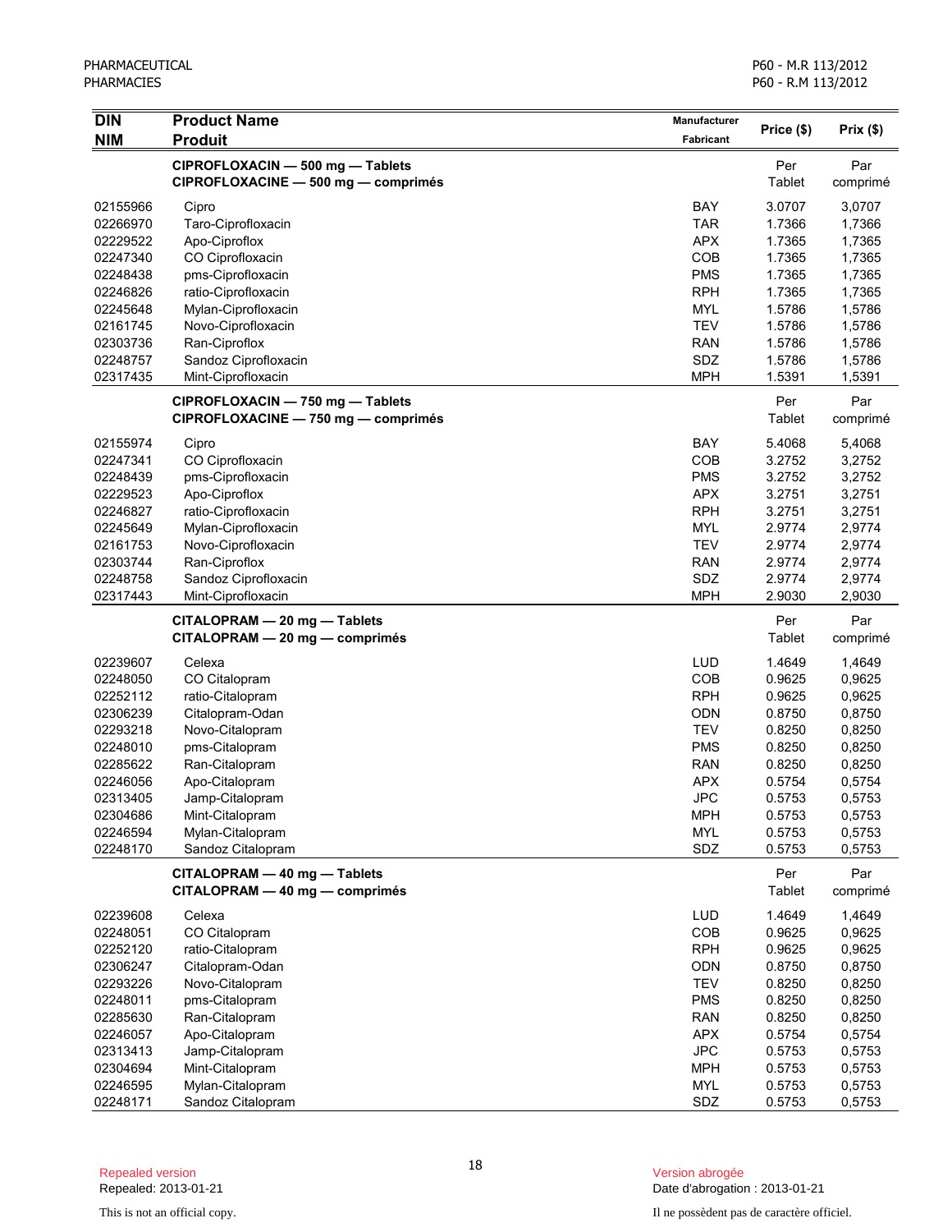PHARMACEUTICAL
PHARMACIES

P60 - M.R 113/2012
P60 - R.M 113/2012

| DIN<br>NIM | Product Name<br>Produit | Manufacturer<br>Fabricant | Price ($) | Prix ($) |
|---|---|---|---|---|
| | **CIPROFLOXACIN — 500 mg — Tablets**<br>**CIPROFLOXACINE — 500 mg — comprimés** | | Per Tablet | Par comprimé |
| 02155966 | Cipro | BAY | 3.0707 | 3,0707 |
| 02266970 | Taro-Ciprofloxacin | TAR | 1.7366 | 1,7366 |
| 02229522 | Apo-Ciproflox | APX | 1.7365 | 1,7365 |
| 02247340 | CO Ciprofloxacin | COB | 1.7365 | 1,7365 |
| 02248438 | pms-Ciprofloxacin | PMS | 1.7365 | 1,7365 |
| 02246826 | ratio-Ciprofloxacin | RPH | 1.7365 | 1,7365 |
| 02245648 | Mylan-Ciprofloxacin | MYL | 1.5786 | 1,5786 |
| 02161745 | Novo-Ciprofloxacin | TEV | 1.5786 | 1,5786 |
| 02303736 | Ran-Ciproflox | RAN | 1.5786 | 1,5786 |
| 02248757 | Sandoz Ciprofloxacin | SDZ | 1.5786 | 1,5786 |
| 02317435 | Mint-Ciprofloxacin | MPH | 1.5391 | 1,5391 |
| | **CIPROFLOXACIN — 750 mg — Tablets**<br>**CIPROFLOXACINE — 750 mg — comprimés** | | Per Tablet | Par comprimé |
| 02155974 | Cipro | BAY | 5.4068 | 5,4068 |
| 02247341 | CO Ciprofloxacin | COB | 3.2752 | 3,2752 |
| 02248439 | pms-Ciprofloxacin | PMS | 3.2752 | 3,2752 |
| 02229523 | Apo-Ciproflox | APX | 3.2751 | 3,2751 |
| 02246827 | ratio-Ciprofloxacin | RPH | 3.2751 | 3,2751 |
| 02245649 | Mylan-Ciprofloxacin | MYL | 2.9774 | 2,9774 |
| 02161753 | Novo-Ciprofloxacin | TEV | 2.9774 | 2,9774 |
| 02303744 | Ran-Ciproflox | RAN | 2.9774 | 2,9774 |
| 02248758 | Sandoz Ciprofloxacin | SDZ | 2.9774 | 2,9774 |
| 02317443 | Mint-Ciprofloxacin | MPH | 2.9030 | 2,9030 |
| | **CITALOPRAM — 20 mg — Tablets**<br>**CITALOPRAM — 20 mg — comprimés** | | Per Tablet | Par comprimé |
| 02239607 | Celexa | LUD | 1.4649 | 1,4649 |
| 02248050 | CO Citalopram | COB | 0.9625 | 0,9625 |
| 02252112 | ratio-Citalopram | RPH | 0.9625 | 0,9625 |
| 02306239 | Citalopram-Odan | ODN | 0.8750 | 0,8750 |
| 02293218 | Novo-Citalopram | TEV | 0.8250 | 0,8250 |
| 02248010 | pms-Citalopram | PMS | 0.8250 | 0,8250 |
| 02285622 | Ran-Citalopram | RAN | 0.8250 | 0,8250 |
| 02246056 | Apo-Citalopram | APX | 0.5754 | 0,5754 |
| 02313405 | Jamp-Citalopram | JPC | 0.5753 | 0,5753 |
| 02304686 | Mint-Citalopram | MPH | 0.5753 | 0,5753 |
| 02246594 | Mylan-Citalopram | MYL | 0.5753 | 0,5753 |
| 02248170 | Sandoz Citalopram | SDZ | 0.5753 | 0,5753 |
| | **CITALOPRAM — 40 mg — Tablets**<br>**CITALOPRAM — 40 mg — comprimés** | | Per Tablet | Par comprimé |
| 02239608 | Celexa | LUD | 1.4649 | 1,4649 |
| 02248051 | CO Citalopram | COB | 0.9625 | 0,9625 |
| 02252120 | ratio-Citalopram | RPH | 0.9625 | 0,9625 |
| 02306247 | Citalopram-Odan | ODN | 0.8750 | 0,8750 |
| 02293226 | Novo-Citalopram | TEV | 0.8250 | 0,8250 |
| 02248011 | pms-Citalopram | PMS | 0.8250 | 0,8250 |
| 02285630 | Ran-Citalopram | RAN | 0.8250 | 0,8250 |
| 02246057 | Apo-Citalopram | APX | 0.5754 | 0,5754 |
| 02313413 | Jamp-Citalopram | JPC | 0.5753 | 0,5753 |
| 02304694 | Mint-Citalopram | MPH | 0.5753 | 0,5753 |
| 02246595 | Mylan-Citalopram | MYL | 0.5753 | 0,5753 |
| 02248171 | Sandoz Citalopram | SDZ | 0.5753 | 0,5753 |

Repealed version
Repealed: 2013-01-21

Version abrogée
Date d'abrogation : 2013-01-21

This is not an official copy.

Il ne possèdent pas de caractère officiel.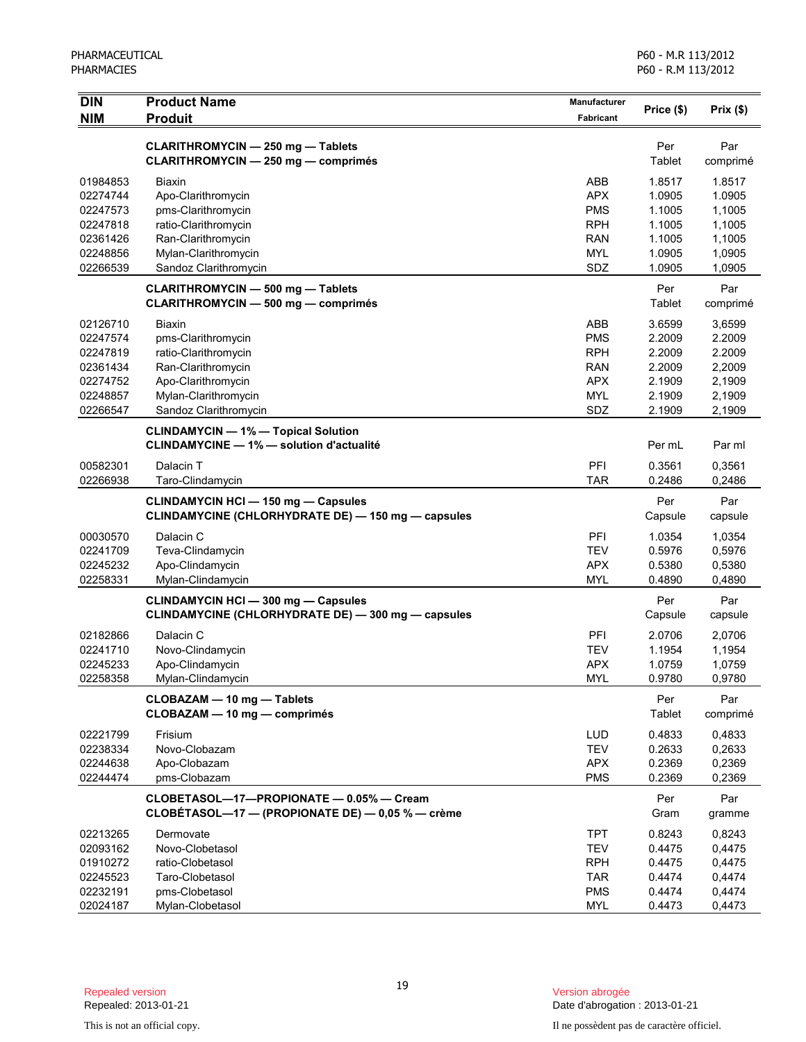| DIN<br>NIM | Product Name<br>Produit | Manufacturer<br>Fabricant | Price ($) | Prix ($) |
|---|---|---|---|---|
| | **CLARITHROMYCIN — 250 mg — Tablets**<br>**CLARITHROMYCIN — 250 mg — comprimés** | | Per<br>Tablet | Par<br>comprimé |
| 01984853 | Biaxin | ABB | 1.8517 | 1.8517 |
| 02274744 | Apo-Clarithromycin | APX | 1.0905 | 1.0905 |
| 02247573 | pms-Clarithromycin | PMS | 1.1005 | 1,1005 |
| 02247818 | ratio-Clarithromycin | RPH | 1.1005 | 1,1005 |
| 02361426 | Ran-Clarithromycin | RAN | 1.1005 | 1,1005 |
| 02248856 | Mylan-Clarithromycin | MYL | 1.0905 | 1,0905 |
| 02266539 | Sandoz Clarithromycin | SDZ | 1.0905 | 1,0905 |
| | **CLARITHROMYCIN — 500 mg — Tablets**<br>**CLARITHROMYCIN — 500 mg — comprimés** | | Per<br>Tablet | Par<br>comprimé |
| 02126710 | Biaxin | ABB | 3.6599 | 3,6599 |
| 02247574 | pms-Clarithromycin | PMS | 2.2009 | 2.2009 |
| 02247819 | ratio-Clarithromycin | RPH | 2.2009 | 2.2009 |
| 02361434 | Ran-Clarithromycin | RAN | 2.2009 | 2,2009 |
| 02274752 | Apo-Clarithromycin | APX | 2.1909 | 2,1909 |
| 02248857 | Mylan-Clarithromycin | MYL | 2.1909 | 2,1909 |
| 02266547 | Sandoz Clarithromycin | SDZ | 2.1909 | 2,1909 |
| | **CLINDAMYCIN — 1% — Topical Solution**<br>**CLINDAMYCINE — 1% — solution d'actualité** | | Per mL | Par ml |
| 00582301 | Dalacin T | PFI | 0.3561 | 0,3561 |
| 02266938 | Taro-Clindamycin | TAR | 0.2486 | 0,2486 |
| | **CLINDAMYCIN HCl — 150 mg — Capsules**<br>**CLINDAMYCINE (CHLORHYDRATE DE) — 150 mg — capsules** | | Per<br>Capsule | Par<br>capsule |
| 00030570 | Dalacin C | PFI | 1.0354 | 1,0354 |
| 02241709 | Teva-Clindamycin | TEV | 0.5976 | 0,5976 |
| 02245232 | Apo-Clindamycin | APX | 0.5380 | 0,5380 |
| 02258331 | Mylan-Clindamycin | MYL | 0.4890 | 0,4890 |
| | **CLINDAMYCIN HCl — 300 mg — Capsules**<br>**CLINDAMYCINE (CHLORHYDRATE DE) — 300 mg — capsules** | | Per<br>Capsule | Par<br>capsule |
| 02182866 | Dalacin C | PFI | 2.0706 | 2,0706 |
| 02241710 | Novo-Clindamycin | TEV | 1.1954 | 1,1954 |
| 02245233 | Apo-Clindamycin | APX | 1.0759 | 1,0759 |
| 02258358 | Mylan-Clindamycin | MYL | 0.9780 | 0,9780 |
| | **CLOBAZAM — 10 mg — Tablets**<br>**CLOBAZAM — 10 mg — comprimés** | | Per<br>Tablet | Par<br>comprimé |
| 02221799 | Frisium | LUD | 0.4833 | 0,4833 |
| 02238334 | Novo-Clobazam | TEV | 0.2633 | 0,2633 |
| 02244638 | Apo-Clobazam | APX | 0.2369 | 0,2369 |
| 02244474 | pms-Clobazam | PMS | 0.2369 | 0,2369 |
| | **CLOBETASOL—17—PROPIONATE — 0.05% — Cream**<br>**CLOBÉTASOL—17 — (PROPIONATE DE) — 0,05 % — crème** | | Per<br>Gram | Par<br>gramme |
| 02213265 | Dermovate | TPT | 0.8243 | 0,8243 |
| 02093162 | Novo-Clobetasol | TEV | 0.4475 | 0,4475 |
| 01910272 | ratio-Clobetasol | RPH | 0.4475 | 0,4475 |
| 02245523 | Taro-Clobetasol | TAR | 0.4474 | 0,4474 |
| 02232191 | pms-Clobetasol | PMS | 0.4474 | 0,4474 |
| 02024187 | Mylan-Clobetasol | MYL | 0.4473 | 0,4473 |

Repealed version
Repealed: 2013-01-21

Version abrogée
Date d'abrogation : 2013-01-21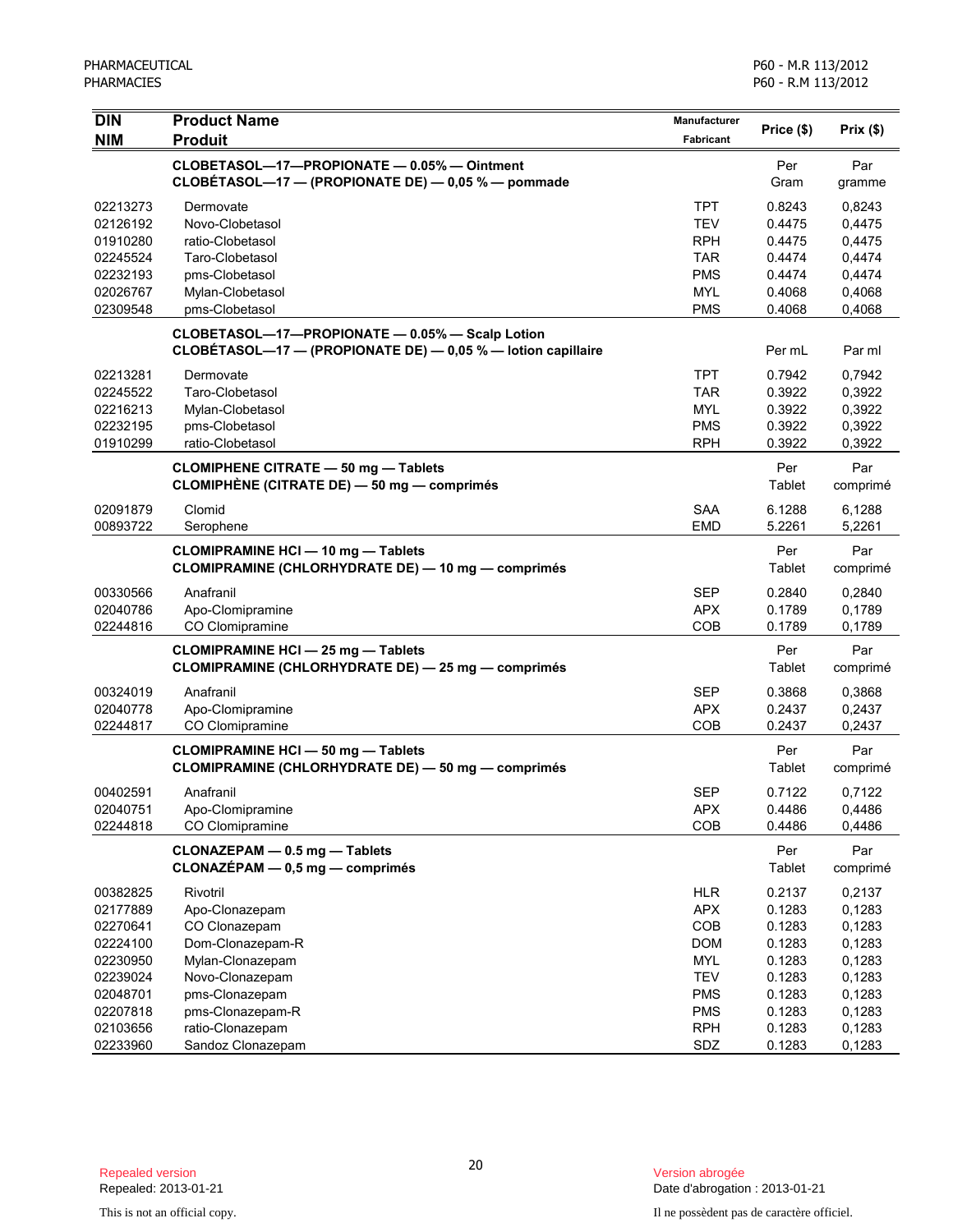| DIN<br>NIM | Product Name<br>Produit | Manufacturer<br>Fabricant | Price ($) | Prix ($) |
|---|---|---|---|---|
| | **CLOBETASOL—17—PROPIONATE — 0.05% — Ointment**<br>**CLOBÉTASOL—17 — (PROPIONATE DE) — 0,05 % — pommade** | | Per Gram | Par gramme |
| 02213273 | Dermovate | TPT | 0.8243 | 0,8243 |
| 02126192 | Novo-Clobetasol | TEV | 0.4475 | 0,4475 |
| 01910280 | ratio-Clobetasol | RPH | 0.4475 | 0,4475 |
| 02245524 | Taro-Clobetasol | TAR | 0.4474 | 0,4474 |
| 02232193 | pms-Clobetasol | PMS | 0.4474 | 0,4474 |
| 02026767 | Mylan-Clobetasol | MYL | 0.4068 | 0,4068 |
| 02309548 | pms-Clobetasol | PMS | 0.4068 | 0,4068 |
| | **CLOBETASOL—17—PROPIONATE — 0.05% — Scalp Lotion**<br>**CLOBÉTASOL—17 — (PROPIONATE DE) — 0,05 % — lotion capillaire** | | Per mL | Par ml |
| 02213281 | Dermovate | TPT | 0.7942 | 0,7942 |
| 02245522 | Taro-Clobetasol | TAR | 0.3922 | 0,3922 |
| 02216213 | Mylan-Clobetasol | MYL | 0.3922 | 0,3922 |
| 02232195 | pms-Clobetasol | PMS | 0.3922 | 0,3922 |
| 01910299 | ratio-Clobetasol | RPH | 0.3922 | 0,3922 |
| | **CLOMIPHENE CITRATE — 50 mg — Tablets**<br>**CLOMIPHÈNE (CITRATE DE) — 50 mg — comprimés** | | Per Tablet | Par comprimé |
| 02091879 | Clomid | SAA | 6.1288 | 6,1288 |
| 00893722 | Serophene | EMD | 5.2261 | 5,2261 |
| | **CLOMIPRAMINE HCl — 10 mg — Tablets**<br>**CLOMIPRAMINE (CHLORHYDRATE DE) — 10 mg — comprimés** | | Per Tablet | Par comprimé |
| 00330566 | Anafranil | SEP | 0.2840 | 0,2840 |
| 02040786 | Apo-Clomipramine | APX | 0.1789 | 0,1789 |
| 02244816 | CO Clomipramine | COB | 0.1789 | 0,1789 |
| | **CLOMIPRAMINE HCl — 25 mg — Tablets**<br>**CLOMIPRAMINE (CHLORHYDRATE DE) — 25 mg — comprimés** | | Per Tablet | Par comprimé |
| 00324019 | Anafranil | SEP | 0.3868 | 0,3868 |
| 02040778 | Apo-Clomipramine | APX | 0.2437 | 0,2437 |
| 02244817 | CO Clomipramine | COB | 0.2437 | 0,2437 |
| | **CLOMIPRAMINE HCl — 50 mg — Tablets**<br>**CLOMIPRAMINE (CHLORHYDRATE DE) — 50 mg — comprimés** | | Per Tablet | Par comprimé |
| 00402591 | Anafranil | SEP | 0.7122 | 0,7122 |
| 02040751 | Apo-Clomipramine | APX | 0.4486 | 0,4486 |
| 02244818 | CO Clomipramine | COB | 0.4486 | 0,4486 |
| | **CLONAZEPAM — 0.5 mg — Tablets**<br>**CLONAZÉPAM — 0,5 mg — comprimés** | | Per Tablet | Par comprimé |
| 00382825 | Rivotril | HLR | 0.2137 | 0,2137 |
| 02177889 | Apo-Clonazepam | APX | 0.1283 | 0,1283 |
| 02270641 | CO Clonazepam | COB | 0.1283 | 0,1283 |
| 02224100 | Dom-Clonazepam-R | DOM | 0.1283 | 0,1283 |
| 02230950 | Mylan-Clonazepam | MYL | 0.1283 | 0,1283 |
| 02239024 | Novo-Clonazepam | TEV | 0.1283 | 0,1283 |
| 02048701 | pms-Clonazepam | PMS | 0.1283 | 0,1283 |
| 02207818 | pms-Clonazepam-R | PMS | 0.1283 | 0,1283 |
| 02103656 | ratio-Clonazepam | RPH | 0.1283 | 0,1283 |
| 02233960 | Sandoz Clonazepam | SDZ | 0.1283 | 0,1283 |

Repealed version
Repealed: 2013-01-21

Version abrogée
Date d'abrogation : 2013-01-21

This is not an official copy.

Il ne possèdent pas de caractère officiel.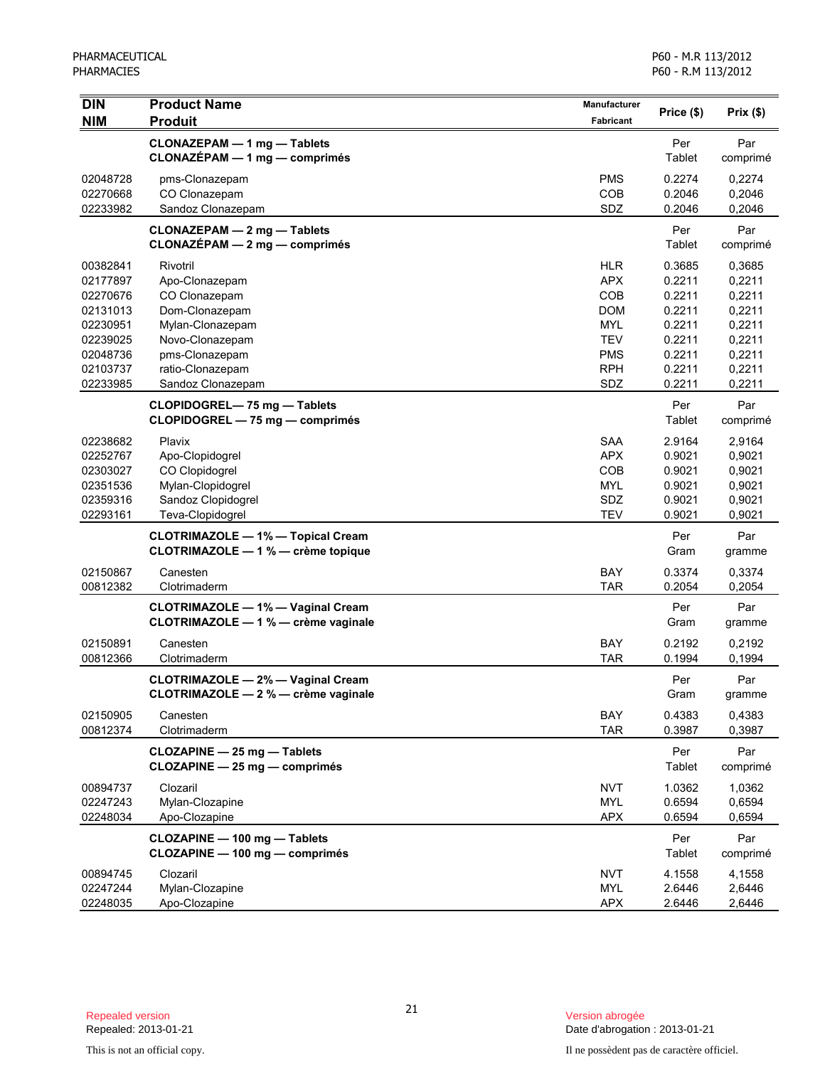| DIN<br>NIM | Product Name<br>Produit | Manufacturer<br>Fabricant | Price ($) | Prix ($) |
|---|---|---|---|---|
| | **CLONAZEPAM — 1 mg — Tablets**<br>**CLONAZÉPAM — 1 mg — comprimés** | | Per Tablet | Par comprimé |
| 02048728 | pms-Clonazepam | PMS | 0.2274 | 0,2274 |
| 02270668 | CO Clonazepam | COB | 0.2046 | 0,2046 |
| 02233982 | Sandoz Clonazepam | SDZ | 0.2046 | 0,2046 |
| | **CLONAZEPAM — 2 mg — Tablets**<br>**CLONAZÉPAM — 2 mg — comprimés** | | Per Tablet | Par comprimé |
| 00382841 | Rivotril | HLR | 0.3685 | 0,3685 |
| 02177897 | Apo-Clonazepam | APX | 0.2211 | 0,2211 |
| 02270676 | CO Clonazepam | COB | 0.2211 | 0,2211 |
| 02131013 | Dom-Clonazepam | DOM | 0.2211 | 0,2211 |
| 02230951 | Mylan-Clonazepam | MYL | 0.2211 | 0,2211 |
| 02239025 | Novo-Clonazepam | TEV | 0.2211 | 0,2211 |
| 02048736 | pms-Clonazepam | PMS | 0.2211 | 0,2211 |
| 02103737 | ratio-Clonazepam | RPH | 0.2211 | 0,2211 |
| 02233985 | Sandoz Clonazepam | SDZ | 0.2211 | 0,2211 |
| | **CLOPIDOGREL— 75 mg — Tablets**<br>**CLOPIDOGREL — 75 mg — comprimés** | | Per Tablet | Par comprimé |
| 02238682 | Plavix | SAA | 2.9164 | 2,9164 |
| 02252767 | Apo-Clopidogrel | APX | 0.9021 | 0,9021 |
| 02303027 | CO Clopidogrel | COB | 0.9021 | 0,9021 |
| 02351536 | Mylan-Clopidogrel | MYL | 0.9021 | 0,9021 |
| 02359316 | Sandoz Clopidogrel | SDZ | 0.9021 | 0,9021 |
| 02293161 | Teva-Clopidogrel | TEV | 0.9021 | 0,9021 |
| | **CLOTRIMAZOLE — 1% — Topical Cream**<br>**CLOTRIMAZOLE — 1 % — crème topique** | | Per Gram | Par gramme |
| 02150867 | Canesten | BAY | 0.3374 | 0,3374 |
| 00812382 | Clotrimaderm | TAR | 0.2054 | 0,2054 |
| | **CLOTRIMAZOLE — 1% — Vaginal Cream**<br>**CLOTRIMAZOLE — 1 % — crème vaginale** | | Per Gram | Par gramme |
| 02150891 | Canesten | BAY | 0.2192 | 0,2192 |
| 00812366 | Clotrimaderm | TAR | 0.1994 | 0,1994 |
| | **CLOTRIMAZOLE — 2% — Vaginal Cream**<br>**CLOTRIMAZOLE — 2 % — crème vaginale** | | Per Gram | Par gramme |
| 02150905 | Canesten | BAY | 0.4383 | 0,4383 |
| 00812374 | Clotrimaderm | TAR | 0.3987 | 0,3987 |
| | **CLOZAPINE — 25 mg — Tablets**<br>**CLOZAPINE — 25 mg — comprimés** | | Per Tablet | Par comprimé |
| 00894737 | Clozaril | NVT | 1.0362 | 1,0362 |
| 02247243 | Mylan-Clozapine | MYL | 0.6594 | 0,6594 |
| 02248034 | Apo-Clozapine | APX | 0.6594 | 0,6594 |
| | **CLOZAPINE — 100 mg — Tablets**<br>**CLOZAPINE — 100 mg — comprimés** | | Per Tablet | Par comprimé |
| 00894745 | Clozaril | NVT | 4.1558 | 4,1558 |
| 02247244 | Mylan-Clozapine | MYL | 2.6446 | 2,6446 |
| 02248035 | Apo-Clozapine | APX | 2.6446 | 2,6446 |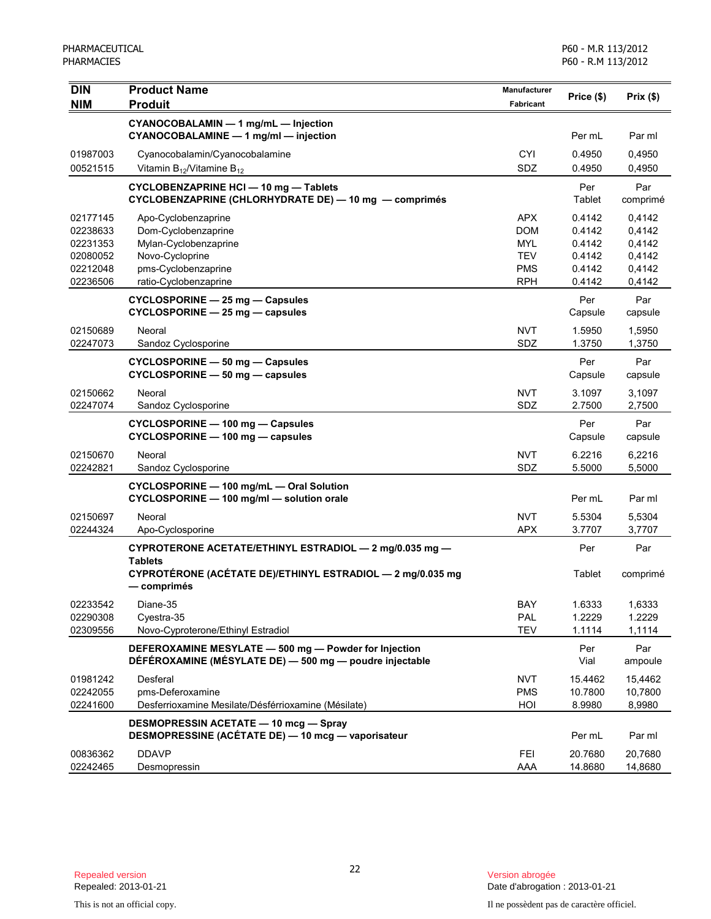| DIN<br>NIM | Product Name<br>Produit | Manufacturer<br>Fabricant | Price ($) | Prix ($) |
|---|---|---|---|---|
| | **CYANOCOBALAMIN — 1 mg/mL — Injection**<br>**CYANOCOBALAMINE — 1 mg/ml — injection** | | Per mL | Par ml |
| 01987003 | Cyanocobalamin/Cyanocobalamine | CYI | 0.4950 | 0,4950 |
| 00521515 | Vitamin $B_{12}$/Vitamine $B_{12}$ | SDZ | 0.4950 | 0,4950 |
| | **CYCLOBENZAPRINE HCl — 10 mg — Tablets**<br>**CYCLOBENZAPRINE (CHLORHYDRATE DE) — 10 mg — comprimés** | | Per Tablet | Par comprimé |
| 02177145 | Apo-Cyclobenzaprine | APX | 0.4142 | 0,4142 |
| 02238633 | Dom-Cyclobenzaprine | DOM | 0.4142 | 0,4142 |
| 02231353 | Mylan-Cyclobenzaprine | MYL | 0.4142 | 0,4142 |
| 02080052 | Novo-Cycloprine | TEV | 0.4142 | 0,4142 |
| 02212048 | pms-Cyclobenzaprine | PMS | 0.4142 | 0,4142 |
| 02236506 | ratio-Cyclobenzaprine | RPH | 0.4142 | 0,4142 |
| | **CYCLOSPORINE — 25 mg — Capsules**<br>**CYCLOSPORINE — 25 mg — capsules** | | Per Capsule | Par capsule |
| 02150689 | Neoral | NVT | 1.5950 | 1,5950 |
| 02247073 | Sandoz Cyclosporine | SDZ | 1.3750 | 1,3750 |
| | **CYCLOSPORINE — 50 mg — Capsules**<br>**CYCLOSPORINE — 50 mg — capsules** | | Per Capsule | Par capsule |
| 02150662 | Neoral | NVT | 3.1097 | 3,1097 |
| 02247074 | Sandoz Cyclosporine | SDZ | 2.7500 | 2,7500 |
| | **CYCLOSPORINE — 100 mg — Capsules**<br>**CYCLOSPORINE — 100 mg — capsules** | | Per Capsule | Par capsule |
| 02150670 | Neoral | NVT | 6.2216 | 6,2216 |
| 02242821 | Sandoz Cyclosporine | SDZ | 5.5000 | 5,5000 |
| | **CYCLOSPORINE — 100 mg/mL — Oral Solution**<br>**CYCLOSPORINE — 100 mg/ml — solution orale** | | Per mL | Par ml |
| 02150697 | Neoral | NVT | 5.5304 | 5,5304 |
| 02244324 | Apo-Cyclosporine | APX | 3.7707 | 3,7707 |
| | **CYPROTERONE ACETATE/ETHINYL ESTRADIOL — 2 mg/0.035 mg — Tablets**<br>**CYPROTÉRONE (ACÉTATE DE)/ETHINYL ESTRADIOL — 2 mg/0.035 mg — comprimés** | | Per Tablet | Par comprimé |
| 02233542 | Diane-35 | BAY | 1.6333 | 1,6333 |
| 02290308 | Cyestra-35 | PAL | 1.2229 | 1.2229 |
| 02309556 | Novo-Cyproterone/Ethinyl Estradiol | TEV | 1.1114 | 1,1114 |
| | **DEFEROXAMINE MESYLATE — 500 mg — Powder for Injection**<br>**DÉFÉROXAMINE (MÉSYLATE DE) — 500 mg — poudre injectable** | | Per Vial | Par ampoule |
| 01981242 | Desferal | NVT | 15.4462 | 15,4462 |
| 02242055 | pms-Deferoxamine | PMS | 10.7800 | 10,7800 |
| 02241600 | Desferrioxamine Mesilate/Désférrioxamine (Mésilate) | HOI | 8.9980 | 8,9980 |
| | **DESMOPRESSIN ACETATE — 10 mcg — Spray**<br>**DESMOPRESSINE (ACÉTATE DE) — 10 mcg — vaporisateur** | | Per mL | Par ml |
| 00836362 | DDAVP | FEI | 20.7680 | 20,7680 |
| 02242465 | Desmopressin | AAA | 14.8680 | 14,8680 |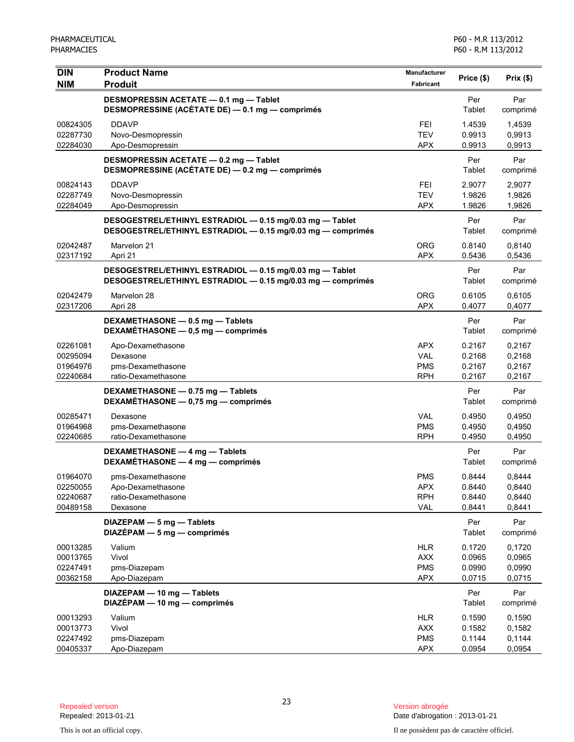| DIN<br>NIM | Product Name<br>Produit | Manufacturer<br>Fabricant | Price ($) | Prix ($) |
|---|---|---|---|---|
| | **DESMOPRESSIN ACETATE — 0.1 mg — Tablet**<br>**DESMOPRESSINE (ACÉTATE DE) — 0.1 mg — comprimés** | | Per Tablet | Par comprimé |
| 00824305 | DDAVP | FEI | 1.4539 | 1,4539 |
| 02287730 | Novo-Desmopressin | TEV | 0.9913 | 0,9913 |
| 02284030 | Apo-Desmopressin | APX | 0.9913 | 0,9913 |
| | **DESMOPRESSIN ACETATE — 0.2 mg — Tablet**<br>**DESMOPRESSINE (ACÉTATE DE) — 0.2 mg — comprimés** | | Per Tablet | Par comprimé |
| 00824143 | DDAVP | FEI | 2.9077 | 2,9077 |
| 02287749 | Novo-Desmopressin | TEV | 1.9826 | 1,9826 |
| 02284049 | Apo-Desmopressin | APX | 1.9826 | 1,9826 |
| | **DESOGESTREL/ETHINYL ESTRADIOL — 0.15 mg/0.03 mg — Tablet**<br>**DESOGESTREL/ETHINYL ESTRADIOL — 0.15 mg/0.03 mg — comprimés** | | Per Tablet | Par comprimé |
| 02042487 | Marvelon 21 | ORG | 0.8140 | 0,8140 |
| 02317192 | Apri 21 | APX | 0.5436 | 0,5436 |
| | **DESOGESTREL/ETHINYL ESTRADIOL — 0.15 mg/0.03 mg — Tablet**<br>**DESOGESTREL/ETHINYL ESTRADIOL — 0.15 mg/0.03 mg — comprimés** | | Per Tablet | Par comprimé |
| 02042479 | Marvelon 28 | ORG | 0.6105 | 0,6105 |
| 02317206 | Apri 28 | APX | 0.4077 | 0,4077 |
| | **DEXAMETHASONE — 0.5 mg — Tablets**<br>**DEXAMÉTHASONE — 0,5 mg — comprimés** | | Per Tablet | Par comprimé |
| 02261081 | Apo-Dexamethasone | APX | 0.2167 | 0,2167 |
| 00295094 | Dexasone | VAL | 0.2168 | 0,2168 |
| 01964976 | pms-Dexamethasone | PMS | 0.2167 | 0,2167 |
| 02240684 | ratio-Dexamethasone | RPH | 0.2167 | 0,2167 |
| | **DEXAMETHASONE — 0.75 mg — Tablets**<br>**DEXAMÉTHASONE — 0,75 mg — comprimés** | | Per Tablet | Par comprimé |
| 00285471 | Dexasone | VAL | 0.4950 | 0,4950 |
| 01964968 | pms-Dexamethasone | PMS | 0.4950 | 0,4950 |
| 02240685 | ratio-Dexamethasone | RPH | 0.4950 | 0,4950 |
| | **DEXAMETHASONE — 4 mg — Tablets**<br>**DEXAMÉTHASONE — 4 mg — comprimés** | | Per Tablet | Par comprimé |
| 01964070 | pms-Dexamethasone | PMS | 0.8444 | 0,8444 |
| 02250055 | Apo-Dexamethasone | APX | 0.8440 | 0,8440 |
| 02240687 | ratio-Dexamethasone | RPH | 0.8440 | 0,8440 |
| 00489158 | Dexasone | VAL | 0.8441 | 0,8441 |
| | **DIAZEPAM — 5 mg — Tablets**<br>**DIAZÉPAM — 5 mg — comprimés** | | Per Tablet | Par comprimé |
| 00013285 | Valium | HLR | 0.1720 | 0,1720 |
| 00013765 | Vivol | AXX | 0.0965 | 0,0965 |
| 02247491 | pms-Diazepam | PMS | 0.0990 | 0,0990 |
| 00362158 | Apo-Diazepam | APX | 0.0715 | 0,0715 |
| | **DIAZEPAM — 10 mg — Tablets**<br>**DIAZÉPAM — 10 mg — comprimés** | | Per Tablet | Par comprimé |
| 00013293 | Valium | HLR | 0.1590 | 0,1590 |
| 00013773 | Vivol | AXX | 0.1582 | 0,1582 |
| 02247492 | pms-Diazepam | PMS | 0.1144 | 0,1144 |
| 00405337 | Apo-Diazepam | APX | 0.0954 | 0,0954 |

Repealed version
Repealed: 2013-01-21

Version abrogée
Date d'abrogation : 2013-01-21

This is not an official copy.

Il ne possèdent pas de caractère officiel.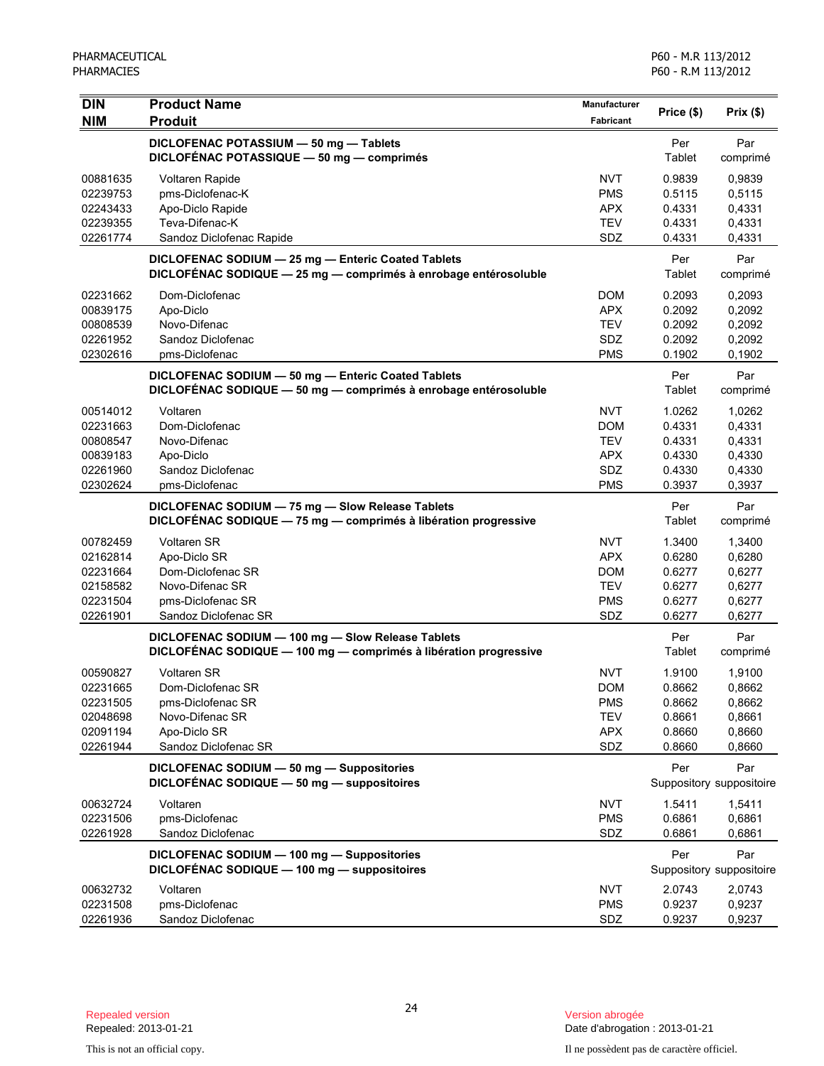| DIN<br>NIM | Product Name<br>Produit | Manufacturer<br>Fabricant | Prix ($) | Prix ($) |
|---|---|---|---|---|
| | **DICLOFENAC POTASSIUM — 50 mg — Tablets**<br>**DICLOFÉNAC POTASSIQUE — 50 mg — comprimés** | | Per Tablet | Par comprimé |
| 00881635 | Voltaren Rapide | NVT | 0.9839 | 0,9839 |
| 02239753 | pms-Diclofenac-K | PMS | 0.5115 | 0,5115 |
| 02243433 | Apo-Diclo Rapide | APX | 0.4331 | 0,4331 |
| 02239355 | Teva-Difenac-K | TEV | 0.4331 | 0,4331 |
| 02261774 | Sandoz Diclofenac Rapide | SDZ | 0.4331 | 0,4331 |
| | **DICLOFENAC SODIUM — 25 mg — Enteric Coated Tablets**<br>**DICLOFÉNAC SODIQUE — 25 mg — comprimés à enrobage entérosoluble** | | Per Tablet | Par comprimé |
| 02231662 | Dom-Diclofenac | DOM | 0.2093 | 0,2093 |
| 00839175 | Apo-Diclo | APX | 0.2092 | 0,2092 |
| 00808539 | Novo-Difenac | TEV | 0.2092 | 0,2092 |
| 02261952 | Sandoz Diclofenac | SDZ | 0.2092 | 0,2092 |
| 02302616 | pms-Diclofenac | PMS | 0.1902 | 0,1902 |
| | **DICLOFENAC SODIUM — 50 mg — Enteric Coated Tablets**<br>**DICLOFÉNAC SODIQUE — 50 mg — comprimés à enrobage entérosoluble** | | Per Tablet | Par comprimé |
| 00514012 | Voltaren | NVT | 1.0262 | 1,0262 |
| 02231663 | Dom-Diclofenac | DOM | 0.4331 | 0,4331 |
| 00808547 | Novo-Difenac | TEV | 0.4331 | 0,4331 |
| 00839183 | Apo-Diclo | APX | 0.4330 | 0,4330 |
| 02261960 | Sandoz Diclofenac | SDZ | 0.4330 | 0,4330 |
| 02302624 | pms-Diclofenac | PMS | 0.3937 | 0,3937 |
| | **DICLOFENAC SODIUM — 75 mg — Slow Release Tablets**<br>**DICLOFÉNAC SODIQUE — 75 mg — comprimés à libération progressive** | | Per Tablet | Par comprimé |
| 00782459 | Voltaren SR | NVT | 1.3400 | 1,3400 |
| 02162814 | Apo-Diclo SR | APX | 0.6280 | 0,6280 |
| 02231664 | Dom-Diclofenac SR | DOM | 0.6277 | 0,6277 |
| 02158582 | Novo-Difenac SR | TEV | 0.6277 | 0,6277 |
| 02231504 | pms-Diclofenac SR | PMS | 0.6277 | 0,6277 |
| 02261901 | Sandoz Diclofenac SR | SDZ | 0.6277 | 0,6277 |
| | **DICLOFENAC SODIUM — 100 mg — Slow Release Tablets**<br>**DICLOFÉNAC SODIQUE — 100 mg — comprimés à libération progressive** | | Per Tablet | Par comprimé |
| 00590827 | Voltaren SR | NVT | 1.9100 | 1,9100 |
| 02231665 | Dom-Diclofenac SR | DOM | 0.8662 | 0,8662 |
| 02231505 | pms-Diclofenac SR | PMS | 0.8662 | 0,8662 |
| 02048698 | Novo-Difenac SR | TEV | 0.8661 | 0,8661 |
| 02091194 | Apo-Diclo SR | APX | 0.8660 | 0,8660 |
| 02261944 | Sandoz Diclofenac SR | SDZ | 0.8660 | 0,8660 |
| | **DICLOFENAC SODIUM — 50 mg — Suppositories**<br>**DICLOFÉNAC SODIQUE — 50 mg — suppositoires** | | Per Suppository | Par suppositoire |
| 00632724 | Voltaren | NVT | 1.5411 | 1,5411 |
| 02231506 | pms-Diclofenac | PMS | 0.6861 | 0,6861 |
| 02261928 | Sandoz Diclofenac | SDZ | 0.6861 | 0,6861 |
| | **DICLOFENAC SODIUM — 100 mg — Suppositories**<br>**DICLOFÉNAC SODIQUE — 100 mg — suppositoires** | | Per Suppository | Par suppositoire |
| 00632732 | Voltaren | NVT | 2.0743 | 2,0743 |
| 02231508 | pms-Diclofenac | PMS | 0.9237 | 0,9237 |
| 02261936 | Sandoz Diclofenac | SDZ | 0.9237 | 0,9237 |

Repealed version
Repealed: 2013-01-21

Version abrogée
Date d'abrogation : 2013-01-21

This is not an official copy.

Il ne possèdent pas de caractère officiel.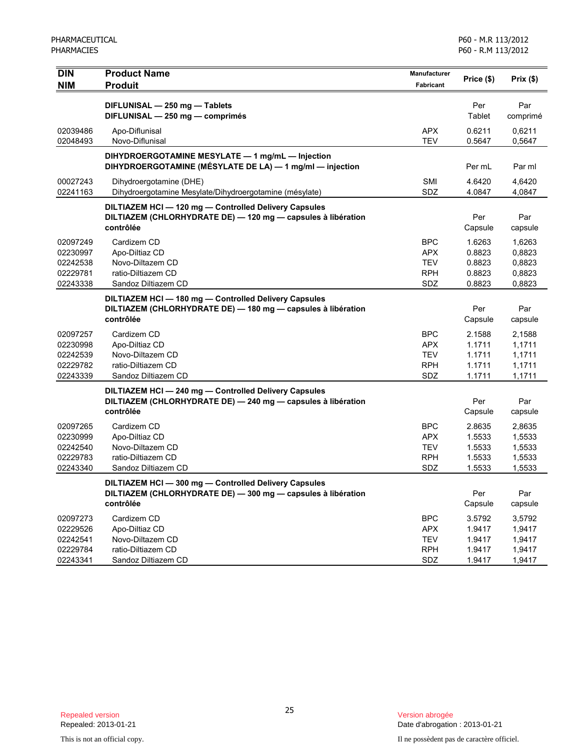| DIN<br>NIM | Product Name<br>Produit | Manufacturer<br>Fabricant | Price ($) | Prix ($) |
|---|---|---|---|---|
| | **DIFLUNISAL — 250 mg — Tablets**<br>**DIFLUNISAL — 250 mg — comprimés** | | Per Tablet | Par comprimé |
| 02039486 | Apo-Diflunisal | APX | 0.6211 | 0,6211 |
| 02048493 | Novo-Diflunisal | TEV | 0.5647 | 0,5647 |
| | **DIHYDROERGOTAMINE MESYLATE — 1 mg/mL — Injection**<br>**DIHYDROERGOTAMINE (MÉSYLATE DE LA) — 1 mg/ml — injection** | | Per mL | Par ml |
| 00027243 | Dihydroergotamine (DHE) | SMI | 4.6420 | 4,6420 |
| 02241163 | Dihydroergotamine Mesylate/Dihydroergotamine (mésylate) | SDZ | 4.0847 | 4,0847 |
| | **DILTIAZEM HCl — 120 mg — Controlled Delivery Capsules**<br>**DILTIAZEM (CHLORHYDRATE DE) — 120 mg — capsules à libération contrôlée** | | Per Capsule | Par capsule |
| 02097249 | Cardizem CD | BPC | 1.6263 | 1,6263 |
| 02230997 | Apo-Diltiaz CD | APX | 0.8823 | 0,8823 |
| 02242538 | Novo-Diltazem CD | TEV | 0.8823 | 0,8823 |
| 02229781 | ratio-Diltiazem CD | RPH | 0.8823 | 0,8823 |
| 02243338 | Sandoz Diltiazem CD | SDZ | 0.8823 | 0,8823 |
| | **DILTIAZEM HCl — 180 mg — Controlled Delivery Capsules**<br>**DILTIAZEM (CHLORHYDRATE DE) — 180 mg — capsules à libération contrôlée** | | Per Capsule | Par capsule |
| 02097257 | Cardizem CD | BPC | 2.1588 | 2,1588 |
| 02230998 | Apo-Diltiaz CD | APX | 1.1711 | 1,1711 |
| 02242539 | Novo-Diltazem CD | TEV | 1.1711 | 1,1711 |
| 02229782 | ratio-Diltiazem CD | RPH | 1.1711 | 1,1711 |
| 02243339 | Sandoz Diltiazem CD | SDZ | 1.1711 | 1,1711 |
| | **DILTIAZEM HCl — 240 mg — Controlled Delivery Capsules**<br>**DILTIAZEM (CHLORHYDRATE DE) — 240 mg — capsules à libération contrôlée** | | Per Capsule | Par capsule |
| 02097265 | Cardizem CD | BPC | 2.8635 | 2,8635 |
| 02230999 | Apo-Diltiaz CD | APX | 1.5533 | 1,5533 |
| 02242540 | Novo-Diltazem CD | TEV | 1.5533 | 1,5533 |
| 02229783 | ratio-Diltiazem CD | RPH | 1.5533 | 1,5533 |
| 02243340 | Sandoz Diltiazem CD | SDZ | 1.5533 | 1,5533 |
| | **DILTIAZEM HCl — 300 mg — Controlled Delivery Capsules**<br>**DILTIAZEM (CHLORHYDRATE DE) — 300 mg — capsules à libération contrôlée** | | Per Capsule | Par capsule |
| 02097273 | Cardizem CD | BPC | 3.5792 | 3,5792 |
| 02229526 | Apo-Diltiaz CD | APX | 1.9417 | 1,9417 |
| 02242541 | Novo-Diltazem CD | TEV | 1.9417 | 1,9417 |
| 02229784 | ratio-Diltiazem CD | RPH | 1.9417 | 1,9417 |
| 02243341 | Sandoz Diltiazem CD | SDZ | 1.9417 | 1,9417 |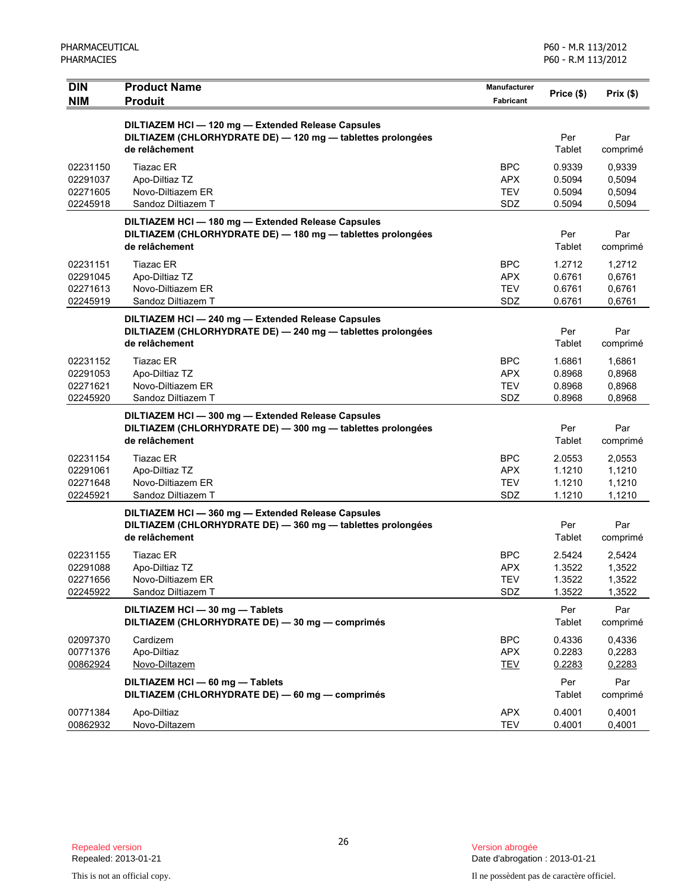| DIN<br>NIM | Product Name<br>Produit | Manufacturer<br>Fabricant | Price ($) | Prix ($) |
|---|---|---|---|---|
| | **DILTIAZEM HCl — 120 mg — Extended Release Capsules**<br>**DILTIAZEM (CHLORHYDRATE DE) — 120 mg — tablettes prolongées de relâchement** | | Per Tablet | Par comprimé |
| 02231150 | Tiazac ER | BPC | 0.9339 | 0,9339 |
| 02291037 | Apo-Diltiaz TZ | APX | 0.5094 | 0,5094 |
| 02271605 | Novo-Diltiazem ER | TEV | 0.5094 | 0,5094 |
| 02245918 | Sandoz Diltiazem T | SDZ | 0.5094 | 0,5094 |
| | **DILTIAZEM HCl — 180 mg — Extended Release Capsules**<br>**DILTIAZEM (CHLORHYDRATE DE) — 180 mg — tablettes prolongées de relâchement** | | Per Tablet | Par comprimé |
| 02231151 | Tiazac ER | BPC | 1.2712 | 1,2712 |
| 02291045 | Apo-Diltiaz TZ | APX | 0.6761 | 0,6761 |
| 02271613 | Novo-Diltiazem ER | TEV | 0.6761 | 0,6761 |
| 02245919 | Sandoz Diltiazem T | SDZ | 0.6761 | 0,6761 |
| | **DILTIAZEM HCl — 240 mg — Extended Release Capsules**<br>**DILTIAZEM (CHLORHYDRATE DE) — 240 mg — tablettes prolongées de relâchement** | | Per Tablet | Par comprimé |
| 02231152 | Tiazac ER | BPC | 1.6861 | 1,6861 |
| 02291053 | Apo-Diltiaz TZ | APX | 0.8968 | 0,8968 |
| 02271621 | Novo-Diltiazem ER | TEV | 0.8968 | 0,8968 |
| 02245920 | Sandoz Diltiazem T | SDZ | 0.8968 | 0,8968 |
| | **DILTIAZEM HCl — 300 mg — Extended Release Capsules**<br>**DILTIAZEM (CHLORHYDRATE DE) — 300 mg — tablettes prolongées de relâchement** | | Per Tablet | Par comprimé |
| 02231154 | Tiazac ER | BPC | 2.0553 | 2,0553 |
| 02291061 | Apo-Diltiaz TZ | APX | 1.1210 | 1,1210 |
| 02271648 | Novo-Diltiazem ER | TEV | 1.1210 | 1,1210 |
| 02245921 | Sandoz Diltiazem T | SDZ | 1.1210 | 1,1210 |
| | **DILTIAZEM HCl — 360 mg — Extended Release Capsules**<br>**DILTIAZEM (CHLORHYDRATE DE) — 360 mg — tablettes prolongées de relâchement** | | Per Tablet | Par comprimé |
| 02231155 | Tiazac ER | BPC | 2.5424 | 2,5424 |
| 02291088 | Apo-Diltiaz TZ | APX | 1.3522 | 1,3522 |
| 02271656 | Novo-Diltiazem ER | TEV | 1.3522 | 1,3522 |
| 02245922 | Sandoz Diltiazem T | SDZ | 1.3522 | 1,3522 |
| | **DILTIAZEM HCl — 30 mg — Tablets**<br>**DILTIAZEM (CHLORHYDRATE DE) — 30 mg — comprimés** | | Per Tablet | Par comprimé |
| 02097370 | Cardizem | BPC | 0.4336 | 0,4336 |
| 00771376 | Apo-Diltiaz | APX | 0.2283 | 0,2283 |
| 00862924 | Novo-Diltazem | TEV | 0.2283 | 0,2283 |
| | **DILTIAZEM HCl — 60 mg — Tablets**<br>**DILTIAZEM (CHLORHYDRATE DE) — 60 mg — comprimés** | | Per Tablet | Par comprimé |
| 00771384 | Apo-Diltiaz | APX | 0.4001 | 0,4001 |
| 00862932 | Novo-Diltazem | TEV | 0.4001 | 0,4001 |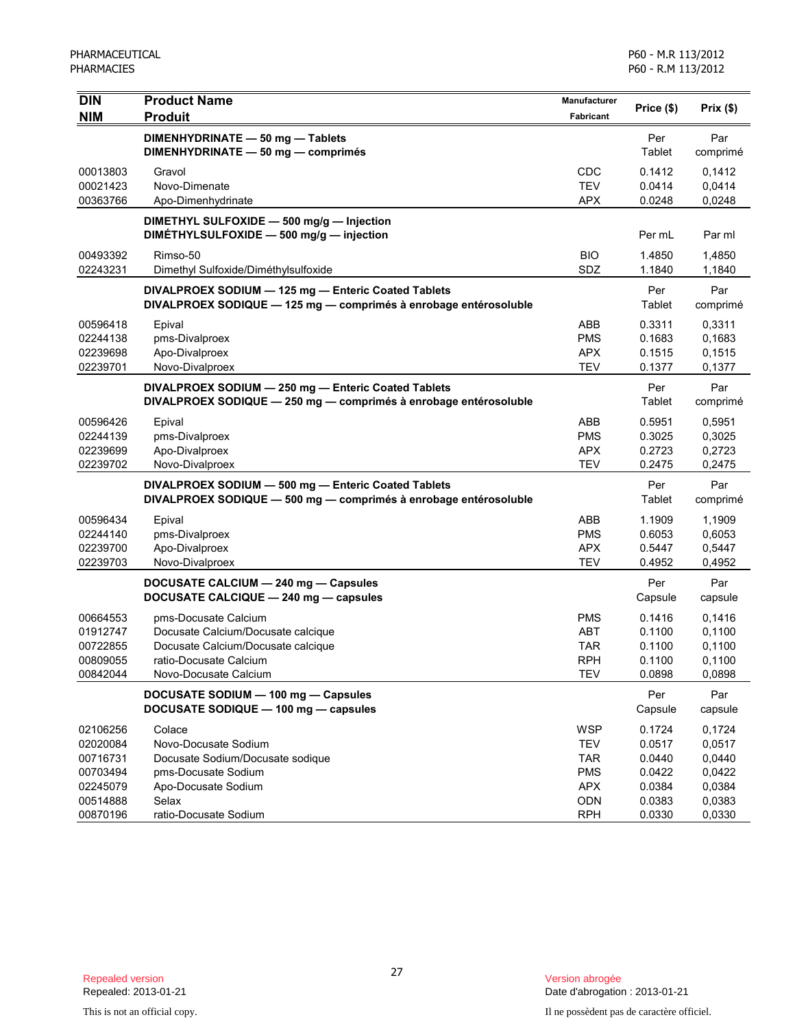| DIN<br>NIM | Product Name<br>Produit | Manufacturer<br>Fabricant | Price ($) | Prix ($) |
|---|---|---|---|---|
| | **DIMENHYDRINATE — 50 mg — Tablets**<br>**DIMENHYDRINATE — 50 mg — comprimés** | | Per Tablet | Par comprimé |
| 00013803 | Gravol | CDC | 0.1412 | 0,1412 |
| 00021423 | Novo-Dimenate | TEV | 0.0414 | 0,0414 |
| 00363766 | Apo-Dimenhydrinate | APX | 0.0248 | 0,0248 |
| | **DIMETHYL SULFOXIDE — 500 mg/g — Injection**<br>**DIMÉTHYLSULFOXIDE — 500 mg/g — injection** | | Per mL | Par ml |
| 00493392 | Rimso-50 | BIO | 1.4850 | 1,4850 |
| 02243231 | Dimethyl Sulfoxide/Diméthylsulfoxide | SDZ | 1.1840 | 1,1840 |
| | **DIVALPROEX SODIUM — 125 mg — Enteric Coated Tablets**<br>**DIVALPROEX SODIQUE — 125 mg — comprimés à enrobage entérosoluble** | | Per Tablet | Par comprimé |
| 00596418 | Epival | ABB | 0.3311 | 0,3311 |
| 02244138 | pms-Divalproex | PMS | 0.1683 | 0,1683 |
| 02239698 | Apo-Divalproex | APX | 0.1515 | 0,1515 |
| 02239701 | Novo-Divalproex | TEV | 0.1377 | 0,1377 |
| | **DIVALPROEX SODIUM — 250 mg — Enteric Coated Tablets**<br>**DIVALPROEX SODIQUE — 250 mg — comprimés à enrobage entérosoluble** | | Per Tablet | Par comprimé |
| 00596426 | Epival | ABB | 0.5951 | 0,5951 |
| 02244139 | pms-Divalproex | PMS | 0.3025 | 0,3025 |
| 02239699 | Apo-Divalproex | APX | 0.2723 | 0,2723 |
| 02239702 | Novo-Divalproex | TEV | 0.2475 | 0,2475 |
| | **DIVALPROEX SODIUM — 500 mg — Enteric Coated Tablets**<br>**DIVALPROEX SODIQUE — 500 mg — comprimés à enrobage entérosoluble** | | Per Tablet | Par comprimé |
| 00596434 | Epival | ABB | 1.1909 | 1,1909 |
| 02244140 | pms-Divalproex | PMS | 0.6053 | 0,6053 |
| 02239700 | Apo-Divalproex | APX | 0.5447 | 0,5447 |
| 02239703 | Novo-Divalproex | TEV | 0.4952 | 0,4952 |
| | **DOCUSATE CALCIUM — 240 mg — Capsules**<br>**DOCUSATE CALCIQUE — 240 mg — capsules** | | Per Capsule | Par capsule |
| 00664553 | pms-Docusate Calcium | PMS | 0.1416 | 0,1416 |
| 01912747 | Docusate Calcium/Docusate calcique | ABT | 0.1100 | 0,1100 |
| 00722855 | Docusate Calcium/Docusate calcique | TAR | 0.1100 | 0,1100 |
| 00809055 | ratio-Docusate Calcium | RPH | 0.1100 | 0,1100 |
| 00842044 | Novo-Docusate Calcium | TEV | 0.0898 | 0,0898 |
| | **DOCUSATE SODIUM — 100 mg — Capsules**<br>**DOCUSATE SODIQUE — 100 mg — capsules** | | Per Capsule | Par capsule |
| 02106256 | Colace | WSP | 0.1724 | 0,1724 |
| 02020084 | Novo-Docusate Sodium | TEV | 0.0517 | 0,0517 |
| 00716731 | Docusate Sodium/Docusate sodique | TAR | 0.0440 | 0,0440 |
| 00703494 | pms-Docusate Sodium | PMS | 0.0422 | 0,0422 |
| 02245079 | Apo-Docusate Sodium | APX | 0.0384 | 0,0384 |
| 00514888 | Selax | ODN | 0.0383 | 0,0383 |
| 00870196 | ratio-Docusate Sodium | RPH | 0.0330 | 0,0330 |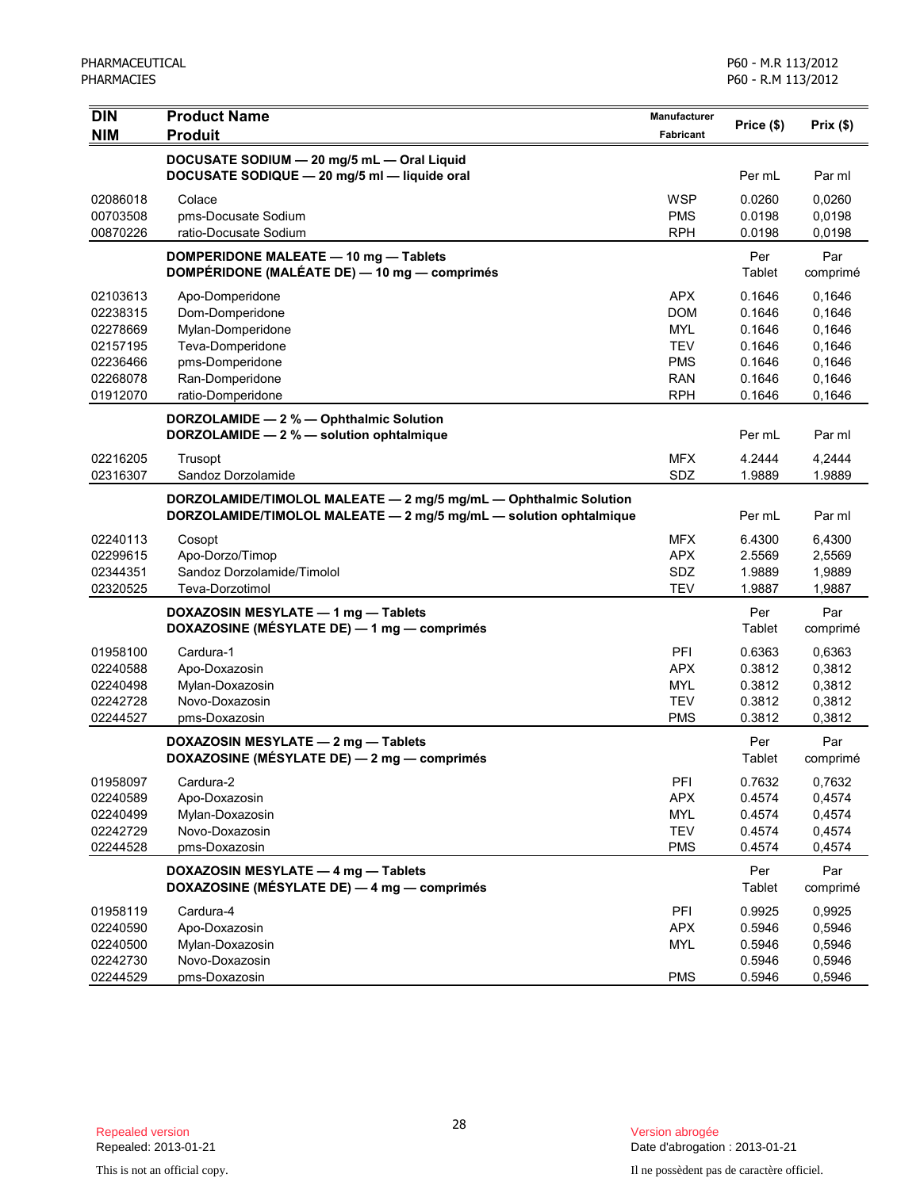| DIN<br>NIM | Product Name<br>Produit | Manufacturer<br>Fabricant | Price ($) | Prix ($) |
|---|---|---|---|---|
| | **DOCUSATE SODIUM — 20 mg/5 mL — Oral Liquid**<br>**DOCUSATE SODIQUE — 20 mg/5 ml — liquide oral** | | Per mL | Par ml |
| 02086018 | Colace | WSP | 0.0260 | 0,0260 |
| 00703508 | pms-Docusate Sodium | PMS | 0.0198 | 0,0198 |
| 00870226 | ratio-Docusate Sodium | RPH | 0.0198 | 0,0198 |
| | **DOMPERIDONE MALEATE — 10 mg — Tablets**<br>**DOMPÉRIDONE (MALÉATE DE) — 10 mg — comprimés** | | Per Tablet | Par comprimé |
| 02103613 | Apo-Domperidone | APX | 0.1646 | 0,1646 |
| 02238315 | Dom-Domperidone | DOM | 0.1646 | 0,1646 |
| 02278669 | Mylan-Domperidone | MYL | 0.1646 | 0,1646 |
| 02157195 | Teva-Domperidone | TEV | 0.1646 | 0,1646 |
| 02236466 | pms-Domperidone | PMS | 0.1646 | 0,1646 |
| 02268078 | Ran-Domperidone | RAN | 0.1646 | 0,1646 |
| 01912070 | ratio-Domperidone | RPH | 0.1646 | 0,1646 |
| | **DORZOLAMIDE — 2 % — Ophthalmic Solution**<br>**DORZOLAMIDE — 2 % — solution ophtalmique** | | Per mL | Par ml |
| 02216205 | Trusopt | MFX | 4.2444 | 4,2444 |
| 02316307 | Sandoz Dorzolamide | SDZ | 1.9889 | 1.9889 |
| | **DORZOLAMIDE/TIMOLOL MALEATE — 2 mg/5 mg/mL — Ophthalmic Solution**<br>**DORZOLAMIDE/TIMOLOL MALEATE — 2 mg/5 mg/mL — solution ophtalmique** | | Per mL | Par ml |
| 02240113 | Cosopt | MFX | 6.4300 | 6,4300 |
| 02299615 | Apo-Dorzo/Timop | APX | 2.5569 | 2,5569 |
| 02344351 | Sandoz Dorzolamide/Timolol | SDZ | 1.9889 | 1,9889 |
| 02320525 | Teva-Dorzotimol | TEV | 1.9887 | 1,9887 |
| | **DOXAZOSIN MESYLATE — 1 mg — Tablets**<br>**DOXAZOSINE (MÉSYLATE DE) — 1 mg — comprimés** | | Per Tablet | Par comprimé |
| 01958100 | Cardura-1 | PFI | 0.6363 | 0,6363 |
| 02240588 | Apo-Doxazosin | APX | 0.3812 | 0,3812 |
| 02240498 | Mylan-Doxazosin | MYL | 0.3812 | 0,3812 |
| 02242728 | Novo-Doxazosin | TEV | 0.3812 | 0,3812 |
| 02244527 | pms-Doxazosin | PMS | 0.3812 | 0,3812 |
| | **DOXAZOSIN MESYLATE — 2 mg — Tablets**<br>**DOXAZOSINE (MÉSYLATE DE) — 2 mg — comprimés** | | Per Tablet | Par comprimé |
| 01958097 | Cardura-2 | PFI | 0.7632 | 0,7632 |
| 02240589 | Apo-Doxazosin | APX | 0.4574 | 0,4574 |
| 02240499 | Mylan-Doxazosin | MYL | 0.4574 | 0,4574 |
| 02242729 | Novo-Doxazosin | TEV | 0.4574 | 0,4574 |
| 02244528 | pms-Doxazosin | PMS | 0.4574 | 0,4574 |
| | **DOXAZOSIN MESYLATE — 4 mg — Tablets**<br>**DOXAZOSINE (MÉSYLATE DE) — 4 mg — comprimés** | | Per Tablet | Par comprimé |
| 01958119 | Cardura-4 | PFI | 0.9925 | 0,9925 |
| 02240590 | Apo-Doxazosin | APX | 0.5946 | 0,5946 |
| 02240500 | Mylan-Doxazosin | MYL | 0.5946 | 0,5946 |
| 02242730 | Novo-Doxazosin | | 0.5946 | 0,5946 |
| 02244529 | pms-Doxazosin | PMS | 0.5946 | 0,5946 |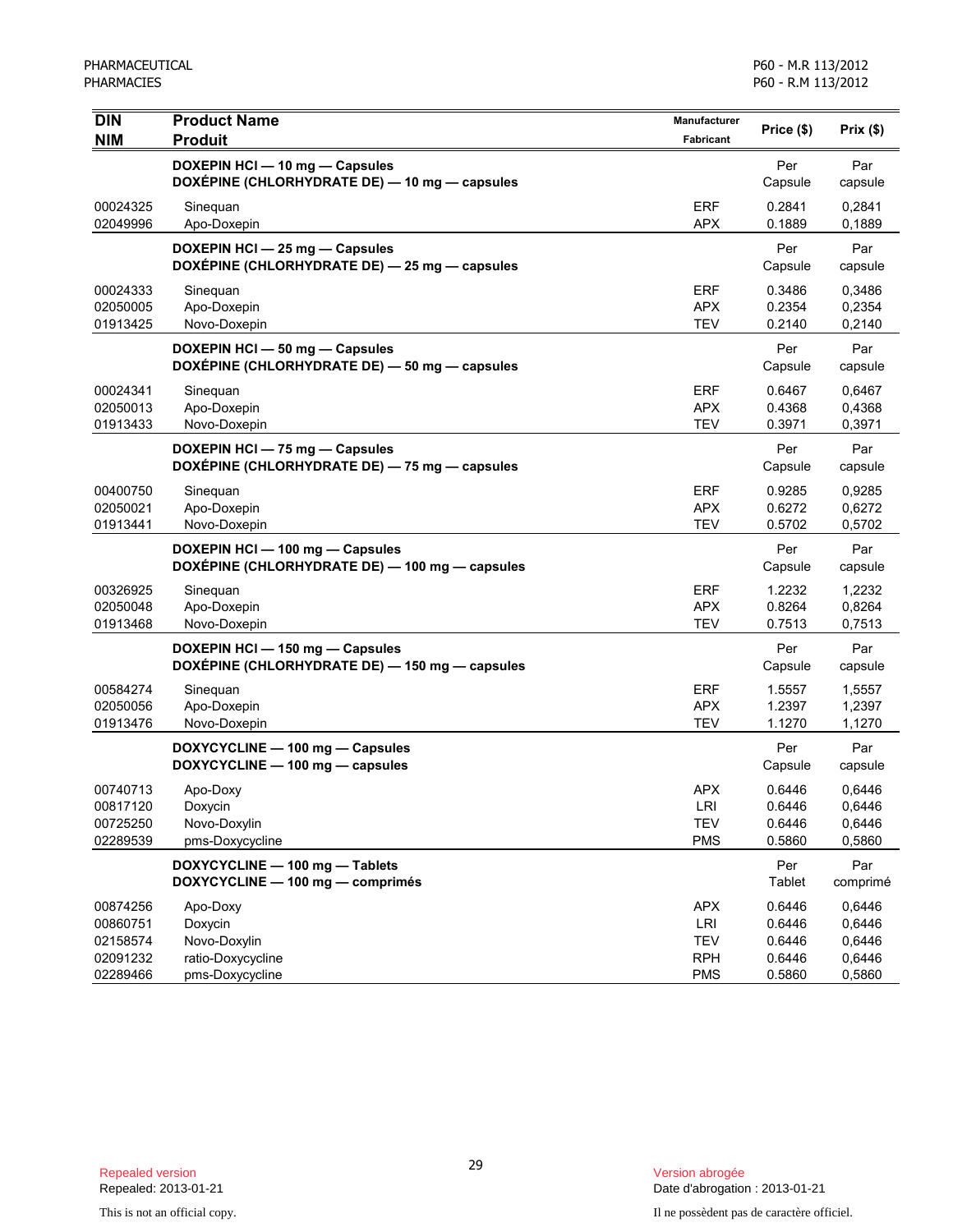| DIN<br>NIM | Product Name<br>Produit | Manufacturer<br>Fabricant | Price ($) | Prix ($) |
|---|---|---|---|---|
| | **DOXEPIN HCl — 10 mg — Capsules**<br>**DOXÉPINE (CHLORHYDRATE DE) — 10 mg — capsules** | | Per Capsule | Par capsule |
| 00024325 | Sinequan | ERF | 0.2841 | 0,2841 |
| 02049996 | Apo-Doxepin | APX | 0.1889 | 0,1889 |
| | **DOXEPIN HCl — 25 mg — Capsules**<br>**DOXÉPINE (CHLORHYDRATE DE) — 25 mg — capsules** | | Per Capsule | Par capsule |
| 00024333 | Sinequan | ERF | 0.3486 | 0,3486 |
| 02050005 | Apo-Doxepin | APX | 0.2354 | 0,2354 |
| 01913425 | Novo-Doxepin | TEV | 0.2140 | 0,2140 |
| | **DOXEPIN HCl — 50 mg — Capsules**<br>**DOXÉPINE (CHLORHYDRATE DE) — 50 mg — capsules** | | Per Capsule | Par capsule |
| 00024341 | Sinequan | ERF | 0.6467 | 0,6467 |
| 02050013 | Apo-Doxepin | APX | 0.4368 | 0,4368 |
| 01913433 | Novo-Doxepin | TEV | 0.3971 | 0,3971 |
| | **DOXEPIN HCl — 75 mg — Capsules**<br>**DOXÉPINE (CHLORHYDRATE DE) — 75 mg — capsules** | | Per Capsule | Par capsule |
| 00400750 | Sinequan | ERF | 0.9285 | 0,9285 |
| 02050021 | Apo-Doxepin | APX | 0.6272 | 0,6272 |
| 01913441 | Novo-Doxepin | TEV | 0.5702 | 0,5702 |
| | **DOXEPIN HCl — 100 mg — Capsules**<br>**DOXÉPINE (CHLORHYDRATE DE) — 100 mg — capsules** | | Per Capsule | Par capsule |
| 00326925 | Sinequan | ERF | 1.2232 | 1,2232 |
| 02050048 | Apo-Doxepin | APX | 0.8264 | 0,8264 |
| 01913468 | Novo-Doxepin | TEV | 0.7513 | 0,7513 |
| | **DOXEPIN HCl — 150 mg — Capsules**<br>**DOXÉPINE (CHLORHYDRATE DE) — 150 mg — capsules** | | Per Capsule | Par capsule |
| 00584274 | Sinequan | ERF | 1.5557 | 1,5557 |
| 02050056 | Apo-Doxepin | APX | 1.2397 | 1,2397 |
| 01913476 | Novo-Doxepin | TEV | 1.1270 | 1,1270 |
| | **DOXYCYCLINE — 100 mg — Capsules**<br>**DOXYCYCLINE — 100 mg — capsules** | | Per Capsule | Par capsule |
| 00740713 | Apo-Doxy | APX | 0.6446 | 0,6446 |
| 00817120 | Doxycin | LRI | 0.6446 | 0,6446 |
| 00725250 | Novo-Doxylin | TEV | 0.6446 | 0,6446 |
| 02289539 | pms-Doxycycline | PMS | 0.5860 | 0,5860 |
| | **DOXYCYCLINE — 100 mg — Tablets**<br>**DOXYCYCLINE — 100 mg — comprimés** | | Per Tablet | Par comprimé |
| 00874256 | Apo-Doxy | APX | 0.6446 | 0,6446 |
| 00860751 | Doxycin | LRI | 0.6446 | 0,6446 |
| 02158574 | Novo-Doxylin | TEV | 0.6446 | 0,6446 |
| 02091232 | ratio-Doxycycline | RPH | 0.6446 | 0,6446 |
| 02289466 | pms-Doxycycline | PMS | 0.5860 | 0,5860 |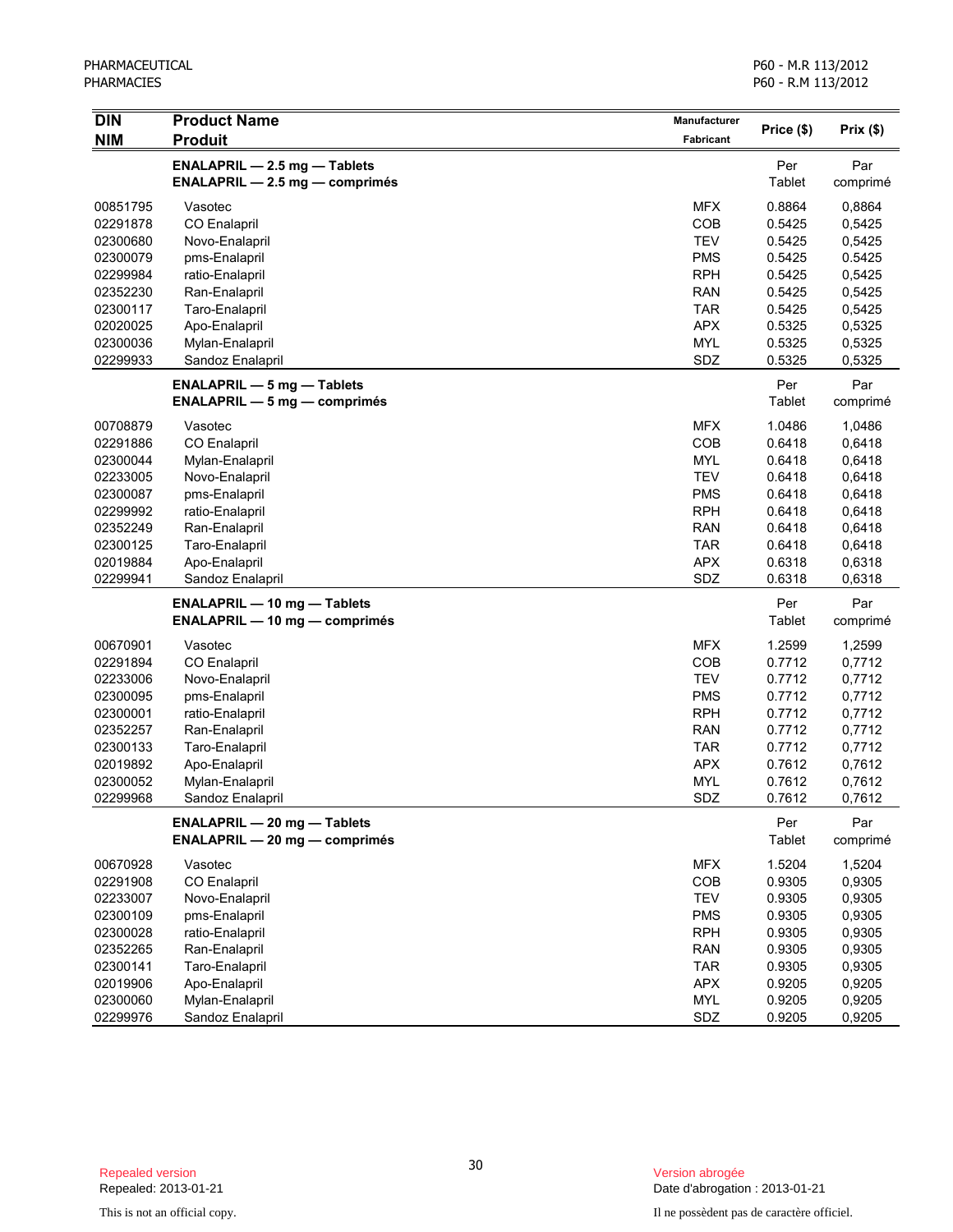| DIN<br>NIM | Product Name<br>Produit | Manufacturer<br>Fabricant | Price ($) | Prix ($) |
|---|---|---|---|---|
| | **ENALAPRIL — 2.5 mg — Tablets**<br>**ENALAPRIL — 2.5 mg — comprimés** | | Per Tablet | Par comprimé |
| 00851795 | Vasotec | MFX | 0.8864 | 0,8864 |
| 02291878 | CO Enalapril | COB | 0.5425 | 0,5425 |
| 02300680 | Novo-Enalapril | TEV | 0.5425 | 0,5425 |
| 02300079 | pms-Enalapril | PMS | 0.5425 | 0.5425 |
| 02299984 | ratio-Enalapril | RPH | 0.5425 | 0,5425 |
| 02352230 | Ran-Enalapril | RAN | 0.5425 | 0,5425 |
| 02300117 | Taro-Enalapril | TAR | 0.5425 | 0,5425 |
| 02020025 | Apo-Enalapril | APX | 0.5325 | 0,5325 |
| 02300036 | Mylan-Enalapril | MYL | 0.5325 | 0,5325 |
| 02299933 | Sandoz Enalapril | SDZ | 0.5325 | 0,5325 |
| | **ENALAPRIL — 5 mg — Tablets**<br>**ENALAPRIL — 5 mg — comprimés** | | Per Tablet | Par comprimé |
| 00708879 | Vasotec | MFX | 1.0486 | 1,0486 |
| 02291886 | CO Enalapril | COB | 0.6418 | 0,6418 |
| 02300044 | Mylan-Enalapril | MYL | 0.6418 | 0,6418 |
| 02233005 | Novo-Enalapril | TEV | 0.6418 | 0,6418 |
| 02300087 | pms-Enalapril | PMS | 0.6418 | 0,6418 |
| 02299992 | ratio-Enalapril | RPH | 0.6418 | 0,6418 |
| 02352249 | Ran-Enalapril | RAN | 0.6418 | 0,6418 |
| 02300125 | Taro-Enalapril | TAR | 0.6418 | 0,6418 |
| 02019884 | Apo-Enalapril | APX | 0.6318 | 0,6318 |
| 02299941 | Sandoz Enalapril | SDZ | 0.6318 | 0,6318 |
| | **ENALAPRIL — 10 mg — Tablets**<br>**ENALAPRIL — 10 mg — comprimés** | | Per Tablet | Par comprimé |
| 00670901 | Vasotec | MFX | 1.2599 | 1,2599 |
| 02291894 | CO Enalapril | COB | 0.7712 | 0,7712 |
| 02233006 | Novo-Enalapril | TEV | 0.7712 | 0,7712 |
| 02300095 | pms-Enalapril | PMS | 0.7712 | 0,7712 |
| 02300001 | ratio-Enalapril | RPH | 0.7712 | 0,7712 |
| 02352257 | Ran-Enalapril | RAN | 0.7712 | 0,7712 |
| 02300133 | Taro-Enalapril | TAR | 0.7712 | 0,7712 |
| 02019892 | Apo-Enalapril | APX | 0.7612 | 0,7612 |
| 02300052 | Mylan-Enalapril | MYL | 0.7612 | 0,7612 |
| 02299968 | Sandoz Enalapril | SDZ | 0.7612 | 0,7612 |
| | **ENALAPRIL — 20 mg — Tablets**<br>**ENALAPRIL — 20 mg — comprimés** | | Per Tablet | Par comprimé |
| 00670928 | Vasotec | MFX | 1.5204 | 1,5204 |
| 02291908 | CO Enalapril | COB | 0.9305 | 0,9305 |
| 02233007 | Novo-Enalapril | TEV | 0.9305 | 0,9305 |
| 02300109 | pms-Enalapril | PMS | 0.9305 | 0,9305 |
| 02300028 | ratio-Enalapril | RPH | 0.9305 | 0,9305 |
| 02352265 | Ran-Enalapril | RAN | 0.9305 | 0,9305 |
| 02300141 | Taro-Enalapril | TAR | 0.9305 | 0,9305 |
| 02019906 | Apo-Enalapril | APX | 0.9205 | 0,9205 |
| 02300060 | Mylan-Enalapril | MYL | 0.9205 | 0,9205 |
| 02299976 | Sandoz Enalapril | SDZ | 0.9205 | 0,9205 |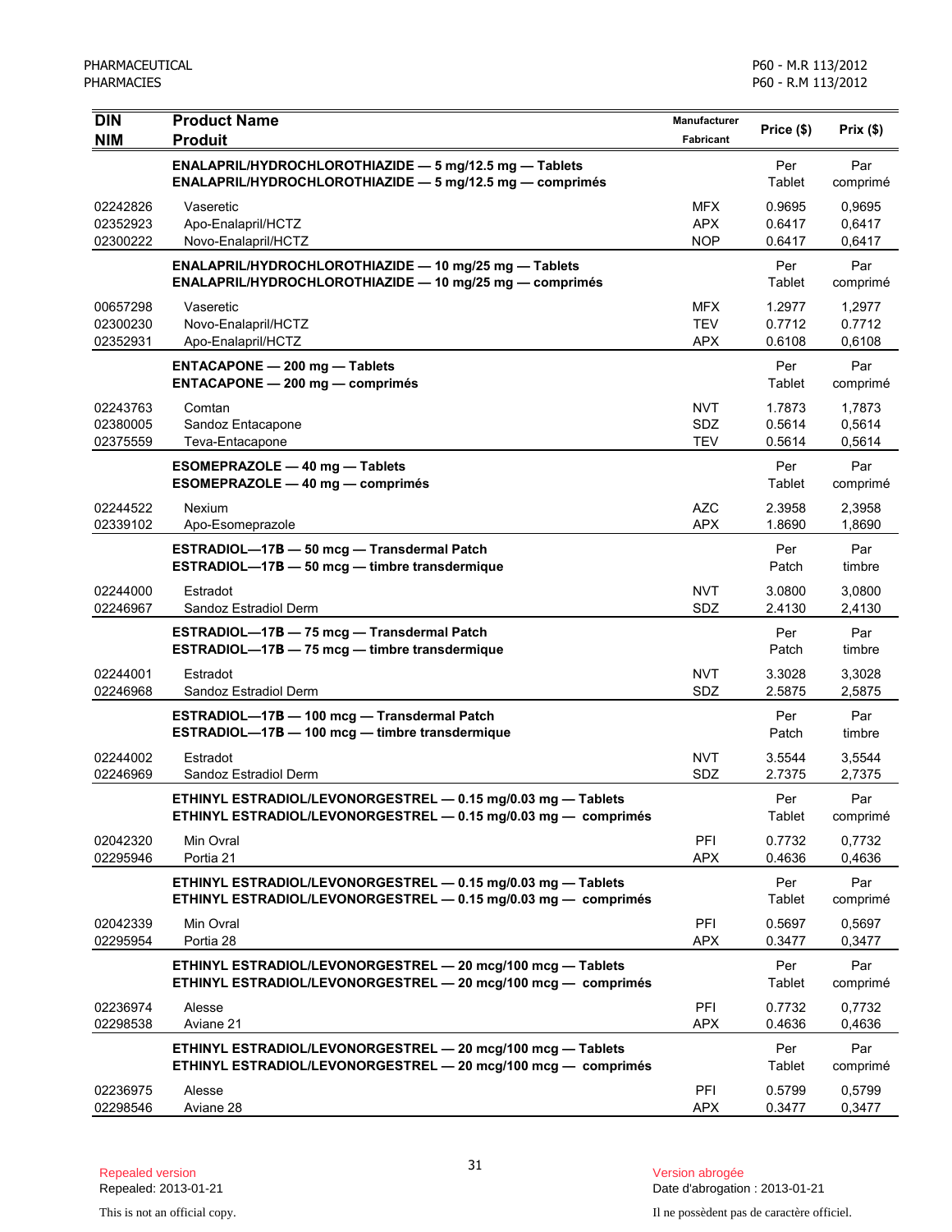| DIN<br>NIM | Product Name<br>Produit | Manufacturer<br>Fabricant | Price ($) | Prix ($) |
|---|---|---|---|---|
| | **ENALAPRIL/HYDROCHLOROTHIAZIDE — 5 mg/12.5 mg — Tablets**<br>**ENALAPRIL/HYDROCHLOROTHIAZIDE — 5 mg/12.5 mg — comprimés** | | Per Tablet | Par comprimé |
| 02242826 | Vaseretic | MFX | 0.9695 | 0,9695 |
| 02352923 | Apo-Enalapril/HCTZ | APX | 0.6417 | 0,6417 |
| 02300222 | Novo-Enalapril/HCTZ | NOP | 0.6417 | 0,6417 |
| | **ENALAPRIL/HYDROCHLOROTHIAZIDE — 10 mg/25 mg — Tablets**<br>**ENALAPRIL/HYDROCHLOROTHIAZIDE — 10 mg/25 mg — comprimés** | | Per Tablet | Par comprimé |
| 00657298 | Vaseretic | MFX | 1.2977 | 1,2977 |
| 02300230 | Novo-Enalapril/HCTZ | TEV | 0.7712 | 0.7712 |
| 02352931 | Apo-Enalapril/HCTZ | APX | 0.6108 | 0,6108 |
| | **ENTACAPONE — 200 mg — Tablets**<br>**ENTACAPONE — 200 mg — comprimés** | | Per Tablet | Par comprimé |
| 02243763 | Comtan | NVT | 1.7873 | 1,7873 |
| 02380005 | Sandoz Entacapone | SDZ | 0.5614 | 0,5614 |
| 02375559 | Teva-Entacapone | TEV | 0.5614 | 0,5614 |
| | **ESOMEPRAZOLE — 40 mg — Tablets**<br>**ESOMEPRAZOLE — 40 mg — comprimés** | | Per Tablet | Par comprimé |
| 02244522 | Nexium | AZC | 2.3958 | 2,3958 |
| 02339102 | Apo-Esomeprazole | APX | 1.8690 | 1,8690 |
| | **ESTRADIOL—17B — 50 mcg — Transdermal Patch**<br>**ESTRADIOL—17B — 50 mcg — timbre transdermique** | | Per Patch | Par timbre |
| 02244000 | Estradot | NVT | 3.0800 | 3,0800 |
| 02246967 | Sandoz Estradiol Derm | SDZ | 2.4130 | 2,4130 |
| | **ESTRADIOL—17B — 75 mcg — Transdermal Patch**<br>**ESTRADIOL—17B — 75 mcg — timbre transdermique** | | Per Patch | Par timbre |
| 02244001 | Estradot | NVT | 3.3028 | 3,3028 |
| 02246968 | Sandoz Estradiol Derm | SDZ | 2.5875 | 2,5875 |
| | **ESTRADIOL—17B — 100 mcg — Transdermal Patch**<br>**ESTRADIOL—17B — 100 mcg — timbre transdermique** | | Per Patch | Par timbre |
| 02244002 | Estradot | NVT | 3.5544 | 3,5544 |
| 02246969 | Sandoz Estradiol Derm | SDZ | 2.7375 | 2,7375 |
| | **ETHINYL ESTRADIOL/LEVONORGESTREL — 0.15 mg/0.03 mg — Tablets**<br>**ETHINYL ESTRADIOL/LEVONORGESTREL — 0.15 mg/0.03 mg — comprimés** | | Per Tablet | Par comprimé |
| 02042320 | Min Ovral | PFI | 0.7732 | 0,7732 |
| 02295946 | Portia 21 | APX | 0.4636 | 0,4636 |
| | **ETHINYL ESTRADIOL/LEVONORGESTREL — 0.15 mg/0.03 mg — Tablets**<br>**ETHINYL ESTRADIOL/LEVONORGESTREL — 0.15 mg/0.03 mg — comprimés** | | Per Tablet | Par comprimé |
| 02042339 | Min Ovral | PFI | 0.5697 | 0,5697 |
| 02295954 | Portia 28 | APX | 0.3477 | 0,3477 |
| | **ETHINYL ESTRADIOL/LEVONORGESTREL — 20 mcg/100 mcg — Tablets**<br>**ETHINYL ESTRADIOL/LEVONORGESTREL — 20 mcg/100 mcg — comprimés** | | Per Tablet | Par comprimé |
| 02236974 | Alesse | PFI | 0.7732 | 0,7732 |
| 02298538 | Aviane 21 | APX | 0.4636 | 0,4636 |
| | **ETHINYL ESTRADIOL/LEVONORGESTREL — 20 mcg/100 mcg — Tablets**<br>**ETHINYL ESTRADIOL/LEVONORGESTREL — 20 mcg/100 mcg — comprimés** | | Per Tablet | Par comprimé |
| 02236975 | Alesse | PFI | 0.5799 | 0,5799 |
| 02298546 | Aviane 28 | APX | 0.3477 | 0,3477 |

Repealed version
Repealed: 2013-01-21

Version abrogée
Date d'abrogation : 2013-01-21

This is not an official copy.

Il ne possèdent pas de caractère officiel.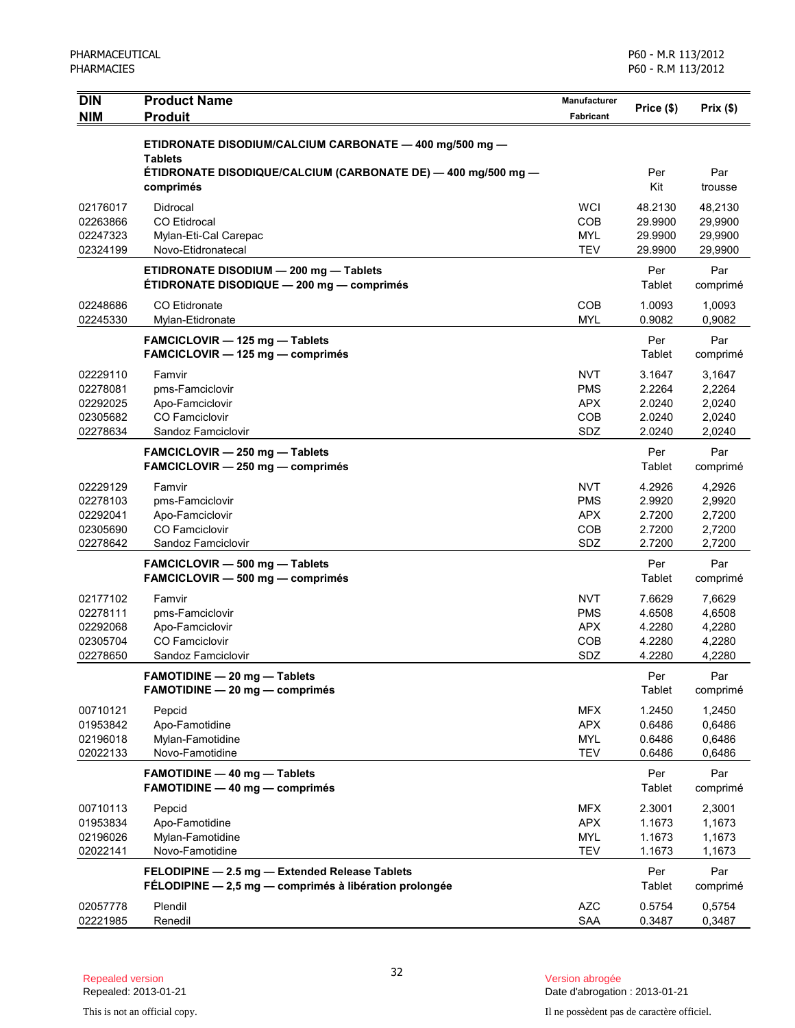| DIN<br>NIM | Product Name<br>Produit | Manufacturer<br>Fabricant | Price ($) | Prix ($) |
|---|---|---|---|---|
| | **ETIDRONATE DISODIUM/CALCIUM CARBONATE — 400 mg/500 mg — Tablets**<br>**ÉTIDRONATE DISODIQUE/CALCIUM (CARBONATE DE) — 400 mg/500 mg — comprimés** | | Per Kit | Par trousse |
| 02176017 | Didrocal | WCI | 48.2130 | 48,2130 |
| 02263866 | CO Etidrocal | COB | 29.9900 | 29,9900 |
| 02247323 | Mylan-Eti-Cal Carepac | MYL | 29.9900 | 29,9900 |
| 02324199 | Novo-Etidronatecal | TEV | 29.9900 | 29,9900 |
| | **ETIDRONATE DISODIUM — 200 mg — Tablets**<br>**ÉTIDRONATE DISODIQUE — 200 mg — comprimés** | | Per Tablet | Par comprimé |
| 02248686 | CO Etidronate | COB | 1.0093 | 1,0093 |
| 02245330 | Mylan-Etidronate | MYL | 0.9082 | 0,9082 |
| | **FAMCICLOVIR — 125 mg — Tablets**<br>**FAMCICLOVIR — 125 mg — comprimés** | | Per Tablet | Par comprimé |
| 02229110 | Famvir | NVT | 3.1647 | 3,1647 |
| 02278081 | pms-Famciclovir | PMS | 2.2264 | 2,2264 |
| 02292025 | Apo-Famciclovir | APX | 2.0240 | 2,0240 |
| 02305682 | CO Famciclovir | COB | 2.0240 | 2,0240 |
| 02278634 | Sandoz Famciclovir | SDZ | 2.0240 | 2,0240 |
| | **FAMCICLOVIR — 250 mg — Tablets**<br>**FAMCICLOVIR — 250 mg — comprimés** | | Per Tablet | Par comprimé |
| 02229129 | Famvir | NVT | 4.2926 | 4,2926 |
| 02278103 | pms-Famciclovir | PMS | 2.9920 | 2,9920 |
| 02292041 | Apo-Famciclovir | APX | 2.7200 | 2,7200 |
| 02305690 | CO Famciclovir | COB | 2.7200 | 2,7200 |
| 02278642 | Sandoz Famciclovir | SDZ | 2.7200 | 2,7200 |
| | **FAMCICLOVIR — 500 mg — Tablets**<br>**FAMCICLOVIR — 500 mg — comprimés** | | Per Tablet | Par comprimé |
| 02177102 | Famvir | NVT | 7.6629 | 7,6629 |
| 02278111 | pms-Famciclovir | PMS | 4.6508 | 4,6508 |
| 02292068 | Apo-Famciclovir | APX | 4.2280 | 4,2280 |
| 02305704 | CO Famciclovir | COB | 4.2280 | 4,2280 |
| 02278650 | Sandoz Famciclovir | SDZ | 4.2280 | 4,2280 |
| | **FAMOTIDINE — 20 mg — Tablets**<br>**FAMOTIDINE — 20 mg — comprimés** | | Per Tablet | Par comprimé |
| 00710121 | Pepcid | MFX | 1.2450 | 1,2450 |
| 01953842 | Apo-Famotidine | APX | 0.6486 | 0,6486 |
| 02196018 | Mylan-Famotidine | MYL | 0.6486 | 0,6486 |
| 02022133 | Novo-Famotidine | TEV | 0.6486 | 0,6486 |
| | **FAMOTIDINE — 40 mg — Tablets**<br>**FAMOTIDINE — 40 mg — comprimés** | | Per Tablet | Par comprimé |
| 00710113 | Pepcid | MFX | 2.3001 | 2,3001 |
| 01953834 | Apo-Famotidine | APX | 1.1673 | 1,1673 |
| 02196026 | Mylan-Famotidine | MYL | 1.1673 | 1,1673 |
| 02022141 | Novo-Famotidine | TEV | 1.1673 | 1,1673 |
| | **FELODIPINE — 2.5 mg — Extended Release Tablets**<br>**FÉLODIPINE — 2,5 mg — comprimés à libération prolongée** | | Per Tablet | Par comprimé |
| 02057778 | Plendil | AZC | 0.5754 | 0,5754 |
| 02221985 | Renedil | SAA | 0.3487 | 0,3487 |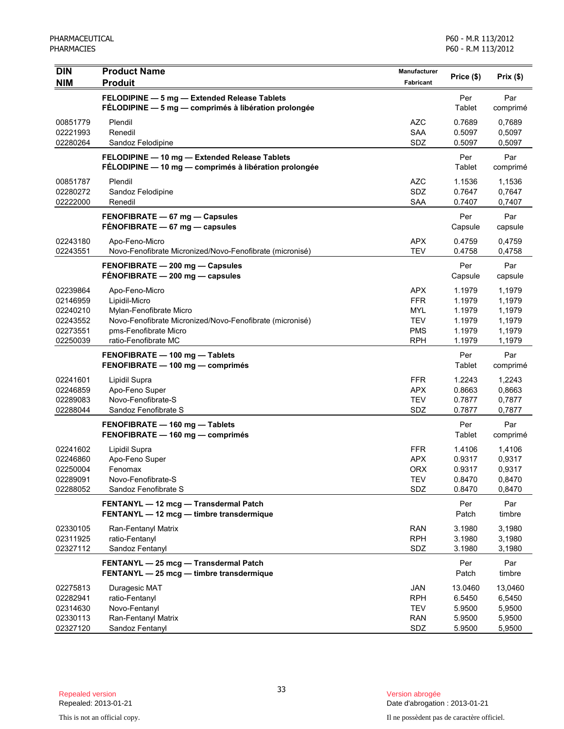| DIN<br>NIM | Product Name<br>Produit | Manufacturer<br>Fabricant | Price ($) | Prix ($) |
|---|---|---|---|---|
| | **FELODIPINE — 5 mg — Extended Release Tablets**<br>**FÉLODIPINE — 5 mg — comprimés à libération prolongée** | | Per Tablet | Par comprimé |
| 00851779 | Plendil | AZC | 0.7689 | 0,7689 |
| 02221993 | Renedil | SAA | 0.5097 | 0,5097 |
| 02280264 | Sandoz Felodipine | SDZ | 0.5097 | 0,5097 |
| | **FELODIPINE — 10 mg — Extended Release Tablets**<br>**FÉLODIPINE — 10 mg — comprimés à libération prolongée** | | Per Tablet | Par comprimé |
| 00851787 | Plendil | AZC | 1.1536 | 1,1536 |
| 02280272 | Sandoz Felodipine | SDZ | 0.7647 | 0,7647 |
| 02222000 | Renedil | SAA | 0.7407 | 0,7407 |
| | **FENOFIBRATE — 67 mg — Capsules**<br>**FÉNOFIBRATE — 67 mg — capsules** | | Per Capsule | Par capsule |
| 02243180 | Apo-Feno-Micro | APX | 0.4759 | 0,4759 |
| 02243551 | Novo-Fenofibrate Micronized/Novo-Fenofibrate (micronisé) | TEV | 0.4758 | 0,4758 |
| | **FENOFIBRATE — 200 mg — Capsules**<br>**FÉNOFIBRATE — 200 mg — capsules** | | Per Capsule | Par capsule |
| 02239864 | Apo-Feno-Micro | APX | 1.1979 | 1,1979 |
| 02146959 | Lipidil-Micro | FFR | 1.1979 | 1,1979 |
| 02240210 | Mylan-Fenofibrate Micro | MYL | 1.1979 | 1,1979 |
| 02243552 | Novo-Fenofibrate Micronized/Novo-Fenofibrate (micronisé) | TEV | 1.1979 | 1,1979 |
| 02273551 | pms-Fenofibrate Micro | PMS | 1.1979 | 1,1979 |
| 02250039 | ratio-Fenofibrate MC | RPH | 1.1979 | 1,1979 |
| | **FENOFIBRATE — 100 mg — Tablets**<br>**FENOFIBRATE — 100 mg — comprimés** | | Per Tablet | Par comprimé |
| 02241601 | Lipidil Supra | FFR | 1.2243 | 1,2243 |
| 02246859 | Apo-Feno Super | APX | 0.8663 | 0,8663 |
| 02289083 | Novo-Fenofibrate-S | TEV | 0.7877 | 0,7877 |
| 02288044 | Sandoz Fenofibrate S | SDZ | 0.7877 | 0,7877 |
| | **FENOFIBRATE — 160 mg — Tablets**<br>**FENOFIBRATE — 160 mg — comprimés** | | Per Tablet | Par comprimé |
| 02241602 | Lipidil Supra | FFR | 1.4106 | 1,4106 |
| 02246860 | Apo-Feno Super | APX | 0.9317 | 0,9317 |
| 02250004 | Fenomax | ORX | 0.9317 | 0,9317 |
| 02289091 | Novo-Fenofibrate-S | TEV | 0.8470 | 0,8470 |
| 02288052 | Sandoz Fenofibrate S | SDZ | 0.8470 | 0,8470 |
| | **FENTANYL — 12 mcg — Transdermal Patch**<br>**FENTANYL — 12 mcg — timbre transdermique** | | Per Patch | Par timbre |
| 02330105 | Ran-Fentanyl Matrix | RAN | 3.1980 | 3,1980 |
| 02311925 | ratio-Fentanyl | RPH | 3.1980 | 3,1980 |
| 02327112 | Sandoz Fentanyl | SDZ | 3.1980 | 3,1980 |
| | **FENTANYL — 25 mcg — Transdermal Patch**<br>**FENTANYL — 25 mcg — timbre transdermique** | | Per Patch | Par timbre |
| 02275813 | Duragesic MAT | JAN | 13.0460 | 13,0460 |
| 02282941 | ratio-Fentanyl | RPH | 6.5450 | 6,5450 |
| 02314630 | Novo-Fentanyl | TEV | 5.9500 | 5,9500 |
| 02330113 | Ran-Fentanyl Matrix | RAN | 5.9500 | 5,9500 |
| 02327120 | Sandoz Fentanyl | SDZ | 5.9500 | 5,9500 |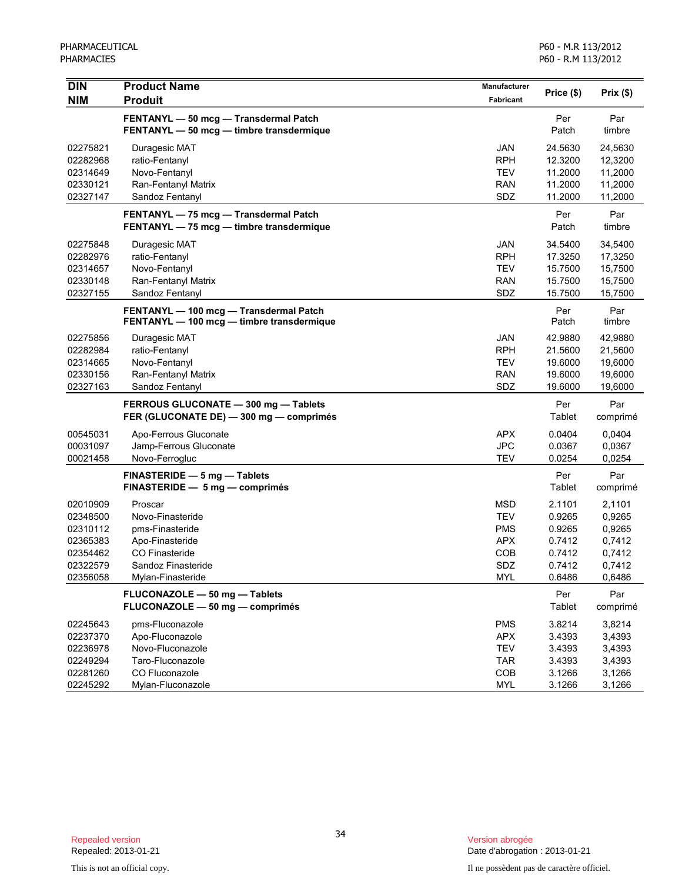| DIN<br>NIM | Product Name<br>Produit | Manufacturer<br>Fabricant | Price ($) | Prix ($) |
|---|---|---|---|---|
| | **FENTANYL — 50 mcg — Transdermal Patch**<br>**FENTANYL — 50 mcg — timbre transdermique** | | Per Patch | Par timbre |
| 02275821 | Duragesic MAT | JAN | 24.5630 | 24,5630 |
| 02282968 | ratio-Fentanyl | RPH | 12.3200 | 12,3200 |
| 02314649 | Novo-Fentanyl | TEV | 11.2000 | 11,2000 |
| 02330121 | Ran-Fentanyl Matrix | RAN | 11.2000 | 11,2000 |
| 02327147 | Sandoz Fentanyl | SDZ | 11.2000 | 11,2000 |
| | **FENTANYL — 75 mcg — Transdermal Patch**<br>**FENTANYL — 75 mcg — timbre transdermique** | | Per Patch | Par timbre |
| 02275848 | Duragesic MAT | JAN | 34.5400 | 34,5400 |
| 02282976 | ratio-Fentanyl | RPH | 17.3250 | 17,3250 |
| 02314657 | Novo-Fentanyl | TEV | 15.7500 | 15,7500 |
| 02330148 | Ran-Fentanyl Matrix | RAN | 15.7500 | 15,7500 |
| 02327155 | Sandoz Fentanyl | SDZ | 15.7500 | 15,7500 |
| | **FENTANYL — 100 mcg — Transdermal Patch**<br>**FENTANYL — 100 mcg — timbre transdermique** | | Per Patch | Par timbre |
| 02275856 | Duragesic MAT | JAN | 42.9880 | 42,9880 |
| 02282984 | ratio-Fentanyl | RPH | 21.5600 | 21,5600 |
| 02314665 | Novo-Fentanyl | TEV | 19.6000 | 19,6000 |
| 02330156 | Ran-Fentanyl Matrix | RAN | 19.6000 | 19,6000 |
| 02327163 | Sandoz Fentanyl | SDZ | 19.6000 | 19,6000 |
| | **FERROUS GLUCONATE — 300 mg — Tablets**<br>**FER (GLUCONATE DE) — 300 mg — comprimés** | | Per Tablet | Par comprimé |
| 00545031 | Apo-Ferrous Gluconate | APX | 0.0404 | 0,0404 |
| 00031097 | Jamp-Ferrous Gluconate | JPC | 0.0367 | 0,0367 |
| 00021458 | Novo-Ferrogluc | TEV | 0.0254 | 0,0254 |
| | **FINASTERIDE — 5 mg — Tablets**<br>**FINASTERIDE — 5 mg — comprimés** | | Per Tablet | Par comprimé |
| 02010909 | Proscar | MSD | 2.1101 | 2,1101 |
| 02348500 | Novo-Finasteride | TEV | 0.9265 | 0,9265 |
| 02310112 | pms-Finasteride | PMS | 0.9265 | 0,9265 |
| 02365383 | Apo-Finasteride | APX | 0.7412 | 0,7412 |
| 02354462 | CO Finasteride | COB | 0.7412 | 0,7412 |
| 02322579 | Sandoz Finasteride | SDZ | 0.7412 | 0,7412 |
| 02356058 | Mylan-Finasteride | MYL | 0.6486 | 0,6486 |
| | **FLUCONAZOLE — 50 mg — Tablets**<br>**FLUCONAZOLE — 50 mg — comprimés** | | Per Tablet | Par comprimé |
| 02245643 | pms-Fluconazole | PMS | 3.8214 | 3,8214 |
| 02237370 | Apo-Fluconazole | APX | 3.4393 | 3,4393 |
| 02236978 | Novo-Fluconazole | TEV | 3.4393 | 3,4393 |
| 02249294 | Taro-Fluconazole | TAR | 3.4393 | 3,4393 |
| 02281260 | CO Fluconazole | COB | 3.1266 | 3,1266 |
| 02245292 | Mylan-Fluconazole | MYL | 3.1266 | 3,1266 |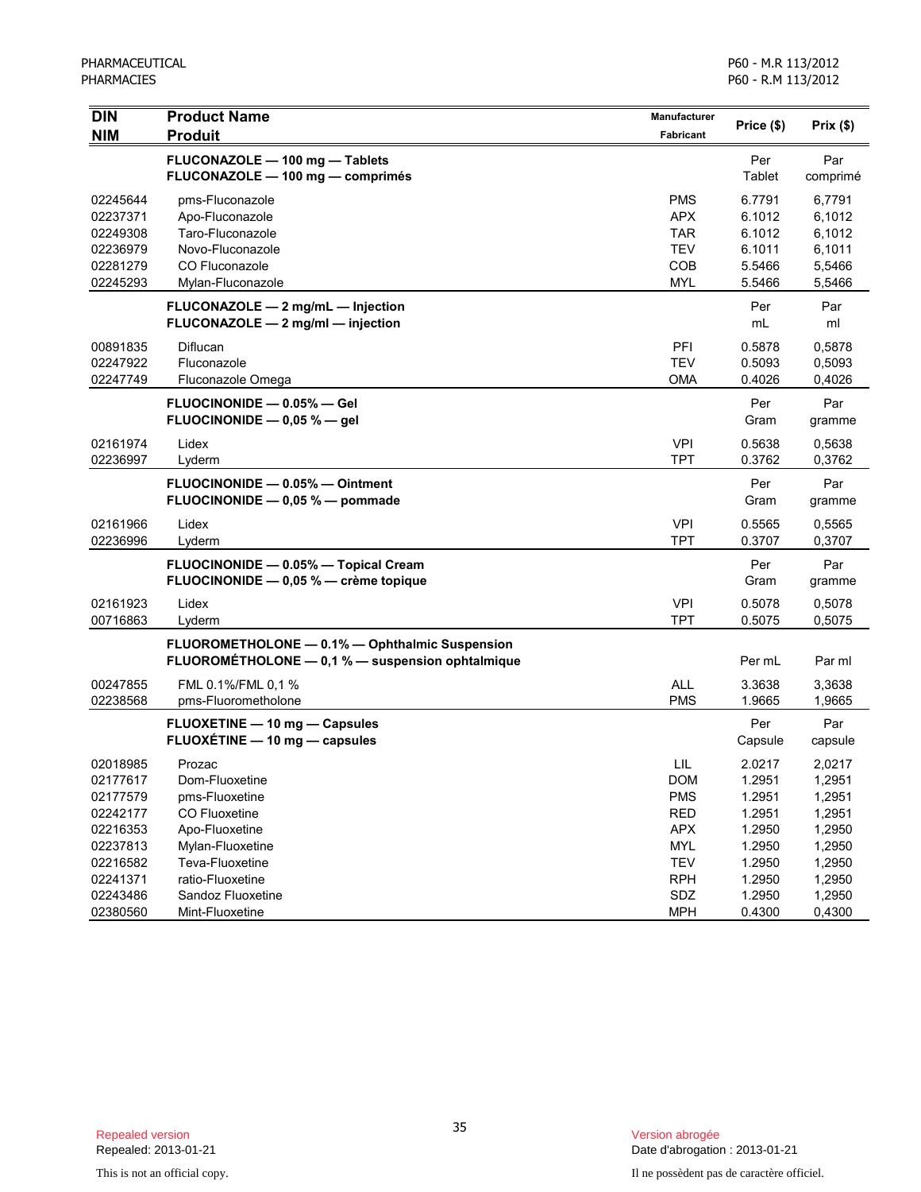| DIN<br>NIM | Product Name<br>Produit | Manufacturer<br>Fabricant | Price ($) | Prix ($) |
|---|---|---|---|---|
| | **FLUCONAZOLE — 100 mg — Tablets**<br>**FLUCONAZOLE — 100 mg — comprimés** | | Per<br>Tablet | Par<br>comprimé |
| 02245644 | pms-Fluconazole | PMS | 6.7791 | 6,7791 |
| 02237371 | Apo-Fluconazole | APX | 6.1012 | 6,1012 |
| 02249308 | Taro-Fluconazole | TAR | 6.1012 | 6,1012 |
| 02236979 | Novo-Fluconazole | TEV | 6.1011 | 6,1011 |
| 02281279 | CO Fluconazole | COB | 5.5466 | 5,5466 |
| 02245293 | Mylan-Fluconazole | MYL | 5.5466 | 5,5466 |
| | **FLUCONAZOLE — 2 mg/mL — Injection**<br>**FLUCONAZOLE — 2 mg/ml — injection** | | Per<br>mL | Par<br>ml |
| 00891835 | Diflucan | PFI | 0.5878 | 0,5878 |
| 02247922 | Fluconazole | TEV | 0.5093 | 0,5093 |
| 02247749 | Fluconazole Omega | OMA | 0.4026 | 0,4026 |
| | **FLUOCINONIDE — 0.05% — Gel**<br>**FLUOCINONIDE — 0,05 % — gel** | | Per<br>Gram | Par<br>gramme |
| 02161974 | Lidex | VPI | 0.5638 | 0,5638 |
| 02236997 | Lyderm | TPT | 0.3762 | 0,3762 |
| | **FLUOCINONIDE — 0.05% — Ointment**<br>**FLUOCINONIDE — 0,05 % — pommade** | | Per<br>Gram | Par<br>gramme |
| 02161966 | Lidex | VPI | 0.5565 | 0,5565 |
| 02236996 | Lyderm | TPT | 0.3707 | 0,3707 |
| | **FLUOCINONIDE — 0.05% — Topical Cream**<br>**FLUOCINONIDE — 0,05 % — crème topique** | | Per<br>Gram | Par<br>gramme |
| 02161923 | Lidex | VPI | 0.5078 | 0,5078 |
| 00716863 | Lyderm | TPT | 0.5075 | 0,5075 |
| | **FLUOROMETHOLONE — 0.1% — Ophthalmic Suspension**<br>**FLUOROMÉTHOLONE — 0,1 % — suspension ophtalmique** | | Per mL | Par ml |
| 00247855 | FML 0.1%/FML 0,1 % | ALL | 3.3638 | 3,3638 |
| 02238568 | pms-Fluorometholone | PMS | 1.9665 | 1,9665 |
| | **FLUOXETINE — 10 mg — Capsules**<br>**FLUOXÉTINE — 10 mg — capsules** | | Per<br>Capsule | Par<br>capsule |
| 02018985 | Prozac | LIL | 2.0217 | 2,0217 |
| 02177617 | Dom-Fluoxetine | DOM | 1.2951 | 1,2951 |
| 02177579 | pms-Fluoxetine | PMS | 1.2951 | 1,2951 |
| 02242177 | CO Fluoxetine | RED | 1.2951 | 1,2951 |
| 02216353 | Apo-Fluoxetine | APX | 1.2950 | 1,2950 |
| 02237813 | Mylan-Fluoxetine | MYL | 1.2950 | 1,2950 |
| 02216582 | Teva-Fluoxetine | TEV | 1.2950 | 1,2950 |
| 02241371 | ratio-Fluoxetine | RPH | 1.2950 | 1,2950 |
| 02243486 | Sandoz Fluoxetine | SDZ | 1.2950 | 1,2950 |
| 02380560 | Mint-Fluoxetine | MPH | 0.4300 | 0,4300 |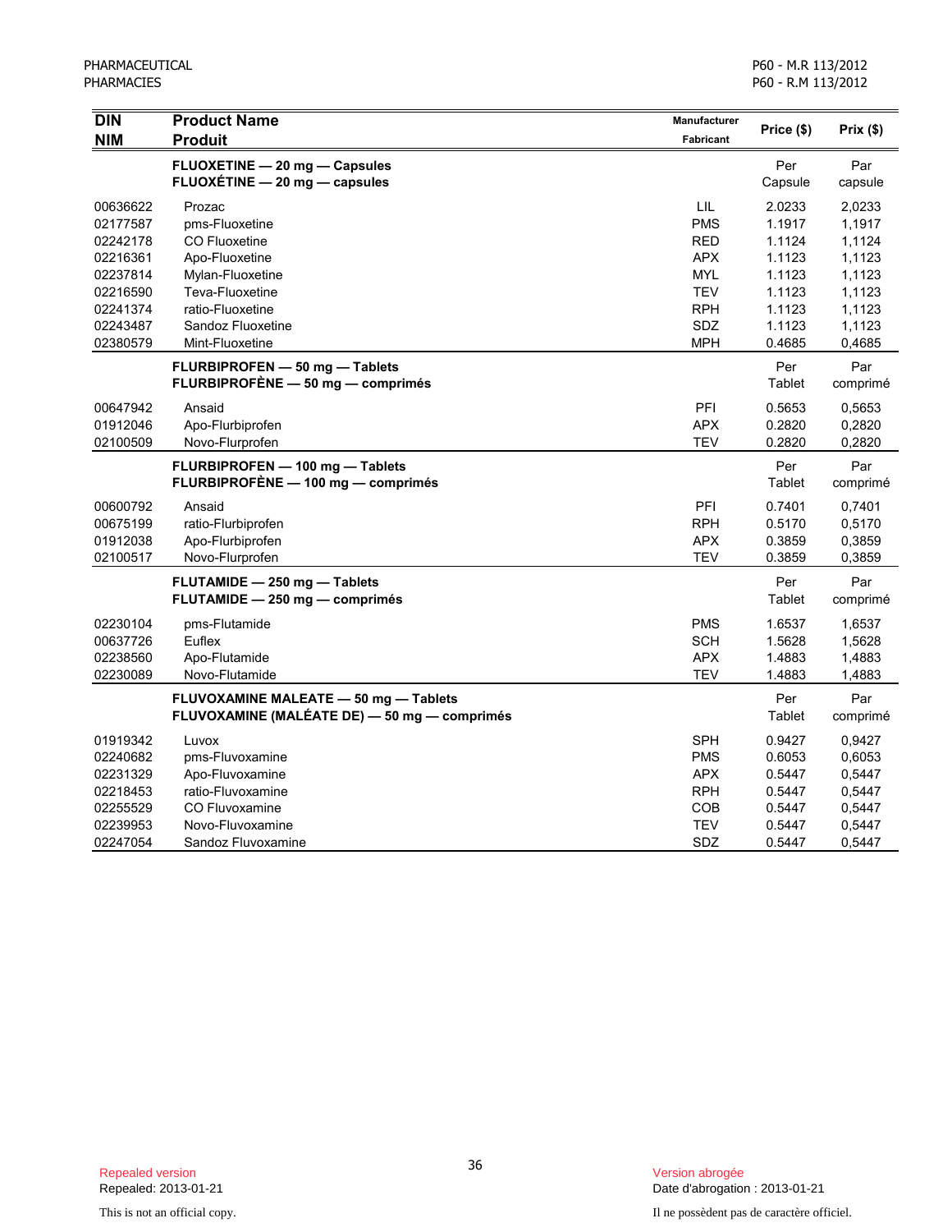| DIN<br>NIM | Product Name<br>Produit | Manufacturer<br>Fabricant | Price ($) | Prix ($) |
|---|---|---|---|---|
| | **FLUOXETINE — 20 mg — Capsules**<br>**FLUOXÉTINE — 20 mg — capsules** | | Per Capsule | Par capsule |
| 00636622 | Prozac | LIL | 2.0233 | 2,0233 |
| 02177587 | pms-Fluoxetine | PMS | 1.1917 | 1,1917 |
| 02242178 | CO Fluoxetine | RED | 1.1124 | 1,1124 |
| 02216361 | Apo-Fluoxetine | APX | 1.1123 | 1,1123 |
| 02237814 | Mylan-Fluoxetine | MYL | 1.1123 | 1,1123 |
| 02216590 | Teva-Fluoxetine | TEV | 1.1123 | 1,1123 |
| 02241374 | ratio-Fluoxetine | RPH | 1.1123 | 1,1123 |
| 02243487 | Sandoz Fluoxetine | SDZ | 1.1123 | 1,1123 |
| 02380579 | Mint-Fluoxetine | MPH | 0.4685 | 0,4685 |
| | **FLURBIPROFEN — 50 mg — Tablets**<br>**FLURBIPROFÈNE — 50 mg — comprimés** | | Per Tablet | Par comprimé |
| 00647942 | Ansaid | PFI | 0.5653 | 0,5653 |
| 01912046 | Apo-Flurbiprofen | APX | 0.2820 | 0,2820 |
| 02100509 | Novo-Flurprofen | TEV | 0.2820 | 0,2820 |
| | **FLURBIPROFEN — 100 mg — Tablets**<br>**FLURBIPROFÈNE — 100 mg — comprimés** | | Per Tablet | Par comprimé |
| 00600792 | Ansaid | PFI | 0.7401 | 0,7401 |
| 00675199 | ratio-Flurbiprofen | RPH | 0.5170 | 0,5170 |
| 01912038 | Apo-Flurbiprofen | APX | 0.3859 | 0,3859 |
| 02100517 | Novo-Flurprofen | TEV | 0.3859 | 0,3859 |
| | **FLUTAMIDE — 250 mg — Tablets**<br>**FLUTAMIDE — 250 mg — comprimés** | | Per Tablet | Par comprimé |
| 02230104 | pms-Flutamide | PMS | 1.6537 | 1,6537 |
| 00637726 | Euflex | SCH | 1.5628 | 1,5628 |
| 02238560 | Apo-Flutamide | APX | 1.4883 | 1,4883 |
| 02230089 | Novo-Flutamide | TEV | 1.4883 | 1,4883 |
| | **FLUVOXAMINE MALEATE — 50 mg — Tablets**<br>**FLUVOXAMINE (MALÉATE DE) — 50 mg — comprimés** | | Per Tablet | Par comprimé |
| 01919342 | Luvox | SPH | 0.9427 | 0,9427 |
| 02240682 | pms-Fluvoxamine | PMS | 0.6053 | 0,6053 |
| 02231329 | Apo-Fluvoxamine | APX | 0.5447 | 0,5447 |
| 02218453 | ratio-Fluvoxamine | RPH | 0.5447 | 0,5447 |
| 02255529 | CO Fluvoxamine | COB | 0.5447 | 0,5447 |
| 02239953 | Novo-Fluvoxamine | TEV | 0.5447 | 0,5447 |
| 02247054 | Sandoz Fluvoxamine | SDZ | 0.5447 | 0,5447 |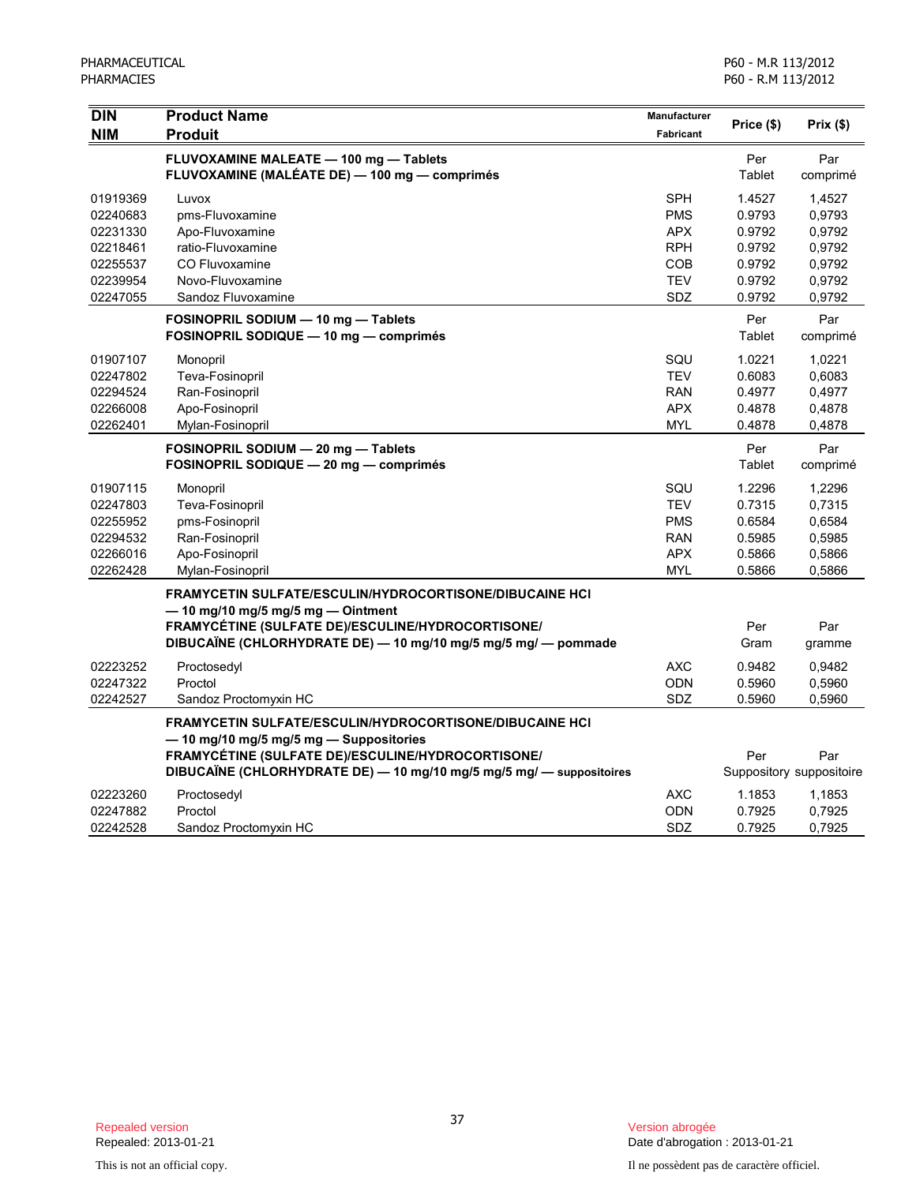| DIN<br>NIM | Product Name<br>Produit | Manufacturer<br>Fabricant | Price ($) | Prix ($) |
|---|---|---|---|---|
| | **FLUVOXAMINE MALEATE — 100 mg — Tablets**<br>**FLUVOXAMINE (MALÉATE DE) — 100 mg — comprimés** | | Per Tablet | Par comprimé |
| 01919369 | Luvox | SPH | 1.4527 | 1,4527 |
| 02240683 | pms-Fluvoxamine | PMS | 0.9793 | 0,9793 |
| 02231330 | Apo-Fluvoxamine | APX | 0.9792 | 0,9792 |
| 02218461 | ratio-Fluvoxamine | RPH | 0.9792 | 0,9792 |
| 02255537 | CO Fluvoxamine | COB | 0.9792 | 0,9792 |
| 02239954 | Novo-Fluvoxamine | TEV | 0.9792 | 0,9792 |
| 02247055 | Sandoz Fluvoxamine | SDZ | 0.9792 | 0,9792 |
| | **FOSINOPRIL SODIUM — 10 mg — Tablets**<br>**FOSINOPRIL SODIQUE — 10 mg — comprimés** | | Per Tablet | Par comprimé |
| 01907107 | Monopril | SQU | 1.0221 | 1,0221 |
| 02247802 | Teva-Fosinopril | TEV | 0.6083 | 0,6083 |
| 02294524 | Ran-Fosinopril | RAN | 0.4977 | 0,4977 |
| 02266008 | Apo-Fosinopril | APX | 0.4878 | 0,4878 |
| 02262401 | Mylan-Fosinopril | MYL | 0.4878 | 0,4878 |
| | **FOSINOPRIL SODIUM — 20 mg — Tablets**<br>**FOSINOPRIL SODIQUE — 20 mg — comprimés** | | Per Tablet | Par comprimé |
| 01907115 | Monopril | SQU | 1.2296 | 1,2296 |
| 02247803 | Teva-Fosinopril | TEV | 0.7315 | 0,7315 |
| 02255952 | pms-Fosinopril | PMS | 0.6584 | 0,6584 |
| 02294532 | Ran-Fosinopril | RAN | 0.5985 | 0,5985 |
| 02266016 | Apo-Fosinopril | APX | 0.5866 | 0,5866 |
| 02262428 | Mylan-Fosinopril | MYL | 0.5866 | 0,5866 |
| | **FRAMYCETIN SULFATE/ESCULIN/HYDROCORTISONE/DIBUCAINE HCl — 10 mg/10 mg/5 mg/5 mg — Ointment**<br>**FRAMYCÉTINE (SULFATE DE)/ESCULINE/HYDROCORTISONE/ DIBUCAÏNE (CHLORHYDRATE DE) — 10 mg/10 mg/5 mg/5 mg/ — pommade** | | Per Gram | Par gramme |
| 02223252 | Proctosedyl | AXC | 0.9482 | 0,9482 |
| 02247322 | Proctol | ODN | 0.5960 | 0,5960 |
| 02242527 | Sandoz Proctomyxin HC | SDZ | 0.5960 | 0,5960 |
| | **FRAMYCETIN SULFATE/ESCULIN/HYDROCORTISONE/DIBUCAINE HCl — 10 mg/10 mg/5 mg/5 mg — Suppositories**<br>**FRAMYCÉTINE (SULFATE DE)/ESCULINE/HYDROCORTISONE/ DIBUCAÏNE (CHLORHYDRATE DE) — 10 mg/10 mg/5 mg/5 mg/ — suppositoires** | | Per Suppository | Par suppositoire |
| 02223260 | Proctosedyl | AXC | 1.1853 | 1,1853 |
| 02247882 | Proctol | ODN | 0.7925 | 0,7925 |
| 02242528 | Sandoz Proctomyxin HC | SDZ | 0.7925 | 0,7925 |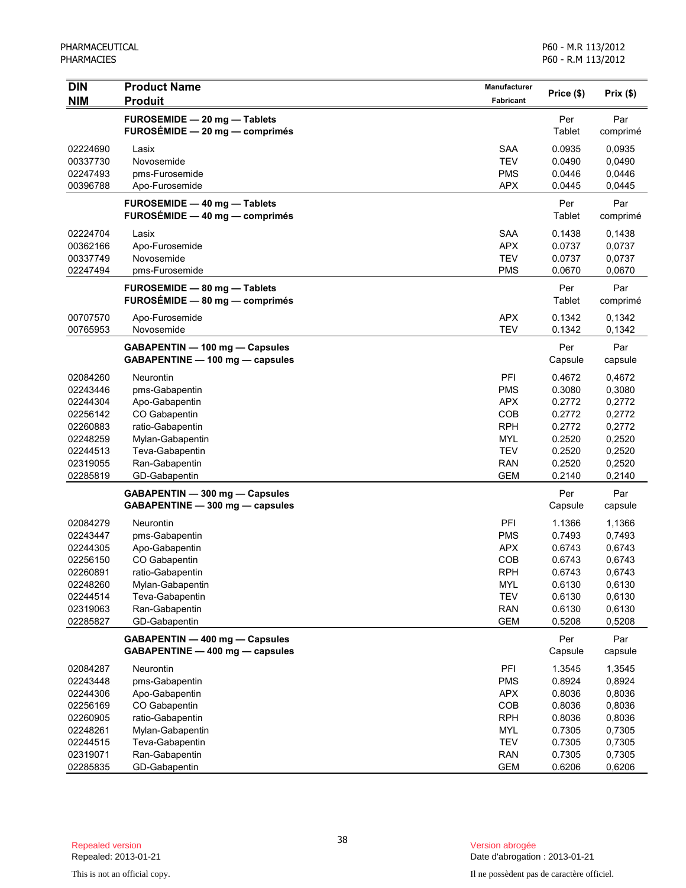| DIN<br>NIM | Product Name<br>Produit | Manufacturer<br>Fabricant | Price ($) | Prix ($) |
|---|---|---|---|---|
| | **FUROSEMIDE — 20 mg — Tablets**<br>**FUROSÉMIDE — 20 mg — comprimés** | | Per Tablet | Par comprimé |
| 02224690 | Lasix | SAA | 0.0935 | 0,0935 |
| 00337730 | Novosemide | TEV | 0.0490 | 0,0490 |
| 02247493 | pms-Furosemide | PMS | 0.0446 | 0,0446 |
| 00396788 | Apo-Furosemide | APX | 0.0445 | 0,0445 |
| | **FUROSEMIDE — 40 mg — Tablets**<br>**FUROSÉMIDE — 40 mg — comprimés** | | Per Tablet | Par comprimé |
| 02224704 | Lasix | SAA | 0.1438 | 0,1438 |
| 00362166 | Apo-Furosemide | APX | 0.0737 | 0,0737 |
| 00337749 | Novosemide | TEV | 0.0737 | 0,0737 |
| 02247494 | pms-Furosemide | PMS | 0.0670 | 0,0670 |
| | **FUROSEMIDE — 80 mg — Tablets**<br>**FUROSÉMIDE — 80 mg — comprimés** | | Per Tablet | Par comprimé |
| 00707570 | Apo-Furosemide | APX | 0.1342 | 0,1342 |
| 00765953 | Novosemide | TEV | 0.1342 | 0,1342 |
| | **GABAPENTIN — 100 mg — Capsules**<br>**GABAPENTINE — 100 mg — capsules** | | Per Capsule | Par capsule |
| 02084260 | Neurontin | PFI | 0.4672 | 0,4672 |
| 02243446 | pms-Gabapentin | PMS | 0.3080 | 0,3080 |
| 02244304 | Apo-Gabapentin | APX | 0.2772 | 0,2772 |
| 02256142 | CO Gabapentin | COB | 0.2772 | 0,2772 |
| 02260883 | ratio-Gabapentin | RPH | 0.2772 | 0,2772 |
| 02248259 | Mylan-Gabapentin | MYL | 0.2520 | 0,2520 |
| 02244513 | Teva-Gabapentin | TEV | 0.2520 | 0,2520 |
| 02319055 | Ran-Gabapentin | RAN | 0.2520 | 0,2520 |
| 02285819 | GD-Gabapentin | GEM | 0.2140 | 0,2140 |
| | **GABAPENTIN — 300 mg — Capsules**<br>**GABAPENTINE — 300 mg — capsules** | | Per Capsule | Par capsule |
| 02084279 | Neurontin | PFI | 1.1366 | 1,1366 |
| 02243447 | pms-Gabapentin | PMS | 0.7493 | 0,7493 |
| 02244305 | Apo-Gabapentin | APX | 0.6743 | 0,6743 |
| 02256150 | CO Gabapentin | COB | 0.6743 | 0,6743 |
| 02260891 | ratio-Gabapentin | RPH | 0.6743 | 0,6743 |
| 02248260 | Mylan-Gabapentin | MYL | 0.6130 | 0,6130 |
| 02244514 | Teva-Gabapentin | TEV | 0.6130 | 0,6130 |
| 02319063 | Ran-Gabapentin | RAN | 0.6130 | 0,6130 |
| 02285827 | GD-Gabapentin | GEM | 0.5208 | 0,5208 |
| | **GABAPENTIN — 400 mg — Capsules**<br>**GABAPENTINE — 400 mg — capsules** | | Per Capsule | Par capsule |
| 02084287 | Neurontin | PFI | 1.3545 | 1,3545 |
| 02243448 | pms-Gabapentin | PMS | 0.8924 | 0,8924 |
| 02244306 | Apo-Gabapentin | APX | 0.8036 | 0,8036 |
| 02256169 | CO Gabapentin | COB | 0.8036 | 0,8036 |
| 02260905 | ratio-Gabapentin | RPH | 0.8036 | 0,8036 |
| 02248261 | Mylan-Gabapentin | MYL | 0.7305 | 0,7305 |
| 02244515 | Teva-Gabapentin | TEV | 0.7305 | 0,7305 |
| 02319071 | Ran-Gabapentin | RAN | 0.7305 | 0,7305 |
| 02285835 | GD-Gabapentin | GEM | 0.6206 | 0,6206 |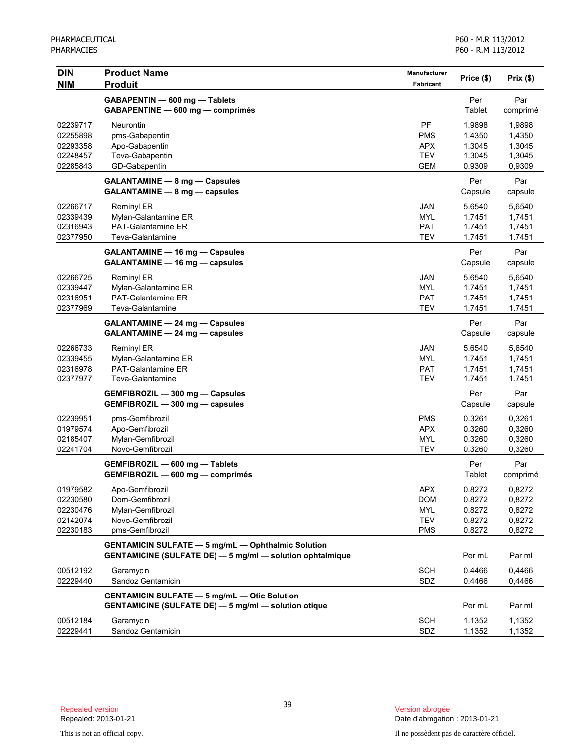| DIN<br>NIM | Product Name<br>Produit | Manufacturer<br>Fabricant | Price ($) | Prix ($) |
|---|---|---|---|---|
| | **GABAPENTIN — 600 mg — Tablets**<br>**GABAPENTINE — 600 mg — comprimés** | | Per Tablet | Par comprimé |
| 02239717 | Neurontin | PFI | 1.9898 | 1,9898 |
| 02255898 | pms-Gabapentin | PMS | 1.4350 | 1,4350 |
| 02293358 | Apo-Gabapentin | APX | 1.3045 | 1,3045 |
| 02248457 | Teva-Gabapentin | TEV | 1.3045 | 1,3045 |
| 02285843 | GD-Gabapentin | GEM | 0.9309 | 0,9309 |
| | **GALANTAMINE — 8 mg — Capsules**<br>**GALANTAMINE — 8 mg — capsules** | | Per Capsule | Par capsule |
| 02266717 | Reminyl ER | JAN | 5.6540 | 5,6540 |
| 02339439 | Mylan-Galantamine ER | MYL | 1.7451 | 1,7451 |
| 02316943 | PAT-Galantamine ER | PAT | 1.7451 | 1,7451 |
| 02377950 | Teva-Galantamine | TEV | 1.7451 | 1.7451 |
| | **GALANTAMINE — 16 mg — Capsules**<br>**GALANTAMINE — 16 mg — capsules** | | Per Capsule | Par capsule |
| 02266725 | Reminyl ER | JAN | 5.6540 | 5,6540 |
| 02339447 | Mylan-Galantamine ER | MYL | 1.7451 | 1,7451 |
| 02316951 | PAT-Galantamine ER | PAT | 1.7451 | 1,7451 |
| 02377969 | Teva-Galantamine | TEV | 1.7451 | 1.7451 |
| | **GALANTAMINE — 24 mg — Capsules**<br>**GALANTAMINE — 24 mg — capsules** | | Per Capsule | Par capsule |
| 02266733 | Reminyl ER | JAN | 5.6540 | 5,6540 |
| 02339455 | Mylan-Galantamine ER | MYL | 1.7451 | 1,7451 |
| 02316978 | PAT-Galantamine ER | PAT | 1.7451 | 1,7451 |
| 02377977 | Teva-Galantamine | TEV | 1.7451 | 1.7451 |
| | **GEMFIBROZIL — 300 mg — Capsules**<br>**GEMFIBROZIL — 300 mg — capsules** | | Per Capsule | Par capsule |
| 02239951 | pms-Gemfibrozil | PMS | 0.3261 | 0,3261 |
| 01979574 | Apo-Gemfibrozil | APX | 0.3260 | 0,3260 |
| 02185407 | Mylan-Gemfibrozil | MYL | 0.3260 | 0,3260 |
| 02241704 | Novo-Gemfibrozil | TEV | 0.3260 | 0,3260 |
| | **GEMFIBROZIL — 600 mg — Tablets**<br>**GEMFIBROZIL — 600 mg — comprimés** | | Per Tablet | Par comprimé |
| 01979582 | Apo-Gemfibrozil | APX | 0.8272 | 0,8272 |
| 02230580 | Dom-Gemfibrozil | DOM | 0.8272 | 0,8272 |
| 02230476 | Mylan-Gemfibrozil | MYL | 0.8272 | 0,8272 |
| 02142074 | Novo-Gemfibrozil | TEV | 0.8272 | 0,8272 |
| 02230183 | pms-Gemfibrozil | PMS | 0.8272 | 0,8272 |
| | **GENTAMICIN SULFATE — 5 mg/mL — Ophthalmic Solution**<br>**GENTAMICINE (SULFATE DE) — 5 mg/ml — solution ophtalmique** | | Per mL | Par ml |
| 00512192 | Garamycin | SCH | 0.4466 | 0,4466 |
| 02229440 | Sandoz Gentamicin | SDZ | 0.4466 | 0,4466 |
| | **GENTAMICIN SULFATE — 5 mg/mL — Otic Solution**<br>**GENTAMICINE (SULFATE DE) — 5 mg/ml — solution otique** | | Per mL | Par ml |
| 00512184 | Garamycin | SCH | 1.1352 | 1,1352 |
| 02229441 | Sandoz Gentamicin | SDZ | 1.1352 | 1,1352 |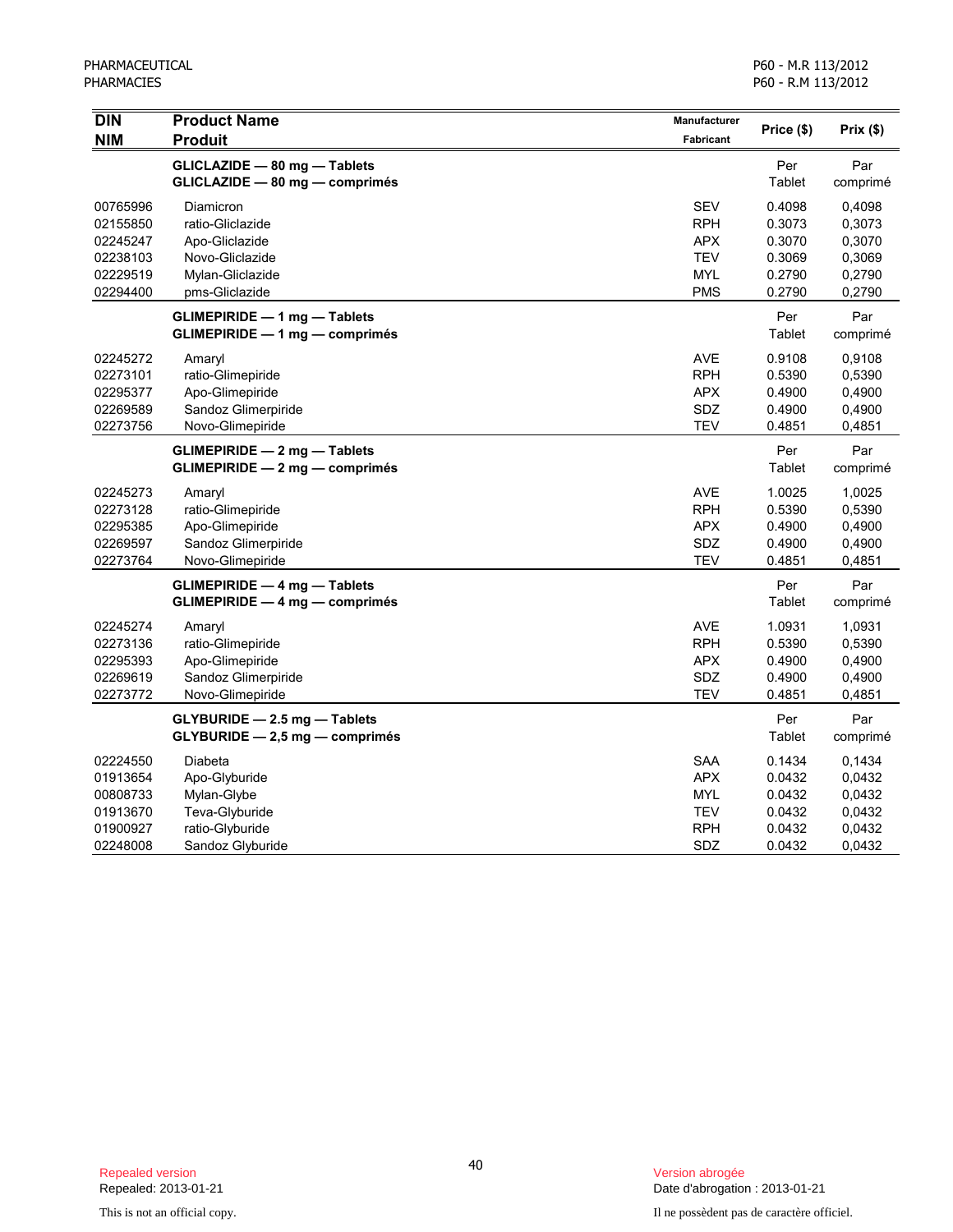| DIN<br>NIM | Product Name<br>Produit | Manufacturer<br>Fabricant | Price ($) | Prix ($) |
|---|---|---|---|---|
| | **GLICLAZIDE — 80 mg — Tablets**<br>**GLICLAZIDE — 80 mg — comprimés** | | Per Tablet | Par comprimé |
| 00765996 | Diamicron | SEV | 0.4098 | 0,4098 |
| 02155850 | ratio-Gliclazide | RPH | 0.3073 | 0,3073 |
| 02245247 | Apo-Gliclazide | APX | 0.3070 | 0,3070 |
| 02238103 | Novo-Gliclazide | TEV | 0.3069 | 0,3069 |
| 02229519 | Mylan-Gliclazide | MYL | 0.2790 | 0,2790 |
| 02294400 | pms-Gliclazide | PMS | 0.2790 | 0,2790 |
| | **GLIMEPIRIDE — 1 mg — Tablets**<br>**GLIMEPIRIDE — 1 mg — comprimés** | | Per Tablet | Par comprimé |
| 02245272 | Amaryl | AVE | 0.9108 | 0,9108 |
| 02273101 | ratio-Glimepiride | RPH | 0.5390 | 0,5390 |
| 02295377 | Apo-Glimepiride | APX | 0.4900 | 0,4900 |
| 02269589 | Sandoz Glimerpiride | SDZ | 0.4900 | 0,4900 |
| 02273756 | Novo-Glimepiride | TEV | 0.4851 | 0,4851 |
| | **GLIMEPIRIDE — 2 mg — Tablets**<br>**GLIMEPIRIDE — 2 mg — comprimés** | | Per Tablet | Par comprimé |
| 02245273 | Amaryl | AVE | 1.0025 | 1,0025 |
| 02273128 | ratio-Glimepiride | RPH | 0.5390 | 0,5390 |
| 02295385 | Apo-Glimepiride | APX | 0.4900 | 0,4900 |
| 02269597 | Sandoz Glimerpiride | SDZ | 0.4900 | 0,4900 |
| 02273764 | Novo-Glimepiride | TEV | 0.4851 | 0,4851 |
| | **GLIMEPIRIDE — 4 mg — Tablets**<br>**GLIMEPIRIDE — 4 mg — comprimés** | | Per Tablet | Par comprimé |
| 02245274 | Amaryl | AVE | 1.0931 | 1,0931 |
| 02273136 | ratio-Glimepiride | RPH | 0.5390 | 0,5390 |
| 02295393 | Apo-Glimepiride | APX | 0.4900 | 0,4900 |
| 02269619 | Sandoz Glimerpiride | SDZ | 0.4900 | 0,4900 |
| 02273772 | Novo-Glimepiride | TEV | 0.4851 | 0,4851 |
| | **GLYBURIDE — 2.5 mg — Tablets**<br>**GLYBURIDE — 2,5 mg — comprimés** | | Per Tablet | Par comprimé |
| 02224550 | Diabeta | SAA | 0.1434 | 0,1434 |
| 01913654 | Apo-Glyburide | APX | 0.0432 | 0,0432 |
| 00808733 | Mylan-Glybe | MYL | 0.0432 | 0,0432 |
| 01913670 | Teva-Glyburide | TEV | 0.0432 | 0,0432 |
| 01900927 | ratio-Glyburide | RPH | 0.0432 | 0,0432 |
| 02248008 | Sandoz Glyburide | SDZ | 0.0432 | 0,0432 |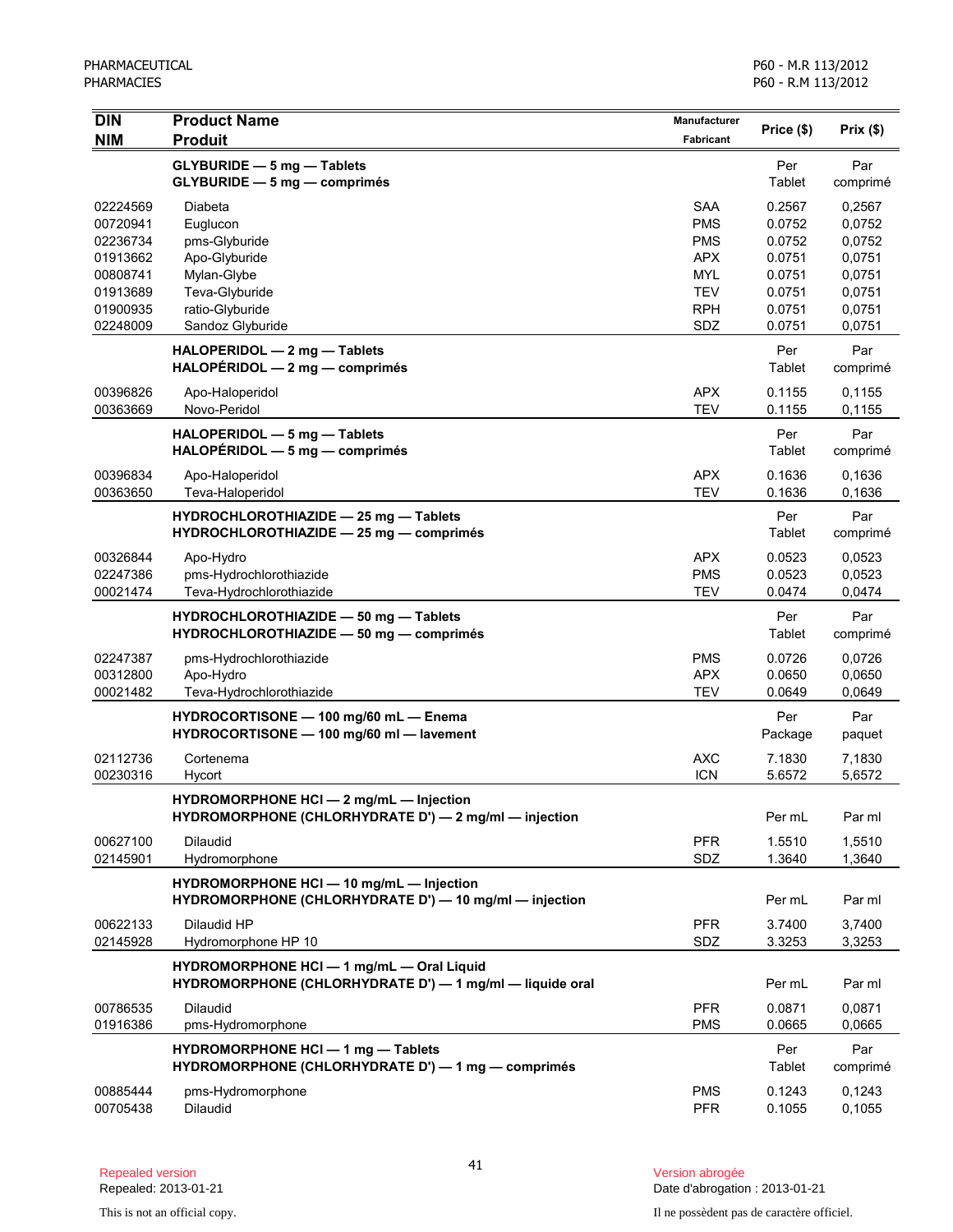| DIN<br>NIM | Product Name<br>Produit | Manufacturer<br>Fabricant | Price ($) | Prix ($) |
|---|---|---|---|---|
| | **GLYBURIDE — 5 mg — Tablets**<br>**GLYBURIDE — 5 mg — comprimés** | | Per Tablet | Par comprimé |
| 02224569 | Diabeta | SAA | 0.2567 | 0,2567 |
| 00720941 | Euglucon | PMS | 0.0752 | 0,0752 |
| 02236734 | pms-Glyburide | PMS | 0.0752 | 0,0752 |
| 01913662 | Apo-Glyburide | APX | 0.0751 | 0,0751 |
| 00808741 | Mylan-Glybe | MYL | 0.0751 | 0,0751 |
| 01913689 | Teva-Glyburide | TEV | 0.0751 | 0,0751 |
| 01900935 | ratio-Glyburide | RPH | 0.0751 | 0,0751 |
| 02248009 | Sandoz Glyburide | SDZ | 0.0751 | 0,0751 |
| | **HALOPERIDOL — 2 mg — Tablets**<br>**HALOPÉRIDOL — 2 mg — comprimés** | | Per Tablet | Par comprimé |
| 00396826 | Apo-Haloperidol | APX | 0.1155 | 0,1155 |
| 00363669 | Novo-Peridol | TEV | 0.1155 | 0,1155 |
| | **HALOPERIDOL — 5 mg — Tablets**<br>**HALOPÉRIDOL — 5 mg — comprimés** | | Per Tablet | Par comprimé |
| 00396834 | Apo-Haloperidol | APX | 0.1636 | 0,1636 |
| 00363650 | Teva-Haloperidol | TEV | 0.1636 | 0,1636 |
| | **HYDROCHLOROTHIAZIDE — 25 mg — Tablets**<br>**HYDROCHLOROTHIAZIDE — 25 mg — comprimés** | | Per Tablet | Par comprimé |
| 00326844 | Apo-Hydro | APX | 0.0523 | 0,0523 |
| 02247386 | pms-Hydrochlorothiazide | PMS | 0.0523 | 0,0523 |
| 00021474 | Teva-Hydrochlorothiazide | TEV | 0.0474 | 0,0474 |
| | **HYDROCHLOROTHIAZIDE — 50 mg — Tablets**<br>**HYDROCHLOROTHIAZIDE — 50 mg — comprimés** | | Per Tablet | Par comprimé |
| 02247387 | pms-Hydrochlorothiazide | PMS | 0.0726 | 0,0726 |
| 00312800 | Apo-Hydro | APX | 0.0650 | 0,0650 |
| 00021482 | Teva-Hydrochlorothiazide | TEV | 0.0649 | 0,0649 |
| | **HYDROCORTISONE — 100 mg/60 mL — Enema**<br>**HYDROCORTISONE — 100 mg/60 ml — lavement** | | Per Package | Par paquet |
| 02112736 | Cortenema | AXC | 7.1830 | 7,1830 |
| 00230316 | Hycort | ICN | 5.6572 | 5,6572 |
| | **HYDROMORPHONE HCl — 2 mg/mL — Injection**<br>**HYDROMORPHONE (CHLORHYDRATE D') — 2 mg/ml — injection** | | Per mL | Par ml |
| 00627100 | Dilaudid | PFR | 1.5510 | 1,5510 |
| 02145901 | Hydromorphone | SDZ | 1.3640 | 1,3640 |
| | **HYDROMORPHONE HCl — 10 mg/mL — Injection**<br>**HYDROMORPHONE (CHLORHYDRATE D') — 10 mg/ml — injection** | | Per mL | Par ml |
| 00622133 | Dilaudid HP | PFR | 3.7400 | 3,7400 |
| 02145928 | Hydromorphone HP 10 | SDZ | 3.3253 | 3,3253 |
| | **HYDROMORPHONE HCl — 1 mg/mL — Oral Liquid**<br>**HYDROMORPHONE (CHLORHYDRATE D') — 1 mg/ml — liquide oral** | | Per mL | Par ml |
| 00786535 | Dilaudid | PFR | 0.0871 | 0,0871 |
| 01916386 | pms-Hydromorphone | PMS | 0.0665 | 0,0665 |
| | **HYDROMORPHONE HCl — 1 mg — Tablets**<br>**HYDROMORPHONE (CHLORHYDRATE D') — 1 mg — comprimés** | | Per Tablet | Par comprimé |
| 00885444 | pms-Hydromorphone | PMS | 0.1243 | 0,1243 |
| 00705438 | Dilaudid | PFR | 0.1055 | 0,1055 |

Repealed version
Repealed: 2013-01-21

Version abrogée
Date d'abrogation : 2013-01-21

This is not an official copy.

Il ne possèdent pas de caractère officiel.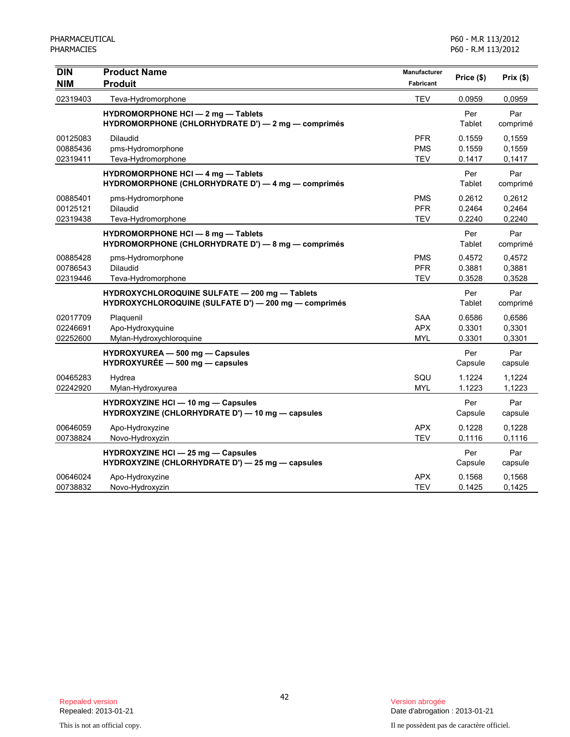| DIN<br>NIM | Product Name<br>Produit | Manufacturer<br>Fabricant | Price ($) | Prix ($) |
|---|---|---|---|---|
| 02319403 | Teva-Hydromorphone | TEV | 0.0959 | 0,0959 |
| | **HYDROMORPHONE HCl — 2 mg — Tablets**<br>**HYDROMORPHONE (CHLORHYDRATE D') — 2 mg — comprimés** | | Per Tablet | Par comprimé |
| 00125083 | Dilaudid | PFR | 0.1559 | 0,1559 |
| 00885436 | pms-Hydromorphone | PMS | 0.1559 | 0,1559 |
| 02319411 | Teva-Hydromorphone | TEV | 0.1417 | 0,1417 |
| | **HYDROMORPHONE HCl — 4 mg — Tablets**<br>**HYDROMORPHONE (CHLORHYDRATE D') — 4 mg — comprimés** | | Per Tablet | Par comprimé |
| 00885401 | pms-Hydromorphone | PMS | 0.2612 | 0,2612 |
| 00125121 | Dilaudid | PFR | 0.2464 | 0,2464 |
| 02319438 | Teva-Hydromorphone | TEV | 0.2240 | 0,2240 |
| | **HYDROMORPHONE HCl — 8 mg — Tablets**<br>**HYDROMORPHONE (CHLORHYDRATE D') — 8 mg — comprimés** | | Per Tablet | Par comprimé |
| 00885428 | pms-Hydromorphone | PMS | 0.4572 | 0,4572 |
| 00786543 | Dilaudid | PFR | 0.3881 | 0,3881 |
| 02319446 | Teva-Hydromorphone | TEV | 0.3528 | 0,3528 |
| | **HYDROXYCHLOROQUINE SULFATE — 200 mg — Tablets**<br>**HYDROXYCHLOROQUINE (SULFATE D') — 200 mg — comprimés** | | Per Tablet | Par comprimé |
| 02017709 | Plaquenil | SAA | 0.6586 | 0,6586 |
| 02246691 | Apo-Hydroxyquine | APX | 0.3301 | 0,3301 |
| 02252600 | Mylan-Hydroxychloroquine | MYL | 0.3301 | 0,3301 |
| | **HYDROXYUREA — 500 mg — Capsules**<br>**HYDROXYURÉE — 500 mg — capsules** | | Per Capsule | Par capsule |
| 00465283 | Hydrea | SQU | 1.1224 | 1,1224 |
| 02242920 | Mylan-Hydroxyurea | MYL | 1.1223 | 1,1223 |
| | **HYDROXYZINE HCl — 10 mg — Capsules**<br>**HYDROXYZINE (CHLORHYDRATE D') — 10 mg — capsules** | | Per Capsule | Par capsule |
| 00646059 | Apo-Hydroxyzine | APX | 0.1228 | 0,1228 |
| 00738824 | Novo-Hydroxyzin | TEV | 0.1116 | 0,1116 |
| | **HYDROXYZINE HCl — 25 mg — Capsules**<br>**HYDROXYZINE (CHLORHYDRATE D') — 25 mg — capsules** | | Per Capsule | Par capsule |
| 00646024 | Apo-Hydroxyzine | APX | 0.1568 | 0,1568 |
| 00738832 | Novo-Hydroxyzin | TEV | 0.1425 | 0,1425 |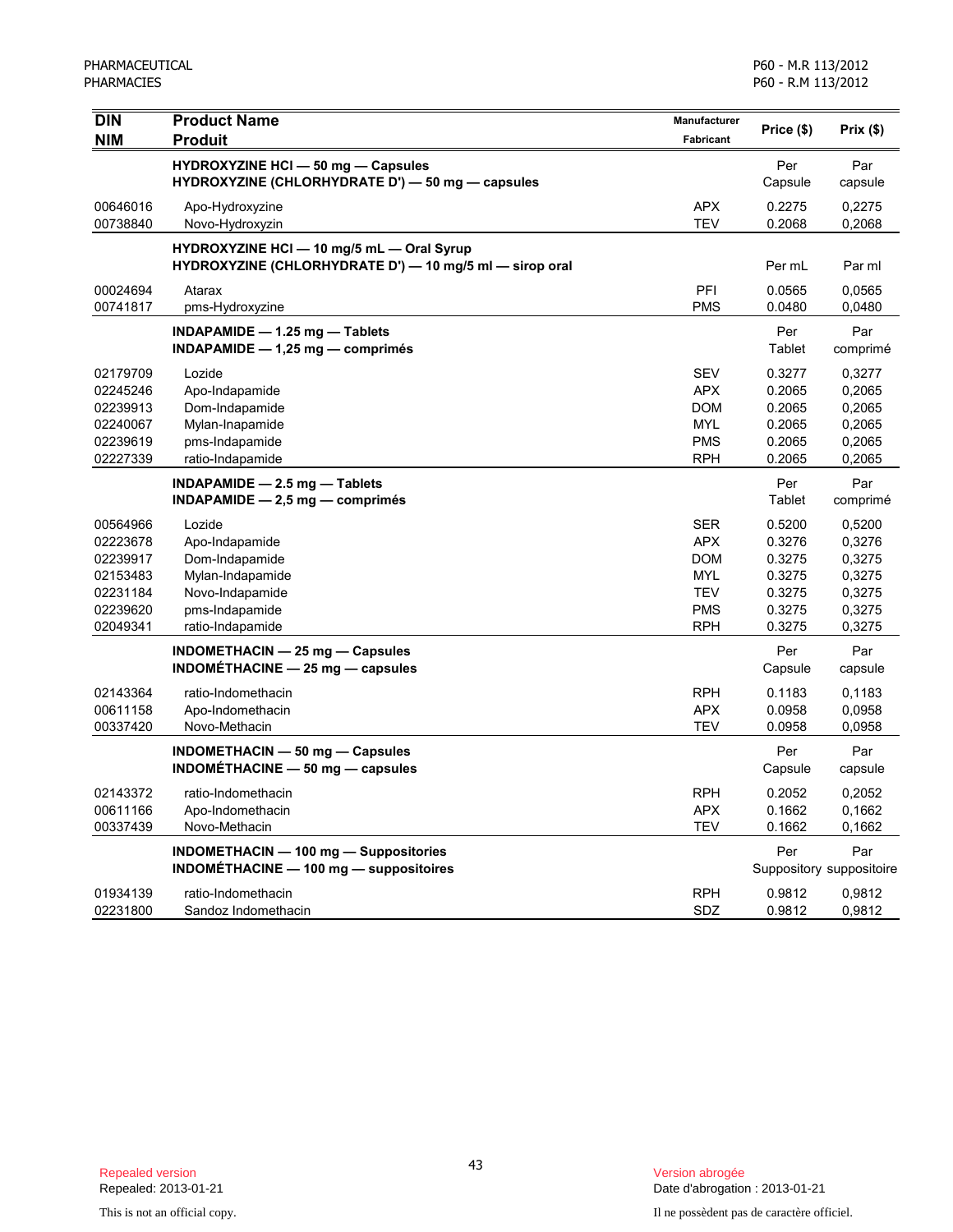| DIN<br>NIM | Product Name<br>Produit | Manufacturer<br>Fabricant | Price ($) | Prix ($) |
|---|---|---|---|---|
| | **HYDROXYZINE HCl — 50 mg — Capsules**<br>**HYDROXYZINE (CHLORHYDRATE D') — 50 mg — capsules** | | Per Capsule | Par capsule |
| 00646016 | Apo-Hydroxyzine | APX | 0.2275 | 0,2275 |
| 00738840 | Novo-Hydroxyzin | TEV | 0.2068 | 0,2068 |
| | **HYDROXYZINE HCl — 10 mg/5 mL — Oral Syrup**<br>**HYDROXYZINE (CHLORHYDRATE D') — 10 mg/5 ml — sirop oral** | | Per mL | Par ml |
| 00024694 | Atarax | PFI | 0.0565 | 0,0565 |
| 00741817 | pms-Hydroxyzine | PMS | 0.0480 | 0,0480 |
| | **INDAPAMIDE — 1.25 mg — Tablets**<br>**INDAPAMIDE — 1,25 mg — comprimés** | | Per Tablet | Par comprimé |
| 02179709 | Lozide | SEV | 0.3277 | 0,3277 |
| 02245246 | Apo-Indapamide | APX | 0.2065 | 0,2065 |
| 02239913 | Dom-Indapamide | DOM | 0.2065 | 0,2065 |
| 02240067 | Mylan-Inapamide | MYL | 0.2065 | 0,2065 |
| 02239619 | pms-Indapamide | PMS | 0.2065 | 0,2065 |
| 02227339 | ratio-Indapamide | RPH | 0.2065 | 0,2065 |
| | **INDAPAMIDE — 2.5 mg — Tablets**<br>**INDAPAMIDE — 2,5 mg — comprimés** | | Per Tablet | Par comprimé |
| 00564966 | Lozide | SER | 0.5200 | 0,5200 |
| 02223678 | Apo-Indapamide | APX | 0.3276 | 0,3276 |
| 02239917 | Dom-Indapamide | DOM | 0.3275 | 0,3275 |
| 02153483 | Mylan-Indapamide | MYL | 0.3275 | 0,3275 |
| 02231184 | Novo-Indapamide | TEV | 0.3275 | 0,3275 |
| 02239620 | pms-Indapamide | PMS | 0.3275 | 0,3275 |
| 02049341 | ratio-Indapamide | RPH | 0.3275 | 0,3275 |
| | **INDOMETHACIN — 25 mg — Capsules**<br>**INDOMÉTHACINE — 25 mg — capsules** | | Per Capsule | Par capsule |
| 02143364 | ratio-Indomethacin | RPH | 0.1183 | 0,1183 |
| 00611158 | Apo-Indomethacin | APX | 0.0958 | 0,0958 |
| 00337420 | Novo-Methacin | TEV | 0.0958 | 0,0958 |
| | **INDOMETHACIN — 50 mg — Capsules**<br>**INDOMÉTHACINE — 50 mg — capsules** | | Per Capsule | Par capsule |
| 02143372 | ratio-Indomethacin | RPH | 0.2052 | 0,2052 |
| 00611166 | Apo-Indomethacin | APX | 0.1662 | 0,1662 |
| 00337439 | Novo-Methacin | TEV | 0.1662 | 0,1662 |
| | **INDOMETHACIN — 100 mg — Suppositories**<br>**INDOMÉTHACINE — 100 mg — suppositoires** | | Per Suppository | Par suppositoire |
| 01934139 | ratio-Indomethacin | RPH | 0.9812 | 0,9812 |
| 02231800 | Sandoz Indomethacin | SDZ | 0.9812 | 0,9812 |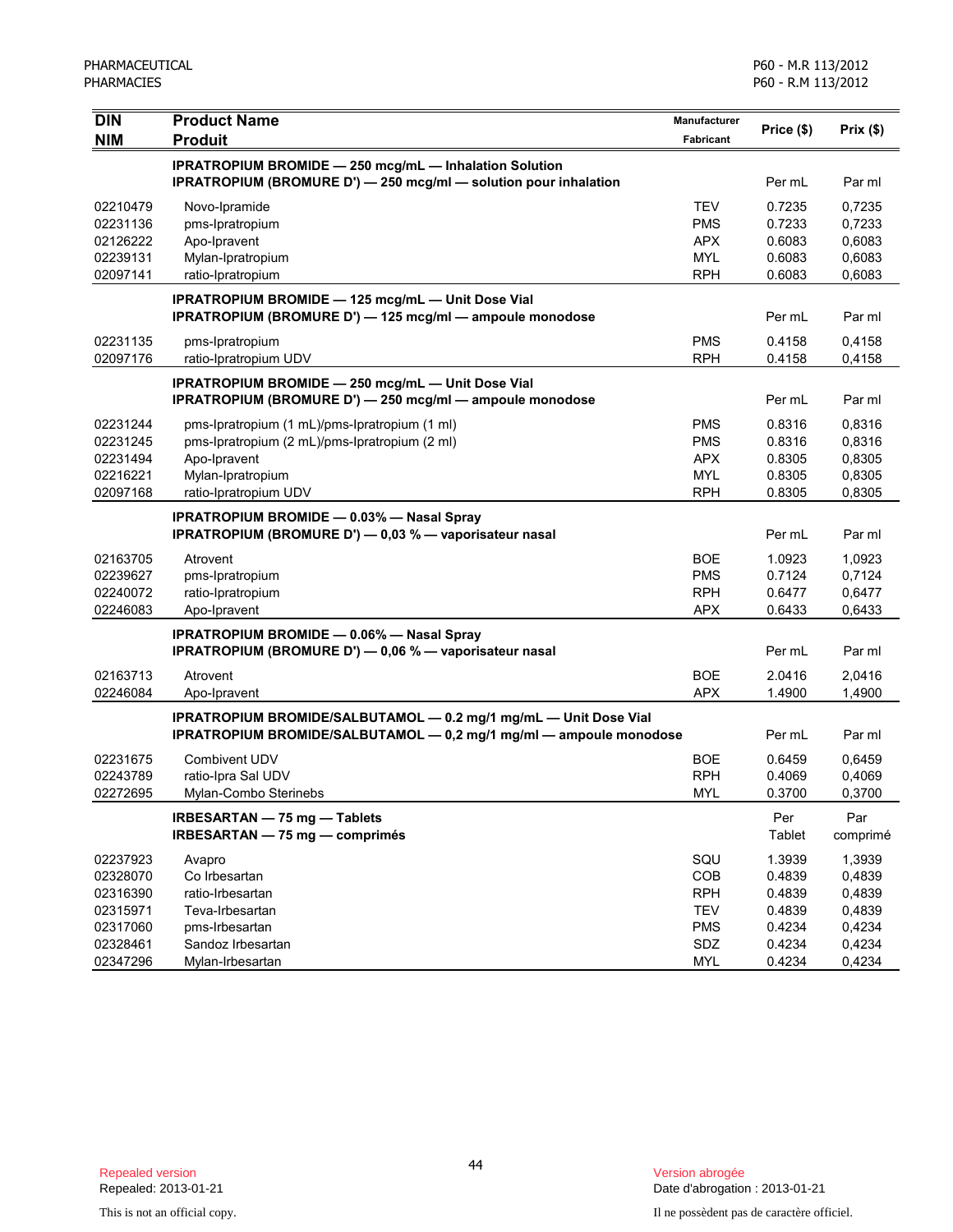| DIN<br>NIM | Product Name<br>Produit | Manufacturer<br>Fabricant | Price ($) | Prix ($) |
|---|---|---|---|---|
| | **IPRATROPIUM BROMIDE — 250 mcg/mL — Inhalation Solution**<br>**IPRATROPIUM (BROMURE D') — 250 mcg/ml — solution pour inhalation** | | Per mL | Par ml |
| 02210479 | Novo-Ipramide | TEV | 0.7235 | 0,7235 |
| 02231136 | pms-Ipratropium | PMS | 0.7233 | 0,7233 |
| 02126222 | Apo-Ipravent | APX | 0.6083 | 0,6083 |
| 02239131 | Mylan-Ipratropium | MYL | 0.6083 | 0,6083 |
| 02097141 | ratio-Ipratropium | RPH | 0.6083 | 0,6083 |
| | **IPRATROPIUM BROMIDE — 125 mcg/mL — Unit Dose Vial**<br>**IPRATROPIUM (BROMURE D') — 125 mcg/ml — ampoule monodose** | | Per mL | Par ml |
| 02231135 | pms-Ipratropium | PMS | 0.4158 | 0,4158 |
| 02097176 | ratio-Ipratropium UDV | RPH | 0.4158 | 0,4158 |
| | **IPRATROPIUM BROMIDE — 250 mcg/mL — Unit Dose Vial**<br>**IPRATROPIUM (BROMURE D') — 250 mcg/ml — ampoule monodose** | | Per mL | Par ml |
| 02231244 | pms-Ipratropium (1 mL)/pms-Ipratropium (1 ml) | PMS | 0.8316 | 0,8316 |
| 02231245 | pms-Ipratropium (2 mL)/pms-Ipratropium (2 ml) | PMS | 0.8316 | 0,8316 |
| 02231494 | Apo-Ipravent | APX | 0.8305 | 0,8305 |
| 02216221 | Mylan-Ipratropium | MYL | 0.8305 | 0,8305 |
| 02097168 | ratio-Ipratropium UDV | RPH | 0.8305 | 0,8305 |
| | **IPRATROPIUM BROMIDE — 0.03% — Nasal Spray**<br>**IPRATROPIUM (BROMURE D') — 0,03 % — vaporisateur nasal** | | Per mL | Par ml |
| 02163705 | Atrovent | BOE | 1.0923 | 1,0923 |
| 02239627 | pms-Ipratropium | PMS | 0.7124 | 0,7124 |
| 02240072 | ratio-Ipratropium | RPH | 0.6477 | 0,6477 |
| 02246083 | Apo-Ipravent | APX | 0.6433 | 0,6433 |
| | **IPRATROPIUM BROMIDE — 0.06% — Nasal Spray**<br>**IPRATROPIUM (BROMURE D') — 0,06 % — vaporisateur nasal** | | Per mL | Par ml |
| 02163713 | Atrovent | BOE | 2.0416 | 2,0416 |
| 02246084 | Apo-Ipravent | APX | 1.4900 | 1,4900 |
| | **IPRATROPIUM BROMIDE/SALBUTAMOL — 0.2 mg/1 mg/mL — Unit Dose Vial**<br>**IPRATROPIUM BROMIDE/SALBUTAMOL — 0,2 mg/1 mg/ml — ampoule monodose** | | Per mL | Par ml |
| 02231675 | Combivent UDV | BOE | 0.6459 | 0,6459 |
| 02243789 | ratio-Ipra Sal UDV | RPH | 0.4069 | 0,4069 |
| 02272695 | Mylan-Combo Sterinebs | MYL | 0.3700 | 0,3700 |
| | **IRBESARTAN — 75 mg — Tablets**<br>**IRBESARTAN — 75 mg — comprimés** | | Per Tablet | Par comprimé |
| 02237923 | Avapro | SQU | 1.3939 | 1,3939 |
| 02328070 | Co Irbesartan | COB | 0.4839 | 0,4839 |
| 02316390 | ratio-Irbesartan | RPH | 0.4839 | 0,4839 |
| 02315971 | Teva-Irbesartan | TEV | 0.4839 | 0,4839 |
| 02317060 | pms-Irbesartan | PMS | 0.4234 | 0,4234 |
| 02328461 | Sandoz Irbesartan | SDZ | 0.4234 | 0,4234 |
| 02347296 | Mylan-Irbesartan | MYL | 0.4234 | 0,4234 |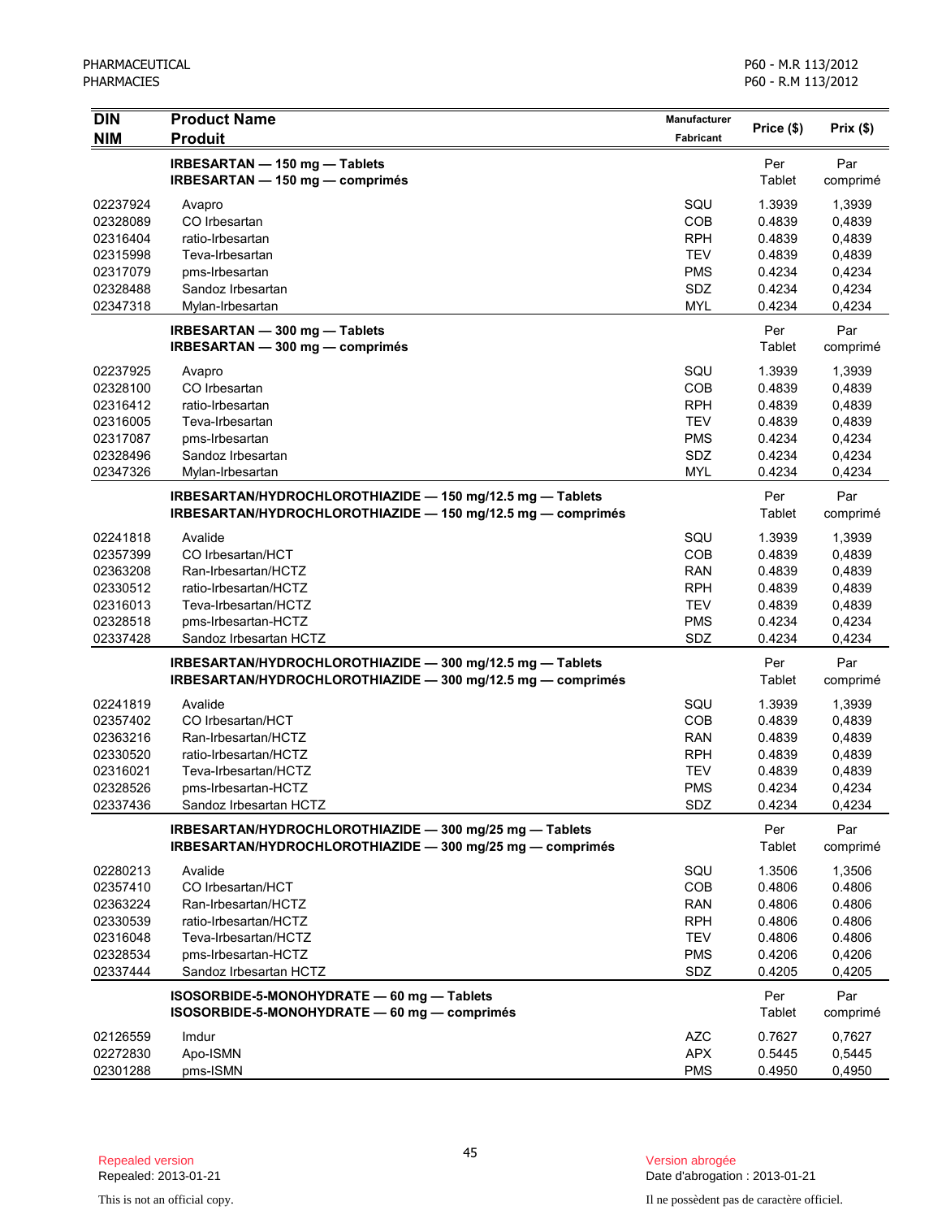| DIN<br>NIM | Product Name<br>Produit | Manufacturer<br>Fabricant | Price ($) | Prix ($) |
|---|---|---|---|---|
| | **IRBESARTAN — 150 mg — Tablets**<br>**IRBESARTAN — 150 mg — comprimés** | | Per Tablet | Par comprimé |
| 02237924 | Avapro | SQU | 1.3939 | 1,3939 |
| 02328089 | CO Irbesartan | COB | 0.4839 | 0,4839 |
| 02316404 | ratio-Irbesartan | RPH | 0.4839 | 0,4839 |
| 02315998 | Teva-Irbesartan | TEV | 0.4839 | 0,4839 |
| 02317079 | pms-Irbesartan | PMS | 0.4234 | 0,4234 |
| 02328488 | Sandoz Irbesartan | SDZ | 0.4234 | 0,4234 |
| 02347318 | Mylan-Irbesartan | MYL | 0.4234 | 0,4234 |
| | **IRBESARTAN — 300 mg — Tablets**<br>**IRBESARTAN — 300 mg — comprimés** | | Per Tablet | Par comprimé |
| 02237925 | Avapro | SQU | 1.3939 | 1,3939 |
| 02328100 | CO Irbesartan | COB | 0.4839 | 0,4839 |
| 02316412 | ratio-Irbesartan | RPH | 0.4839 | 0,4839 |
| 02316005 | Teva-Irbesartan | TEV | 0.4839 | 0,4839 |
| 02317087 | pms-Irbesartan | PMS | 0.4234 | 0,4234 |
| 02328496 | Sandoz Irbesartan | SDZ | 0.4234 | 0,4234 |
| 02347326 | Mylan-Irbesartan | MYL | 0.4234 | 0,4234 |
| | **IRBESARTAN/HYDROCHLOROTHIAZIDE — 150 mg/12.5 mg — Tablets**<br>**IRBESARTAN/HYDROCHLOROTHIAZIDE — 150 mg/12.5 mg — comprimés** | | Per Tablet | Par comprimé |
| 02241818 | Avalide | SQU | 1.3939 | 1,3939 |
| 02357399 | CO Irbesartan/HCT | COB | 0.4839 | 0,4839 |
| 02363208 | Ran-Irbesartan/HCTZ | RAN | 0.4839 | 0,4839 |
| 02330512 | ratio-Irbesartan/HCTZ | RPH | 0.4839 | 0,4839 |
| 02316013 | Teva-Irbesartan/HCTZ | TEV | 0.4839 | 0,4839 |
| 02328518 | pms-Irbesartan-HCTZ | PMS | 0.4234 | 0,4234 |
| 02337428 | Sandoz Irbesartan HCTZ | SDZ | 0.4234 | 0,4234 |
| | **IRBESARTAN/HYDROCHLOROTHIAZIDE — 300 mg/12.5 mg — Tablets**<br>**IRBESARTAN/HYDROCHLOROTHIAZIDE — 300 mg/12.5 mg — comprimés** | | Per Tablet | Par comprimé |
| 02241819 | Avalide | SQU | 1.3939 | 1,3939 |
| 02357402 | CO Irbesartan/HCT | COB | 0.4839 | 0,4839 |
| 02363216 | Ran-Irbesartan/HCTZ | RAN | 0.4839 | 0,4839 |
| 02330520 | ratio-Irbesartan/HCTZ | RPH | 0.4839 | 0,4839 |
| 02316021 | Teva-Irbesartan/HCTZ | TEV | 0.4839 | 0,4839 |
| 02328526 | pms-Irbesartan-HCTZ | PMS | 0.4234 | 0,4234 |
| 02337436 | Sandoz Irbesartan HCTZ | SDZ | 0.4234 | 0,4234 |
| | **IRBESARTAN/HYDROCHLOROTHIAZIDE — 300 mg/25 mg — Tablets**<br>**IRBESARTAN/HYDROCHLOROTHIAZIDE — 300 mg/25 mg — comprimés** | | Per Tablet | Par comprimé |
| 02280213 | Avalide | SQU | 1.3506 | 1,3506 |
| 02357410 | CO Irbesartan/HCT | COB | 0.4806 | 0.4806 |
| 02363224 | Ran-Irbesartan/HCTZ | RAN | 0.4806 | 0.4806 |
| 02330539 | ratio-Irbesartan/HCTZ | RPH | 0.4806 | 0.4806 |
| 02316048 | Teva-Irbesartan/HCTZ | TEV | 0.4806 | 0.4806 |
| 02328534 | pms-Irbesartan-HCTZ | PMS | 0.4206 | 0,4206 |
| 02337444 | Sandoz Irbesartan HCTZ | SDZ | 0.4205 | 0,4205 |
| | **ISOSORBIDE-5-MONOHYDRATE — 60 mg — Tablets**<br>**ISOSORBIDE-5-MONOHYDRATE — 60 mg — comprimés** | | Per Tablet | Par comprimé |
| 02126559 | Imdur | AZC | 0.7627 | 0,7627 |
| 02272830 | Apo-ISMN | APX | 0.5445 | 0,5445 |
| 02301288 | pms-ISMN | PMS | 0.4950 | 0,4950 |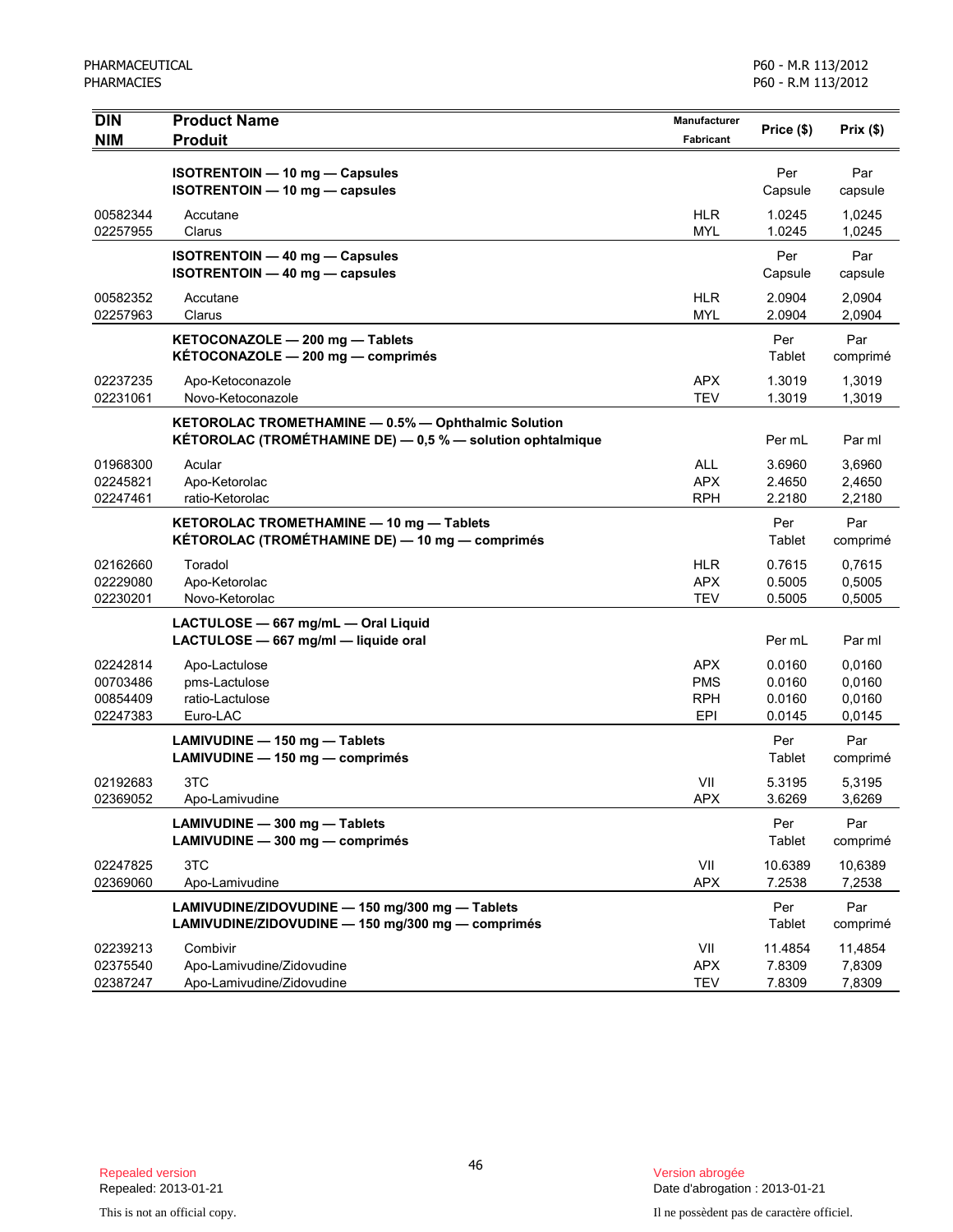| DIN<br>NIM | Product Name<br>Produit | Manufacturer<br>Fabricant | Price ($) | Prix ($) |
|---|---|---|---|---|
| | **ISOTRENTOIN — 10 mg — Capsules**<br>**ISOTRENTOIN — 10 mg — capsules** | | Per<br>Capsule | Par<br>capsule |
| 00582344 | Accutane | HLR | 1.0245 | 1,0245 |
| 02257955 | Clarus | MYL | 1.0245 | 1,0245 |
| | **ISOTRENTOIN — 40 mg — Capsules**<br>**ISOTRENTOIN — 40 mg — capsules** | | Per<br>Capsule | Par<br>capsule |
| 00582352 | Accutane | HLR | 2.0904 | 2,0904 |
| 02257963 | Clarus | MYL | 2.0904 | 2,0904 |
| | **KETOCONAZOLE — 200 mg — Tablets**<br>**KÉTOCONAZOLE — 200 mg — comprimés** | | Per<br>Tablet | Par<br>comprimé |
| 02237235 | Apo-Ketoconazole | APX | 1.3019 | 1,3019 |
| 02231061 | Novo-Ketoconazole | TEV | 1.3019 | 1,3019 |
| | **KETOROLAC TROMETHAMINE — 0.5% — Ophthalmic Solution**<br>**KÉTOROLAC (TROMÉTHAMINE DE) — 0,5 % — solution ophtalmique** | | Per mL | Par ml |
| 01968300 | Acular | ALL | 3.6960 | 3,6960 |
| 02245821 | Apo-Ketorolac | APX | 2.4650 | 2,4650 |
| 02247461 | ratio-Ketorolac | RPH | 2.2180 | 2,2180 |
| | **KETOROLAC TROMETHAMINE — 10 mg — Tablets**<br>**KÉTOROLAC (TROMÉTHAMINE DE) — 10 mg — comprimés** | | Per<br>Tablet | Par<br>comprimé |
| 02162660 | Toradol | HLR | 0.7615 | 0,7615 |
| 02229080 | Apo-Ketorolac | APX | 0.5005 | 0,5005 |
| 02230201 | Novo-Ketorolac | TEV | 0.5005 | 0,5005 |
| | **LACTULOSE — 667 mg/mL — Oral Liquid**<br>**LACTULOSE — 667 mg/ml — liquide oral** | | Per mL | Par ml |
| 02242814 | Apo-Lactulose | APX | 0.0160 | 0,0160 |
| 00703486 | pms-Lactulose | PMS | 0.0160 | 0,0160 |
| 00854409 | ratio-Lactulose | RPH | 0.0160 | 0,0160 |
| 02247383 | Euro-LAC | EPI | 0.0145 | 0,0145 |
| | **LAMIVUDINE — 150 mg — Tablets**<br>**LAMIVUDINE — 150 mg — comprimés** | | Per<br>Tablet | Par<br>comprimé |
| 02192683 | 3TC | VII | 5.3195 | 5,3195 |
| 02369052 | Apo-Lamivudine | APX | 3.6269 | 3,6269 |
| | **LAMIVUDINE — 300 mg — Tablets**<br>**LAMIVUDINE — 300 mg — comprimés** | | Per<br>Tablet | Par<br>comprimé |
| 02247825 | 3TC | VII | 10.6389 | 10,6389 |
| 02369060 | Apo-Lamivudine | APX | 7.2538 | 7,2538 |
| | **LAMIVUDINE/ZIDOVUDINE — 150 mg/300 mg — Tablets**<br>**LAMIVUDINE/ZIDOVUDINE — 150 mg/300 mg — comprimés** | | Per<br>Tablet | Par<br>comprimé |
| 02239213 | Combivir | VII | 11.4854 | 11,4854 |
| 02375540 | Apo-Lamivudine/Zidovudine | APX | 7.8309 | 7,8309 |
| 02387247 | Apo-Lamivudine/Zidovudine | TEV | 7.8309 | 7,8309 |

Repealed version
Repealed: 2013-01-21

This is not an official copy.

Version abrogée
Date d'abrogation : 2013-01-21

Il ne possèdent pas de caractère officiel.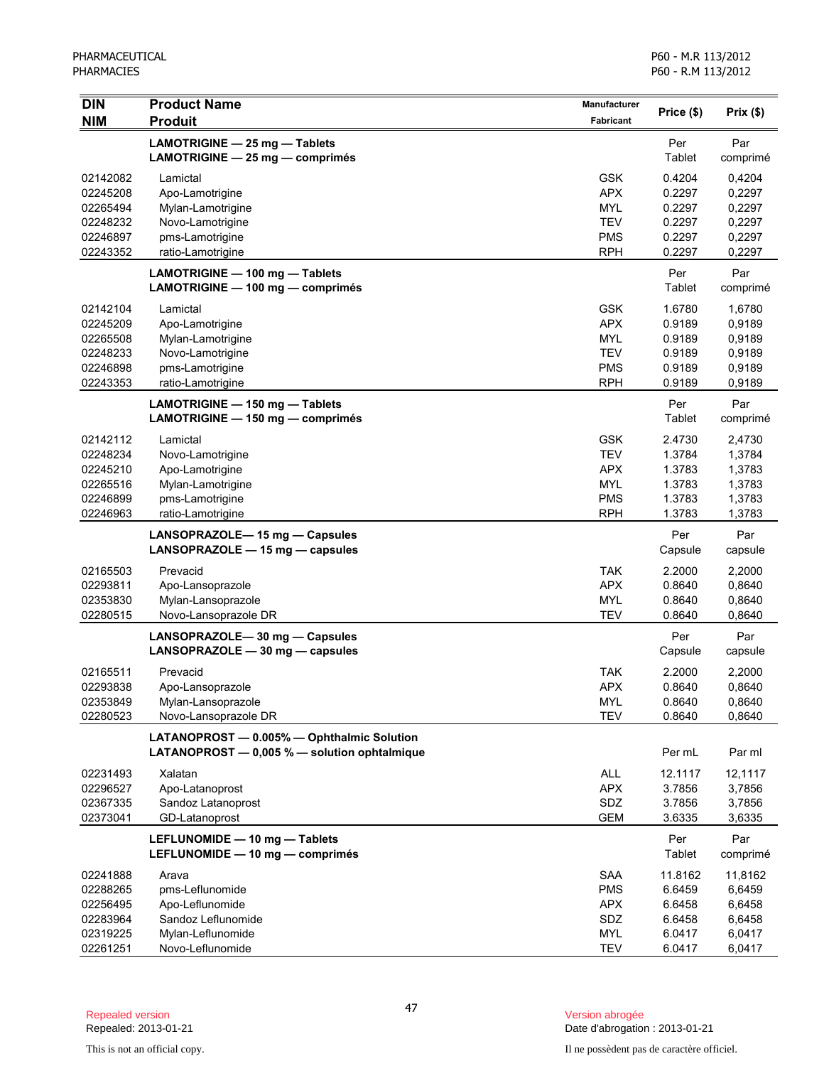| DIN<br>NIM | Product Name<br>Produit | Manufacturer<br>Fabricant | Price ($) | Prix ($) |
|---|---|---|---|---|
| | **LAMOTRIGINE — 25 mg — Tablets**<br>**LAMOTRIGINE — 25 mg — comprimés** | | Per Tablet | Par comprimé |
| 02142082 | Lamictal | GSK | 0.4204 | 0,4204 |
| 02245208 | Apo-Lamotrigine | APX | 0.2297 | 0,2297 |
| 02265494 | Mylan-Lamotrigine | MYL | 0.2297 | 0,2297 |
| 02248232 | Novo-Lamotrigine | TEV | 0.2297 | 0,2297 |
| 02246897 | pms-Lamotrigine | PMS | 0.2297 | 0,2297 |
| 02243352 | ratio-Lamotrigine | RPH | 0.2297 | 0,2297 |
| | **LAMOTRIGINE — 100 mg — Tablets**<br>**LAMOTRIGINE — 100 mg — comprimés** | | Per Tablet | Par comprimé |
| 02142104 | Lamictal | GSK | 1.6780 | 1,6780 |
| 02245209 | Apo-Lamotrigine | APX | 0.9189 | 0,9189 |
| 02265508 | Mylan-Lamotrigine | MYL | 0.9189 | 0,9189 |
| 02248233 | Novo-Lamotrigine | TEV | 0.9189 | 0,9189 |
| 02246898 | pms-Lamotrigine | PMS | 0.9189 | 0,9189 |
| 02243353 | ratio-Lamotrigine | RPH | 0.9189 | 0,9189 |
| | **LAMOTRIGINE — 150 mg — Tablets**<br>**LAMOTRIGINE — 150 mg — comprimés** | | Per Tablet | Par comprimé |
| 02142112 | Lamictal | GSK | 2.4730 | 2,4730 |
| 02248234 | Novo-Lamotrigine | TEV | 1.3784 | 1,3784 |
| 02245210 | Apo-Lamotrigine | APX | 1.3783 | 1,3783 |
| 02265516 | Mylan-Lamotrigine | MYL | 1.3783 | 1,3783 |
| 02246899 | pms-Lamotrigine | PMS | 1.3783 | 1,3783 |
| 02246963 | ratio-Lamotrigine | RPH | 1.3783 | 1,3783 |
| | **LANSOPRAZOLE— 15 mg — Capsules**<br>**LANSOPRAZOLE — 15 mg — capsules** | | Per Capsule | Par capsule |
| 02165503 | Prevacid | TAK | 2.2000 | 2,2000 |
| 02293811 | Apo-Lansoprazole | APX | 0.8640 | 0,8640 |
| 02353830 | Mylan-Lansoprazole | MYL | 0.8640 | 0,8640 |
| 02280515 | Novo-Lansoprazole DR | TEV | 0.8640 | 0,8640 |
| | **LANSOPRAZOLE— 30 mg — Capsules**<br>**LANSOPRAZOLE — 30 mg — capsules** | | Per Capsule | Par capsule |
| 02165511 | Prevacid | TAK | 2.2000 | 2,2000 |
| 02293838 | Apo-Lansoprazole | APX | 0.8640 | 0,8640 |
| 02353849 | Mylan-Lansoprazole | MYL | 0.8640 | 0,8640 |
| 02280523 | Novo-Lansoprazole DR | TEV | 0.8640 | 0,8640 |
| | **LATANOPROST — 0.005% — Ophthalmic Solution**<br>**LATANOPROST — 0,005 % — solution ophtalmique** | | Per mL | Par ml |
| 02231493 | Xalatan | ALL | 12.1117 | 12,1117 |
| 02296527 | Apo-Latanoprost | APX | 3.7856 | 3,7856 |
| 02367335 | Sandoz Latanoprost | SDZ | 3.7856 | 3,7856 |
| 02373041 | GD-Latanoprost | GEM | 3.6335 | 3,6335 |
| | **LEFLUNOMIDE — 10 mg — Tablets**<br>**LEFLUNOMIDE — 10 mg — comprimés** | | Per Tablet | Par comprimé |
| 02241888 | Arava | SAA | 11.8162 | 11,8162 |
| 02288265 | pms-Leflunomide | PMS | 6.6459 | 6,6459 |
| 02256495 | Apo-Leflunomide | APX | 6.6458 | 6,6458 |
| 02283964 | Sandoz Leflunomide | SDZ | 6.6458 | 6,6458 |
| 02319225 | Mylan-Leflunomide | MYL | 6.0417 | 6,0417 |
| 02261251 | Novo-Leflunomide | TEV | 6.0417 | 6,0417 |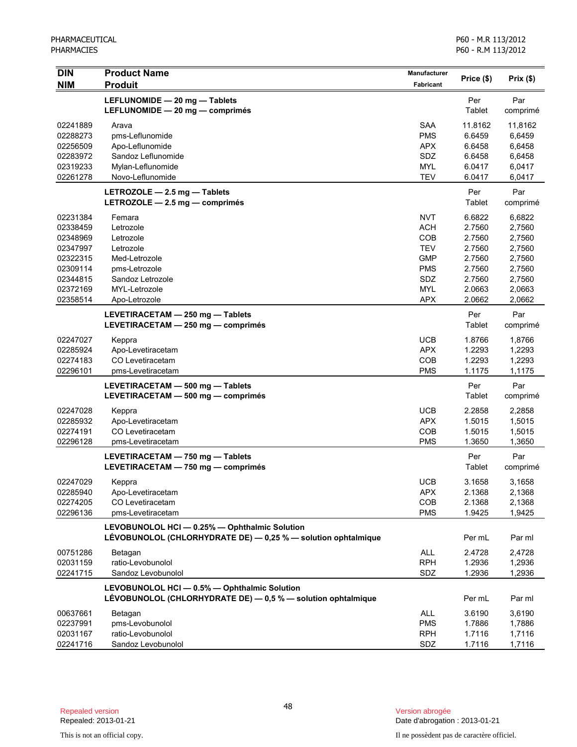| DIN<br>NIM | Product Name<br>Produit | Manufacturer<br>Fabricant | Price ($) | Prix ($) |
|---|---|---|---|---|
| | **LEFLUNOMIDE — 20 mg — Tablets**<br>**LEFLUNOMIDE — 20 mg — comprimés** | | Per Tablet | Par comprimé |
| 02241889 | Arava | SAA | 11.8162 | 11,8162 |
| 02288273 | pms-Leflunomide | PMS | 6.6459 | 6,6459 |
| 02256509 | Apo-Leflunomide | APX | 6.6458 | 6,6458 |
| 02283972 | Sandoz Leflunomide | SDZ | 6.6458 | 6,6458 |
| 02319233 | Mylan-Leflunomide | MYL | 6.0417 | 6,0417 |
| 02261278 | Novo-Leflunomide | TEV | 6.0417 | 6,0417 |
| | **LETROZOLE — 2.5 mg — Tablets**<br>**LETROZOLE — 2.5 mg — comprimés** | | Per Tablet | Par comprimé |
| 02231384 | Femara | NVT | 6.6822 | 6,6822 |
| 02338459 | Letrozole | ACH | 2.7560 | 2,7560 |
| 02348969 | Letrozole | COB | 2.7560 | 2,7560 |
| 02347997 | Letrozole | TEV | 2.7560 | 2,7560 |
| 02322315 | Med-Letrozole | GMP | 2.7560 | 2,7560 |
| 02309114 | pms-Letrozole | PMS | 2.7560 | 2,7560 |
| 02344815 | Sandoz Letrozole | SDZ | 2.7560 | 2,7560 |
| 02372169 | MYL-Letrozole | MYL | 2.0663 | 2,0663 |
| 02358514 | Apo-Letrozole | APX | 2.0662 | 2,0662 |
| | **LEVETIRACETAM — 250 mg — Tablets**<br>**LEVETIRACETAM — 250 mg — comprimés** | | Per Tablet | Par comprimé |
| 02247027 | Keppra | UCB | 1.8766 | 1,8766 |
| 02285924 | Apo-Levetiracetam | APX | 1.2293 | 1,2293 |
| 02274183 | CO Levetiracetam | COB | 1.2293 | 1,2293 |
| 02296101 | pms-Levetiracetam | PMS | 1.1175 | 1,1175 |
| | **LEVETIRACETAM — 500 mg — Tablets**<br>**LEVETIRACETAM — 500 mg — comprimés** | | Per Tablet | Par comprimé |
| 02247028 | Keppra | UCB | 2.2858 | 2,2858 |
| 02285932 | Apo-Levetiracetam | APX | 1.5015 | 1,5015 |
| 02274191 | CO Levetiracetam | COB | 1.5015 | 1,5015 |
| 02296128 | pms-Levetiracetam | PMS | 1.3650 | 1,3650 |
| | **LEVETIRACETAM — 750 mg — Tablets**<br>**LEVETIRACETAM — 750 mg — comprimés** | | Per Tablet | Par comprimé |
| 02247029 | Keppra | UCB | 3.1658 | 3,1658 |
| 02285940 | Apo-Levetiracetam | APX | 2.1368 | 2,1368 |
| 02274205 | CO Levetiracetam | COB | 2.1368 | 2,1368 |
| 02296136 | pms-Levetiracetam | PMS | 1.9425 | 1,9425 |
| | **LEVOBUNOLOL HCl — 0.25% — Ophthalmic Solution**<br>**LÉVOBUNOLOL (CHLORHYDRATE DE) — 0,25 % — solution ophtalmique** | | Per mL | Par ml |
| 00751286 | Betagan | ALL | 2.4728 | 2,4728 |
| 02031159 | ratio-Levobunolol | RPH | 1.2936 | 1,2936 |
| 02241715 | Sandoz Levobunolol | SDZ | 1.2936 | 1,2936 |
| | **LEVOBUNOLOL HCl — 0.5% — Ophthalmic Solution**<br>**LÉVOBUNOLOL (CHLORHYDRATE DE) — 0,5 % — solution ophtalmique** | | Per mL | Par ml |
| 00637661 | Betagan | ALL | 3.6190 | 3,6190 |
| 02237991 | pms-Levobunolol | PMS | 1.7886 | 1,7886 |
| 02031167 | ratio-Levobunolol | RPH | 1.7116 | 1,7116 |
| 02241716 | Sandoz Levobunolol | SDZ | 1.7116 | 1,7116 |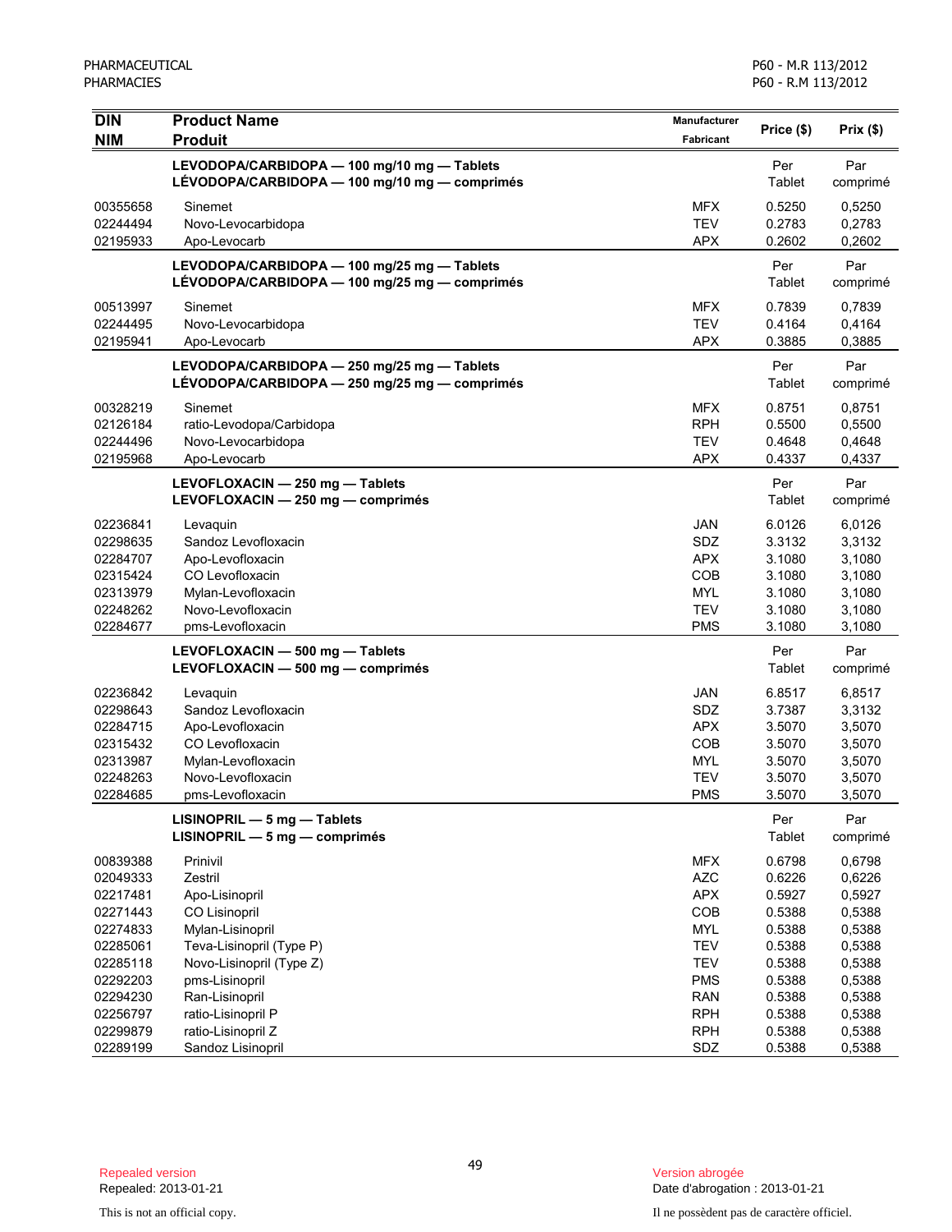| DIN<br>NIM | Product Name<br>Produit | Manufacturer<br>Fabricant | Price ($) | Prix ($) |
|---|---|---|---|---|
| | **LEVODOPA/CARBIDOPA — 100 mg/10 mg — Tablets**<br>**LÉVODOPA/CARBIDOPA — 100 mg/10 mg — comprimés** | | Per Tablet | Par comprimé |
| 00355658 | Sinemet | MFX | 0.5250 | 0,5250 |
| 02244494 | Novo-Levocarbidopa | TEV | 0.2783 | 0,2783 |
| 02195933 | Apo-Levocarb | APX | 0.2602 | 0,2602 |
| | **LEVODOPA/CARBIDOPA — 100 mg/25 mg — Tablets**<br>**LÉVODOPA/CARBIDOPA — 100 mg/25 mg — comprimés** | | Per Tablet | Par comprimé |
| 00513997 | Sinemet | MFX | 0.7839 | 0,7839 |
| 02244495 | Novo-Levocarbidopa | TEV | 0.4164 | 0,4164 |
| 02195941 | Apo-Levocarb | APX | 0.3885 | 0,3885 |
| | **LEVODOPA/CARBIDOPA — 250 mg/25 mg — Tablets**<br>**LÉVODOPA/CARBIDOPA — 250 mg/25 mg — comprimés** | | Per Tablet | Par comprimé |
| 00328219 | Sinemet | MFX | 0.8751 | 0,8751 |
| 02126184 | ratio-Levodopa/Carbidopa | RPH | 0.5500 | 0,5500 |
| 02244496 | Novo-Levocarbidopa | TEV | 0.4648 | 0,4648 |
| 02195968 | Apo-Levocarb | APX | 0.4337 | 0,4337 |
| | **LEVOFLOXACIN — 250 mg — Tablets**<br>**LEVOFLOXACIN — 250 mg — comprimés** | | Per Tablet | Par comprimé |
| 02236841 | Levaquin | JAN | 6.0126 | 6,0126 |
| 02298635 | Sandoz Levofloxacin | SDZ | 3.3132 | 3,3132 |
| 02284707 | Apo-Levofloxacin | APX | 3.1080 | 3,1080 |
| 02315424 | CO Levofloxacin | COB | 3.1080 | 3,1080 |
| 02313979 | Mylan-Levofloxacin | MYL | 3.1080 | 3,1080 |
| 02248262 | Novo-Levofloxacin | TEV | 3.1080 | 3,1080 |
| 02284677 | pms-Levofloxacin | PMS | 3.1080 | 3,1080 |
| | **LEVOFLOXACIN — 500 mg — Tablets**<br>**LEVOFLOXACIN — 500 mg — comprimés** | | Per Tablet | Par comprimé |
| 02236842 | Levaquin | JAN | 6.8517 | 6,8517 |
| 02298643 | Sandoz Levofloxacin | SDZ | 3.7387 | 3,3132 |
| 02284715 | Apo-Levofloxacin | APX | 3.5070 | 3,5070 |
| 02315432 | CO Levofloxacin | COB | 3.5070 | 3,5070 |
| 02313987 | Mylan-Levofloxacin | MYL | 3.5070 | 3,5070 |
| 02248263 | Novo-Levofloxacin | TEV | 3.5070 | 3,5070 |
| 02284685 | pms-Levofloxacin | PMS | 3.5070 | 3,5070 |
| | **LISINOPRIL — 5 mg — Tablets**<br>**LISINOPRIL — 5 mg — comprimés** | | Per Tablet | Par comprimé |
| 00839388 | Prinivil | MFX | 0.6798 | 0,6798 |
| 02049333 | Zestril | AZC | 0.6226 | 0,6226 |
| 02217481 | Apo-Lisinopril | APX | 0.5927 | 0,5927 |
| 02271443 | CO Lisinopril | COB | 0.5388 | 0,5388 |
| 02274833 | Mylan-Lisinopril | MYL | 0.5388 | 0,5388 |
| 02285061 | Teva-Lisinopril (Type P) | TEV | 0.5388 | 0,5388 |
| 02285118 | Novo-Lisinopril (Type Z) | TEV | 0.5388 | 0,5388 |
| 02292203 | pms-Lisinopril | PMS | 0.5388 | 0,5388 |
| 02294230 | Ran-Lisinopril | RAN | 0.5388 | 0,5388 |
| 02256797 | ratio-Lisinopril P | RPH | 0.5388 | 0,5388 |
| 02299879 | ratio-Lisinopril Z | RPH | 0.5388 | 0,5388 |
| 02289199 | Sandoz Lisinopril | SDZ | 0.5388 | 0,5388 |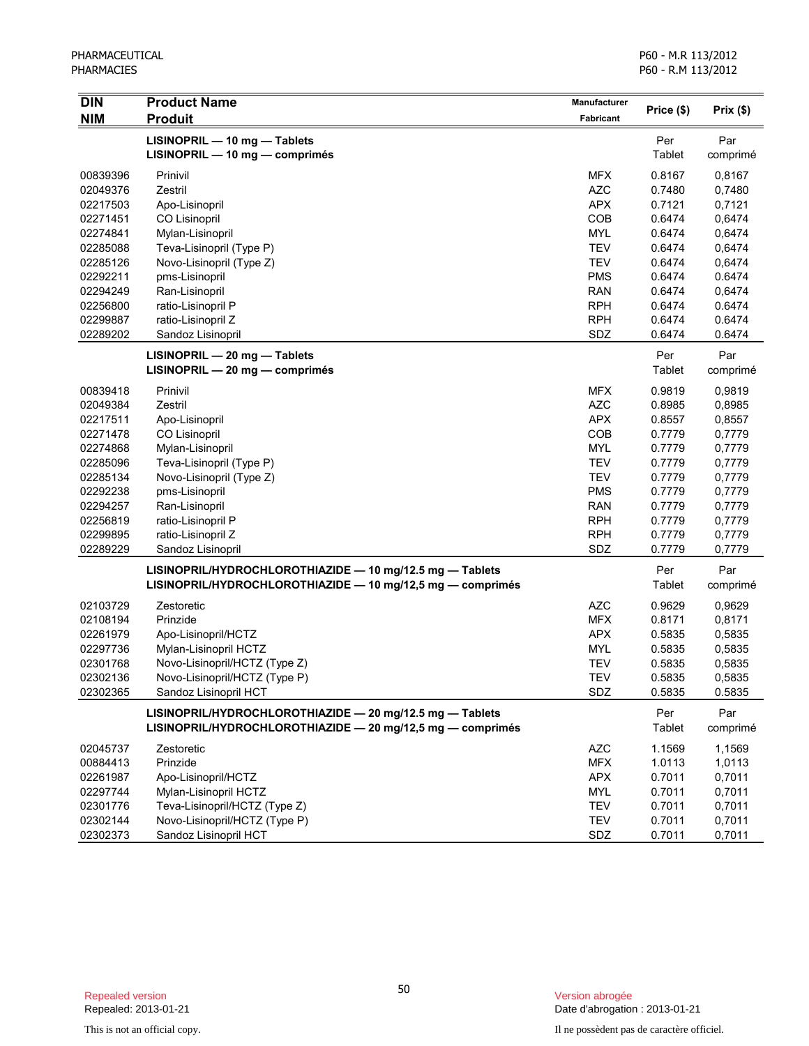| DIN<br>NIM | Product Name<br>Produit | Manufacturer<br>Fabricant | Price ($) | Prix ($) |
|---|---|---|---|---|
| | **LISINOPRIL — 10 mg — Tablets**<br>**LISINOPRIL — 10 mg — comprimés** | | Per<br>Tablet | Par<br>comprimé |
| 00839396 | Prinivil | MFX | 0.8167 | 0,8167 |
| 02049376 | Zestril | AZC | 0.7480 | 0,7480 |
| 02217503 | Apo-Lisinopril | APX | 0.7121 | 0,7121 |
| 02271451 | CO Lisinopril | COB | 0.6474 | 0,6474 |
| 02274841 | Mylan-Lisinopril | MYL | 0.6474 | 0,6474 |
| 02285088 | Teva-Lisinopril (Type P) | TEV | 0.6474 | 0,6474 |
| 02285126 | Novo-Lisinopril (Type Z) | TEV | 0.6474 | 0,6474 |
| 02292211 | pms-Lisinopril | PMS | 0.6474 | 0.6474 |
| 02294249 | Ran-Lisinopril | RAN | 0.6474 | 0,6474 |
| 02256800 | ratio-Lisinopril P | RPH | 0.6474 | 0.6474 |
| 02299887 | ratio-Lisinopril Z | RPH | 0.6474 | 0.6474 |
| 02289202 | Sandoz Lisinopril | SDZ | 0.6474 | 0.6474 |
| | **LISINOPRIL — 20 mg — Tablets**<br>**LISINOPRIL — 20 mg — comprimés** | | Per<br>Tablet | Par<br>comprimé |
| 00839418 | Prinivil | MFX | 0.9819 | 0,9819 |
| 02049384 | Zestril | AZC | 0.8985 | 0,8985 |
| 02217511 | Apo-Lisinopril | APX | 0.8557 | 0,8557 |
| 02271478 | CO Lisinopril | COB | 0.7779 | 0,7779 |
| 02274868 | Mylan-Lisinopril | MYL | 0.7779 | 0,7779 |
| 02285096 | Teva-Lisinopril (Type P) | TEV | 0.7779 | 0,7779 |
| 02285134 | Novo-Lisinopril (Type Z) | TEV | 0.7779 | 0,7779 |
| 02292238 | pms-Lisinopril | PMS | 0.7779 | 0,7779 |
| 02294257 | Ran-Lisinopril | RAN | 0.7779 | 0,7779 |
| 02256819 | ratio-Lisinopril P | RPH | 0.7779 | 0,7779 |
| 02299895 | ratio-Lisinopril Z | RPH | 0.7779 | 0,7779 |
| 02289229 | Sandoz Lisinopril | SDZ | 0.7779 | 0,7779 |
| | **LISINOPRIL/HYDROCHLOROTHIAZIDE — 10 mg/12.5 mg — Tablets**<br>**LISINOPRIL/HYDROCHLOROTHIAZIDE — 10 mg/12,5 mg — comprimés** | | Per<br>Tablet | Par<br>comprimé |
| 02103729 | Zestoretic | AZC | 0.9629 | 0,9629 |
| 02108194 | Prinzide | MFX | 0.8171 | 0,8171 |
| 02261979 | Apo-Lisinopril/HCTZ | APX | 0.5835 | 0,5835 |
| 02297736 | Mylan-Lisinopril HCTZ | MYL | 0.5835 | 0,5835 |
| 02301768 | Novo-Lisinopril/HCTZ (Type Z) | TEV | 0.5835 | 0,5835 |
| 02302136 | Novo-Lisinopril/HCTZ (Type P) | TEV | 0.5835 | 0,5835 |
| 02302365 | Sandoz Lisinopril HCT | SDZ | 0.5835 | 0.5835 |
| | **LISINOPRIL/HYDROCHLOROTHIAZIDE — 20 mg/12.5 mg — Tablets**<br>**LISINOPRIL/HYDROCHLOROTHIAZIDE — 20 mg/12,5 mg — comprimés** | | Per<br>Tablet | Par<br>comprimé |
| 02045737 | Zestoretic | AZC | 1.1569 | 1,1569 |
| 00884413 | Prinzide | MFX | 1.0113 | 1,0113 |
| 02261987 | Apo-Lisinopril/HCTZ | APX | 0.7011 | 0,7011 |
| 02297744 | Mylan-Lisinopril HCTZ | MYL | 0.7011 | 0,7011 |
| 02301776 | Teva-Lisinopril/HCTZ (Type Z) | TEV | 0.7011 | 0,7011 |
| 02302144 | Novo-Lisinopril/HCTZ (Type P) | TEV | 0.7011 | 0,7011 |
| 02302373 | Sandoz Lisinopril HCT | SDZ | 0.7011 | 0,7011 |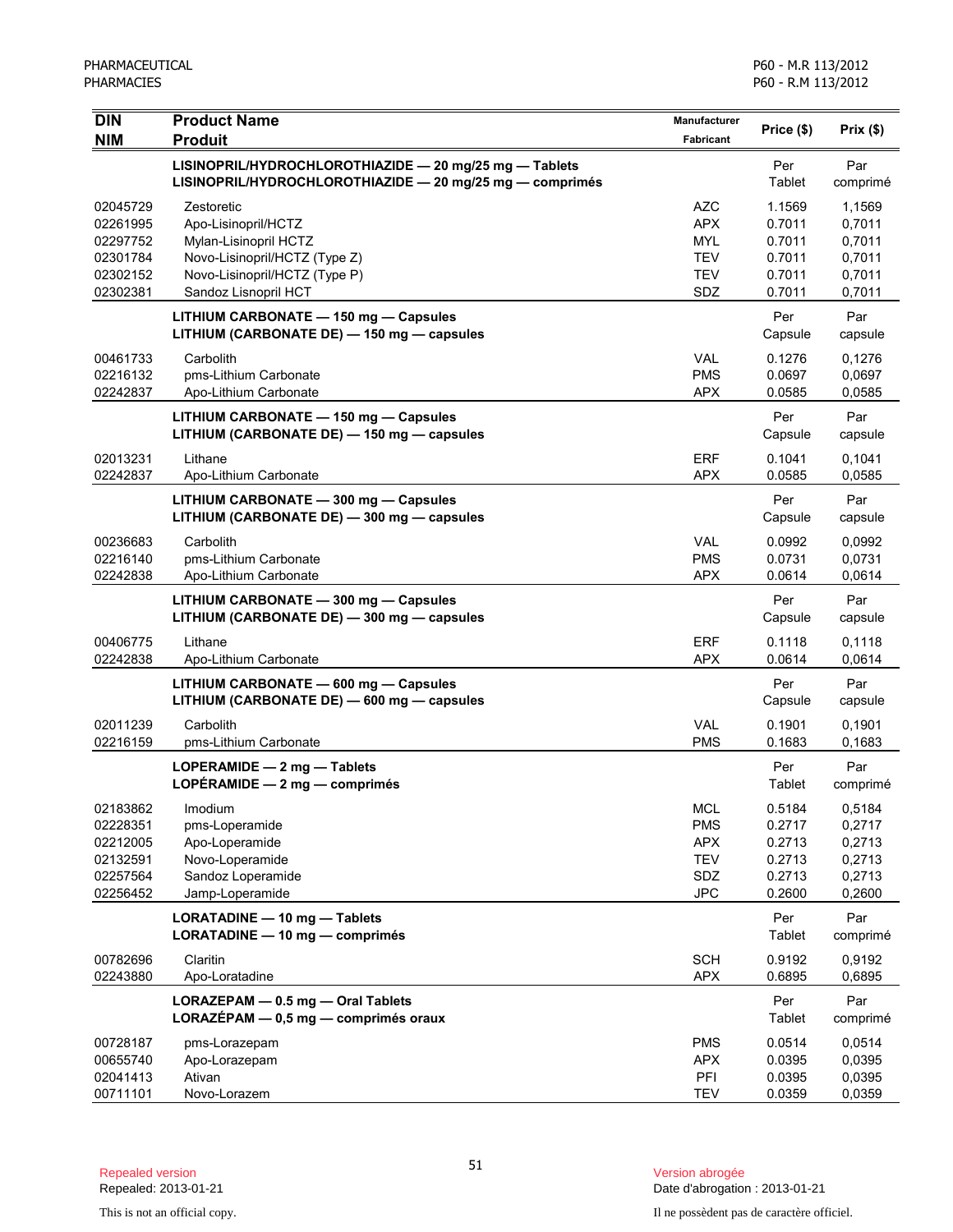| DIN<br>NIM | Product Name<br>Produit | Manufacturer<br>Fabricant | Price ($) | Prix ($) |
|---|---|---|---|---|
| | **LISINOPRIL/HYDROCHLOROTHIAZIDE — 20 mg/25 mg — Tablets**<br>**LISINOPRIL/HYDROCHLOROTHIAZIDE — 20 mg/25 mg — comprimés** | | Per Tablet | Par comprimé |
| 02045729 | Zestoretic | AZC | 1.1569 | 1,1569 |
| 02261995 | Apo-Lisinopril/HCTZ | APX | 0.7011 | 0,7011 |
| 02297752 | Mylan-Lisinopril HCTZ | MYL | 0.7011 | 0,7011 |
| 02301784 | Novo-Lisinopril/HCTZ (Type Z) | TEV | 0.7011 | 0,7011 |
| 02302152 | Novo-Lisinopril/HCTZ (Type P) | TEV | 0.7011 | 0,7011 |
| 02302381 | Sandoz Lisnopril HCT | SDZ | 0.7011 | 0,7011 |
| | **LITHIUM CARBONATE — 150 mg — Capsules**<br>**LITHIUM (CARBONATE DE) — 150 mg — capsules** | | Per Capsule | Par capsule |
| 00461733 | Carbolith | VAL | 0.1276 | 0,1276 |
| 02216132 | pms-Lithium Carbonate | PMS | 0.0697 | 0,0697 |
| 02242837 | Apo-Lithium Carbonate | APX | 0.0585 | 0,0585 |
| | **LITHIUM CARBONATE — 150 mg — Capsules**<br>**LITHIUM (CARBONATE DE) — 150 mg — capsules** | | Per Capsule | Par capsule |
| 02013231 | Lithane | ERF | 0.1041 | 0,1041 |
| 02242837 | Apo-Lithium Carbonate | APX | 0.0585 | 0,0585 |
| | **LITHIUM CARBONATE — 300 mg — Capsules**<br>**LITHIUM (CARBONATE DE) — 300 mg — capsules** | | Per Capsule | Par capsule |
| 00236683 | Carbolith | VAL | 0.0992 | 0,0992 |
| 02216140 | pms-Lithium Carbonate | PMS | 0.0731 | 0,0731 |
| 02242838 | Apo-Lithium Carbonate | APX | 0.0614 | 0,0614 |
| | **LITHIUM CARBONATE — 300 mg — Capsules**<br>**LITHIUM (CARBONATE DE) — 300 mg — capsules** | | Per Capsule | Par capsule |
| 00406775 | Lithane | ERF | 0.1118 | 0,1118 |
| 02242838 | Apo-Lithium Carbonate | APX | 0.0614 | 0,0614 |
| | **LITHIUM CARBONATE — 600 mg — Capsules**<br>**LITHIUM (CARBONATE DE) — 600 mg — capsules** | | Per Capsule | Par capsule |
| 02011239 | Carbolith | VAL | 0.1901 | 0,1901 |
| 02216159 | pms-Lithium Carbonate | PMS | 0.1683 | 0,1683 |
| | **LOPERAMIDE — 2 mg — Tablets**<br>**LOPÉRAMIDE — 2 mg — comprimés** | | Per Tablet | Par comprimé |
| 02183862 | Imodium | MCL | 0.5184 | 0,5184 |
| 02228351 | pms-Loperamide | PMS | 0.2717 | 0,2717 |
| 02212005 | Apo-Loperamide | APX | 0.2713 | 0,2713 |
| 02132591 | Novo-Loperamide | TEV | 0.2713 | 0,2713 |
| 02257564 | Sandoz Loperamide | SDZ | 0.2713 | 0,2713 |
| 02256452 | Jamp-Loperamide | JPC | 0.2600 | 0,2600 |
| | **LORATADINE — 10 mg — Tablets**<br>**LORATADINE — 10 mg — comprimés** | | Per Tablet | Par comprimé |
| 00782696 | Claritin | SCH | 0.9192 | 0,9192 |
| 02243880 | Apo-Loratadine | APX | 0.6895 | 0,6895 |
| | **LORAZEPAM — 0.5 mg — Oral Tablets**<br>**LORAZÉPAM — 0,5 mg — comprimés oraux** | | Per Tablet | Par comprimé |
| 00728187 | pms-Lorazepam | PMS | 0.0514 | 0,0514 |
| 00655740 | Apo-Lorazepam | APX | 0.0395 | 0,0395 |
| 02041413 | Ativan | PFI | 0.0395 | 0,0395 |
| 00711101 | Novo-Lorazem | TEV | 0.0359 | 0,0359 |

Repealed version
Repealed: 2013-01-21

Version abrogée
Date d'abrogation : 2013-01-21

This is not an official copy.

Il ne possèdent pas de caractère officiel.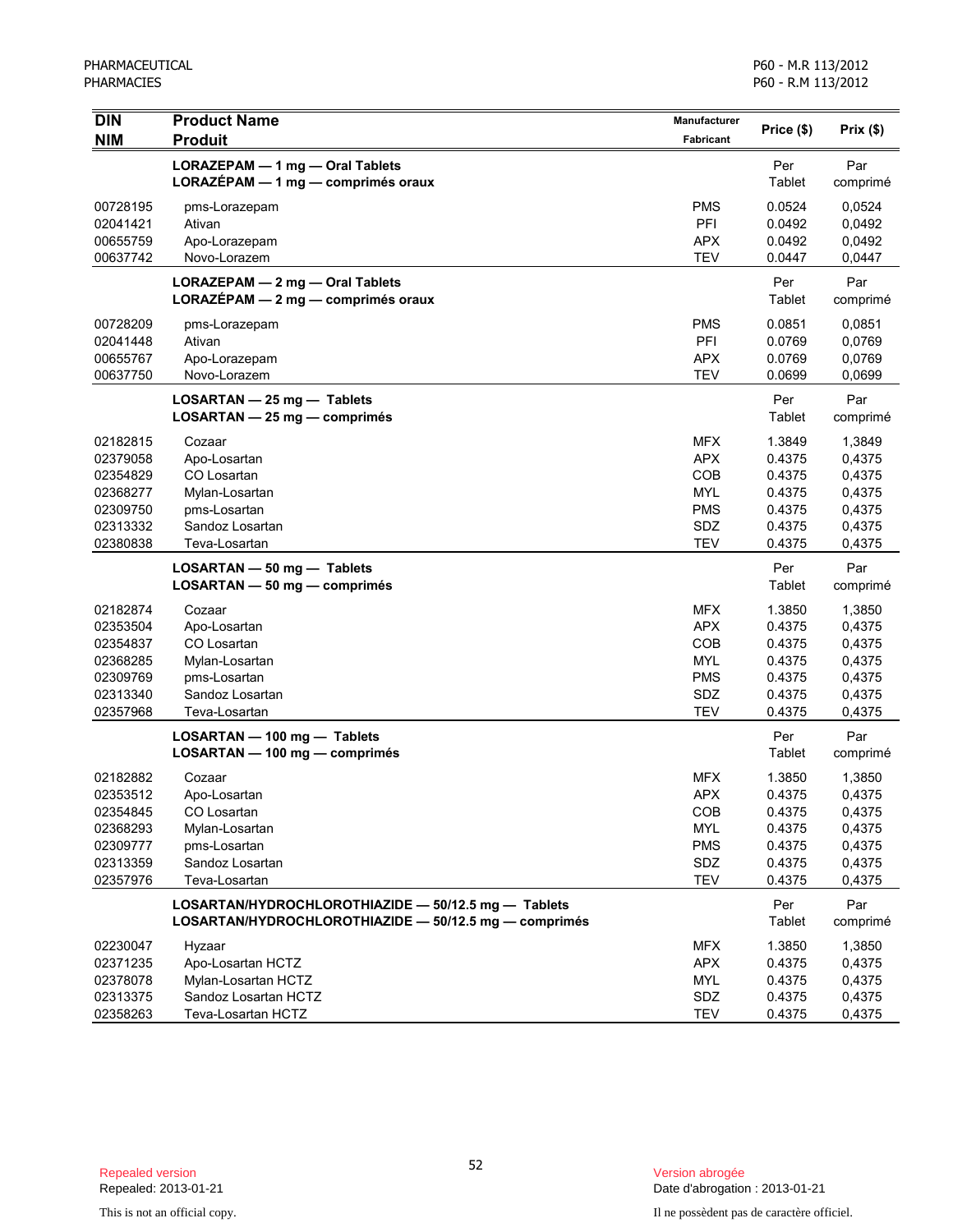| DIN<br>NIM | Product Name<br>Produit | Manufacturer<br>Fabricant | Price ($) | Prix ($) |
|---|---|---|---|---|
| | **LORAZEPAM — 1 mg — Oral Tablets**<br>**LORAZÉPAM — 1 mg — comprimés oraux** | | Per Tablet | Par comprimé |
| 00728195 | pms-Lorazepam | PMS | 0.0524 | 0,0524 |
| 02041421 | Ativan | PFI | 0.0492 | 0,0492 |
| 00655759 | Apo-Lorazepam | APX | 0.0492 | 0,0492 |
| 00637742 | Novo-Lorazem | TEV | 0.0447 | 0,0447 |
| | **LORAZEPAM — 2 mg — Oral Tablets**<br>**LORAZÉPAM — 2 mg — comprimés oraux** | | Per Tablet | Par comprimé |
| 00728209 | pms-Lorazepam | PMS | 0.0851 | 0,0851 |
| 02041448 | Ativan | PFI | 0.0769 | 0,0769 |
| 00655767 | Apo-Lorazepam | APX | 0.0769 | 0,0769 |
| 00637750 | Novo-Lorazem | TEV | 0.0699 | 0,0699 |
| | **LOSARTAN — 25 mg — Tablets**<br>**LOSARTAN — 25 mg — comprimés** | | Per Tablet | Par comprimé |
| 02182815 | Cozaar | MFX | 1.3849 | 1,3849 |
| 02379058 | Apo-Losartan | APX | 0.4375 | 0,4375 |
| 02354829 | CO Losartan | COB | 0.4375 | 0,4375 |
| 02368277 | Mylan-Losartan | MYL | 0.4375 | 0,4375 |
| 02309750 | pms-Losartan | PMS | 0.4375 | 0,4375 |
| 02313332 | Sandoz Losartan | SDZ | 0.4375 | 0,4375 |
| 02380838 | Teva-Losartan | TEV | 0.4375 | 0,4375 |
| | **LOSARTAN — 50 mg — Tablets**<br>**LOSARTAN — 50 mg — comprimés** | | Per Tablet | Par comprimé |
| 02182874 | Cozaar | MFX | 1.3850 | 1,3850 |
| 02353504 | Apo-Losartan | APX | 0.4375 | 0,4375 |
| 02354837 | CO Losartan | COB | 0.4375 | 0,4375 |
| 02368285 | Mylan-Losartan | MYL | 0.4375 | 0,4375 |
| 02309769 | pms-Losartan | PMS | 0.4375 | 0,4375 |
| 02313340 | Sandoz Losartan | SDZ | 0.4375 | 0,4375 |
| 02357968 | Teva-Losartan | TEV | 0.4375 | 0,4375 |
| | **LOSARTAN — 100 mg — Tablets**<br>**LOSARTAN — 100 mg — comprimés** | | Per Tablet | Par comprimé |
| 02182882 | Cozaar | MFX | 1.3850 | 1,3850 |
| 02353512 | Apo-Losartan | APX | 0.4375 | 0,4375 |
| 02354845 | CO Losartan | COB | 0.4375 | 0,4375 |
| 02368293 | Mylan-Losartan | MYL | 0.4375 | 0,4375 |
| 02309777 | pms-Losartan | PMS | 0.4375 | 0,4375 |
| 02313359 | Sandoz Losartan | SDZ | 0.4375 | 0,4375 |
| 02357976 | Teva-Losartan | TEV | 0.4375 | 0,4375 |
| | **LOSARTAN/HYDROCHLOROTHIAZIDE — 50/12.5 mg — Tablets**<br>**LOSARTAN/HYDROCHLOROTHIAZIDE — 50/12.5 mg — comprimés** | | Per Tablet | Par comprimé |
| 02230047 | Hyzaar | MFX | 1.3850 | 1,3850 |
| 02371235 | Apo-Losartan HCTZ | APX | 0.4375 | 0,4375 |
| 02378078 | Mylan-Losartan HCTZ | MYL | 0.4375 | 0,4375 |
| 02313375 | Sandoz Losartan HCTZ | SDZ | 0.4375 | 0,4375 |
| 02358263 | Teva-Losartan HCTZ | TEV | 0.4375 | 0,4375 |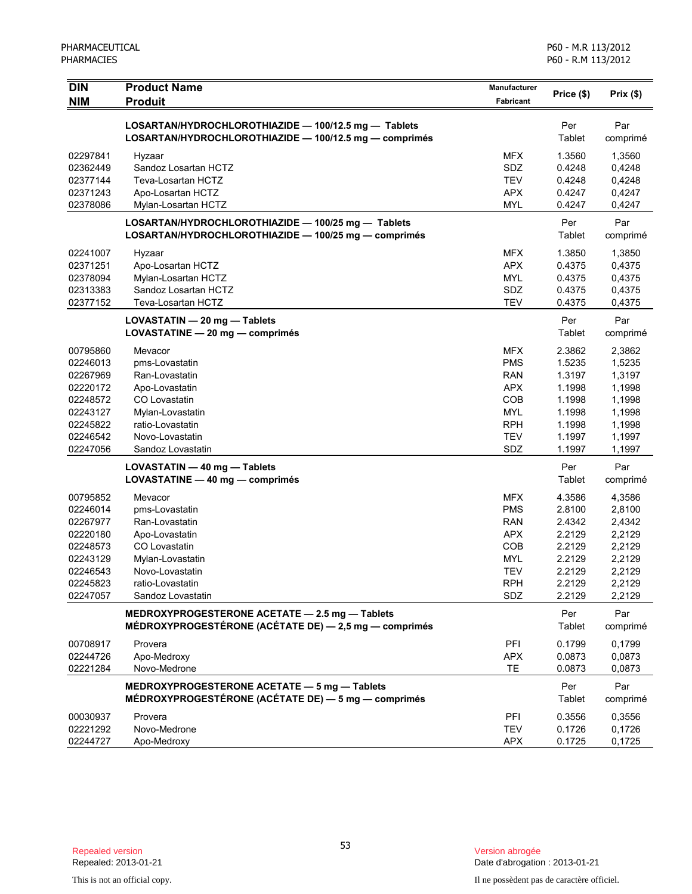| DIN<br>NIM | Product Name<br>Produit | Manufacturer<br>Fabricant | Price ($) | Prix ($) |
|---|---|---|---|---|
| | **LOSARTAN/HYDROCHLOROTHIAZIDE — 100/12.5 mg — Tablets**<br>**LOSARTAN/HYDROCHLOROTHIAZIDE — 100/12.5 mg — comprimés** | | Per<br>Tablet | Par<br>comprimé |
| 02297841 | Hyzaar | MFX | 1.3560 | 1,3560 |
| 02362449 | Sandoz Losartan HCTZ | SDZ | 0.4248 | 0,4248 |
| 02377144 | Teva-Losartan HCTZ | TEV | 0.4248 | 0,4248 |
| 02371243 | Apo-Losartan HCTZ | APX | 0.4247 | 0,4247 |
| 02378086 | Mylan-Losartan HCTZ | MYL | 0.4247 | 0,4247 |
| | **LOSARTAN/HYDROCHLOROTHIAZIDE — 100/25 mg — Tablets**<br>**LOSARTAN/HYDROCHLOROTHIAZIDE — 100/25 mg — comprimés** | | Per<br>Tablet | Par<br>comprimé |
| 02241007 | Hyzaar | MFX | 1.3850 | 1,3850 |
| 02371251 | Apo-Losartan HCTZ | APX | 0.4375 | 0,4375 |
| 02378094 | Mylan-Losartan HCTZ | MYL | 0.4375 | 0,4375 |
| 02313383 | Sandoz Losartan HCTZ | SDZ | 0.4375 | 0,4375 |
| 02377152 | Teva-Losartan HCTZ | TEV | 0.4375 | 0,4375 |
| | **LOVASTATIN — 20 mg — Tablets**<br>**LOVASTATINE — 20 mg — comprimés** | | Per<br>Tablet | Par<br>comprimé |
| 00795860 | Mevacor | MFX | 2.3862 | 2,3862 |
| 02246013 | pms-Lovastatin | PMS | 1.5235 | 1,5235 |
| 02267969 | Ran-Lovastatin | RAN | 1.3197 | 1,3197 |
| 02220172 | Apo-Lovastatin | APX | 1.1998 | 1,1998 |
| 02248572 | CO Lovastatin | COB | 1.1998 | 1,1998 |
| 02243127 | Mylan-Lovastatin | MYL | 1.1998 | 1,1998 |
| 02245822 | ratio-Lovastatin | RPH | 1.1998 | 1,1998 |
| 02246542 | Novo-Lovastatin | TEV | 1.1997 | 1,1997 |
| 02247056 | Sandoz Lovastatin | SDZ | 1.1997 | 1,1997 |
| | **LOVASTATIN — 40 mg — Tablets**<br>**LOVASTATINE — 40 mg — comprimés** | | Per<br>Tablet | Par<br>comprimé |
| 00795852 | Mevacor | MFX | 4.3586 | 4,3586 |
| 02246014 | pms-Lovastatin | PMS | 2.8100 | 2,8100 |
| 02267977 | Ran-Lovastatin | RAN | 2.4342 | 2,4342 |
| 02220180 | Apo-Lovastatin | APX | 2.2129 | 2,2129 |
| 02248573 | CO Lovastatin | COB | 2.2129 | 2,2129 |
| 02243129 | Mylan-Lovastatin | MYL | 2.2129 | 2,2129 |
| 02246543 | Novo-Lovastatin | TEV | 2.2129 | 2,2129 |
| 02245823 | ratio-Lovastatin | RPH | 2.2129 | 2,2129 |
| 02247057 | Sandoz Lovastatin | SDZ | 2.2129 | 2,2129 |
| | **MEDROXYPROGESTERONE ACETATE — 2.5 mg — Tablets**<br>**MÉDROXYPROGESTÉRONE (ACÉTATE DE) — 2,5 mg — comprimés** | | Per<br>Tablet | Par<br>comprimé |
| 00708917 | Provera | PFI | 0.1799 | 0,1799 |
| 02244726 | Apo-Medroxy | APX | 0.0873 | 0,0873 |
| 02221284 | Novo-Medrone | TE | 0.0873 | 0,0873 |
| | **MEDROXYPROGESTERONE ACETATE — 5 mg — Tablets**<br>**MÉDROXYPROGESTÉRONE (ACÉTATE DE) — 5 mg — comprimés** | | Per<br>Tablet | Par<br>comprimé |
| 00030937 | Provera | PFI | 0.3556 | 0,3556 |
| 02221292 | Novo-Medrone | TEV | 0.1726 | 0,1726 |
| 02244727 | Apo-Medroxy | APX | 0.1725 | 0,1725 |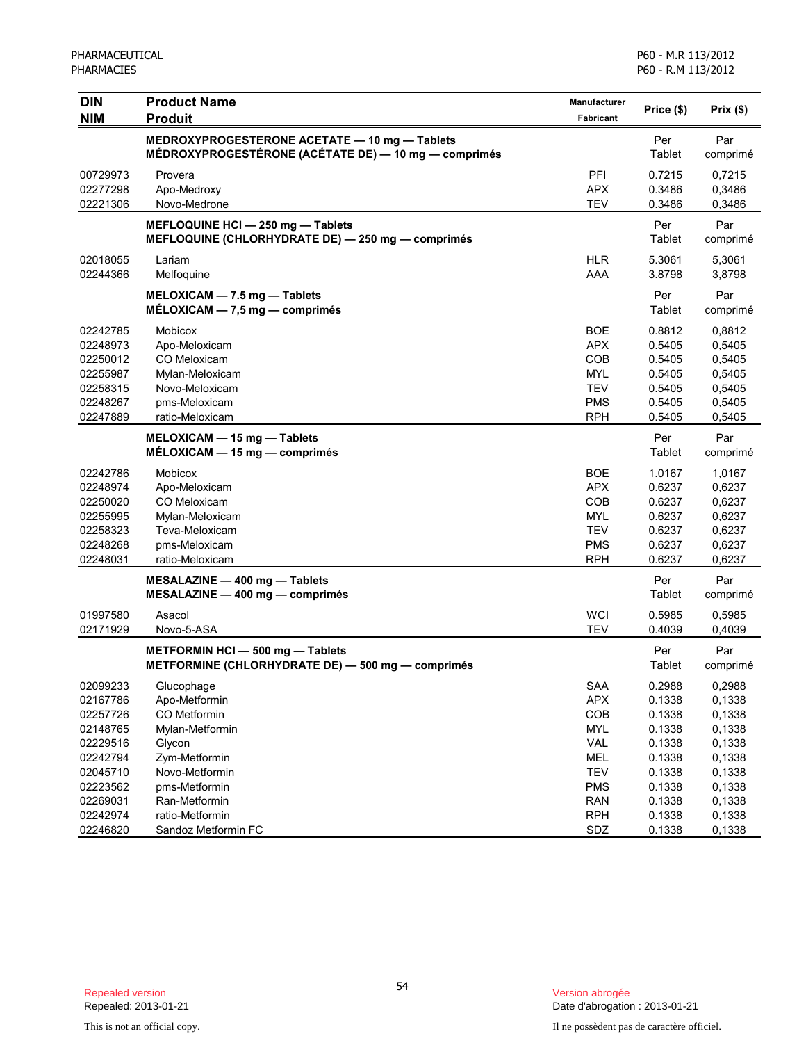| DIN<br>NIM | Product Name<br>Produit | Manufacturer<br>Fabricant | Price ($) | Prix ($) |
|---|---|---|---|---|
| | **MEDROXYPROGESTERONE ACETATE — 10 mg — Tablets**<br>**MÉDROXYPROGESTÉRONE (ACÉTATE DE) — 10 mg — comprimés** | | Per Tablet | Par comprimé |
| 00729973 | Provera | PFI | 0.7215 | 0,7215 |
| 02277298 | Apo-Medroxy | APX | 0.3486 | 0,3486 |
| 02221306 | Novo-Medrone | TEV | 0.3486 | 0,3486 |
| | **MEFLOQUINE HCl — 250 mg — Tablets**<br>**MEFLOQUINE (CHLORHYDRATE DE) — 250 mg — comprimés** | | Per Tablet | Par comprimé |
| 02018055 | Lariam | HLR | 5.3061 | 5,3061 |
| 02244366 | Melfoquine | AAA | 3.8798 | 3,8798 |
| | **MELOXICAM — 7.5 mg — Tablets**<br>**MÉLOXICAM — 7,5 mg — comprimés** | | Per Tablet | Par comprimé |
| 02242785 | Mobicox | BOE | 0.8812 | 0,8812 |
| 02248973 | Apo-Meloxicam | APX | 0.5405 | 0,5405 |
| 02250012 | CO Meloxicam | COB | 0.5405 | 0,5405 |
| 02255987 | Mylan-Meloxicam | MYL | 0.5405 | 0,5405 |
| 02258315 | Novo-Meloxicam | TEV | 0.5405 | 0,5405 |
| 02248267 | pms-Meloxicam | PMS | 0.5405 | 0,5405 |
| 02247889 | ratio-Meloxicam | RPH | 0.5405 | 0,5405 |
| | **MELOXICAM — 15 mg — Tablets**<br>**MÉLOXICAM — 15 mg — comprimés** | | Per Tablet | Par comprimé |
| 02242786 | Mobicox | BOE | 1.0167 | 1,0167 |
| 02248974 | Apo-Meloxicam | APX | 0.6237 | 0,6237 |
| 02250020 | CO Meloxicam | COB | 0.6237 | 0,6237 |
| 02255995 | Mylan-Meloxicam | MYL | 0.6237 | 0,6237 |
| 02258323 | Teva-Meloxicam | TEV | 0.6237 | 0,6237 |
| 02248268 | pms-Meloxicam | PMS | 0.6237 | 0,6237 |
| 02248031 | ratio-Meloxicam | RPH | 0.6237 | 0,6237 |
| | **MESALAZINE — 400 mg — Tablets**<br>**MESALAZINE — 400 mg — comprimés** | | Per Tablet | Par comprimé |
| 01997580 | Asacol | WCI | 0.5985 | 0,5985 |
| 02171929 | Novo-5-ASA | TEV | 0.4039 | 0,4039 |
| | **METFORMIN HCl — 500 mg — Tablets**<br>**METFORMINE (CHLORHYDRATE DE) — 500 mg — comprimés** | | Per Tablet | Par comprimé |
| 02099233 | Glucophage | SAA | 0.2988 | 0,2988 |
| 02167786 | Apo-Metformin | APX | 0.1338 | 0,1338 |
| 02257726 | CO Metformin | COB | 0.1338 | 0,1338 |
| 02148765 | Mylan-Metformin | MYL | 0.1338 | 0,1338 |
| 02229516 | Glycon | VAL | 0.1338 | 0,1338 |
| 02242794 | Zym-Metformin | MEL | 0.1338 | 0,1338 |
| 02045710 | Novo-Metformin | TEV | 0.1338 | 0,1338 |
| 02223562 | pms-Metformin | PMS | 0.1338 | 0,1338 |
| 02269031 | Ran-Metformin | RAN | 0.1338 | 0,1338 |
| 02242974 | ratio-Metformin | RPH | 0.1338 | 0,1338 |
| 02246820 | Sandoz Metformin FC | SDZ | 0.1338 | 0,1338 |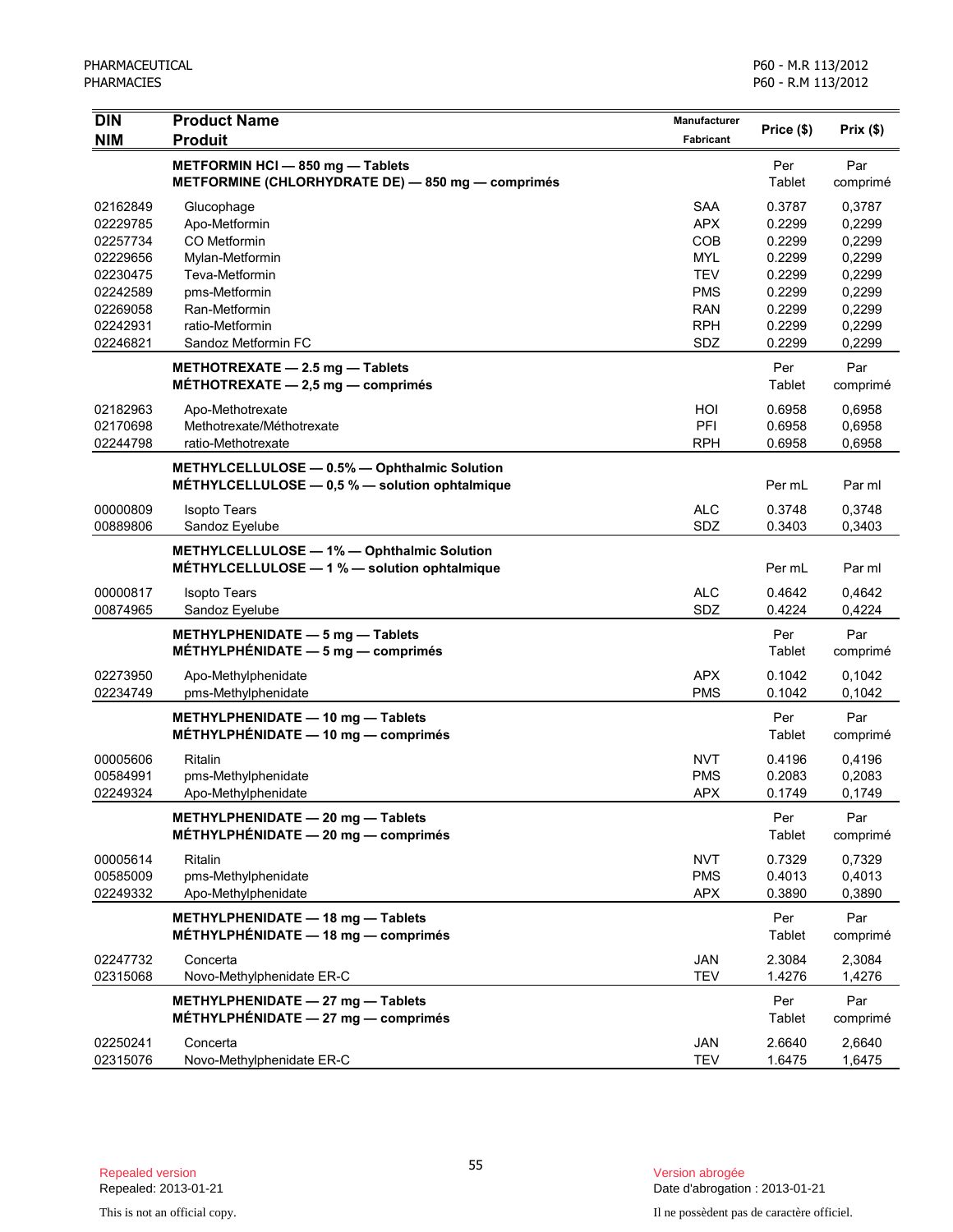| DIN<br>NIM | Product Name<br>Produit | Manufacturer<br>Fabricant | Price ($) | Prix ($) |
|---|---|---|---|---|
| | **METFORMIN HCl — 850 mg — Tablets**<br>**METFORMINE (CHLORHYDRATE DE) — 850 mg — comprimés** | | Per Tablet | Par comprimé |
| 02162849 | Glucophage | SAA | 0.3787 | 0,3787 |
| 02229785 | Apo-Metformin | APX | 0.2299 | 0,2299 |
| 02257734 | CO Metformin | COB | 0.2299 | 0,2299 |
| 02229656 | Mylan-Metformin | MYL | 0.2299 | 0,2299 |
| 02230475 | Teva-Metformin | TEV | 0.2299 | 0,2299 |
| 02242589 | pms-Metformin | PMS | 0.2299 | 0,2299 |
| 02269058 | Ran-Metformin | RAN | 0.2299 | 0,2299 |
| 02242931 | ratio-Metformin | RPH | 0.2299 | 0,2299 |
| 02246821 | Sandoz Metformin FC | SDZ | 0.2299 | 0,2299 |
| | **METHOTREXATE — 2.5 mg — Tablets**<br>**MÉTHOTREXATE — 2,5 mg — comprimés** | | Per Tablet | Par comprimé |
| 02182963 | Apo-Methotrexate | HOI | 0.6958 | 0,6958 |
| 02170698 | Methotrexate/Méthotrexate | PFI | 0.6958 | 0,6958 |
| 02244798 | ratio-Methotrexate | RPH | 0.6958 | 0,6958 |
| | **METHYLCELLULOSE — 0.5% — Ophthalmic Solution**<br>**MÉTHYLCELLULOSE — 0,5 % — solution ophtalmique** | | Per mL | Par ml |
| 00000809 | Isopto Tears | ALC | 0.3748 | 0,3748 |
| 00889806 | Sandoz Eyelube | SDZ | 0.3403 | 0,3403 |
| | **METHYLCELLULOSE — 1% — Ophthalmic Solution**<br>**MÉTHYLCELLULOSE — 1 % — solution ophtalmique** | | Per mL | Par ml |
| 00000817 | Isopto Tears | ALC | 0.4642 | 0,4642 |
| 00874965 | Sandoz Eyelube | SDZ | 0.4224 | 0,4224 |
| | **METHYLPHENIDATE — 5 mg — Tablets**<br>**MÉTHYLPHÉNIDATE — 5 mg — comprimés** | | Per Tablet | Par comprimé |
| 02273950 | Apo-Methylphenidate | APX | 0.1042 | 0,1042 |
| 02234749 | pms-Methylphenidate | PMS | 0.1042 | 0,1042 |
| | **METHYLPHENIDATE — 10 mg — Tablets**<br>**MÉTHYLPHÉNIDATE — 10 mg — comprimés** | | Per Tablet | Par comprimé |
| 00005606 | Ritalin | NVT | 0.4196 | 0,4196 |
| 00584991 | pms-Methylphenidate | PMS | 0.2083 | 0,2083 |
| 02249324 | Apo-Methylphenidate | APX | 0.1749 | 0,1749 |
| | **METHYLPHENIDATE — 20 mg — Tablets**<br>**MÉTHYLPHÉNIDATE — 20 mg — comprimés** | | Per Tablet | Par comprimé |
| 00005614 | Ritalin | NVT | 0.7329 | 0,7329 |
| 00585009 | pms-Methylphenidate | PMS | 0.4013 | 0,4013 |
| 02249332 | Apo-Methylphenidate | APX | 0.3890 | 0,3890 |
| | **METHYLPHENIDATE — 18 mg — Tablets**<br>**MÉTHYLPHÉNIDATE — 18 mg — comprimés** | | Per Tablet | Par comprimé |
| 02247732 | Concerta | JAN | 2.3084 | 2,3084 |
| 02315068 | Novo-Methylphenidate ER-C | TEV | 1.4276 | 1,4276 |
| | **METHYLPHENIDATE — 27 mg — Tablets**<br>**MÉTHYLPHÉNIDATE — 27 mg — comprimés** | | Per Tablet | Par comprimé |
| 02250241 | Concerta | JAN | 2.6640 | 2,6640 |
| 02315076 | Novo-Methylphenidate ER-C | TEV | 1.6475 | 1,6475 |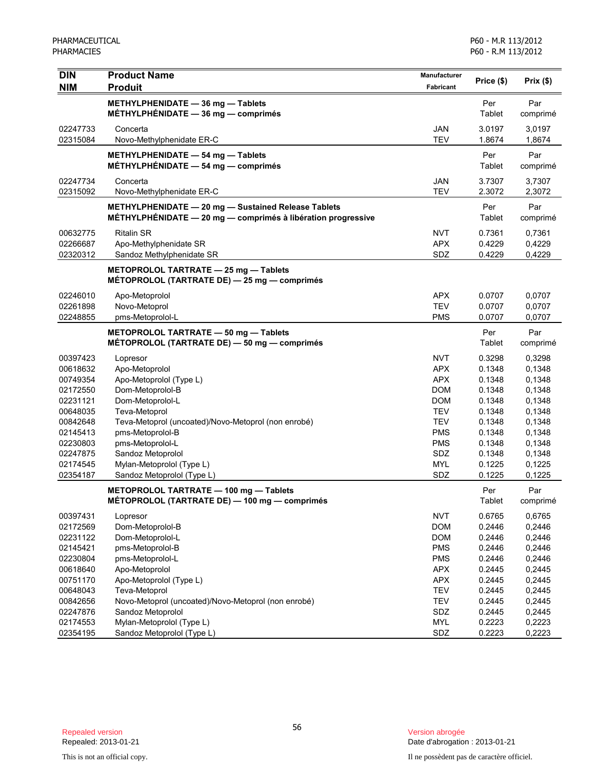| DIN<br>NIM | Product Name<br>Produit | Manufacturer<br>Fabricant | Price ($) | Prix ($) |
|---|---|---|---|---|
| | **METHYLPHENIDATE — 36 mg — Tablets**<br>**MÉTHYLPHÉNIDATE — 36 mg — comprimés** | | Per Tablet | Par comprimé |
| 02247733 | Concerta | JAN | 3.0197 | 3,0197 |
| 02315084 | Novo-Methylphenidate ER-C | TEV | 1.8674 | 1,8674 |
| | **METHYLPHENIDATE — 54 mg — Tablets**<br>**MÉTHYLPHÉNIDATE — 54 mg — comprimés** | | Per Tablet | Par comprimé |
| 02247734 | Concerta | JAN | 3.7307 | 3,7307 |
| 02315092 | Novo-Methylphenidate ER-C | TEV | 2.3072 | 2,3072 |
| | **METHYLPHENIDATE — 20 mg — Sustained Release Tablets**<br>**MÉTHYLPHÉNIDATE — 20 mg — comprimés à libération progressive** | | Per Tablet | Par comprimé |
| 00632775 | Ritalin SR | NVT | 0.7361 | 0,7361 |
| 02266687 | Apo-Methylphenidate SR | APX | 0.4229 | 0,4229 |
| 02320312 | Sandoz Methylphenidate SR | SDZ | 0.4229 | 0,4229 |
| | **METOPROLOL TARTRATE — 25 mg — Tablets**<br>**MÉTOPROLOL (TARTRATE DE) — 25 mg — comprimés** | | | |
| 02246010 | Apo-Metoprolol | APX | 0.0707 | 0,0707 |
| 02261898 | Novo-Metoprol | TEV | 0.0707 | 0,0707 |
| 02248855 | pms-Metoprolol-L | PMS | 0.0707 | 0,0707 |
| | **METOPROLOL TARTRATE — 50 mg — Tablets**<br>**MÉTOPROLOL (TARTRATE DE) — 50 mg — comprimés** | | Per Tablet | Par comprimé |
| 00397423 | Lopresor | NVT | 0.3298 | 0,3298 |
| 00618632 | Apo-Metoprolol | APX | 0.1348 | 0,1348 |
| 00749354 | Apo-Metoprolol (Type L) | APX | 0.1348 | 0,1348 |
| 02172550 | Dom-Metoprolol-B | DOM | 0.1348 | 0,1348 |
| 02231121 | Dom-Metoprolol-L | DOM | 0.1348 | 0,1348 |
| 00648035 | Teva-Metoprol | TEV | 0.1348 | 0,1348 |
| 00842648 | Teva-Metoprol (uncoated)/Novo-Metoprol (non enrobé) | TEV | 0.1348 | 0,1348 |
| 02145413 | pms-Metoprolol-B | PMS | 0.1348 | 0,1348 |
| 02230803 | pms-Metoprolol-L | PMS | 0.1348 | 0,1348 |
| 02247875 | Sandoz Metoprolol | SDZ | 0.1348 | 0,1348 |
| 02174545 | Mylan-Metoprolol (Type L) | MYL | 0.1225 | 0,1225 |
| 02354187 | Sandoz Metoprolol (Type L) | SDZ | 0.1225 | 0,1225 |
| | **METOPROLOL TARTRATE — 100 mg — Tablets**<br>**MÉTOPROLOL (TARTRATE DE) — 100 mg — comprimés** | | Per Tablet | Par comprimé |
| 00397431 | Lopresor | NVT | 0.6765 | 0,6765 |
| 02172569 | Dom-Metoprolol-B | DOM | 0.2446 | 0,2446 |
| 02231122 | Dom-Metoprolol-L | DOM | 0.2446 | 0,2446 |
| 02145421 | pms-Metoprolol-B | PMS | 0.2446 | 0,2446 |
| 02230804 | pms-Metoprolol-L | PMS | 0.2446 | 0,2446 |
| 00618640 | Apo-Metoprolol | APX | 0.2445 | 0,2445 |
| 00751170 | Apo-Metoprolol (Type L) | APX | 0.2445 | 0,2445 |
| 00648043 | Teva-Metoprol | TEV | 0.2445 | 0,2445 |
| 00842656 | Novo-Metoprol (uncoated)/Novo-Metoprol (non enrobé) | TEV | 0.2445 | 0,2445 |
| 02247876 | Sandoz Metoprolol | SDZ | 0.2445 | 0,2445 |
| 02174553 | Mylan-Metoprolol (Type L) | MYL | 0.2223 | 0,2223 |
| 02354195 | Sandoz Metoprolol (Type L) | SDZ | 0.2223 | 0,2223 |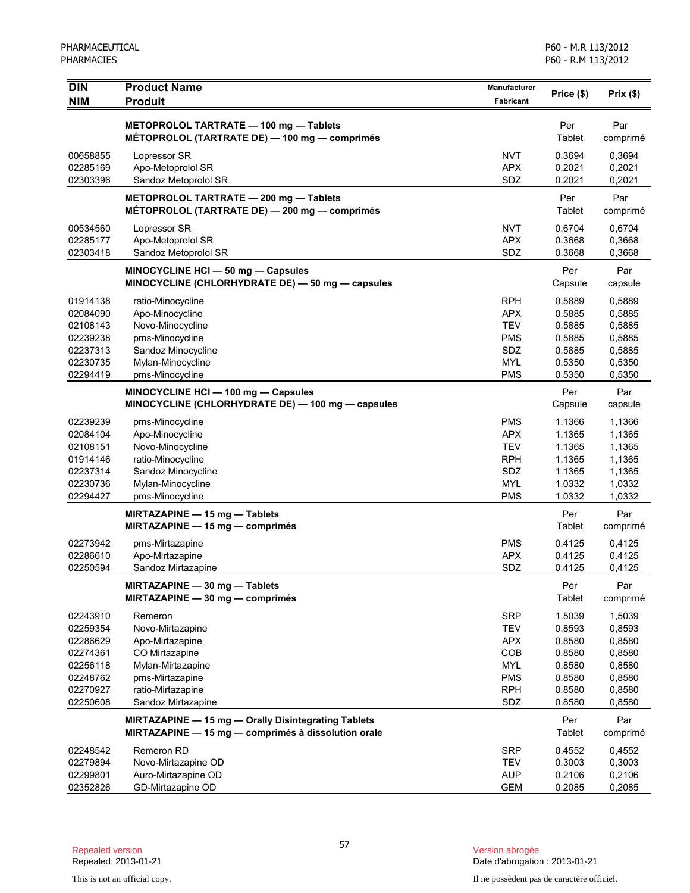| DIN<br>NIM | Product Name<br>Produit | Manufacturer<br>Fabricant | Price ($) | Prix ($) |
|---|---|---|---|---|
| | **METOPROLOL TARTRATE — 100 mg — Tablets**<br>**MÉTOPROLOL (TARTRATE DE) — 100 mg — comprimés** | | Per Tablet | Par comprimé |
| 00658855 | Lopressor SR | NVT | 0.3694 | 0,3694 |
| 02285169 | Apo-Metoprolol SR | APX | 0.2021 | 0,2021 |
| 02303396 | Sandoz Metoprolol SR | SDZ | 0.2021 | 0,2021 |
| | **METOPROLOL TARTRATE — 200 mg — Tablets**<br>**MÉTOPROLOL (TARTRATE DE) — 200 mg — comprimés** | | Per Tablet | Par comprimé |
| 00534560 | Lopressor SR | NVT | 0.6704 | 0,6704 |
| 02285177 | Apo-Metoprolol SR | APX | 0.3668 | 0,3668 |
| 02303418 | Sandoz Metoprolol SR | SDZ | 0.3668 | 0,3668 |
| | **MINOCYCLINE HCl — 50 mg — Capsules**<br>**MINOCYCLINE (CHLORHYDRATE DE) — 50 mg — capsules** | | Per Capsule | Par capsule |
| 01914138 | ratio-Minocycline | RPH | 0.5889 | 0,5889 |
| 02084090 | Apo-Minocycline | APX | 0.5885 | 0,5885 |
| 02108143 | Novo-Minocycline | TEV | 0.5885 | 0,5885 |
| 02239238 | pms-Minocycline | PMS | 0.5885 | 0,5885 |
| 02237313 | Sandoz Minocycline | SDZ | 0.5885 | 0,5885 |
| 02230735 | Mylan-Minocycline | MYL | 0.5350 | 0,5350 |
| 02294419 | pms-Minocycline | PMS | 0.5350 | 0,5350 |
| | **MINOCYCLINE HCl — 100 mg — Capsules**<br>**MINOCYCLINE (CHLORHYDRATE DE) — 100 mg — capsules** | | Per Capsule | Par capsule |
| 02239239 | pms-Minocycline | PMS | 1.1366 | 1,1366 |
| 02084104 | Apo-Minocycline | APX | 1.1365 | 1,1365 |
| 02108151 | Novo-Minocycline | TEV | 1.1365 | 1,1365 |
| 01914146 | ratio-Minocycline | RPH | 1.1365 | 1,1365 |
| 02237314 | Sandoz Minocycline | SDZ | 1.1365 | 1,1365 |
| 02230736 | Mylan-Minocycline | MYL | 1.0332 | 1,0332 |
| 02294427 | pms-Minocycline | PMS | 1.0332 | 1,0332 |
| | **MIRTAZAPINE — 15 mg — Tablets**<br>**MIRTAZAPINE — 15 mg — comprimés** | | Per Tablet | Par comprimé |
| 02273942 | pms-Mirtazapine | PMS | 0.4125 | 0,4125 |
| 02286610 | Apo-Mirtazapine | APX | 0.4125 | 0.4125 |
| 02250594 | Sandoz Mirtazapine | SDZ | 0.4125 | 0,4125 |
| | **MIRTAZAPINE — 30 mg — Tablets**<br>**MIRTAZAPINE — 30 mg — comprimés** | | Per Tablet | Par comprimé |
| 02243910 | Remeron | SRP | 1.5039 | 1,5039 |
| 02259354 | Novo-Mirtazapine | TEV | 0.8593 | 0,8593 |
| 02286629 | Apo-Mirtazapine | APX | 0.8580 | 0,8580 |
| 02274361 | CO Mirtazapine | COB | 0.8580 | 0,8580 |
| 02256118 | Mylan-Mirtazapine | MYL | 0.8580 | 0,8580 |
| 02248762 | pms-Mirtazapine | PMS | 0.8580 | 0,8580 |
| 02270927 | ratio-Mirtazapine | RPH | 0.8580 | 0,8580 |
| 02250608 | Sandoz Mirtazapine | SDZ | 0.8580 | 0,8580 |
| | **MIRTAZAPINE — 15 mg — Orally Disintegrating Tablets**<br>**MIRTAZAPINE — 15 mg — comprimés à dissolution orale** | | Per Tablet | Par comprimé |
| 02248542 | Remeron RD | SRP | 0.4552 | 0,4552 |
| 02279894 | Novo-Mirtazapine OD | TEV | 0.3003 | 0,3003 |
| 02299801 | Auro-Mirtazapine OD | AUP | 0.2106 | 0,2106 |
| 02352826 | GD-Mirtazapine OD | GEM | 0.2085 | 0,2085 |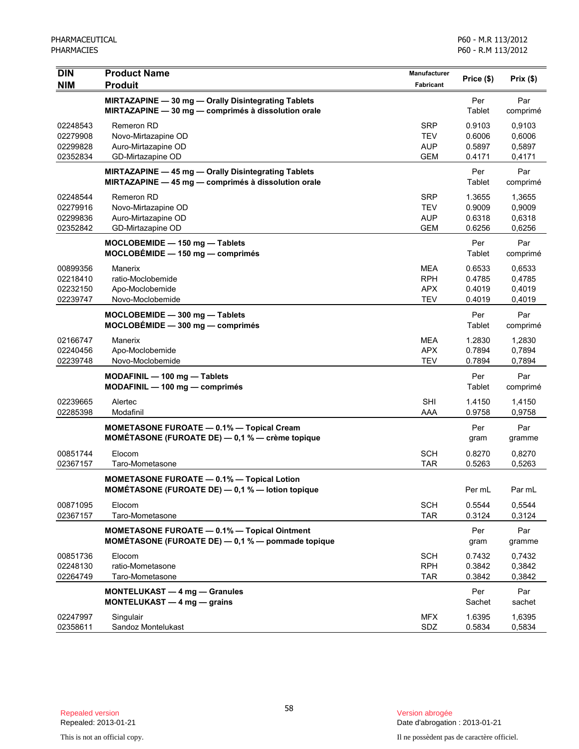| DIN<br>NIM | Product Name<br>Produit | Manufacturer<br>Fabricant | Price ($) | Prix ($) |
|---|---|---|---|---|
| | **MIRTAZAPINE — 30 mg — Orally Disintegrating Tablets**<br>**MIRTAZAPINE — 30 mg — comprimés à dissolution orale** | | Per Tablet | Par comprimé |
| 02248543 | Remeron RD | SRP | 0.9103 | 0,9103 |
| 02279908 | Novo-Mirtazapine OD | TEV | 0.6006 | 0,6006 |
| 02299828 | Auro-Mirtazapine OD | AUP | 0.5897 | 0,5897 |
| 02352834 | GD-Mirtazapine OD | GEM | 0.4171 | 0,4171 |
| | **MIRTAZAPINE — 45 mg — Orally Disintegrating Tablets**<br>**MIRTAZAPINE — 45 mg — comprimés à dissolution orale** | | Per Tablet | Par comprimé |
| 02248544 | Remeron RD | SRP | 1.3655 | 1,3655 |
| 02279916 | Novo-Mirtazapine OD | TEV | 0.9009 | 0,9009 |
| 02299836 | Auro-Mirtazapine OD | AUP | 0.6318 | 0,6318 |
| 02352842 | GD-Mirtazapine OD | GEM | 0.6256 | 0,6256 |
| | **MOCLOBEMIDE — 150 mg — Tablets**<br>**MOCLOBÉMIDE — 150 mg — comprimés** | | Per Tablet | Par comprimé |
| 00899356 | Manerix | MEA | 0.6533 | 0,6533 |
| 02218410 | ratio-Moclobemide | RPH | 0.4785 | 0,4785 |
| 02232150 | Apo-Moclobemide | APX | 0.4019 | 0,4019 |
| 02239747 | Novo-Moclobemide | TEV | 0.4019 | 0,4019 |
| | **MOCLOBEMIDE — 300 mg — Tablets**<br>**MOCLOBÉMIDE — 300 mg — comprimés** | | Per Tablet | Par comprimé |
| 02166747 | Manerix | MEA | 1.2830 | 1,2830 |
| 02240456 | Apo-Moclobemide | APX | 0.7894 | 0,7894 |
| 02239748 | Novo-Moclobemide | TEV | 0.7894 | 0,7894 |
| | **MODAFINIL — 100 mg — Tablets**<br>**MODAFINIL — 100 mg — comprimés** | | Per Tablet | Par comprimé |
| 02239665 | Alertec | SHI | 1.4150 | 1,4150 |
| 02285398 | Modafinil | AAA | 0.9758 | 0,9758 |
| | **MOMETASONE FUROATE — 0.1% — Topical Cream**<br>**MOMÉTASONE (FUROATE DE) — 0,1 % — crème topique** | | Per gram | Par gramme |
| 00851744 | Elocom | SCH | 0.8270 | 0,8270 |
| 02367157 | Taro-Mometasone | TAR | 0.5263 | 0,5263 |
| | **MOMETASONE FUROATE — 0.1% — Topical Lotion**<br>**MOMÉTASONE (FUROATE DE) — 0,1 % — lotion topique** | | Per mL | Par mL |
| 00871095 | Elocom | SCH | 0.5544 | 0,5544 |
| 02367157 | Taro-Mometasone | TAR | 0.3124 | 0,3124 |
| | **MOMETASONE FUROATE — 0.1% — Topical Ointment**<br>**MOMÉTASONE (FUROATE DE) — 0,1 % — pommade topique** | | Per gram | Par gramme |
| 00851736 | Elocom | SCH | 0.7432 | 0,7432 |
| 02248130 | ratio-Mometasone | RPH | 0.3842 | 0,3842 |
| 02264749 | Taro-Mometasone | TAR | 0.3842 | 0,3842 |
| | **MONTELUKAST — 4 mg — Granules**<br>**MONTELUKAST — 4 mg — grains** | | Per Sachet | Par sachet |
| 02247997 | Singulair | MFX | 1.6395 | 1,6395 |
| 02358611 | Sandoz Montelukast | SDZ | 0.5834 | 0,5834 |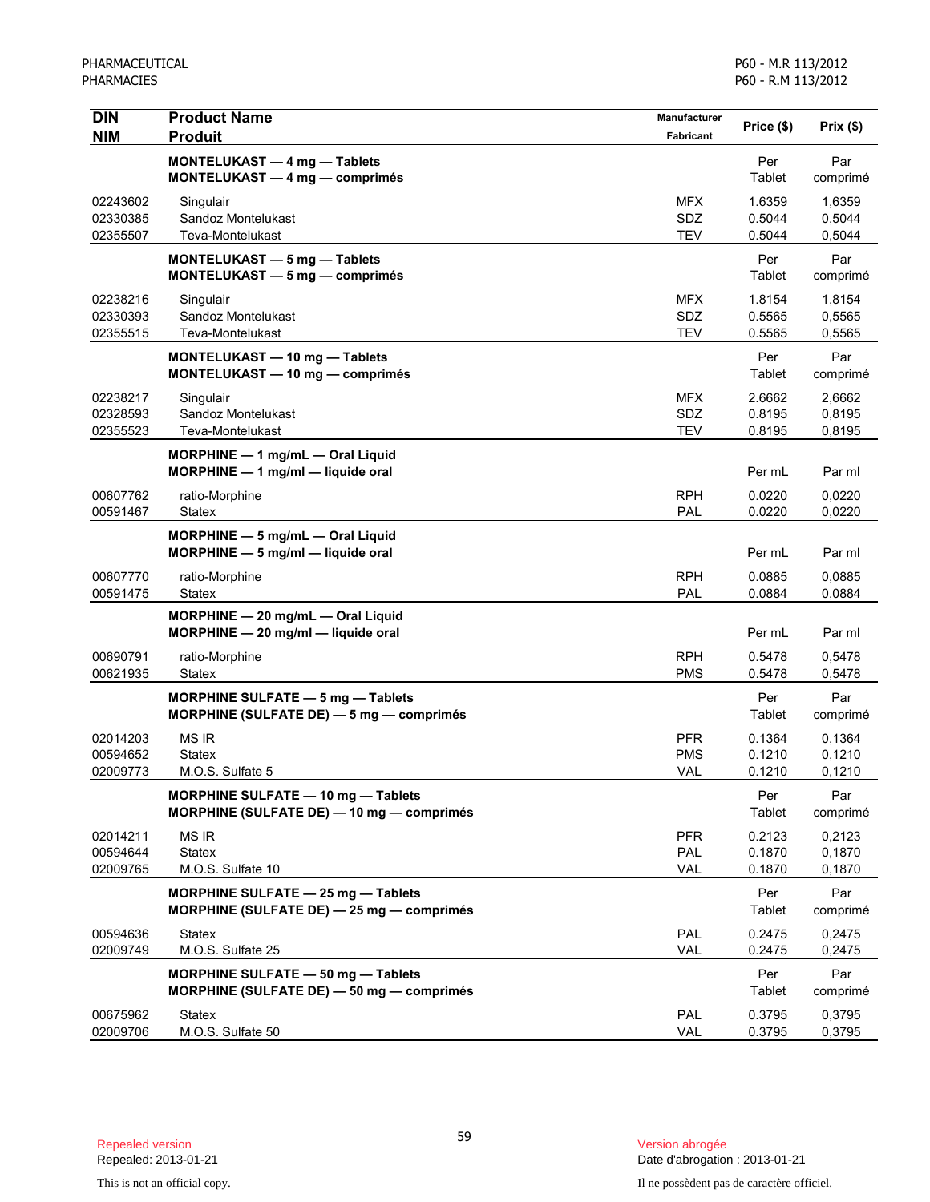| DIN<br>NIM | Product Name<br>Produit | Manufacturer<br>Fabricant | Price ($) | Prix ($) |
|---|---|---|---|---|
| | **MONTELUKAST — 4 mg — Tablets**<br>**MONTELUKAST — 4 mg — comprimés** | | Per Tablet | Par comprimé |
| 02243602 | Singulair | MFX | 1.6359 | 1,6359 |
| 02330385 | Sandoz Montelukast | SDZ | 0.5044 | 0,5044 |
| 02355507 | Teva-Montelukast | TEV | 0.5044 | 0,5044 |
| | **MONTELUKAST — 5 mg — Tablets**<br>**MONTELUKAST — 5 mg — comprimés** | | Per Tablet | Par comprimé |
| 02238216 | Singulair | MFX | 1.8154 | 1,8154 |
| 02330393 | Sandoz Montelukast | SDZ | 0.5565 | 0,5565 |
| 02355515 | Teva-Montelukast | TEV | 0.5565 | 0,5565 |
| | **MONTELUKAST — 10 mg — Tablets**<br>**MONTELUKAST — 10 mg — comprimés** | | Per Tablet | Par comprimé |
| 02238217 | Singulair | MFX | 2.6662 | 2,6662 |
| 02328593 | Sandoz Montelukast | SDZ | 0.8195 | 0,8195 |
| 02355523 | Teva-Montelukast | TEV | 0.8195 | 0,8195 |
| | **MORPHINE — 1 mg/mL — Oral Liquid**<br>**MORPHINE — 1 mg/ml — liquide oral** | | Per mL | Par ml |
| 00607762 | ratio-Morphine | RPH | 0.0220 | 0,0220 |
| 00591467 | Statex | PAL | 0.0220 | 0,0220 |
| | **MORPHINE — 5 mg/mL — Oral Liquid**<br>**MORPHINE — 5 mg/ml — liquide oral** | | Per mL | Par ml |
| 00607770 | ratio-Morphine | RPH | 0.0885 | 0,0885 |
| 00591475 | Statex | PAL | 0.0884 | 0,0884 |
| | **MORPHINE — 20 mg/mL — Oral Liquid**<br>**MORPHINE — 20 mg/ml — liquide oral** | | Per mL | Par ml |
| 00690791 | ratio-Morphine | RPH | 0.5478 | 0,5478 |
| 00621935 | Statex | PMS | 0.5478 | 0,5478 |
| | **MORPHINE SULFATE — 5 mg — Tablets**<br>**MORPHINE (SULFATE DE) — 5 mg — comprimés** | | Per Tablet | Par comprimé |
| 02014203 | MS IR | PFR | 0.1364 | 0,1364 |
| 00594652 | Statex | PMS | 0.1210 | 0,1210 |
| 02009773 | M.O.S. Sulfate 5 | VAL | 0.1210 | 0,1210 |
| | **MORPHINE SULFATE — 10 mg — Tablets**<br>**MORPHINE (SULFATE DE) — 10 mg — comprimés** | | Per Tablet | Par comprimé |
| 02014211 | MS IR | PFR | 0.2123 | 0,2123 |
| 00594644 | Statex | PAL | 0.1870 | 0,1870 |
| 02009765 | M.O.S. Sulfate 10 | VAL | 0.1870 | 0,1870 |
| | **MORPHINE SULFATE — 25 mg — Tablets**<br>**MORPHINE (SULFATE DE) — 25 mg — comprimés** | | Per Tablet | Par comprimé |
| 00594636 | Statex | PAL | 0.2475 | 0,2475 |
| 02009749 | M.O.S. Sulfate 25 | VAL | 0.2475 | 0,2475 |
| | **MORPHINE SULFATE — 50 mg — Tablets**<br>**MORPHINE (SULFATE DE) — 50 mg — comprimés** | | Per Tablet | Par comprimé |
| 00675962 | Statex | PAL | 0.3795 | 0,3795 |
| 02009706 | M.O.S. Sulfate 50 | VAL | 0.3795 | 0,3795 |

Repealed version
Repealed: 2013-01-21

Version abrogée
Date d'abrogation : 2013-01-21

This is not an official copy.

Il ne possèdent pas de caractère officiel.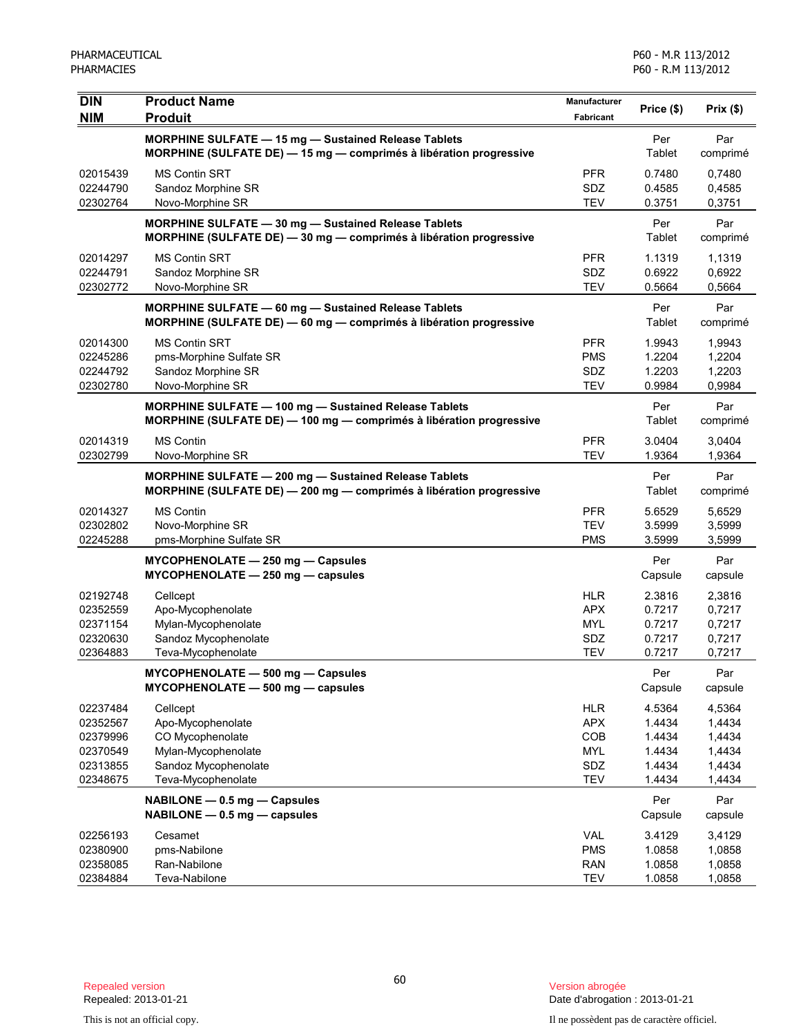| DIN<br>NIM | Product Name<br>Produit | Manufacturer<br>Fabricant | Price ($) | Prix ($) |
|---|---|---|---|---|
| | **MORPHINE SULFATE — 15 mg — Sustained Release Tablets**<br>**MORPHINE (SULFATE DE) — 15 mg — comprimés à libération progressive** | | Per Tablet | Par comprimé |
| 02015439 | MS Contin SRT | PFR | 0.7480 | 0,7480 |
| 02244790 | Sandoz Morphine SR | SDZ | 0.4585 | 0,4585 |
| 02302764 | Novo-Morphine SR | TEV | 0.3751 | 0,3751 |
| | **MORPHINE SULFATE — 30 mg — Sustained Release Tablets**<br>**MORPHINE (SULFATE DE) — 30 mg — comprimés à libération progressive** | | Per Tablet | Par comprimé |
| 02014297 | MS Contin SRT | PFR | 1.1319 | 1,1319 |
| 02244791 | Sandoz Morphine SR | SDZ | 0.6922 | 0,6922 |
| 02302772 | Novo-Morphine SR | TEV | 0.5664 | 0,5664 |
| | **MORPHINE SULFATE — 60 mg — Sustained Release Tablets**<br>**MORPHINE (SULFATE DE) — 60 mg — comprimés à libération progressive** | | Per Tablet | Par comprimé |
| 02014300 | MS Contin SRT | PFR | 1.9943 | 1,9943 |
| 02245286 | pms-Morphine Sulfate SR | PMS | 1.2204 | 1,2204 |
| 02244792 | Sandoz Morphine SR | SDZ | 1.2203 | 1,2203 |
| 02302780 | Novo-Morphine SR | TEV | 0.9984 | 0,9984 |
| | **MORPHINE SULFATE — 100 mg — Sustained Release Tablets**<br>**MORPHINE (SULFATE DE) — 100 mg — comprimés à libération progressive** | | Per Tablet | Par comprimé |
| 02014319 | MS Contin | PFR | 3.0404 | 3,0404 |
| 02302799 | Novo-Morphine SR | TEV | 1.9364 | 1,9364 |
| | **MORPHINE SULFATE — 200 mg — Sustained Release Tablets**<br>**MORPHINE (SULFATE DE) — 200 mg — comprimés à libération progressive** | | Per Tablet | Par comprimé |
| 02014327 | MS Contin | PFR | 5.6529 | 5,6529 |
| 02302802 | Novo-Morphine SR | TEV | 3.5999 | 3,5999 |
| 02245288 | pms-Morphine Sulfate SR | PMS | 3.5999 | 3,5999 |
| | **MYCOPHENOLATE — 250 mg — Capsules**<br>**MYCOPHENOLATE — 250 mg — capsules** | | Per Capsule | Par capsule |
| 02192748 | Cellcept | HLR | 2.3816 | 2,3816 |
| 02352559 | Apo-Mycophenolate | APX | 0.7217 | 0,7217 |
| 02371154 | Mylan-Mycophenolate | MYL | 0.7217 | 0,7217 |
| 02320630 | Sandoz Mycophenolate | SDZ | 0.7217 | 0,7217 |
| 02364883 | Teva-Mycophenolate | TEV | 0.7217 | 0,7217 |
| | **MYCOPHENOLATE — 500 mg — Capsules**<br>**MYCOPHENOLATE — 500 mg — capsules** | | Per Capsule | Par capsule |
| 02237484 | Cellcept | HLR | 4.5364 | 4,5364 |
| 02352567 | Apo-Mycophenolate | APX | 1.4434 | 1,4434 |
| 02379996 | CO Mycophenolate | COB | 1.4434 | 1,4434 |
| 02370549 | Mylan-Mycophenolate | MYL | 1.4434 | 1,4434 |
| 02313855 | Sandoz Mycophenolate | SDZ | 1.4434 | 1,4434 |
| 02348675 | Teva-Mycophenolate | TEV | 1.4434 | 1,4434 |
| | **NABILONE — 0.5 mg — Capsules**<br>**NABILONE — 0.5 mg — capsules** | | Per Capsule | Par capsule |
| 02256193 | Cesamet | VAL | 3.4129 | 3,4129 |
| 02380900 | pms-Nabilone | PMS | 1.0858 | 1,0858 |
| 02358085 | Ran-Nabilone | RAN | 1.0858 | 1,0858 |
| 02384884 | Teva-Nabilone | TEV | 1.0858 | 1,0858 |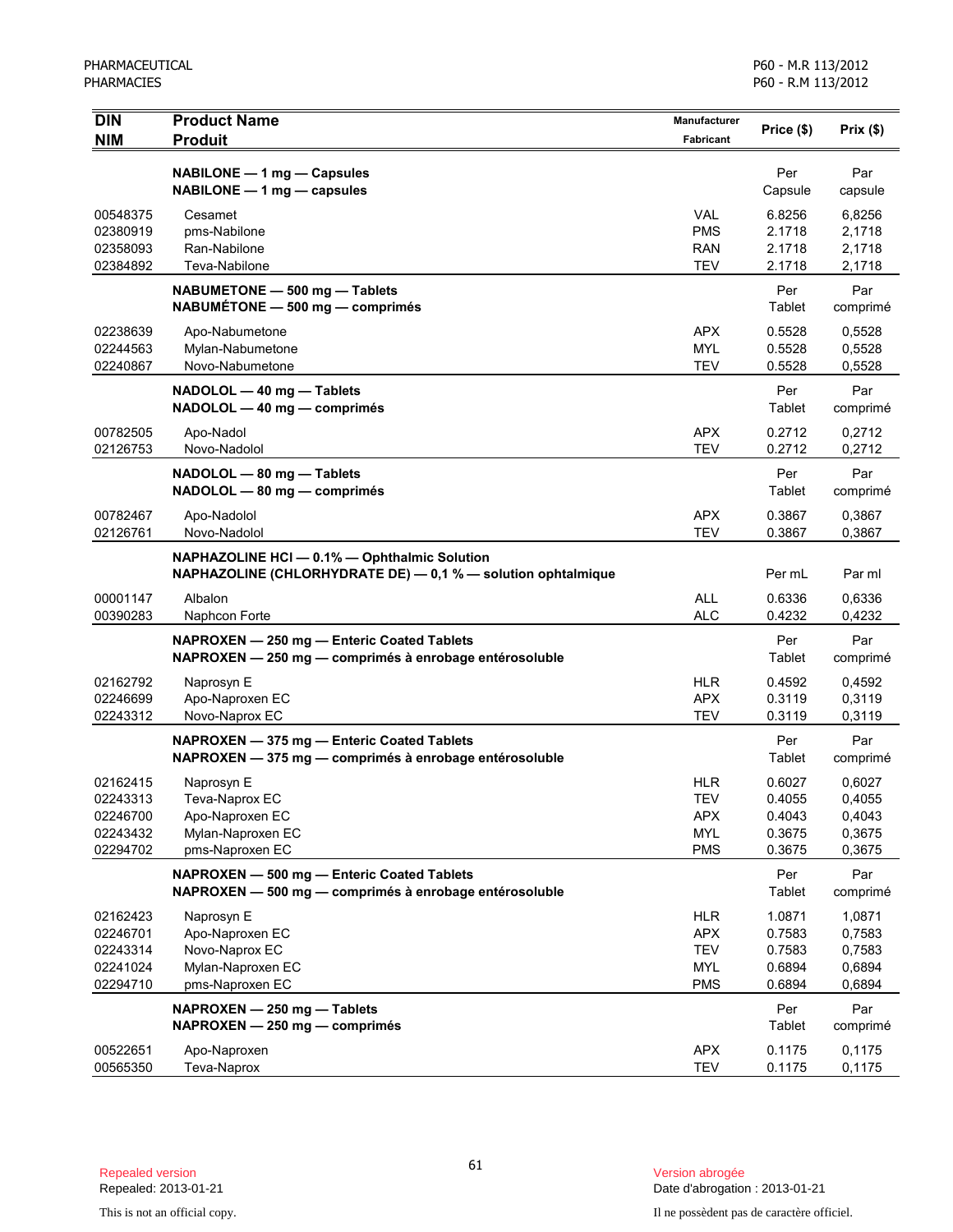| DIN<br>NIM | Product Name<br>Produit | Manufacturer<br>Fabricant | Price ($) | Prix ($) |
|---|---|---|---|---|
| | **NABILONE — 1 mg — Capsules**<br>**NABILONE — 1 mg — capsules** | | Per<br>Capsule | Par<br>capsule |
| 00548375 | Cesamet | VAL | 6.8256 | 6,8256 |
| 02380919 | pms-Nabilone | PMS | 2.1718 | 2,1718 |
| 02358093 | Ran-Nabilone | RAN | 2.1718 | 2,1718 |
| 02384892 | Teva-Nabilone | TEV | 2.1718 | 2,1718 |
| | **NABUMETONE — 500 mg — Tablets**<br>**NABUMÉTONE — 500 mg — comprimés** | | Per<br>Tablet | Par<br>comprimé |
| 02238639 | Apo-Nabumetone | APX | 0.5528 | 0,5528 |
| 02244563 | Mylan-Nabumetone | MYL | 0.5528 | 0,5528 |
| 02240867 | Novo-Nabumetone | TEV | 0.5528 | 0,5528 |
| | **NADOLOL — 40 mg — Tablets**<br>**NADOLOL — 40 mg — comprimés** | | Per<br>Tablet | Par<br>comprimé |
| 00782505 | Apo-Nadol | APX | 0.2712 | 0,2712 |
| 02126753 | Novo-Nadolol | TEV | 0.2712 | 0,2712 |
| | **NADOLOL — 80 mg — Tablets**<br>**NADOLOL — 80 mg — comprimés** | | Per<br>Tablet | Par<br>comprimé |
| 00782467 | Apo-Nadolol | APX | 0.3867 | 0,3867 |
| 02126761 | Novo-Nadolol | TEV | 0.3867 | 0,3867 |
| | **NAPHAZOLINE HCl — 0.1% — Ophthalmic Solution**<br>**NAPHAZOLINE (CHLORHYDRATE DE) — 0,1 % — solution ophtalmique** | | Per mL | Par ml |
| 00001147 | Albalon | ALL | 0.6336 | 0,6336 |
| 00390283 | Naphcon Forte | ALC | 0.4232 | 0,4232 |
| | **NAPROXEN — 250 mg — Enteric Coated Tablets**<br>**NAPROXEN — 250 mg — comprimés à enrobage entérosoluble** | | Per<br>Tablet | Par<br>comprimé |
| 02162792 | Naprosyn E | HLR | 0.4592 | 0,4592 |
| 02246699 | Apo-Naproxen EC | APX | 0.3119 | 0,3119 |
| 02243312 | Novo-Naprox EC | TEV | 0.3119 | 0,3119 |
| | **NAPROXEN — 375 mg — Enteric Coated Tablets**<br>**NAPROXEN — 375 mg — comprimés à enrobage entérosoluble** | | Per<br>Tablet | Par<br>comprimé |
| 02162415 | Naprosyn E | HLR | 0.6027 | 0,6027 |
| 02243313 | Teva-Naprox EC | TEV | 0.4055 | 0,4055 |
| 02246700 | Apo-Naproxen EC | APX | 0.4043 | 0,4043 |
| 02243432 | Mylan-Naproxen EC | MYL | 0.3675 | 0,3675 |
| 02294702 | pms-Naproxen EC | PMS | 0.3675 | 0,3675 |
| | **NAPROXEN — 500 mg — Enteric Coated Tablets**<br>**NAPROXEN — 500 mg — comprimés à enrobage entérosoluble** | | Per<br>Tablet | Par<br>comprimé |
| 02162423 | Naprosyn E | HLR | 1.0871 | 1,0871 |
| 02246701 | Apo-Naproxen EC | APX | 0.7583 | 0,7583 |
| 02243314 | Novo-Naprox EC | TEV | 0.7583 | 0,7583 |
| 02241024 | Mylan-Naproxen EC | MYL | 0.6894 | 0,6894 |
| 02294710 | pms-Naproxen EC | PMS | 0.6894 | 0,6894 |
| | **NAPROXEN — 250 mg — Tablets**<br>**NAPROXEN — 250 mg — comprimés** | | Per<br>Tablet | Par<br>comprimé |
| 00522651 | Apo-Naproxen | APX | 0.1175 | 0,1175 |
| 00565350 | Teva-Naprox | TEV | 0.1175 | 0,1175 |

Repealed version
Repealed: 2013-01-21

Version abrogée
Date d'abrogation : 2013-01-21

This is not an official copy.

Il ne possèdent pas de caractère officiel.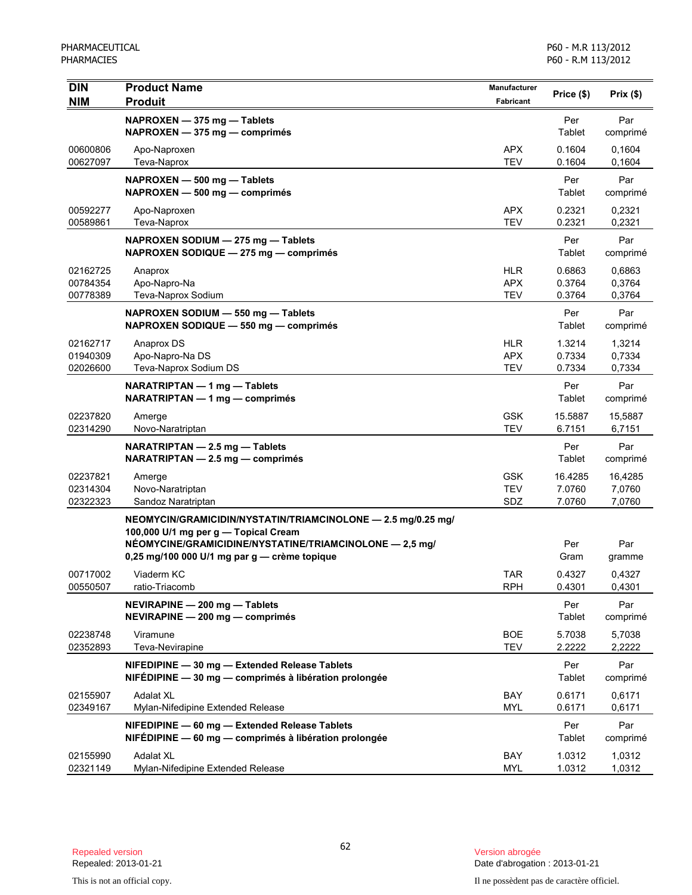| DIN<br>NIM | Product Name<br>Produit | Manufacturer<br>Fabricant | Price ($) | Prix ($) |
|---|---|---|---|---|
| | **NAPROXEN — 375 mg — Tablets**<br>**NAPROXEN — 375 mg — comprimés** | | Per Tablet | Par comprimé |
| 00600806 | Apo-Naproxen | APX | 0.1604 | 0,1604 |
| 00627097 | Teva-Naprox | TEV | 0.1604 | 0,1604 |
| | **NAPROXEN — 500 mg — Tablets**<br>**NAPROXEN — 500 mg — comprimés** | | Per Tablet | Par comprimé |
| 00592277 | Apo-Naproxen | APX | 0.2321 | 0,2321 |
| 00589861 | Teva-Naprox | TEV | 0.2321 | 0,2321 |
| | **NAPROXEN SODIUM — 275 mg — Tablets**<br>**NAPROXEN SODIQUE — 275 mg — comprimés** | | Per Tablet | Par comprimé |
| 02162725 | Anaprox | HLR | 0.6863 | 0,6863 |
| 00784354 | Apo-Napro-Na | APX | 0.3764 | 0,3764 |
| 00778389 | Teva-Naprox Sodium | TEV | 0.3764 | 0,3764 |
| | **NAPROXEN SODIUM — 550 mg — Tablets**<br>**NAPROXEN SODIQUE — 550 mg — comprimés** | | Per Tablet | Par comprimé |
| 02162717 | Anaprox DS | HLR | 1.3214 | 1,3214 |
| 01940309 | Apo-Napro-Na DS | APX | 0.7334 | 0,7334 |
| 02026600 | Teva-Naprox Sodium DS | TEV | 0.7334 | 0,7334 |
| | **NARATRIPTAN — 1 mg — Tablets**<br>**NARATRIPTAN — 1 mg — comprimés** | | Per Tablet | Par comprimé |
| 02237820 | Amerge | GSK | 15.5887 | 15,5887 |
| 02314290 | Novo-Naratriptan | TEV | 6.7151 | 6,7151 |
| | **NARATRIPTAN — 2.5 mg — Tablets**<br>**NARATRIPTAN — 2.5 mg — comprimés** | | Per Tablet | Par comprimé |
| 02237821 | Amerge | GSK | 16.4285 | 16,4285 |
| 02314304 | Novo-Naratriptan | TEV | 7.0760 | 7,0760 |
| 02322323 | Sandoz Naratriptan | SDZ | 7.0760 | 7,0760 |
| | **NEOMYCIN/GRAMICIDIN/NYSTATIN/TRIAMCINOLONE — 2.5 mg/0.25 mg/ 100,000 U/1 mg per g — Topical Cream**<br>**NÉOMYCINE/GRAMICIDINE/NYSTATINE/TRIAMCINOLONE — 2,5 mg/ 0,25 mg/100 000 U/1 mg par g — crème topique** | | Per Gram | Par gramme |
| 00717002 | Viaderm KC | TAR | 0.4327 | 0,4327 |
| 00550507 | ratio-Triacomb | RPH | 0.4301 | 0,4301 |
| | **NEVIRAPINE — 200 mg — Tablets**<br>**NEVIRAPINE — 200 mg — comprimés** | | Per Tablet | Par comprimé |
| 02238748 | Viramune | BOE | 5.7038 | 5,7038 |
| 02352893 | Teva-Nevirapine | TEV | 2.2222 | 2,2222 |
| | **NIFEDIPINE — 30 mg — Extended Release Tablets**<br>**NIFÉDIPINE — 30 mg — comprimés à libération prolongée** | | Per Tablet | Par comprimé |
| 02155907 | Adalat XL | BAY | 0.6171 | 0,6171 |
| 02349167 | Mylan-Nifedipine Extended Release | MYL | 0.6171 | 0,6171 |
| | **NIFEDIPINE — 60 mg — Extended Release Tablets**<br>**NIFÉDIPINE — 60 mg — comprimés à libération prolongée** | | Per Tablet | Par comprimé |
| 02155990 | Adalat XL | BAY | 1.0312 | 1,0312 |
| 02321149 | Mylan-Nifedipine Extended Release | MYL | 1.0312 | 1,0312 |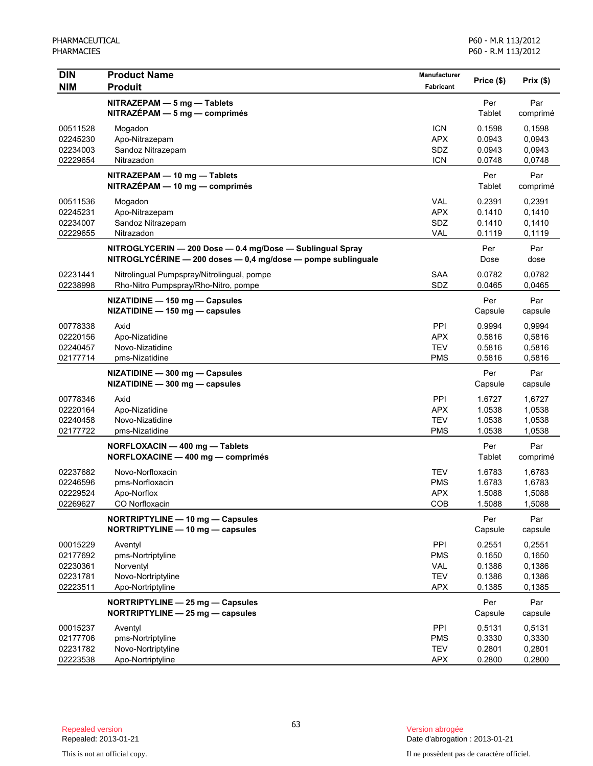| DIN<br>NIM | Product Name<br>Produit | Manufacturer<br>Fabricant | Price ($) | Prix ($) |
|---|---|---|---|---|
| | **NITRAZEPAM — 5 mg — Tablets**<br>**NITRAZÉPAM — 5 mg — comprimés** | | Per<br>Tablet | Par<br>comprimé |
| 00511528 | Mogadon | ICN | 0.1598 | 0,1598 |
| 02245230 | Apo-Nitrazepam | APX | 0.0943 | 0,0943 |
| 02234003 | Sandoz Nitrazepam | SDZ | 0.0943 | 0,0943 |
| 02229654 | Nitrazadon | ICN | 0.0748 | 0,0748 |
| | **NITRAZEPAM — 10 mg — Tablets**<br>**NITRAZÉPAM — 10 mg — comprimés** | | Per<br>Tablet | Par<br>comprimé |
| 00511536 | Mogadon | VAL | 0.2391 | 0,2391 |
| 02245231 | Apo-Nitrazepam | APX | 0.1410 | 0,1410 |
| 02234007 | Sandoz Nitrazepam | SDZ | 0.1410 | 0,1410 |
| 02229655 | Nitrazadon | VAL | 0.1119 | 0,1119 |
| | **NITROGLYCERIN — 200 Dose — 0.4 mg/Dose — Sublingual Spray**<br>**NITROGLYCÉRINE — 200 doses — 0,4 mg/dose — pompe sublinguale** | | Per<br>Dose | Par<br>dose |
| 02231441 | Nitrolingual Pumpspray/Nitrolingual, pompe | SAA | 0.0782 | 0,0782 |
| 02238998 | Rho-Nitro Pumpspray/Rho-Nitro, pompe | SDZ | 0.0465 | 0,0465 |
| | **NIZATIDINE — 150 mg — Capsules**<br>**NIZATIDINE — 150 mg — capsules** | | Per<br>Capsule | Par<br>capsule |
| 00778338 | Axid | PPI | 0.9994 | 0,9994 |
| 02220156 | Apo-Nizatidine | APX | 0.5816 | 0,5816 |
| 02240457 | Novo-Nizatidine | TEV | 0.5816 | 0,5816 |
| 02177714 | pms-Nizatidine | PMS | 0.5816 | 0,5816 |
| | **NIZATIDINE — 300 mg — Capsules**<br>**NIZATIDINE — 300 mg — capsules** | | Per<br>Capsule | Par<br>capsule |
| 00778346 | Axid | PPI | 1.6727 | 1,6727 |
| 02220164 | Apo-Nizatidine | APX | 1.0538 | 1,0538 |
| 02240458 | Novo-Nizatidine | TEV | 1.0538 | 1,0538 |
| 02177722 | pms-Nizatidine | PMS | 1.0538 | 1,0538 |
| | **NORFLOXACIN — 400 mg — Tablets**<br>**NORFLOXACINE — 400 mg — comprimés** | | Per<br>Tablet | Par<br>comprimé |
| 02237682 | Novo-Norfloxacin | TEV | 1.6783 | 1,6783 |
| 02246596 | pms-Norfloxacin | PMS | 1.6783 | 1,6783 |
| 02229524 | Apo-Norflox | APX | 1.5088 | 1,5088 |
| 02269627 | CO Norfloxacin | COB | 1.5088 | 1,5088 |
| | **NORTRIPTYLINE — 10 mg — Capsules**<br>**NORTRIPTYLINE — 10 mg — capsules** | | Per<br>Capsule | Par<br>capsule |
| 00015229 | Aventyl | PPI | 0.2551 | 0,2551 |
| 02177692 | pms-Nortriptyline | PMS | 0.1650 | 0,1650 |
| 02230361 | Norventyl | VAL | 0.1386 | 0,1386 |
| 02231781 | Novo-Nortriptyline | TEV | 0.1386 | 0,1386 |
| 02223511 | Apo-Nortriptyline | APX | 0.1385 | 0,1385 |
| | **NORTRIPTYLINE — 25 mg — Capsules**<br>**NORTRIPTYLINE — 25 mg — capsules** | | Per<br>Capsule | Par<br>capsule |
| 00015237 | Aventyl | PPI | 0.5131 | 0,5131 |
| 02177706 | pms-Nortriptyline | PMS | 0.3330 | 0,3330 |
| 02231782 | Novo-Nortriptyline | TEV | 0.2801 | 0,2801 |
| 02223538 | Apo-Nortriptyline | APX | 0.2800 | 0,2800 |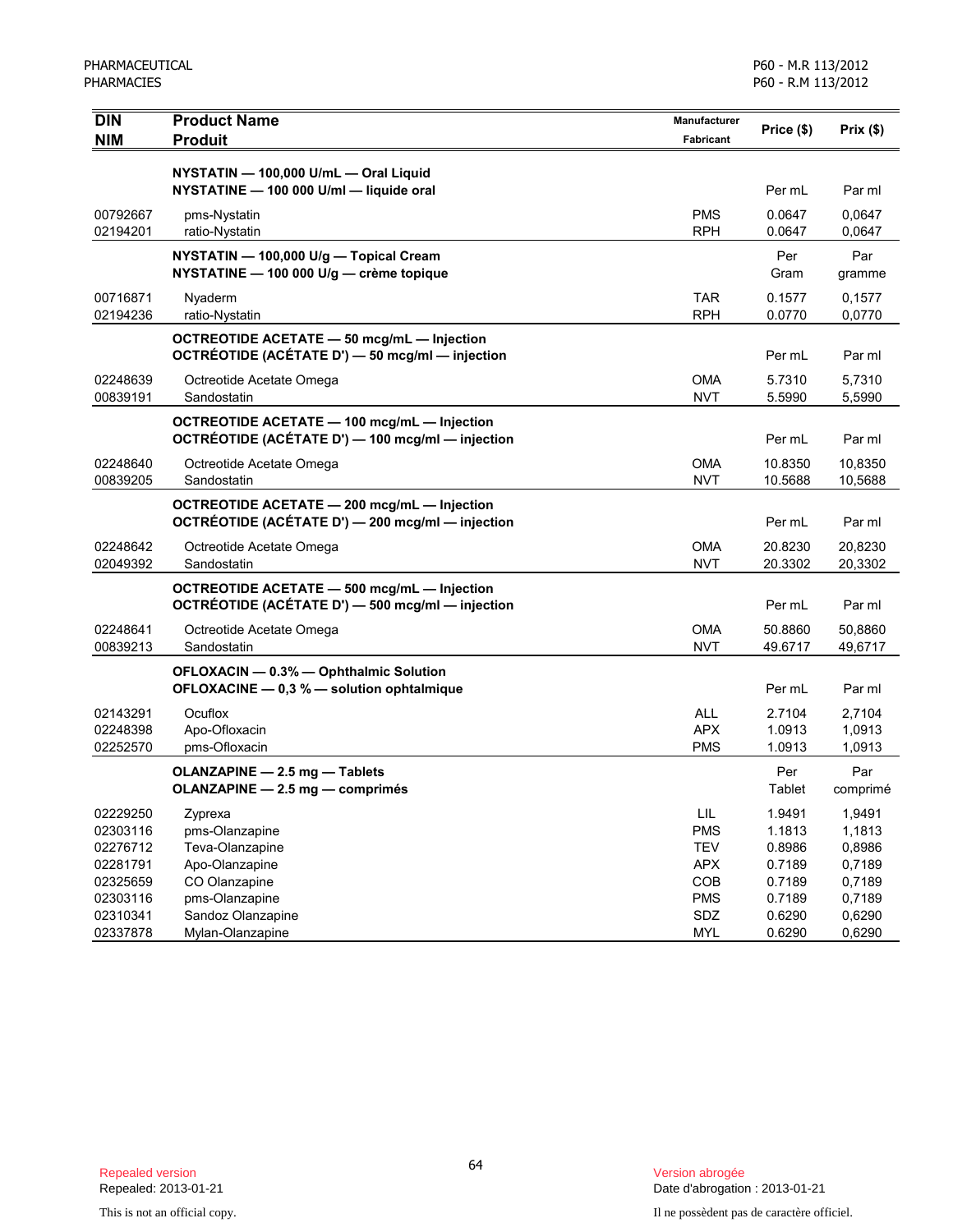| DIN<br>NIM | Product Name<br>Produit | Manufacturer<br>Fabricant | Price ($) | Prix ($) |
|---|---|---|---|---|
| | **NYSTATIN — 100,000 U/mL — Oral Liquid**<br>**NYSTATINE — 100 000 U/ml — liquide oral** | | Per mL | Par ml |
| 00792667 | pms-Nystatin | PMS | 0.0647 | 0,0647 |
| 02194201 | ratio-Nystatin | RPH | 0.0647 | 0,0647 |
| | **NYSTATIN — 100,000 U/g — Topical Cream**<br>**NYSTATINE — 100 000 U/g — crème topique** | | Per Gram | Par gramme |
| 00716871 | Nyaderm | TAR | 0.1577 | 0,1577 |
| 02194236 | ratio-Nystatin | RPH | 0.0770 | 0,0770 |
| | **OCTREOTIDE ACETATE — 50 mcg/mL — Injection**<br>**OCTRÉOTIDE (ACÉTATE D') — 50 mcg/ml — injection** | | Per mL | Par ml |
| 02248639 | Octreotide Acetate Omega | OMA | 5.7310 | 5,7310 |
| 00839191 | Sandostatin | NVT | 5.5990 | 5,5990 |
| | **OCTREOTIDE ACETATE — 100 mcg/mL — Injection**<br>**OCTRÉOTIDE (ACÉTATE D') — 100 mcg/ml — injection** | | Per mL | Par ml |
| 02248640 | Octreotide Acetate Omega | OMA | 10.8350 | 10,8350 |
| 00839205 | Sandostatin | NVT | 10.5688 | 10,5688 |
| | **OCTREOTIDE ACETATE — 200 mcg/mL — Injection**<br>**OCTRÉOTIDE (ACÉTATE D') — 200 mcg/ml — injection** | | Per mL | Par ml |
| 02248642 | Octreotide Acetate Omega | OMA | 20.8230 | 20,8230 |
| 02049392 | Sandostatin | NVT | 20.3302 | 20,3302 |
| | **OCTREOTIDE ACETATE — 500 mcg/mL — Injection**<br>**OCTRÉOTIDE (ACÉTATE D') — 500 mcg/ml — injection** | | Per mL | Par ml |
| 02248641 | Octreotide Acetate Omega | OMA | 50.8860 | 50,8860 |
| 00839213 | Sandostatin | NVT | 49.6717 | 49,6717 |
| | **OFLOXACIN — 0.3% — Ophthalmic Solution**<br>**OFLOXACINE — 0,3 % — solution ophtalmique** | | Per mL | Par ml |
| 02143291 | Ocuflox | ALL | 2.7104 | 2,7104 |
| 02248398 | Apo-Ofloxacin | APX | 1.0913 | 1,0913 |
| 02252570 | pms-Ofloxacin | PMS | 1.0913 | 1,0913 |
| | **OLANZAPINE — 2.5 mg — Tablets**<br>**OLANZAPINE — 2.5 mg — comprimés** | | Per Tablet | Par comprimé |
| 02229250 | Zyprexa | LIL | 1.9491 | 1,9491 |
| 02303116 | pms-Olanzapine | PMS | 1.1813 | 1,1813 |
| 02276712 | Teva-Olanzapine | TEV | 0.8986 | 0,8986 |
| 02281791 | Apo-Olanzapine | APX | 0.7189 | 0,7189 |
| 02325659 | CO Olanzapine | COB | 0.7189 | 0,7189 |
| 02303116 | pms-Olanzapine | PMS | 0.7189 | 0,7189 |
| 02310341 | Sandoz Olanzapine | SDZ | 0.6290 | 0,6290 |
| 02337878 | Mylan-Olanzapine | MYL | 0.6290 | 0,6290 |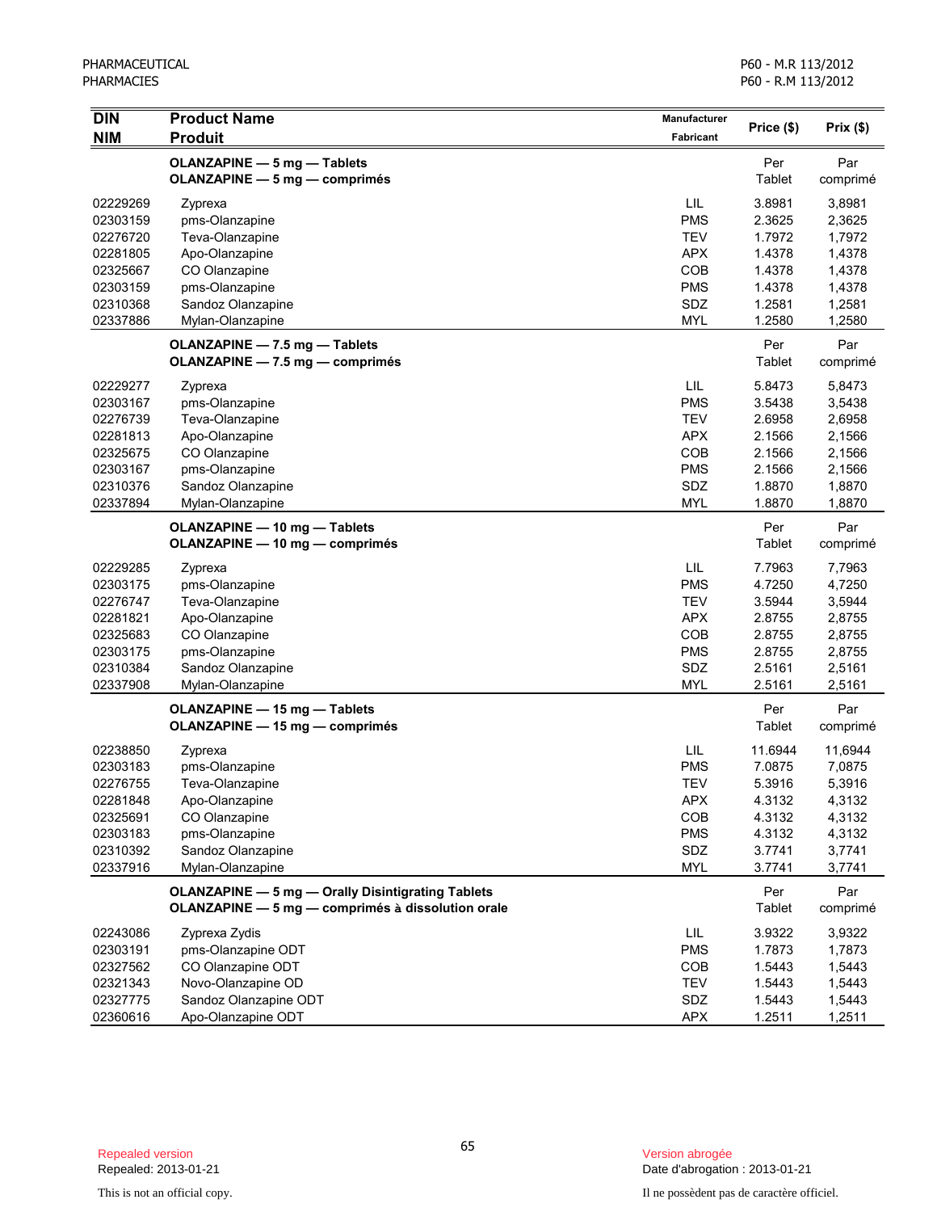| DIN<br>NIM | Product Name<br>Produit | Manufacturer<br>Fabricant | Price ($) | Prix ($) |
|---|---|---|---|---|
| | **OLANZAPINE — 5 mg — Tablets**<br>**OLANZAPINE — 5 mg — comprimés** | | Per Tablet | Par comprimé |
| 02229269 | Zyprexa | LIL | 3.8981 | 3,8981 |
| 02303159 | pms-Olanzapine | PMS | 2.3625 | 2,3625 |
| 02276720 | Teva-Olanzapine | TEV | 1.7972 | 1,7972 |
| 02281805 | Apo-Olanzapine | APX | 1.4378 | 1,4378 |
| 02325667 | CO Olanzapine | COB | 1.4378 | 1,4378 |
| 02303159 | pms-Olanzapine | PMS | 1.4378 | 1,4378 |
| 02310368 | Sandoz Olanzapine | SDZ | 1.2581 | 1,2581 |
| 02337886 | Mylan-Olanzapine | MYL | 1.2580 | 1,2580 |
| | **OLANZAPINE — 7.5 mg — Tablets**<br>**OLANZAPINE — 7.5 mg — comprimés** | | Per Tablet | Par comprimé |
| 02229277 | Zyprexa | LIL | 5.8473 | 5,8473 |
| 02303167 | pms-Olanzapine | PMS | 3.5438 | 3,5438 |
| 02276739 | Teva-Olanzapine | TEV | 2.6958 | 2,6958 |
| 02281813 | Apo-Olanzapine | APX | 2.1566 | 2,1566 |
| 02325675 | CO Olanzapine | COB | 2.1566 | 2,1566 |
| 02303167 | pms-Olanzapine | PMS | 2.1566 | 2,1566 |
| 02310376 | Sandoz Olanzapine | SDZ | 1.8870 | 1,8870 |
| 02337894 | Mylan-Olanzapine | MYL | 1.8870 | 1,8870 |
| | **OLANZAPINE — 10 mg — Tablets**<br>**OLANZAPINE — 10 mg — comprimés** | | Per Tablet | Par comprimé |
| 02229285 | Zyprexa | LIL | 7.7963 | 7,7963 |
| 02303175 | pms-Olanzapine | PMS | 4.7250 | 4,7250 |
| 02276747 | Teva-Olanzapine | TEV | 3.5944 | 3,5944 |
| 02281821 | Apo-Olanzapine | APX | 2.8755 | 2,8755 |
| 02325683 | CO Olanzapine | COB | 2.8755 | 2,8755 |
| 02303175 | pms-Olanzapine | PMS | 2.8755 | 2,8755 |
| 02310384 | Sandoz Olanzapine | SDZ | 2.5161 | 2,5161 |
| 02337908 | Mylan-Olanzapine | MYL | 2.5161 | 2,5161 |
| | **OLANZAPINE — 15 mg — Tablets**<br>**OLANZAPINE — 15 mg — comprimés** | | Per Tablet | Par comprimé |
| 02238850 | Zyprexa | LIL | 11.6944 | 11,6944 |
| 02303183 | pms-Olanzapine | PMS | 7.0875 | 7,0875 |
| 02276755 | Teva-Olanzapine | TEV | 5.3916 | 5,3916 |
| 02281848 | Apo-Olanzapine | APX | 4.3132 | 4,3132 |
| 02325691 | CO Olanzapine | COB | 4.3132 | 4,3132 |
| 02303183 | pms-Olanzapine | PMS | 4.3132 | 4,3132 |
| 02310392 | Sandoz Olanzapine | SDZ | 3.7741 | 3,7741 |
| 02337916 | Mylan-Olanzapine | MYL | 3.7741 | 3,7741 |
| | **OLANZAPINE — 5 mg — Orally Disintegrating Tablets**<br>**OLANZAPINE — 5 mg — comprimés à dissolution orale** | | Per Tablet | Par comprimé |
| 02243086 | Zyprexa Zydis | LIL | 3.9322 | 3,9322 |
| 02303191 | pms-Olanzapine ODT | PMS | 1.7873 | 1,7873 |
| 02327562 | CO Olanzapine ODT | COB | 1.5443 | 1,5443 |
| 02321343 | Novo-Olanzapine OD | TEV | 1.5443 | 1,5443 |
| 02327775 | Sandoz Olanzapine ODT | SDZ | 1.5443 | 1,5443 |
| 02360616 | Apo-Olanzapine ODT | APX | 1.2511 | 1,2511 |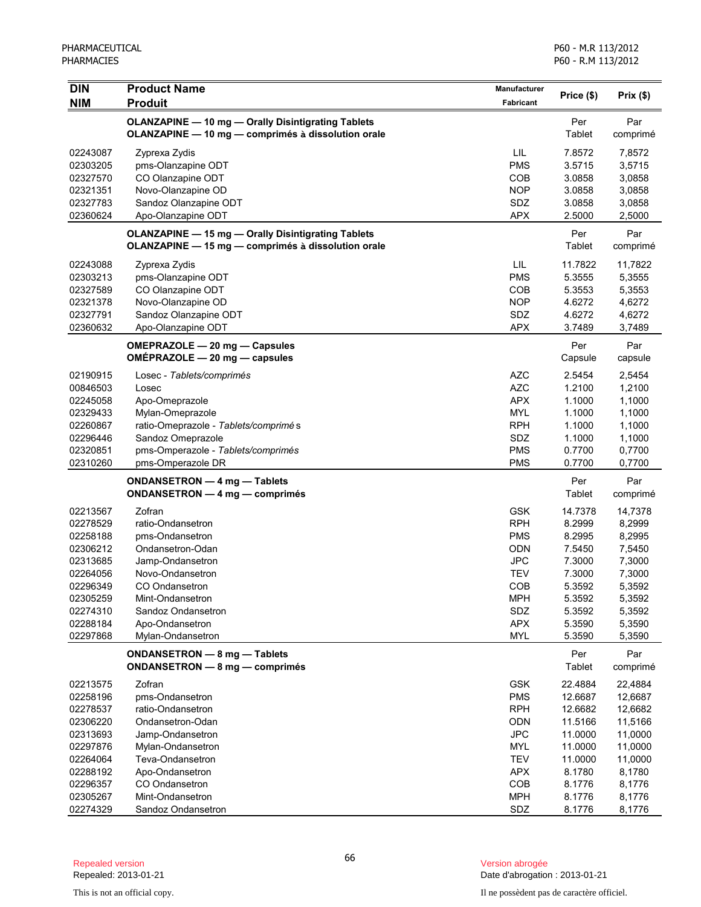| DIN<br>NIM | Product Name<br>Produit | Manufacturer<br>Fabricant | Price ($) | Prix ($) |
|---|---|---|---|---|
| | **OLANZAPINE — 10 mg — Orally Disintigrating Tablets**<br>**OLANZAPINE — 10 mg — comprimés à dissolution orale** | | Per Tablet | Par comprimé |
| 02243087 | Zyprexa Zydis | LIL | 7.8572 | 7,8572 |
| 02303205 | pms-Olanzapine ODT | PMS | 3.5715 | 3,5715 |
| 02327570 | CO Olanzapine ODT | COB | 3.0858 | 3,0858 |
| 02321351 | Novo-Olanzapine OD | NOP | 3.0858 | 3,0858 |
| 02327783 | Sandoz Olanzapine ODT | SDZ | 3.0858 | 3,0858 |
| 02360624 | Apo-Olanzapine ODT | APX | 2.5000 | 2,5000 |
| | **OLANZAPINE — 15 mg — Orally Disintigrating Tablets**<br>**OLANZAPINE — 15 mg — comprimés à dissolution orale** | | Per Tablet | Par comprimé |
| 02243088 | Zyprexa Zydis | LIL | 11.7822 | 11,7822 |
| 02303213 | pms-Olanzapine ODT | PMS | 5.3555 | 5,3555 |
| 02327589 | CO Olanzapine ODT | COB | 5.3553 | 5,3553 |
| 02321378 | Novo-Olanzapine OD | NOP | 4.6272 | 4,6272 |
| 02327791 | Sandoz Olanzapine ODT | SDZ | 4.6272 | 4,6272 |
| 02360632 | Apo-Olanzapine ODT | APX | 3.7489 | 3,7489 |
| | **OMEPRAZOLE — 20 mg — Capsules**<br>**OMÉPRAZOLE — 20 mg — capsules** | | Per Capsule | Par capsule |
| 02190915 | Losec - *Tablets/comprimés* | AZC | 2.5454 | 2,5454 |
| 00846503 | Losec | AZC | 1.2100 | 1,2100 |
| 02245058 | Apo-Omeprazole | APX | 1.1000 | 1,1000 |
| 02329433 | Mylan-Omeprazole | MYL | 1.1000 | 1,1000 |
| 02260867 | ratio-Omeprazole - *Tablets/comprimé s* | RPH | 1.1000 | 1,1000 |
| 02296446 | Sandoz Omeprazole | SDZ | 1.1000 | 1,1000 |
| 02320851 | pms-Omperazole - *Tablets/comprimés* | PMS | 0.7700 | 0,7700 |
| 02310260 | pms-Omperazole DR | PMS | 0.7700 | 0,7700 |
| | **ONDANSETRON — 4 mg — Tablets**<br>**ONDANSETRON — 4 mg — comprimés** | | Per Tablet | Par comprimé |
| 02213567 | Zofran | GSK | 14.7378 | 14,7378 |
| 02278529 | ratio-Ondansetron | RPH | 8.2999 | 8,2999 |
| 02258188 | pms-Ondansetron | PMS | 8.2995 | 8,2995 |
| 02306212 | Ondansetron-Odan | ODN | 7.5450 | 7,5450 |
| 02313685 | Jamp-Ondansetron | JPC | 7.3000 | 7,3000 |
| 02264056 | Novo-Ondansetron | TEV | 7.3000 | 7,3000 |
| 02296349 | CO Ondansetron | COB | 5.3592 | 5,3592 |
| 02305259 | Mint-Ondansetron | MPH | 5.3592 | 5,3592 |
| 02274310 | Sandoz Ondansetron | SDZ | 5.3592 | 5,3592 |
| 02288184 | Apo-Ondansetron | APX | 5.3590 | 5,3590 |
| 02297868 | Mylan-Ondansetron | MYL | 5.3590 | 5,3590 |
| | **ONDANSETRON — 8 mg — Tablets**<br>**ONDANSETRON — 8 mg — comprimés** | | Per Tablet | Par comprimé |
| 02213575 | Zofran | GSK | 22.4884 | 22,4884 |
| 02258196 | pms-Ondansetron | PMS | 12.6687 | 12,6687 |
| 02278537 | ratio-Ondansetron | RPH | 12.6682 | 12,6682 |
| 02306220 | Ondansetron-Odan | ODN | 11.5166 | 11,5166 |
| 02313693 | Jamp-Ondansetron | JPC | 11.0000 | 11,0000 |
| 02297876 | Mylan-Ondansetron | MYL | 11.0000 | 11,0000 |
| 02264064 | Teva-Ondansetron | TEV | 11.0000 | 11,0000 |
| 02288192 | Apo-Ondansetron | APX | 8.1780 | 8,1780 |
| 02296357 | CO Ondansetron | COB | 8.1776 | 8,1776 |
| 02305267 | Mint-Ondansetron | MPH | 8.1776 | 8,1776 |
| 02274329 | Sandoz Ondansetron | SDZ | 8.1776 | 8,1776 |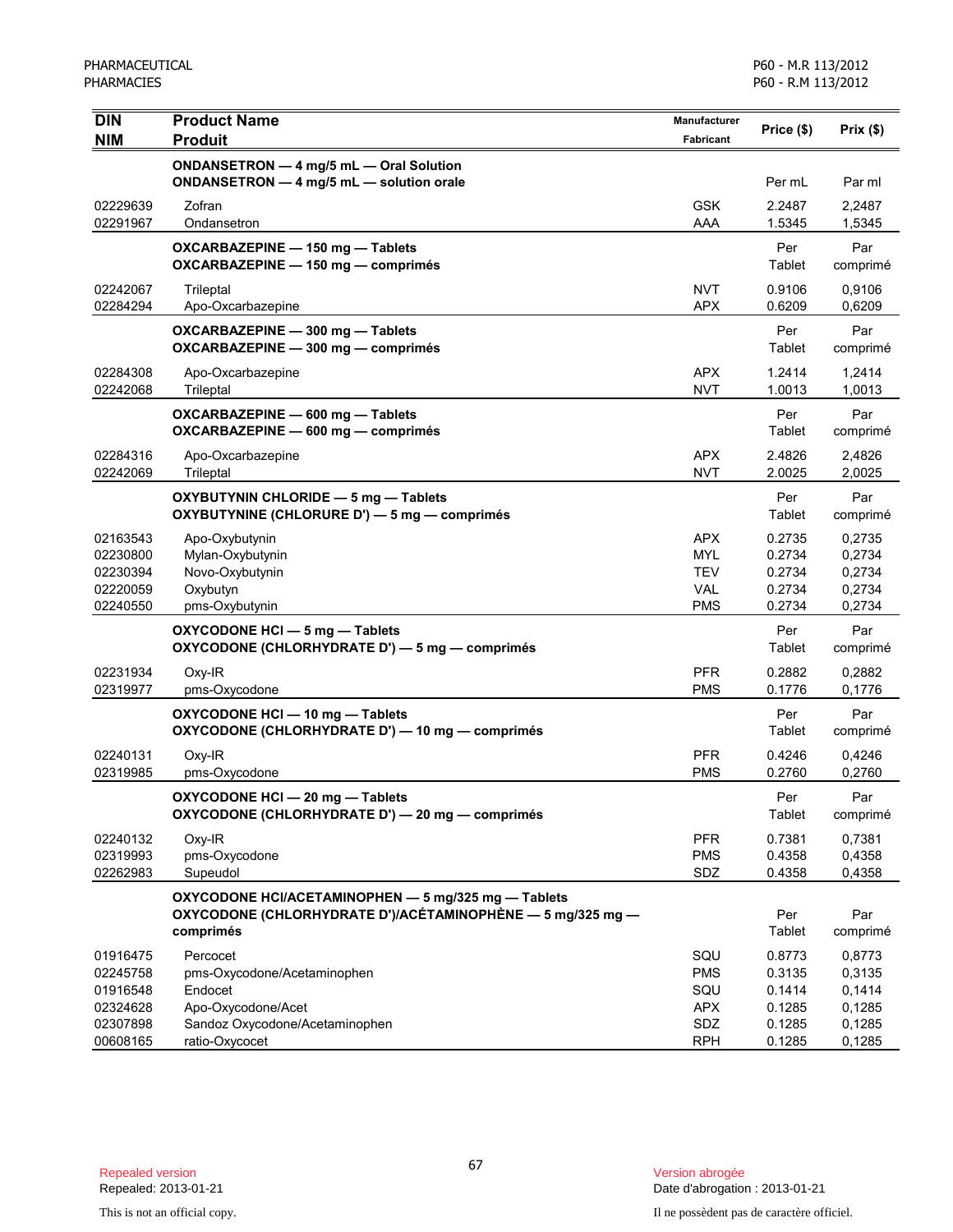| DIN<br>NIM | Product Name<br>Produit | Manufacturer<br>Fabricant | Price ($) | Prix ($) |
|---|---|---|---|---|
| | **ONDANSETRON — 4 mg/5 mL — Oral Solution**<br>**ONDANSETRON — 4 mg/5 mL — solution orale** | | Per mL | Par ml |
| 02229639 | Zofran | GSK | 2.2487 | 2,2487 |
| 02291967 | Ondansetron | AAA | 1.5345 | 1,5345 |
| | **OXCARBAZEPINE — 150 mg — Tablets**<br>**OXCARBAZEPINE — 150 mg — comprimés** | | Per Tablet | Par comprimé |
| 02242067 | Trileptal | NVT | 0.9106 | 0,9106 |
| 02284294 | Apo-Oxcarbazepine | APX | 0.6209 | 0,6209 |
| | **OXCARBAZEPINE — 300 mg — Tablets**<br>**OXCARBAZEPINE — 300 mg — comprimés** | | Per Tablet | Par comprimé |
| 02284308 | Apo-Oxcarbazepine | APX | 1.2414 | 1,2414 |
| 02242068 | Trileptal | NVT | 1.0013 | 1,0013 |
| | **OXCARBAZEPINE — 600 mg — Tablets**<br>**OXCARBAZEPINE — 600 mg — comprimés** | | Per Tablet | Par comprimé |
| 02284316 | Apo-Oxcarbazepine | APX | 2.4826 | 2,4826 |
| 02242069 | Trileptal | NVT | 2.0025 | 2,0025 |
| | **OXYBUTYNIN CHLORIDE — 5 mg — Tablets**<br>**OXYBUTYNINE (CHLORURE D') — 5 mg — comprimés** | | Per Tablet | Par comprimé |
| 02163543 | Apo-Oxybutynin | APX | 0.2735 | 0,2735 |
| 02230800 | Mylan-Oxybutynin | MYL | 0.2734 | 0,2734 |
| 02230394 | Novo-Oxybutynin | TEV | 0.2734 | 0,2734 |
| 02220059 | Oxybutyn | VAL | 0.2734 | 0,2734 |
| 02240550 | pms-Oxybutynin | PMS | 0.2734 | 0,2734 |
| | **OXYCODONE HCl — 5 mg — Tablets**<br>**OXYCODONE (CHLORHYDRATE D') — 5 mg — comprimés** | | Per Tablet | Par comprimé |
| 02231934 | Oxy-IR | PFR | 0.2882 | 0,2882 |
| 02319977 | pms-Oxycodone | PMS | 0.1776 | 0,1776 |
| | **OXYCODONE HCl — 10 mg — Tablets**<br>**OXYCODONE (CHLORHYDRATE D') — 10 mg — comprimés** | | Per Tablet | Par comprimé |
| 02240131 | Oxy-IR | PFR | 0.4246 | 0,4246 |
| 02319985 | pms-Oxycodone | PMS | 0.2760 | 0,2760 |
| | **OXYCODONE HCl — 20 mg — Tablets**<br>**OXYCODONE (CHLORHYDRATE D') — 20 mg — comprimés** | | Per Tablet | Par comprimé |
| 02240132 | Oxy-IR | PFR | 0.7381 | 0,7381 |
| 02319993 | pms-Oxycodone | PMS | 0.4358 | 0,4358 |
| 02262983 | Supeudol | SDZ | 0.4358 | 0,4358 |
| | **OXYCODONE HCl/ACETAMINOPHEN — 5 mg/325 mg — Tablets**<br>**OXYCODONE (CHLORHYDRATE D')/ACÉTAMINOPHÈNE — 5 mg/325 mg — comprimés** | | Per Tablet | Par comprimé |
| 01916475 | Percocet | SQU | 0.8773 | 0,8773 |
| 02245758 | pms-Oxycodone/Acetaminophen | PMS | 0.3135 | 0,3135 |
| 01916548 | Endocet | SQU | 0.1414 | 0,1414 |
| 02324628 | Apo-Oxycodone/Acet | APX | 0.1285 | 0,1285 |
| 02307898 | Sandoz Oxycodone/Acetaminophen | SDZ | 0.1285 | 0,1285 |
| 00608165 | ratio-Oxycocet | RPH | 0.1285 | 0,1285 |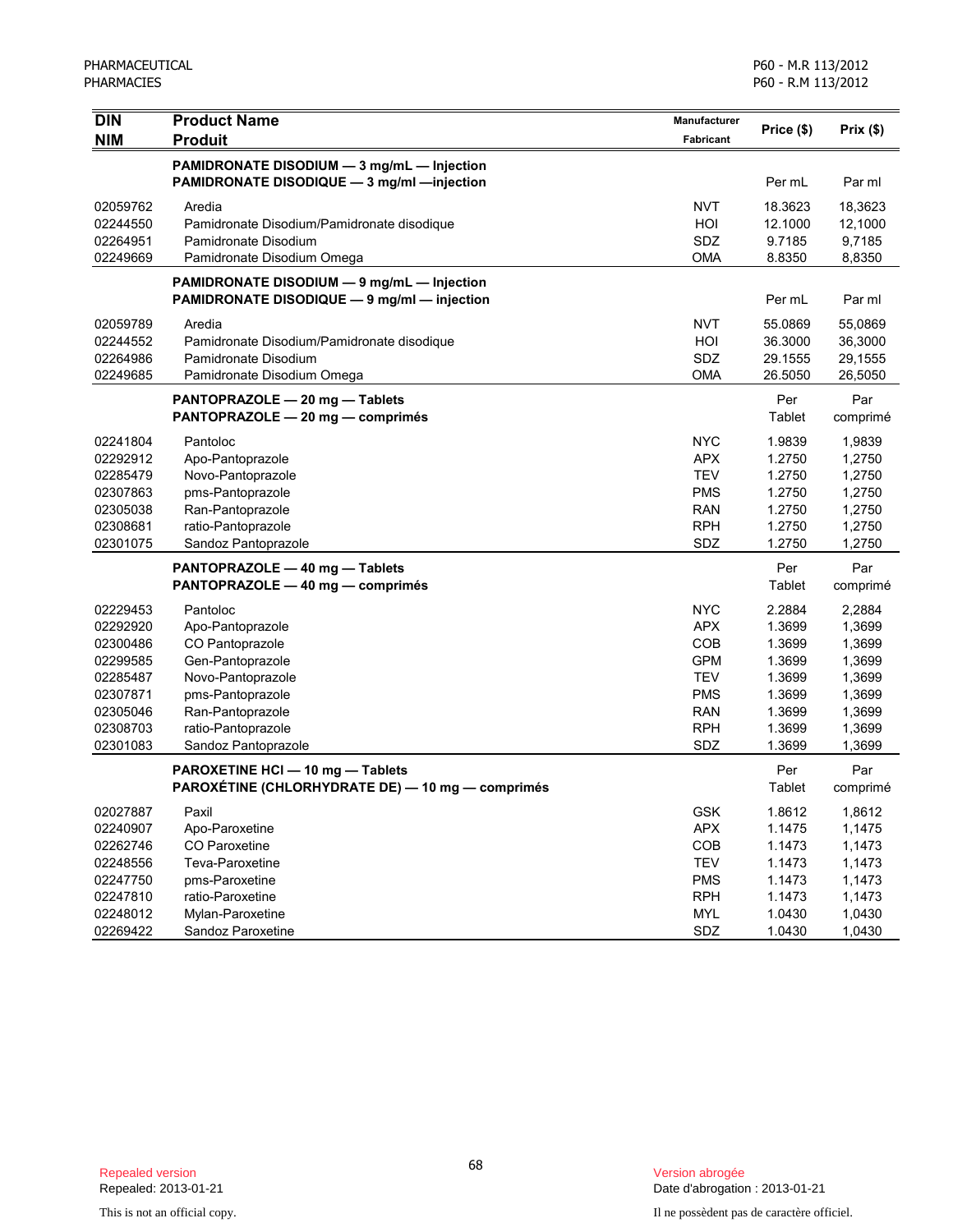| DIN<br>NIM | Product Name<br>Produit | Manufacturer<br>Fabricant | Price ($) | Prix ($) |
|---|---|---|---|---|
| | **PAMIDRONATE DISODIUM — 3 mg/mL — Injection**<br>**PAMIDRONATE DISODIQUE — 3 mg/ml —injection** | | Per mL | Par ml |
| 02059762 | Aredia | NVT | 18.3623 | 18,3623 |
| 02244550 | Pamidronate Disodium/Pamidronate disodique | HOI | 12.1000 | 12,1000 |
| 02264951 | Pamidronate Disodium | SDZ | 9.7185 | 9,7185 |
| 02249669 | Pamidronate Disodium Omega | OMA | 8.8350 | 8,8350 |
| | **PAMIDRONATE DISODIUM — 9 mg/mL — Injection**<br>**PAMIDRONATE DISODIQUE — 9 mg/ml — injection** | | Per mL | Par ml |
| 02059789 | Aredia | NVT | 55.0869 | 55,0869 |
| 02244552 | Pamidronate Disodium/Pamidronate disodique | HOI | 36.3000 | 36,3000 |
| 02264986 | Pamidronate Disodium | SDZ | 29.1555 | 29,1555 |
| 02249685 | Pamidronate Disodium Omega | OMA | 26.5050 | 26,5050 |
| | **PANTOPRAZOLE — 20 mg — Tablets**<br>**PANTOPRAZOLE — 20 mg — comprimés** | | Per Tablet | Par comprimé |
| 02241804 | Pantoloc | NYC | 1.9839 | 1,9839 |
| 02292912 | Apo-Pantoprazole | APX | 1.2750 | 1,2750 |
| 02285479 | Novo-Pantoprazole | TEV | 1.2750 | 1,2750 |
| 02307863 | pms-Pantoprazole | PMS | 1.2750 | 1,2750 |
| 02305038 | Ran-Pantoprazole | RAN | 1.2750 | 1,2750 |
| 02308681 | ratio-Pantoprazole | RPH | 1.2750 | 1,2750 |
| 02301075 | Sandoz Pantoprazole | SDZ | 1.2750 | 1,2750 |
| | **PANTOPRAZOLE — 40 mg — Tablets**<br>**PANTOPRAZOLE — 40 mg — comprimés** | | Per Tablet | Par comprimé |
| 02229453 | Pantoloc | NYC | 2.2884 | 2,2884 |
| 02292920 | Apo-Pantoprazole | APX | 1.3699 | 1,3699 |
| 02300486 | CO Pantoprazole | COB | 1.3699 | 1,3699 |
| 02299585 | Gen-Pantoprazole | GPM | 1.3699 | 1,3699 |
| 02285487 | Novo-Pantoprazole | TEV | 1.3699 | 1,3699 |
| 02307871 | pms-Pantoprazole | PMS | 1.3699 | 1,3699 |
| 02305046 | Ran-Pantoprazole | RAN | 1.3699 | 1,3699 |
| 02308703 | ratio-Pantoprazole | RPH | 1.3699 | 1,3699 |
| 02301083 | Sandoz Pantoprazole | SDZ | 1.3699 | 1,3699 |
| | **PAROXETINE HCl — 10 mg — Tablets**<br>**PAROXÉTINE (CHLORHYDRATE DE) — 10 mg — comprimés** | | Per Tablet | Par comprimé |
| 02027887 | Paxil | GSK | 1.8612 | 1,8612 |
| 02240907 | Apo-Paroxetine | APX | 1.1475 | 1,1475 |
| 02262746 | CO Paroxetine | COB | 1.1473 | 1,1473 |
| 02248556 | Teva-Paroxetine | TEV | 1.1473 | 1,1473 |
| 02247750 | pms-Paroxetine | PMS | 1.1473 | 1,1473 |
| 02247810 | ratio-Paroxetine | RPH | 1.1473 | 1,1473 |
| 02248012 | Mylan-Paroxetine | MYL | 1.0430 | 1,0430 |
| 02269422 | Sandoz Paroxetine | SDZ | 1.0430 | 1,0430 |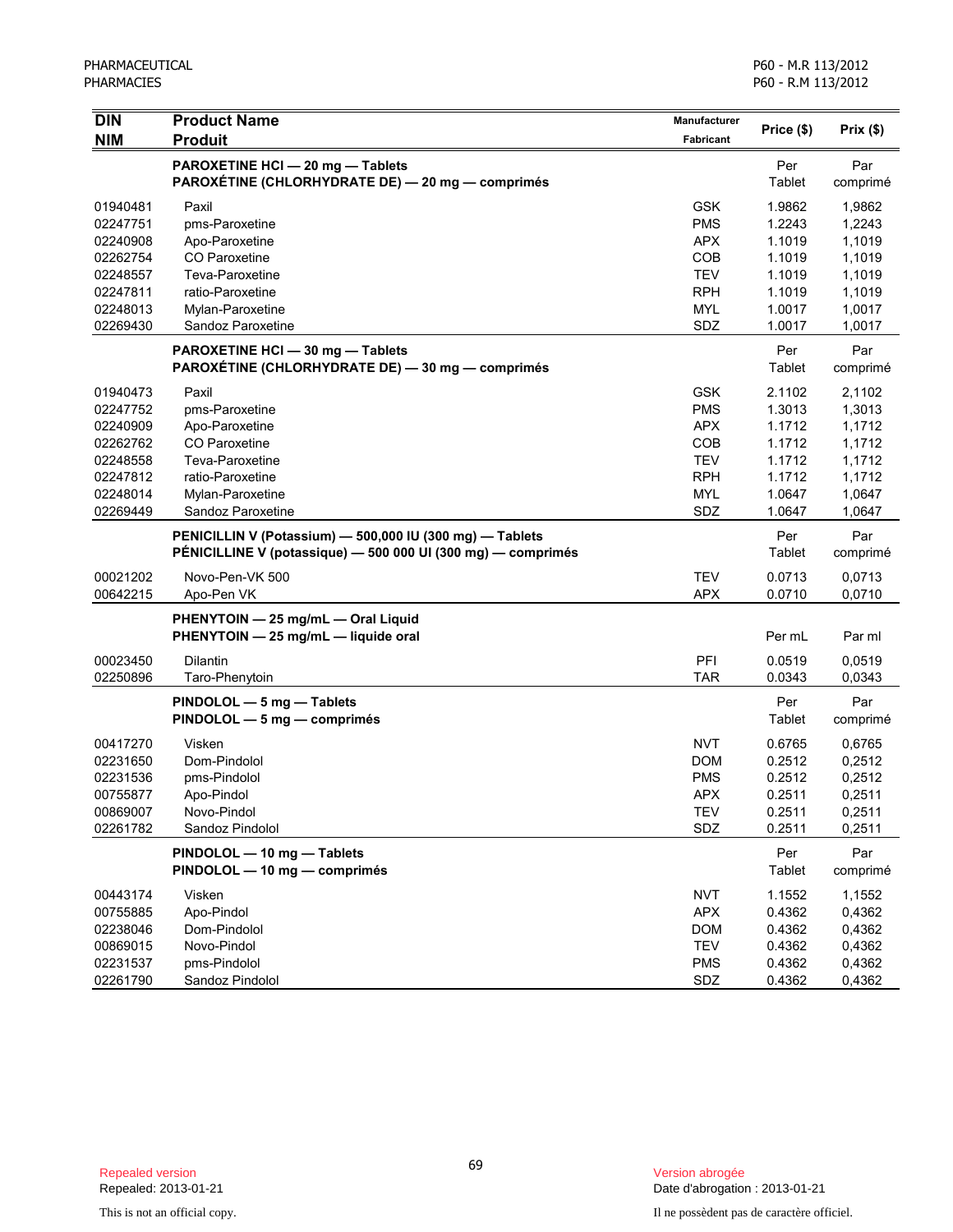| DIN<br>NIM | Product Name<br>Produit | Manufacturer<br>Fabricant | Price ($) | Prix ($) |
|---|---|---|---|---|
| | **PAROXETINE HCl — 20 mg — Tablets**<br>**PAROXÉTINE (CHLORHYDRATE DE) — 20 mg — comprimés** | | Per Tablet | Par comprimé |
| 01940481 | Paxil | GSK | 1.9862 | 1,9862 |
| 02247751 | pms-Paroxetine | PMS | 1.2243 | 1,2243 |
| 02240908 | Apo-Paroxetine | APX | 1.1019 | 1,1019 |
| 02262754 | CO Paroxetine | COB | 1.1019 | 1,1019 |
| 02248557 | Teva-Paroxetine | TEV | 1.1019 | 1,1019 |
| 02247811 | ratio-Paroxetine | RPH | 1.1019 | 1,1019 |
| 02248013 | Mylan-Paroxetine | MYL | 1.0017 | 1,0017 |
| 02269430 | Sandoz Paroxetine | SDZ | 1.0017 | 1,0017 |
| | **PAROXETINE HCl — 30 mg — Tablets**<br>**PAROXÉTINE (CHLORHYDRATE DE) — 30 mg — comprimés** | | Per Tablet | Par comprimé |
| 01940473 | Paxil | GSK | 2.1102 | 2,1102 |
| 02247752 | pms-Paroxetine | PMS | 1.3013 | 1,3013 |
| 02240909 | Apo-Paroxetine | APX | 1.1712 | 1,1712 |
| 02262762 | CO Paroxetine | COB | 1.1712 | 1,1712 |
| 02248558 | Teva-Paroxetine | TEV | 1.1712 | 1,1712 |
| 02247812 | ratio-Paroxetine | RPH | 1.1712 | 1,1712 |
| 02248014 | Mylan-Paroxetine | MYL | 1.0647 | 1,0647 |
| 02269449 | Sandoz Paroxetine | SDZ | 1.0647 | 1,0647 |
| | **PENICILLIN V (Potassium) — 500,000 IU (300 mg) — Tablets**<br>**PÉNICILLINE V (potassique) — 500 000 UI (300 mg) — comprimés** | | Per Tablet | Par comprimé |
| 00021202 | Novo-Pen-VK 500 | TEV | 0.0713 | 0,0713 |
| 00642215 | Apo-Pen VK | APX | 0.0710 | 0,0710 |
| | **PHENYTOIN — 25 mg/mL — Oral Liquid**<br>**PHENYTOIN — 25 mg/mL — liquide oral** | | Per mL | Par ml |
| 00023450 | Dilantin | PFI | 0.0519 | 0,0519 |
| 02250896 | Taro-Phenytoin | TAR | 0.0343 | 0,0343 |
| | **PINDOLOL — 5 mg — Tablets**<br>**PINDOLOL — 5 mg — comprimés** | | Per Tablet | Par comprimé |
| 00417270 | Visken | NVT | 0.6765 | 0,6765 |
| 02231650 | Dom-Pindolol | DOM | 0.2512 | 0,2512 |
| 02231536 | pms-Pindolol | PMS | 0.2512 | 0,2512 |
| 00755877 | Apo-Pindol | APX | 0.2511 | 0,2511 |
| 00869007 | Novo-Pindol | TEV | 0.2511 | 0,2511 |
| 02261782 | Sandoz Pindolol | SDZ | 0.2511 | 0,2511 |
| | **PINDOLOL — 10 mg — Tablets**<br>**PINDOLOL — 10 mg — comprimés** | | Per Tablet | Par comprimé |
| 00443174 | Visken | NVT | 1.1552 | 1,1552 |
| 00755885 | Apo-Pindol | APX | 0.4362 | 0,4362 |
| 02238046 | Dom-Pindolol | DOM | 0.4362 | 0,4362 |
| 00869015 | Novo-Pindol | TEV | 0.4362 | 0,4362 |
| 02231537 | pms-Pindolol | PMS | 0.4362 | 0,4362 |
| 02261790 | Sandoz Pindolol | SDZ | 0.4362 | 0,4362 |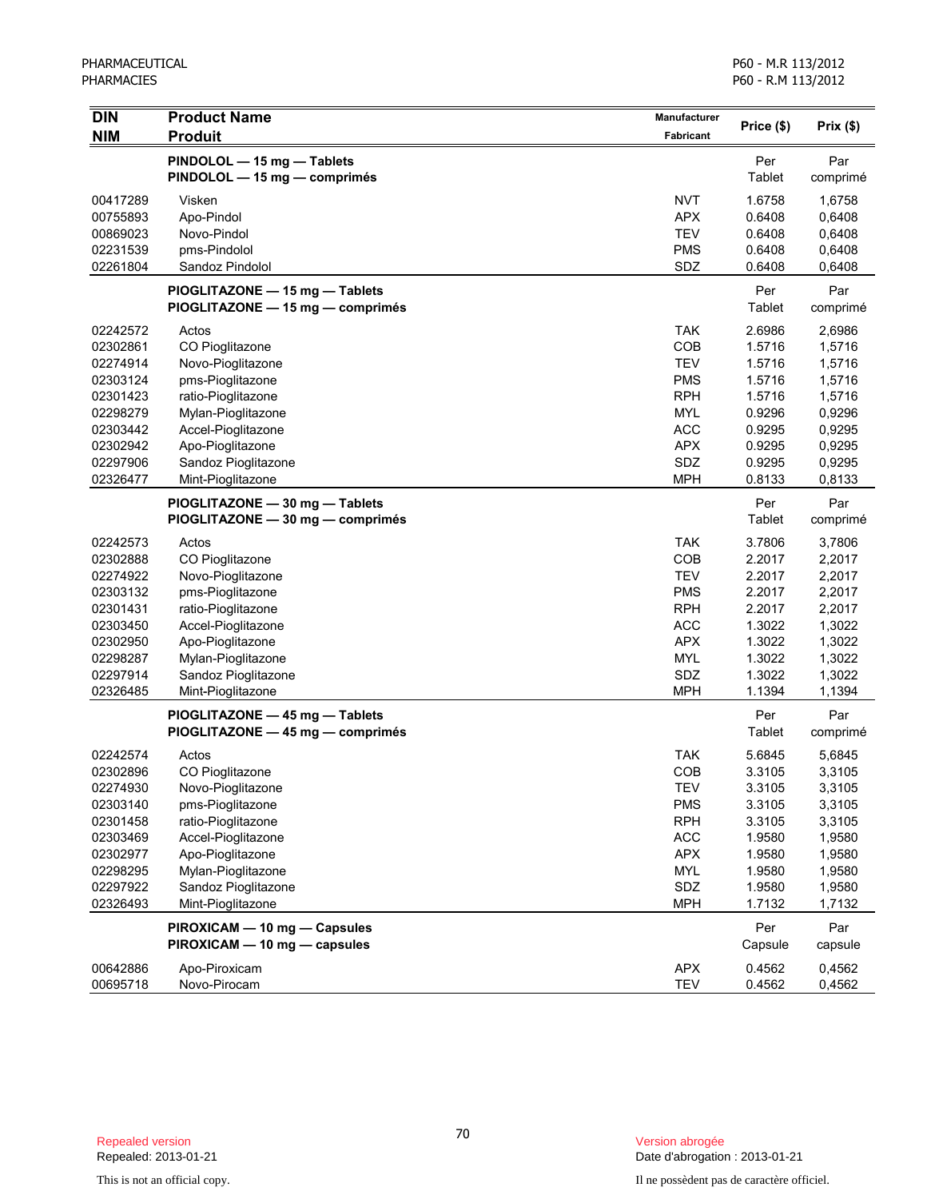| DIN<br>NIM | Product Name<br>Produit | Manufacturer<br>Fabricant | Price ($) | Prix ($) |
|---|---|---|---|---|
| | **PINDOLOL — 15 mg — Tablets**<br>**PINDOLOL — 15 mg — comprimés** | | Per Tablet | Par comprimé |
| 00417289 | Visken | NVT | 1.6758 | 1,6758 |
| 00755893 | Apo-Pindol | APX | 0.6408 | 0,6408 |
| 00869023 | Novo-Pindol | TEV | 0.6408 | 0,6408 |
| 02231539 | pms-Pindolol | PMS | 0.6408 | 0,6408 |
| 02261804 | Sandoz Pindolol | SDZ | 0.6408 | 0,6408 |
| | **PIOGLITAZONE — 15 mg — Tablets**<br>**PIOGLITAZONE — 15 mg — comprimés** | | Per Tablet | Par comprimé |
| 02242572 | Actos | TAK | 2.6986 | 2,6986 |
| 02302861 | CO Pioglitazone | COB | 1.5716 | 1,5716 |
| 02274914 | Novo-Pioglitazone | TEV | 1.5716 | 1,5716 |
| 02303124 | pms-Pioglitazone | PMS | 1.5716 | 1,5716 |
| 02301423 | ratio-Pioglitazone | RPH | 1.5716 | 1,5716 |
| 02298279 | Mylan-Pioglitazone | MYL | 0.9296 | 0,9296 |
| 02303442 | Accel-Pioglitazone | ACC | 0.9295 | 0,9295 |
| 02302942 | Apo-Pioglitazone | APX | 0.9295 | 0,9295 |
| 02297906 | Sandoz Pioglitazone | SDZ | 0.9295 | 0,9295 |
| 02326477 | Mint-Pioglitazone | MPH | 0.8133 | 0,8133 |
| | **PIOGLITAZONE — 30 mg — Tablets**<br>**PIOGLITAZONE — 30 mg — comprimés** | | Per Tablet | Par comprimé |
| 02242573 | Actos | TAK | 3.7806 | 3,7806 |
| 02302888 | CO Pioglitazone | COB | 2.2017 | 2,2017 |
| 02274922 | Novo-Pioglitazone | TEV | 2.2017 | 2,2017 |
| 02303132 | pms-Pioglitazone | PMS | 2.2017 | 2,2017 |
| 02301431 | ratio-Pioglitazone | RPH | 2.2017 | 2,2017 |
| 02303450 | Accel-Pioglitazone | ACC | 1.3022 | 1,3022 |
| 02302950 | Apo-Pioglitazone | APX | 1.3022 | 1,3022 |
| 02298287 | Mylan-Pioglitazone | MYL | 1.3022 | 1,3022 |
| 02297914 | Sandoz Pioglitazone | SDZ | 1.3022 | 1,3022 |
| 02326485 | Mint-Pioglitazone | MPH | 1.1394 | 1,1394 |
| | **PIOGLITAZONE — 45 mg — Tablets**<br>**PIOGLITAZONE — 45 mg — comprimés** | | Per Tablet | Par comprimé |
| 02242574 | Actos | TAK | 5.6845 | 5,6845 |
| 02302896 | CO Pioglitazone | COB | 3.3105 | 3,3105 |
| 02274930 | Novo-Pioglitazone | TEV | 3.3105 | 3,3105 |
| 02303140 | pms-Pioglitazone | PMS | 3.3105 | 3,3105 |
| 02301458 | ratio-Pioglitazone | RPH | 3.3105 | 3,3105 |
| 02303469 | Accel-Pioglitazone | ACC | 1.9580 | 1,9580 |
| 02302977 | Apo-Pioglitazone | APX | 1.9580 | 1,9580 |
| 02298295 | Mylan-Pioglitazone | MYL | 1.9580 | 1,9580 |
| 02297922 | Sandoz Pioglitazone | SDZ | 1.9580 | 1,9580 |
| 02326493 | Mint-Pioglitazone | MPH | 1.7132 | 1,7132 |
| | **PIROXICAM — 10 mg — Capsules**<br>**PIROXICAM — 10 mg — capsules** | | Per Capsule | Par capsule |
| 00642886 | Apo-Piroxicam | APX | 0.4562 | 0,4562 |
| 00695718 | Novo-Pirocam | TEV | 0.4562 | 0,4562 |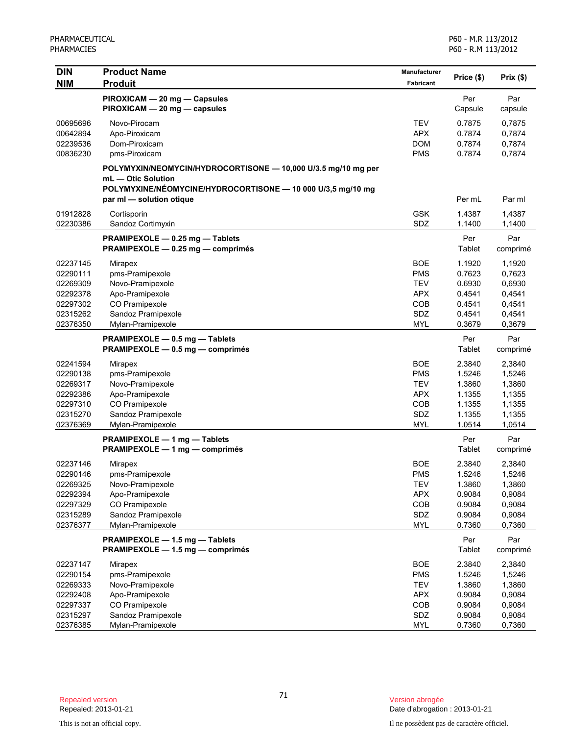| DIN<br>NIM | Product Name<br>Produit | Manufacturer<br>Fabricant | Price ($) | Prix ($) |
|---|---|---|---|---|
| | **PIROXICAM — 20 mg — Capsules**<br>**PIROXICAM — 20 mg — capsules** | | Per Capsule | Par capsule |
| 00695696 | Novo-Pirocam | TEV | 0.7875 | 0,7875 |
| 00642894 | Apo-Piroxicam | APX | 0.7874 | 0,7874 |
| 02239536 | Dom-Piroxicam | DOM | 0.7874 | 0,7874 |
| 00836230 | pms-Piroxicam | PMS | 0.7874 | 0,7874 |
| | **POLYMYXIN/NEOMYCIN/HYDROCORTISONE — 10,000 U/3.5 mg/10 mg per mL — Otic Solution**<br>**POLYMYXINE/NÉOMYCINE/HYDROCORTISONE — 10 000 U/3,5 mg/10 mg par ml — solution otique** | | Per mL | Par ml |
| 01912828 | Cortisporin | GSK | 1.4387 | 1,4387 |
| 02230386 | Sandoz Cortimyxin | SDZ | 1.1400 | 1,1400 |
| | **PRAMIPEXOLE — 0.25 mg — Tablets**<br>**PRAMIPEXOLE — 0.25 mg — comprimés** | | Per Tablet | Par comprimé |
| 02237145 | Mirapex | BOE | 1.1920 | 1,1920 |
| 02290111 | pms-Pramipexole | PMS | 0.7623 | 0,7623 |
| 02269309 | Novo-Pramipexole | TEV | 0.6930 | 0,6930 |
| 02292378 | Apo-Pramipexole | APX | 0.4541 | 0,4541 |
| 02297302 | CO Pramipexole | COB | 0.4541 | 0,4541 |
| 02315262 | Sandoz Pramipexole | SDZ | 0.4541 | 0,4541 |
| 02376350 | Mylan-Pramipexole | MYL | 0.3679 | 0,3679 |
| | **PRAMIPEXOLE — 0.5 mg — Tablets**<br>**PRAMIPEXOLE — 0.5 mg — comprimés** | | Per Tablet | Par comprimé |
| 02241594 | Mirapex | BOE | 2.3840 | 2,3840 |
| 02290138 | pms-Pramipexole | PMS | 1.5246 | 1,5246 |
| 02269317 | Novo-Pramipexole | TEV | 1.3860 | 1,3860 |
| 02292386 | Apo-Pramipexole | APX | 1.1355 | 1,1355 |
| 02297310 | CO Pramipexole | COB | 1.1355 | 1,1355 |
| 02315270 | Sandoz Pramipexole | SDZ | 1.1355 | 1,1355 |
| 02376369 | Mylan-Pramipexole | MYL | 1.0514 | 1,0514 |
| | **PRAMIPEXOLE — 1 mg — Tablets**<br>**PRAMIPEXOLE — 1 mg — comprimés** | | Per Tablet | Par comprimé |
| 02237146 | Mirapex | BOE | 2.3840 | 2,3840 |
| 02290146 | pms-Pramipexole | PMS | 1.5246 | 1,5246 |
| 02269325 | Novo-Pramipexole | TEV | 1.3860 | 1,3860 |
| 02292394 | Apo-Pramipexole | APX | 0.9084 | 0,9084 |
| 02297329 | CO Pramipexole | COB | 0.9084 | 0,9084 |
| 02315289 | Sandoz Pramipexole | SDZ | 0.9084 | 0,9084 |
| 02376377 | Mylan-Pramipexole | MYL | 0.7360 | 0,7360 |
| | **PRAMIPEXOLE — 1.5 mg — Tablets**<br>**PRAMIPEXOLE — 1.5 mg — comprimés** | | Per Tablet | Par comprimé |
| 02237147 | Mirapex | BOE | 2.3840 | 2,3840 |
| 02290154 | pms-Pramipexole | PMS | 1.5246 | 1,5246 |
| 02269333 | Novo-Pramipexole | TEV | 1.3860 | 1,3860 |
| 02292408 | Apo-Pramipexole | APX | 0.9084 | 0,9084 |
| 02297337 | CO Pramipexole | COB | 0.9084 | 0,9084 |
| 02315297 | Sandoz Pramipexole | SDZ | 0.9084 | 0,9084 |
| 02376385 | Mylan-Pramipexole | MYL | 0.7360 | 0,7360 |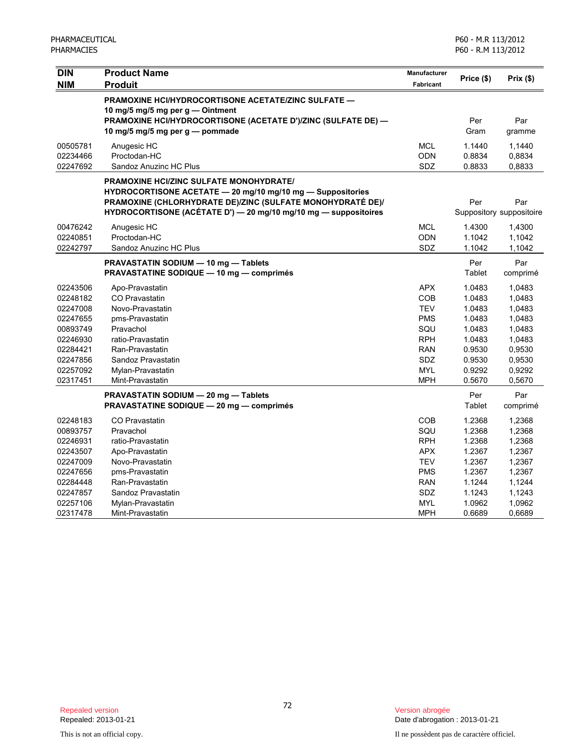| DIN<br>NIM | Product Name<br>Produit | Manufacturer<br>Fabricant | Price ($) | Prix ($) |
|---|---|---|---|---|
| | **PRAMOXINE HCl/HYDROCORTISONE ACETATE/ZINC SULFATE — 10 mg/5 mg/5 mg per g — Ointment**<br>**PRAMOXINE HCl/HYDROCORTISONE (ACETATE D')/ZINC (SULFATE DE) — 10 mg/5 mg/5 mg per g — pommade** | | Per Gram | Par gramme |
| 00505781 | Anugesic HC | MCL | 1.1440 | 1,1440 |
| 02234466 | Proctodan-HC | ODN | 0.8834 | 0,8834 |
| 02247692 | Sandoz Anuzinc HC Plus | SDZ | 0.8833 | 0,8833 |
| | **PRAMOXINE HCl/ZINC SULFATE MONOHYDRATE/ HYDROCORTISONE ACETATE — 20 mg/10 mg/10 mg — Suppositories**<br>**PRAMOXINE (CHLORHYDRATE DE)/ZINC (SULFATE MONOHYDRATÉ DE)/ HYDROCORTISONE (ACÉTATE D') — 20 mg/10 mg/10 mg — suppositoires** | | Per Suppository | Par suppositoire |
| 00476242 | Anugesic HC | MCL | 1.4300 | 1,4300 |
| 02240851 | Proctodan-HC | ODN | 1.1042 | 1,1042 |
| 02242797 | Sandoz Anuzinc HC Plus | SDZ | 1.1042 | 1,1042 |
| | **PRAVASTATIN SODIUM — 10 mg — Tablets**<br>**PRAVASTATINE SODIQUE — 10 mg — comprimés** | | Per Tablet | Par comprimé |
| 02243506 | Apo-Pravastatin | APX | 1.0483 | 1,0483 |
| 02248182 | CO Pravastatin | COB | 1.0483 | 1,0483 |
| 02247008 | Novo-Pravastatin | TEV | 1.0483 | 1,0483 |
| 02247655 | pms-Pravastatin | PMS | 1.0483 | 1,0483 |
| 00893749 | Pravachol | SQU | 1.0483 | 1,0483 |
| 02246930 | ratio-Pravastatin | RPH | 1.0483 | 1,0483 |
| 02284421 | Ran-Pravastatin | RAN | 0.9530 | 0,9530 |
| 02247856 | Sandoz Pravastatin | SDZ | 0.9530 | 0,9530 |
| 02257092 | Mylan-Pravastatin | MYL | 0.9292 | 0,9292 |
| 02317451 | Mint-Pravastatin | MPH | 0.5670 | 0,5670 |
| | **PRAVASTATIN SODIUM — 20 mg — Tablets**<br>**PRAVASTATINE SODIQUE — 20 mg — comprimés** | | Per Tablet | Par comprimé |
| 02248183 | CO Pravastatin | COB | 1.2368 | 1,2368 |
| 00893757 | Pravachol | SQU | 1.2368 | 1,2368 |
| 02246931 | ratio-Pravastatin | RPH | 1.2368 | 1,2368 |
| 02243507 | Apo-Pravastatin | APX | 1.2367 | 1,2367 |
| 02247009 | Novo-Pravastatin | TEV | 1.2367 | 1,2367 |
| 02247656 | pms-Pravastatin | PMS | 1.2367 | 1,2367 |
| 02284448 | Ran-Pravastatin | RAN | 1.1244 | 1,1244 |
| 02247857 | Sandoz Pravastatin | SDZ | 1.1243 | 1,1243 |
| 02257106 | Mylan-Pravastatin | MYL | 1.0962 | 1,0962 |
| 02317478 | Mint-Pravastatin | MPH | 0.6689 | 0,6689 |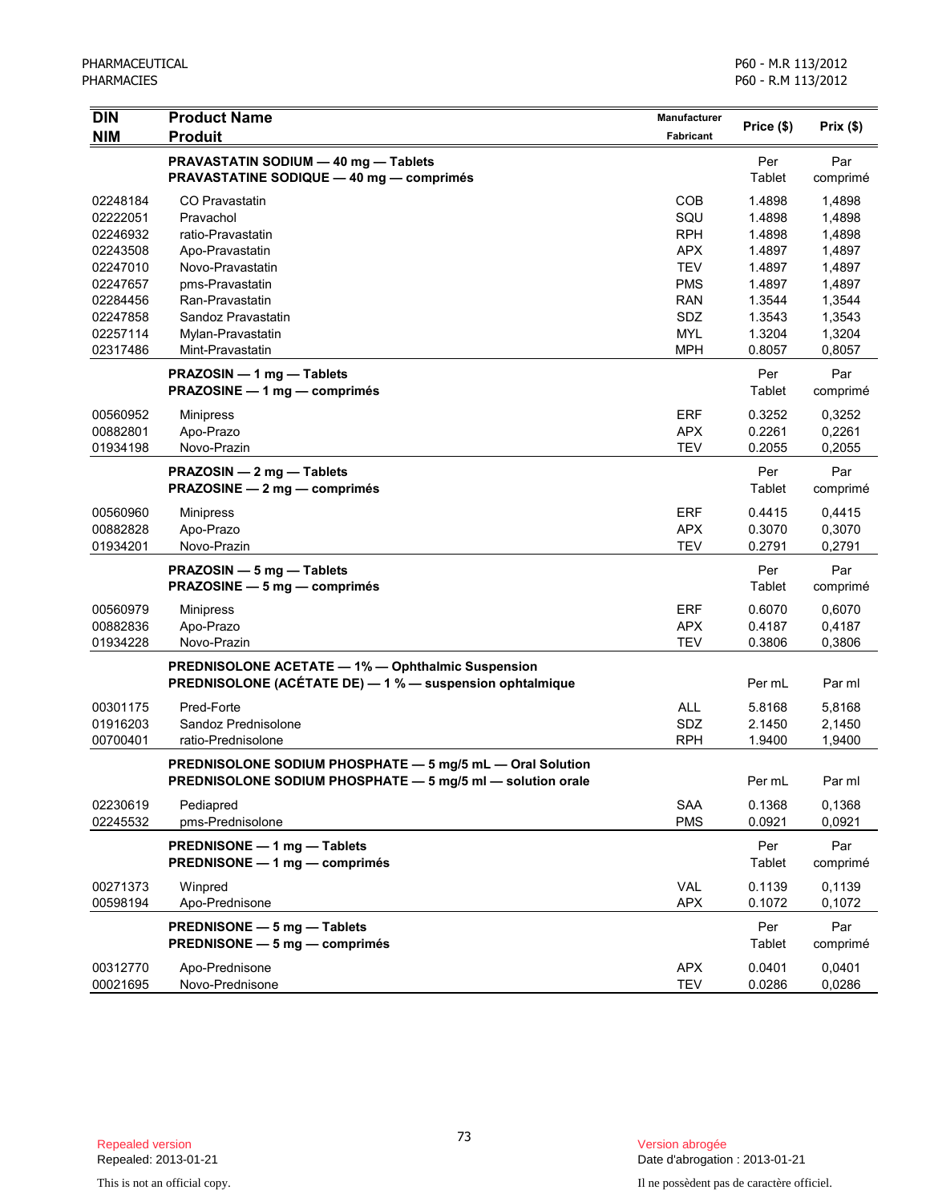| DIN<br>NIM | Product Name<br>Produit | Manufacturer<br>Fabricant | Price ($) | Prix ($) |
|---|---|---|---|---|
| | **PRAVASTATIN SODIUM — 40 mg — Tablets**<br>**PRAVASTATINE SODIQUE — 40 mg — comprimés** | | Per Tablet | Par comprimé |
| 02248184 | CO Pravastatin | COB | 1.4898 | 1,4898 |
| 02222051 | Pravachol | SQU | 1.4898 | 1,4898 |
| 02246932 | ratio-Pravastatin | RPH | 1.4898 | 1,4898 |
| 02243508 | Apo-Pravastatin | APX | 1.4897 | 1,4897 |
| 02247010 | Novo-Pravastatin | TEV | 1.4897 | 1,4897 |
| 02247657 | pms-Pravastatin | PMS | 1.4897 | 1,4897 |
| 02284456 | Ran-Pravastatin | RAN | 1.3544 | 1,3544 |
| 02247858 | Sandoz Pravastatin | SDZ | 1.3543 | 1,3543 |
| 02257114 | Mylan-Pravastatin | MYL | 1.3204 | 1,3204 |
| 02317486 | Mint-Pravastatin | MPH | 0.8057 | 0,8057 |
| | **PRAZOSIN — 1 mg — Tablets**<br>**PRAZOSINE — 1 mg — comprimés** | | Per Tablet | Par comprimé |
| 00560952 | Minipress | ERF | 0.3252 | 0,3252 |
| 00882801 | Apo-Prazo | APX | 0.2261 | 0,2261 |
| 01934198 | Novo-Prazin | TEV | 0.2055 | 0,2055 |
| | **PRAZOSIN — 2 mg — Tablets**<br>**PRAZOSINE — 2 mg — comprimés** | | Per Tablet | Par comprimé |
| 00560960 | Minipress | ERF | 0.4415 | 0,4415 |
| 00882828 | Apo-Prazo | APX | 0.3070 | 0,3070 |
| 01934201 | Novo-Prazin | TEV | 0.2791 | 0,2791 |
| | **PRAZOSIN — 5 mg — Tablets**<br>**PRAZOSINE — 5 mg — comprimés** | | Per Tablet | Par comprimé |
| 00560979 | Minipress | ERF | 0.6070 | 0,6070 |
| 00882836 | Apo-Prazo | APX | 0.4187 | 0,4187 |
| 01934228 | Novo-Prazin | TEV | 0.3806 | 0,3806 |
| | **PREDNISOLONE ACETATE — 1% — Ophthalmic Suspension**<br>**PREDNISOLONE (ACÉTATE DE) — 1 % — suspension ophtalmique** | | Per mL | Par ml |
| 00301175 | Pred-Forte | ALL | 5.8168 | 5,8168 |
| 01916203 | Sandoz Prednisolone | SDZ | 2.1450 | 2,1450 |
| 00700401 | ratio-Prednisolone | RPH | 1.9400 | 1,9400 |
| | **PREDNISOLONE SODIUM PHOSPHATE — 5 mg/5 mL — Oral Solution**<br>**PREDNISOLONE SODIUM PHOSPHATE — 5 mg/5 ml — solution orale** | | Per mL | Par ml |
| 02230619 | Pediapred | SAA | 0.1368 | 0,1368 |
| 02245532 | pms-Prednisolone | PMS | 0.0921 | 0,0921 |
| | **PREDNISONE — 1 mg — Tablets**<br>**PREDNISONE — 1 mg — comprimés** | | Per Tablet | Par comprimé |
| 00271373 | Winpred | VAL | 0.1139 | 0,1139 |
| 00598194 | Apo-Prednisone | APX | 0.1072 | 0,1072 |
| | **PREDNISONE — 5 mg — Tablets**<br>**PREDNISONE — 5 mg — comprimés** | | Per Tablet | Par comprimé |
| 00312770 | Apo-Prednisone | APX | 0.0401 | 0,0401 |
| 00021695 | Novo-Prednisone | TEV | 0.0286 | 0,0286 |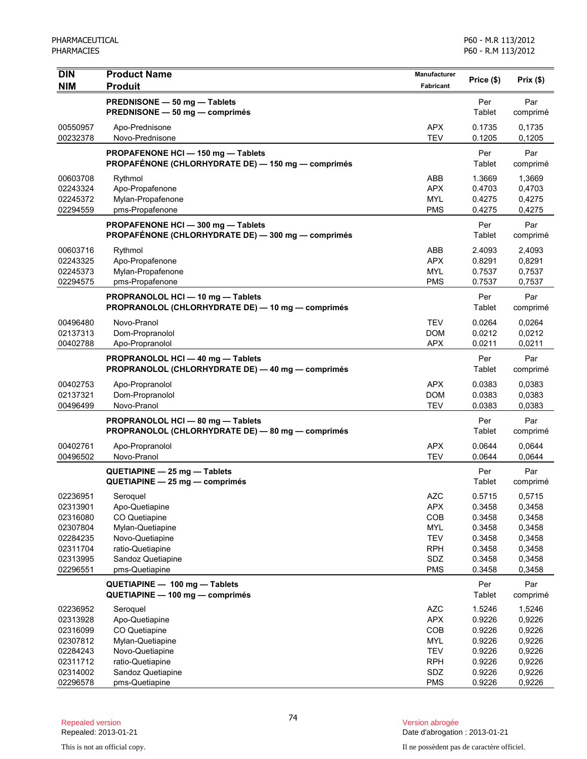| DIN<br>NIM | Product Name<br>Produit | Manufacturer<br>Fabricant | Price ($) | Prix ($) |
|---|---|---|---|---|
| | **PREDNISONE — 50 mg — Tablets**<br>**PREDNISONE — 50 mg — comprimés** | | Per Tablet | Par comprimé |
| 00550957 | Apo-Prednisone | APX | 0.1735 | 0,1735 |
| 00232378 | Novo-Prednisone | TEV | 0.1205 | 0,1205 |
| | **PROPAFENONE HCl — 150 mg — Tablets**<br>**PROPAFÉNONE (CHLORHYDRATE DE) — 150 mg — comprimés** | | Per Tablet | Par comprimé |
| 00603708 | Rythmol | ABB | 1.3669 | 1,3669 |
| 02243324 | Apo-Propafenone | APX | 0.4703 | 0,4703 |
| 02245372 | Mylan-Propafenone | MYL | 0.4275 | 0,4275 |
| 02294559 | pms-Propafenone | PMS | 0.4275 | 0,4275 |
| | **PROPAFENONE HCl — 300 mg — Tablets**<br>**PROPAFÉNONE (CHLORHYDRATE DE) — 300 mg — comprimés** | | Per Tablet | Par comprimé |
| 00603716 | Rythmol | ABB | 2.4093 | 2,4093 |
| 02243325 | Apo-Propafenone | APX | 0.8291 | 0,8291 |
| 02245373 | Mylan-Propafenone | MYL | 0.7537 | 0,7537 |
| 02294575 | pms-Propafenone | PMS | 0.7537 | 0,7537 |
| | **PROPRANOLOL HCl — 10 mg — Tablets**<br>**PROPRANOLOL (CHLORHYDRATE DE) — 10 mg — comprimés** | | Per Tablet | Par comprimé |
| 00496480 | Novo-Pranol | TEV | 0.0264 | 0,0264 |
| 02137313 | Dom-Propranolol | DOM | 0.0212 | 0,0212 |
| 00402788 | Apo-Propranolol | APX | 0.0211 | 0,0211 |
| | **PROPRANOLOL HCl — 40 mg — Tablets**<br>**PROPRANOLOL (CHLORHYDRATE DE) — 40 mg — comprimés** | | Per Tablet | Par comprimé |
| 00402753 | Apo-Propranolol | APX | 0.0383 | 0,0383 |
| 02137321 | Dom-Propranolol | DOM | 0.0383 | 0,0383 |
| 00496499 | Novo-Pranol | TEV | 0.0383 | 0,0383 |
| | **PROPRANOLOL HCl — 80 mg — Tablets**<br>**PROPRANOLOL (CHLORHYDRATE DE) — 80 mg — comprimés** | | Per Tablet | Par comprimé |
| 00402761 | Apo-Propranolol | APX | 0.0644 | 0,0644 |
| 00496502 | Novo-Pranol | TEV | 0.0644 | 0,0644 |
| | **QUETIAPINE — 25 mg — Tablets**<br>**QUETIAPINE — 25 mg — comprimés** | | Per Tablet | Par comprimé |
| 02236951 | Seroquel | AZC | 0.5715 | 0,5715 |
| 02313901 | Apo-Quetiapine | APX | 0.3458 | 0,3458 |
| 02316080 | CO Quetiapine | COB | 0.3458 | 0,3458 |
| 02307804 | Mylan-Quetiapine | MYL | 0.3458 | 0,3458 |
| 02284235 | Novo-Quetiapine | TEV | 0.3458 | 0,3458 |
| 02311704 | ratio-Quetiapine | RPH | 0.3458 | 0,3458 |
| 02313995 | Sandoz Quetiapine | SDZ | 0.3458 | 0,3458 |
| 02296551 | pms-Quetiapine | PMS | 0.3458 | 0,3458 |
| | **QUETIAPINE — 100 mg — Tablets**<br>**QUETIAPINE — 100 mg — comprimés** | | Per Tablet | Par comprimé |
| 02236952 | Seroquel | AZC | 1.5246 | 1,5246 |
| 02313928 | Apo-Quetiapine | APX | 0.9226 | 0,9226 |
| 02316099 | CO Quetiapine | COB | 0.9226 | 0,9226 |
| 02307812 | Mylan-Quetiapine | MYL | 0.9226 | 0,9226 |
| 02284243 | Novo-Quetiapine | TEV | 0.9226 | 0,9226 |
| 02311712 | ratio-Quetiapine | RPH | 0.9226 | 0,9226 |
| 02314002 | Sandoz Quetiapine | SDZ | 0.9226 | 0,9226 |
| 02296578 | pms-Quetiapine | PMS | 0.9226 | 0,9226 |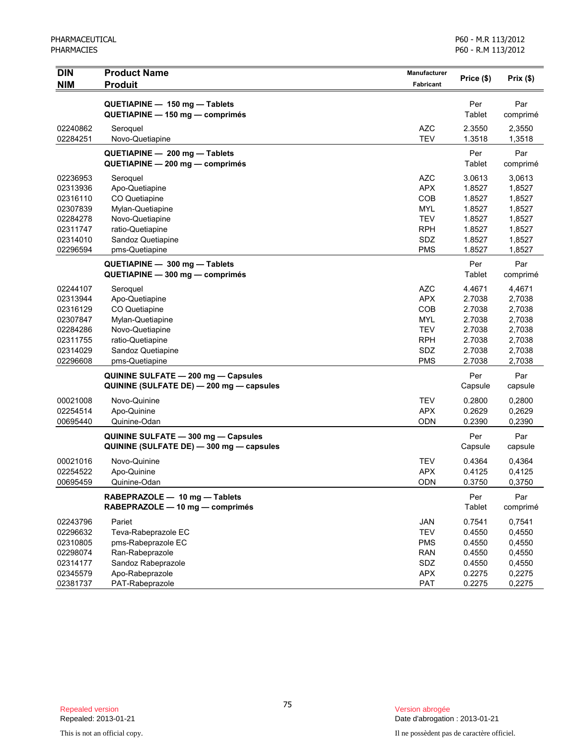| DIN<br>NIM | Product Name<br>Produit | Manufacturer<br>Fabricant | Price ($) | Prix ($) |
|---|---|---|---|---|
| | **QUETIAPINE — 150 mg — Tablets**<br>**QUETIAPINE — 150 mg — comprimés** | | Per Tablet | Par comprimé |
| 02240862 | Seroquel | AZC | 2.3550 | 2,3550 |
| 02284251 | Novo-Quetiapine | TEV | 1.3518 | 1,3518 |
| | **QUETIAPINE — 200 mg — Tablets**<br>**QUETIAPINE — 200 mg — comprimés** | | Per Tablet | Par comprimé |
| 02236953 | Seroquel | AZC | 3.0613 | 3,0613 |
| 02313936 | Apo-Quetiapine | APX | 1.8527 | 1,8527 |
| 02316110 | CO Quetiapine | COB | 1.8527 | 1,8527 |
| 02307839 | Mylan-Quetiapine | MYL | 1.8527 | 1,8527 |
| 02284278 | Novo-Quetiapine | TEV | 1.8527 | 1,8527 |
| 02311747 | ratio-Quetiapine | RPH | 1.8527 | 1,8527 |
| 02314010 | Sandoz Quetiapine | SDZ | 1.8527 | 1,8527 |
| 02296594 | pms-Quetiapine | PMS | 1.8527 | 1,8527 |
| | **QUETIAPINE — 300 mg — Tablets**<br>**QUETIAPINE — 300 mg — comprimés** | | Per Tablet | Par comprimé |
| 02244107 | Seroquel | AZC | 4.4671 | 4,4671 |
| 02313944 | Apo-Quetiapine | APX | 2.7038 | 2,7038 |
| 02316129 | CO Quetiapine | COB | 2.7038 | 2,7038 |
| 02307847 | Mylan-Quetiapine | MYL | 2.7038 | 2,7038 |
| 02284286 | Novo-Quetiapine | TEV | 2.7038 | 2,7038 |
| 02311755 | ratio-Quetiapine | RPH | 2.7038 | 2,7038 |
| 02314029 | Sandoz Quetiapine | SDZ | 2.7038 | 2,7038 |
| 02296608 | pms-Quetiapine | PMS | 2.7038 | 2,7038 |
| | **QUININE SULFATE — 200 mg — Capsules**<br>**QUININE (SULFATE DE) — 200 mg — capsules** | | Per Capsule | Par capsule |
| 00021008 | Novo-Quinine | TEV | 0.2800 | 0,2800 |
| 02254514 | Apo-Quinine | APX | 0.2629 | 0,2629 |
| 00695440 | Quinine-Odan | ODN | 0.2390 | 0,2390 |
| | **QUININE SULFATE — 300 mg — Capsules**<br>**QUININE (SULFATE DE) — 300 mg — capsules** | | Per Capsule | Par capsule |
| 00021016 | Novo-Quinine | TEV | 0.4364 | 0,4364 |
| 02254522 | Apo-Quinine | APX | 0.4125 | 0,4125 |
| 00695459 | Quinine-Odan | ODN | 0.3750 | 0,3750 |
| | **RABEPRAZOLE — 10 mg — Tablets**<br>**RABEPRAZOLE — 10 mg — comprimés** | | Per Tablet | Par comprimé |
| 02243796 | Pariet | JAN | 0.7541 | 0,7541 |
| 02296632 | Teva-Rabeprazole EC | TEV | 0.4550 | 0,4550 |
| 02310805 | pms-Rabeprazole EC | PMS | 0.4550 | 0,4550 |
| 02298074 | Ran-Rabeprazole | RAN | 0.4550 | 0,4550 |
| 02314177 | Sandoz Rabeprazole | SDZ | 0.4550 | 0,4550 |
| 02345579 | Apo-Rabeprazole | APX | 0.2275 | 0,2275 |
| 02381737 | PAT-Rabeprazole | PAT | 0.2275 | 0,2275 |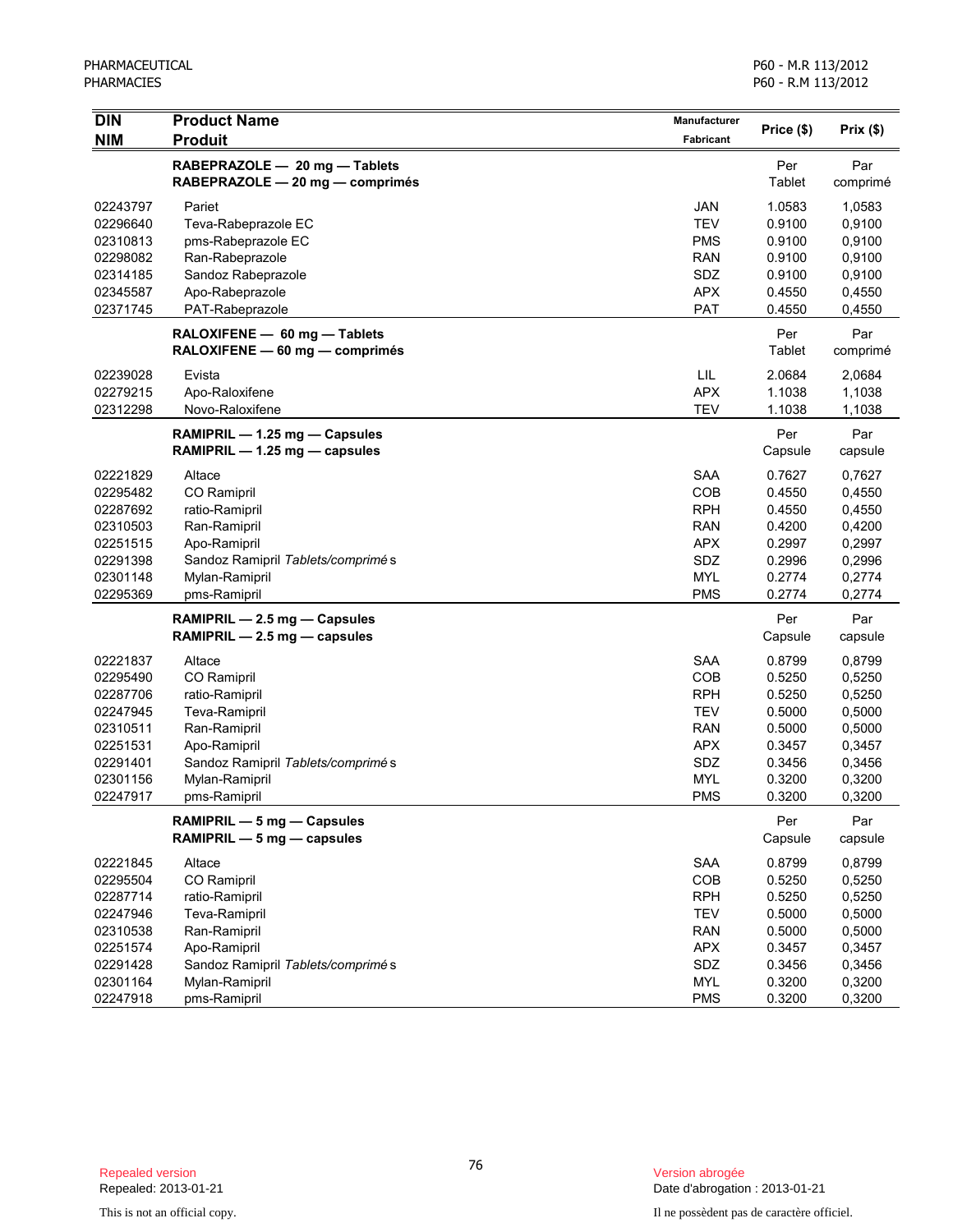| DIN<br>NIM | Product Name<br>Produit | Manufacturer<br>Fabricant | Price ($) | Prix ($) |
|---|---|---|---|---|
| | **RABEPRAZOLE — 20 mg — Tablets**<br>**RABEPRAZOLE — 20 mg — comprimés** | | Per Tablet | Par comprimé |
| 02243797 | Pariet | JAN | 1.0583 | 1,0583 |
| 02296640 | Teva-Rabeprazole EC | TEV | 0.9100 | 0,9100 |
| 02310813 | pms-Rabeprazole EC | PMS | 0.9100 | 0,9100 |
| 02298082 | Ran-Rabeprazole | RAN | 0.9100 | 0,9100 |
| 02314185 | Sandoz Rabeprazole | SDZ | 0.9100 | 0,9100 |
| 02345587 | Apo-Rabeprazole | APX | 0.4550 | 0,4550 |
| 02371745 | PAT-Rabeprazole | PAT | 0.4550 | 0,4550 |
| | **RALOXIFENE — 60 mg — Tablets**<br>**RALOXIFENE — 60 mg — comprimés** | | Per Tablet | Par comprimé |
| 02239028 | Evista | LIL | 2.0684 | 2,0684 |
| 02279215 | Apo-Raloxifene | APX | 1.1038 | 1,1038 |
| 02312298 | Novo-Raloxifene | TEV | 1.1038 | 1,1038 |
| | **RAMIPRIL — 1.25 mg — Capsules**<br>**RAMIPRIL — 1.25 mg — capsules** | | Per Capsule | Par capsule |
| 02221829 | Altace | SAA | 0.7627 | 0,7627 |
| 02295482 | CO Ramipril | COB | 0.4550 | 0,4550 |
| 02287692 | ratio-Ramipril | RPH | 0.4550 | 0,4550 |
| 02310503 | Ran-Ramipril | RAN | 0.4200 | 0,4200 |
| 02251515 | Apo-Ramipril | APX | 0.2997 | 0,2997 |
| 02291398 | Sandoz Ramipril *Tablets/comprimés* | SDZ | 0.2996 | 0,2996 |
| 02301148 | Mylan-Ramipril | MYL | 0.2774 | 0,2774 |
| 02295369 | pms-Ramipril | PMS | 0.2774 | 0,2774 |
| | **RAMIPRIL — 2.5 mg — Capsules**<br>**RAMIPRIL — 2.5 mg — capsules** | | Per Capsule | Par capsule |
| 02221837 | Altace | SAA | 0.8799 | 0,8799 |
| 02295490 | CO Ramipril | COB | 0.5250 | 0,5250 |
| 02287706 | ratio-Ramipril | RPH | 0.5250 | 0,5250 |
| 02247945 | Teva-Ramipril | TEV | 0.5000 | 0,5000 |
| 02310511 | Ran-Ramipril | RAN | 0.5000 | 0,5000 |
| 02251531 | Apo-Ramipril | APX | 0.3457 | 0,3457 |
| 02291401 | Sandoz Ramipril *Tablets/comprimés* | SDZ | 0.3456 | 0,3456 |
| 02301156 | Mylan-Ramipril | MYL | 0.3200 | 0,3200 |
| 02247917 | pms-Ramipril | PMS | 0.3200 | 0,3200 |
| | **RAMIPRIL — 5 mg — Capsules**<br>**RAMIPRIL — 5 mg — capsules** | | Per Capsule | Par capsule |
| 02221845 | Altace | SAA | 0.8799 | 0,8799 |
| 02295504 | CO Ramipril | COB | 0.5250 | 0,5250 |
| 02287714 | ratio-Ramipril | RPH | 0.5250 | 0,5250 |
| 02247946 | Teva-Ramipril | TEV | 0.5000 | 0,5000 |
| 02310538 | Ran-Ramipril | RAN | 0.5000 | 0,5000 |
| 02251574 | Apo-Ramipril | APX | 0.3457 | 0,3457 |
| 02291428 | Sandoz Ramipril *Tablets/comprimés* | SDZ | 0.3456 | 0,3456 |
| 02301164 | Mylan-Ramipril | MYL | 0.3200 | 0,3200 |
| 02247918 | pms-Ramipril | PMS | 0.3200 | 0,3200 |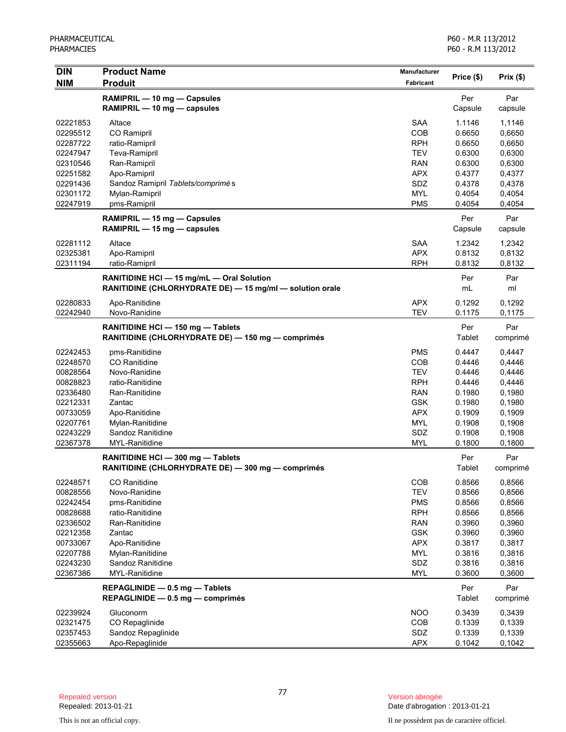| DIN<br>NIM | Product Name<br>Produit | Manufacturer<br>Fabricant | Price ($) | Prix ($) |
|---|---|---|---|---|
| | **RAMIPRIL — 10 mg — Capsules**<br>**RAMIPRIL — 10 mg — capsules** | | Per<br>Capsule | Par<br>capsule |
| 02221853 | Altace | SAA | 1.1146 | 1,1146 |
| 02295512 | CO Ramipril | COB | 0.6650 | 0,6650 |
| 02287722 | ratio-Ramipril | RPH | 0.6650 | 0,6650 |
| 02247947 | Teva-Ramipril | TEV | 0.6300 | 0,6300 |
| 02310546 | Ran-Ramipril | RAN | 0.6300 | 0,6300 |
| 02251582 | Apo-Ramipril | APX | 0.4377 | 0,4377 |
| 02291436 | Sandoz Ramipril *Tablets/comprimés* | SDZ | 0.4378 | 0,4378 |
| 02301172 | Mylan-Ramipril | MYL | 0.4054 | 0,4054 |
| 02247919 | pms-Ramipril | PMS | 0.4054 | 0,4054 |
| | **RAMIPRIL — 15 mg — Capsules**<br>**RAMIPRIL — 15 mg — capsules** | | Per<br>Capsule | Par<br>capsule |
| 02281112 | Altace | SAA | 1.2342 | 1,2342 |
| 02325381 | Apo-Ramipril | APX | 0.8132 | 0,8132 |
| 02311194 | ratio-Ramipril | RPH | 0.8132 | 0,8132 |
| | **RANITIDINE HCl — 15 mg/mL — Oral Solution**<br>**RANITIDINE (CHLORHYDRATE DE) — 15 mg/ml — solution orale** | | Per<br>mL | Par<br>ml |
| 02280833 | Apo-Ranitidine | APX | 0.1292 | 0,1292 |
| 02242940 | Novo-Ranidine | TEV | 0.1175 | 0,1175 |
| | **RANITIDINE HCl — 150 mg — Tablets**<br>**RANITIDINE (CHLORHYDRATE DE) — 150 mg — comprimés** | | Per<br>Tablet | Par<br>comprimé |
| 02242453 | pms-Ranitidine | PMS | 0.4447 | 0,4447 |
| 02248570 | CO Ranitidine | COB | 0.4446 | 0,4446 |
| 00828564 | Novo-Ranidine | TEV | 0.4446 | 0,4446 |
| 00828823 | ratio-Ranitidine | RPH | 0.4446 | 0,4446 |
| 02336480 | Ran-Ranitidine | RAN | 0.1980 | 0,1980 |
| 02212331 | Zantac | GSK | 0.1980 | 0,1980 |
| 00733059 | Apo-Ranitidine | APX | 0.1909 | 0,1909 |
| 02207761 | Mylan-Ranitidine | MYL | 0.1908 | 0,1908 |
| 02243229 | Sandoz Ranitidine | SDZ | 0.1908 | 0,1908 |
| 02367378 | MYL-Ranitidine | MYL | 0.1800 | 0,1800 |
| | **RANITIDINE HCl — 300 mg — Tablets**<br>**RANITIDINE (CHLORHYDRATE DE) — 300 mg — comprimés** | | Per<br>Tablet | Par<br>comprimé |
| 02248571 | CO Ranitidine | COB | 0.8566 | 0,8566 |
| 00828556 | Novo-Ranidine | TEV | 0.8566 | 0,8566 |
| 02242454 | pms-Ranitidine | PMS | 0.8566 | 0,8566 |
| 00828688 | ratio-Ranitidine | RPH | 0.8566 | 0,8566 |
| 02336502 | Ran-Ranitidine | RAN | 0.3960 | 0,3960 |
| 02212358 | Zantac | GSK | 0.3960 | 0,3960 |
| 00733067 | Apo-Ranitidine | APX | 0.3817 | 0,3817 |
| 02207788 | Mylan-Ranitidine | MYL | 0.3816 | 0,3816 |
| 02243230 | Sandoz Ranitidine | SDZ | 0.3816 | 0,3816 |
| 02367386 | MYL-Ranitidine | MYL | 0.3600 | 0,3600 |
| | **REPAGLINIDE — 0.5 mg — Tablets**<br>**REPAGLINIDE — 0.5 mg — comprimés** | | Per<br>Tablet | Par<br>comprimé |
| 02239924 | Gluconorm | NOO | 0.3439 | 0,3439 |
| 02321475 | CO Repaglinide | COB | 0.1339 | 0,1339 |
| 02357453 | Sandoz Repaglinide | SDZ | 0.1339 | 0,1339 |
| 02355663 | Apo-Repaglinide | APX | 0.1042 | 0,1042 |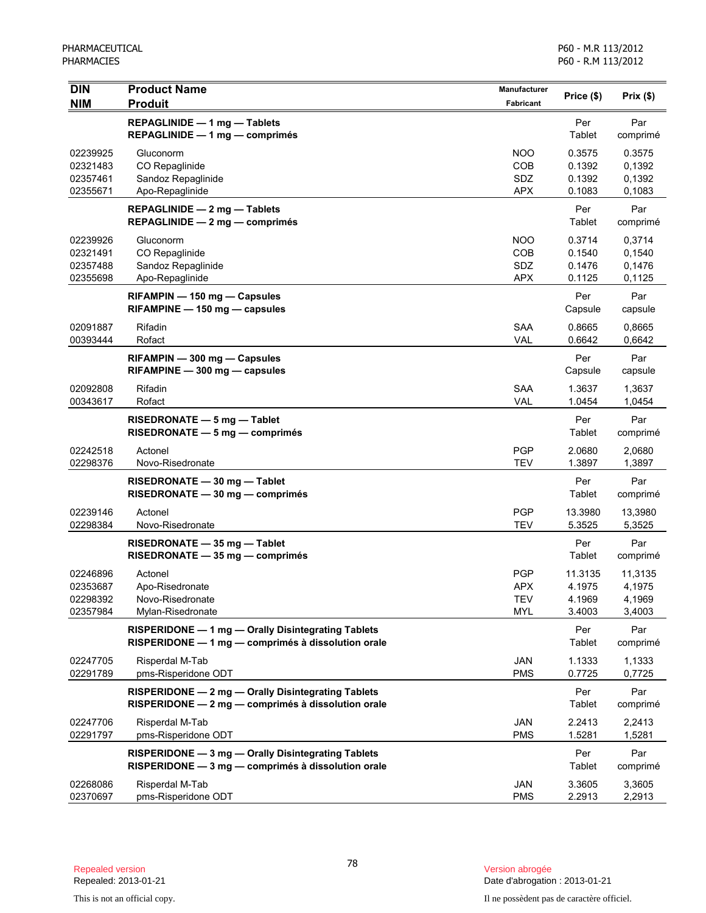| DIN<br>NIM | Product Name<br>Produit | Manufacturer<br>Fabricant | Price ($) | Prix ($) |
|---|---|---|---|---|
| | **REPAGLINIDE — 1 mg — Tablets**<br>**REPAGLINIDE — 1 mg — comprimés** | | Per Tablet | Par comprimé |
| 02239925 | Gluconorm | NOO | 0.3575 | 0,3575 |
| 02321483 | CO Repaglinide | COB | 0.1392 | 0,1392 |
| 02357461 | Sandoz Repaglinide | SDZ | 0.1392 | 0,1392 |
| 02355671 | Apo-Repaglinide | APX | 0.1083 | 0,1083 |
| | **REPAGLINIDE — 2 mg — Tablets**<br>**REPAGLINIDE — 2 mg — comprimés** | | Per Tablet | Par comprimé |
| 02239926 | Gluconorm | NOO | 0.3714 | 0,3714 |
| 02321491 | CO Repaglinide | COB | 0.1540 | 0,1540 |
| 02357488 | Sandoz Repaglinide | SDZ | 0.1476 | 0,1476 |
| 02355698 | Apo-Repaglinide | APX | 0.1125 | 0,1125 |
| | **RIFAMPIN — 150 mg — Capsules**<br>**RIFAMPINE — 150 mg — capsules** | | Per Capsule | Par capsule |
| 02091887 | Rifadin | SAA | 0.8665 | 0,8665 |
| 00393444 | Rofact | VAL | 0.6642 | 0,6642 |
| | **RIFAMPIN — 300 mg — Capsules**<br>**RIFAMPINE — 300 mg — capsules** | | Per Capsule | Par capsule |
| 02092808 | Rifadin | SAA | 1.3637 | 1,3637 |
| 00343617 | Rofact | VAL | 1.0454 | 1,0454 |
| | **RISEDRONATE — 5 mg — Tablet**<br>**RISEDRONATE — 5 mg — comprimés** | | Per Tablet | Par comprimé |
| 02242518 | Actonel | PGP | 2.0680 | 2,0680 |
| 02298376 | Novo-Risedronate | TEV | 1.3897 | 1,3897 |
| | **RISEDRONATE — 30 mg — Tablet**<br>**RISEDRONATE — 30 mg — comprimés** | | Per Tablet | Par comprimé |
| 02239146 | Actonel | PGP | 13.3980 | 13,3980 |
| 02298384 | Novo-Risedronate | TEV | 5.3525 | 5,3525 |
| | **RISEDRONATE — 35 mg — Tablet**<br>**RISEDRONATE — 35 mg — comprimés** | | Per Tablet | Par comprimé |
| 02246896 | Actonel | PGP | 11.3135 | 11,3135 |
| 02353687 | Apo-Risedronate | APX | 4.1975 | 4,1975 |
| 02298392 | Novo-Risedronate | TEV | 4.1969 | 4,1969 |
| 02357984 | Mylan-Risedronate | MYL | 3.4003 | 3,4003 |
| | **RISPERIDONE — 1 mg — Orally Disintegrating Tablets**<br>**RISPERIDONE — 1 mg — comprimés à dissolution orale** | | Per Tablet | Par comprimé |
| 02247705 | Risperdal M-Tab | JAN | 1.1333 | 1,1333 |
| 02291789 | pms-Risperidone ODT | PMS | 0.7725 | 0,7725 |
| | **RISPERIDONE — 2 mg — Orally Disintegrating Tablets**<br>**RISPERIDONE — 2 mg — comprimés à dissolution orale** | | Per Tablet | Par comprimé |
| 02247706 | Risperdal M-Tab | JAN | 2.2413 | 2,2413 |
| 02291797 | pms-Risperidone ODT | PMS | 1.5281 | 1,5281 |
| | **RISPERIDONE — 3 mg — Orally Disintegrating Tablets**<br>**RISPERIDONE — 3 mg — comprimés à dissolution orale** | | Per Tablet | Par comprimé |
| 02268086 | Risperdal M-Tab | JAN | 3.3605 | 3,3605 |
| 02370697 | pms-Risperidone ODT | PMS | 2.2913 | 2,2913 |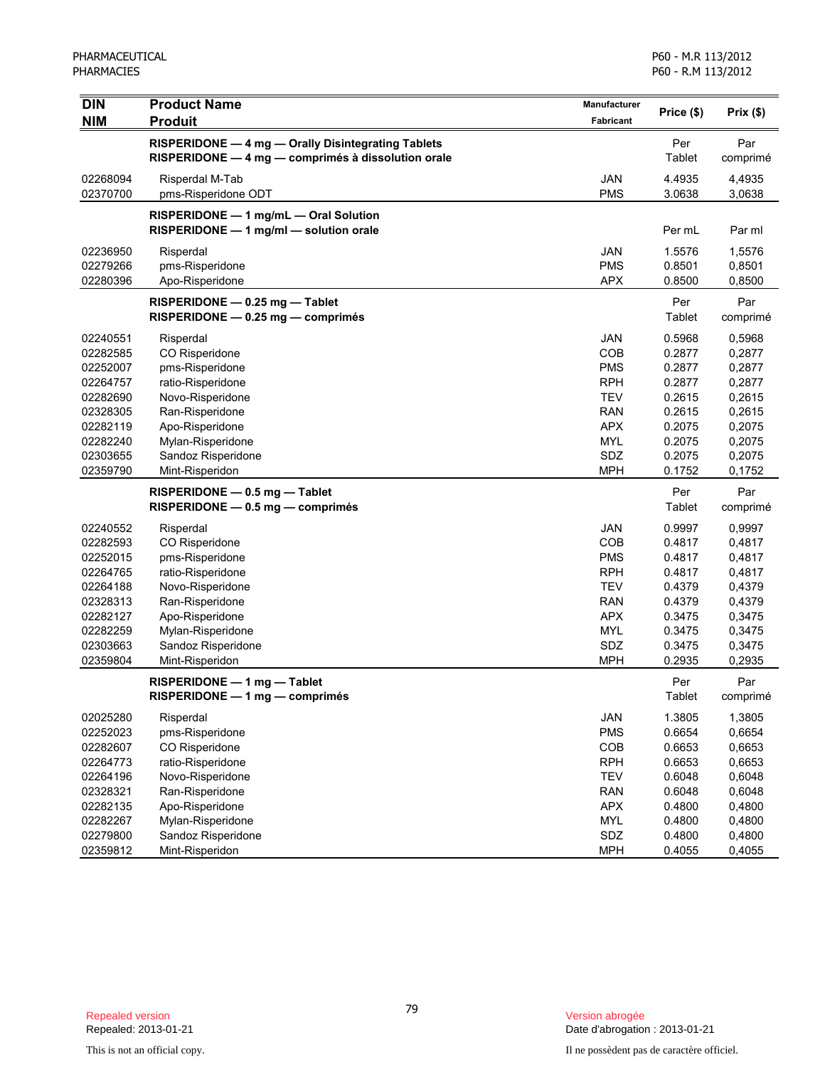| DIN<br>NIM | Product Name<br>Produit | Manufacturer<br>Fabricant | Price ($) | Prix ($) |
|---|---|---|---|---|
| | **RISPERIDONE — 4 mg — Orally Disintegrating Tablets**<br>**RISPERIDONE — 4 mg — comprimés à dissolution orale** | | Per Tablet | Par comprimé |
| 02268094 | Risperdal M-Tab | JAN | 4.4935 | 4,4935 |
| 02370700 | pms-Risperidone ODT | PMS | 3.0638 | 3,0638 |
| | **RISPERIDONE — 1 mg/mL — Oral Solution**<br>**RISPERIDONE — 1 mg/ml — solution orale** | | Per mL | Par ml |
| 02236950 | Risperdal | JAN | 1.5576 | 1,5576 |
| 02279266 | pms-Risperidone | PMS | 0.8501 | 0,8501 |
| 02280396 | Apo-Risperidone | APX | 0.8500 | 0,8500 |
| | **RISPERIDONE — 0.25 mg — Tablet**<br>**RISPERIDONE — 0.25 mg — comprimés** | | Per Tablet | Par comprimé |
| 02240551 | Risperdal | JAN | 0.5968 | 0,5968 |
| 02282585 | CO Risperidone | COB | 0.2877 | 0,2877 |
| 02252007 | pms-Risperidone | PMS | 0.2877 | 0,2877 |
| 02264757 | ratio-Risperidone | RPH | 0.2877 | 0,2877 |
| 02282690 | Novo-Risperidone | TEV | 0.2615 | 0,2615 |
| 02328305 | Ran-Risperidone | RAN | 0.2615 | 0,2615 |
| 02282119 | Apo-Risperidone | APX | 0.2075 | 0,2075 |
| 02282240 | Mylan-Risperidone | MYL | 0.2075 | 0,2075 |
| 02303655 | Sandoz Risperidone | SDZ | 0.2075 | 0,2075 |
| 02359790 | Mint-Risperidon | MPH | 0.1752 | 0,1752 |
| | **RISPERIDONE — 0.5 mg — Tablet**<br>**RISPERIDONE — 0.5 mg — comprimés** | | Per Tablet | Par comprimé |
| 02240552 | Risperdal | JAN | 0.9997 | 0,9997 |
| 02282593 | CO Risperidone | COB | 0.4817 | 0,4817 |
| 02252015 | pms-Risperidone | PMS | 0.4817 | 0,4817 |
| 02264765 | ratio-Risperidone | RPH | 0.4817 | 0,4817 |
| 02264188 | Novo-Risperidone | TEV | 0.4379 | 0,4379 |
| 02328313 | Ran-Risperidone | RAN | 0.4379 | 0,4379 |
| 02282127 | Apo-Risperidone | APX | 0.3475 | 0,3475 |
| 02282259 | Mylan-Risperidone | MYL | 0.3475 | 0,3475 |
| 02303663 | Sandoz Risperidone | SDZ | 0.3475 | 0,3475 |
| 02359804 | Mint-Risperidon | MPH | 0.2935 | 0,2935 |
| | **RISPERIDONE — 1 mg — Tablet**<br>**RISPERIDONE — 1 mg — comprimés** | | Per Tablet | Par comprimé |
| 02025280 | Risperdal | JAN | 1.3805 | 1,3805 |
| 02252023 | pms-Risperidone | PMS | 0.6654 | 0,6654 |
| 02282607 | CO Risperidone | COB | 0.6653 | 0,6653 |
| 02264773 | ratio-Risperidone | RPH | 0.6653 | 0,6653 |
| 02264196 | Novo-Risperidone | TEV | 0.6048 | 0,6048 |
| 02328321 | Ran-Risperidone | RAN | 0.6048 | 0,6048 |
| 02282135 | Apo-Risperidone | APX | 0.4800 | 0,4800 |
| 02282267 | Mylan-Risperidone | MYL | 0.4800 | 0,4800 |
| 02279800 | Sandoz Risperidone | SDZ | 0.4800 | 0,4800 |
| 02359812 | Mint-Risperidon | MPH | 0.4055 | 0,4055 |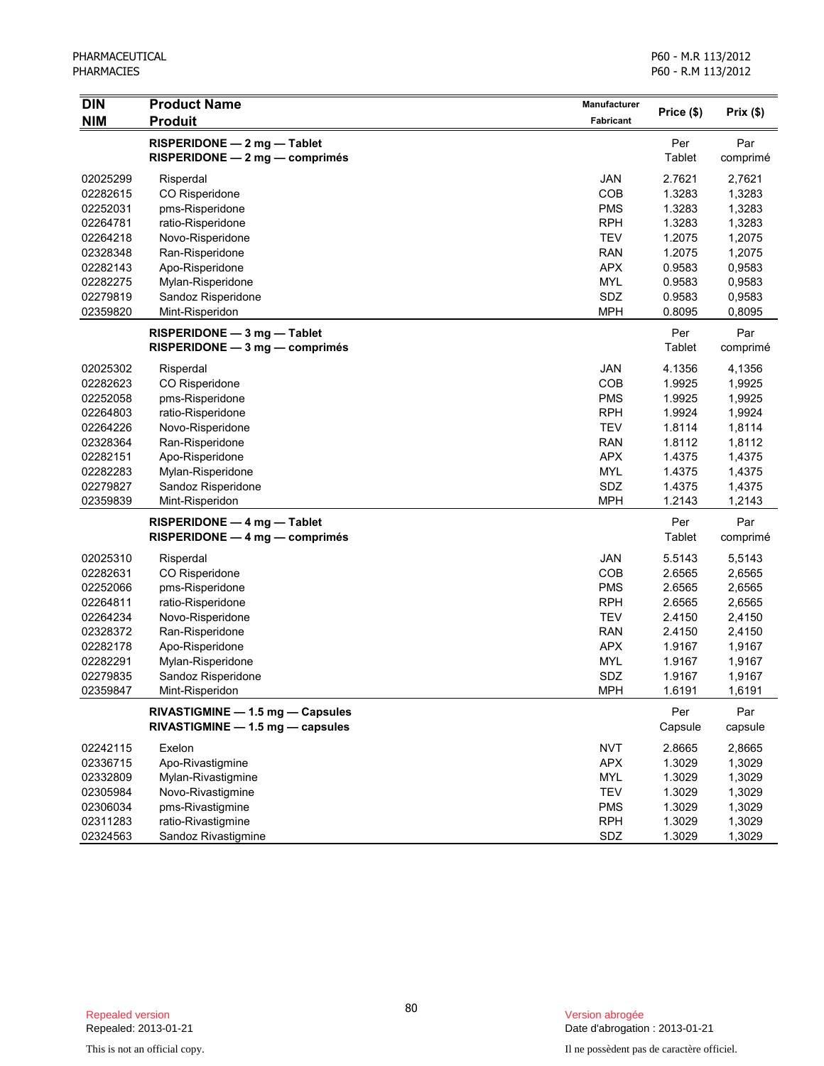| DIN<br>NIM | Product Name<br>Produit | Manufacturer<br>Fabricant | Price ($) | Prix ($) |
|---|---|---|---|---|
| | **RISPERIDONE — 2 mg — Tablet**<br>**RISPERIDONE — 2 mg — comprimés** | | Per Tablet | Par comprimé |
| 02025299 | Risperdal | JAN | 2.7621 | 2,7621 |
| 02282615 | CO Risperidone | COB | 1.3283 | 1,3283 |
| 02252031 | pms-Risperidone | PMS | 1.3283 | 1,3283 |
| 02264781 | ratio-Risperidone | RPH | 1.3283 | 1,3283 |
| 02264218 | Novo-Risperidone | TEV | 1.2075 | 1,2075 |
| 02328348 | Ran-Risperidone | RAN | 1.2075 | 1,2075 |
| 02282143 | Apo-Risperidone | APX | 0.9583 | 0,9583 |
| 02282275 | Mylan-Risperidone | MYL | 0.9583 | 0,9583 |
| 02279819 | Sandoz Risperidone | SDZ | 0.9583 | 0,9583 |
| 02359820 | Mint-Risperidon | MPH | 0.8095 | 0,8095 |
| | **RISPERIDONE — 3 mg — Tablet**<br>**RISPERIDONE — 3 mg — comprimés** | | Per Tablet | Par comprimé |
| 02025302 | Risperdal | JAN | 4.1356 | 4,1356 |
| 02282623 | CO Risperidone | COB | 1.9925 | 1,9925 |
| 02252058 | pms-Risperidone | PMS | 1.9925 | 1,9925 |
| 02264803 | ratio-Risperidone | RPH | 1.9924 | 1,9924 |
| 02264226 | Novo-Risperidone | TEV | 1.8114 | 1,8114 |
| 02328364 | Ran-Risperidone | RAN | 1.8112 | 1,8112 |
| 02282151 | Apo-Risperidone | APX | 1.4375 | 1,4375 |
| 02282283 | Mylan-Risperidone | MYL | 1.4375 | 1,4375 |
| 02279827 | Sandoz Risperidone | SDZ | 1.4375 | 1,4375 |
| 02359839 | Mint-Risperidon | MPH | 1.2143 | 1,2143 |
| | **RISPERIDONE — 4 mg — Tablet**<br>**RISPERIDONE — 4 mg — comprimés** | | Per Tablet | Par comprimé |
| 02025310 | Risperdal | JAN | 5.5143 | 5,5143 |
| 02282631 | CO Risperidone | COB | 2.6565 | 2,6565 |
| 02252066 | pms-Risperidone | PMS | 2.6565 | 2,6565 |
| 02264811 | ratio-Risperidone | RPH | 2.6565 | 2,6565 |
| 02264234 | Novo-Risperidone | TEV | 2.4150 | 2,4150 |
| 02328372 | Ran-Risperidone | RAN | 2.4150 | 2,4150 |
| 02282178 | Apo-Risperidone | APX | 1.9167 | 1,9167 |
| 02282291 | Mylan-Risperidone | MYL | 1.9167 | 1,9167 |
| 02279835 | Sandoz Risperidone | SDZ | 1.9167 | 1,9167 |
| 02359847 | Mint-Risperidon | MPH | 1.6191 | 1,6191 |
| | **RIVASTIGMINE — 1.5 mg — Capsules**<br>**RIVASTIGMINE — 1.5 mg — capsules** | | Per Capsule | Par capsule |
| 02242115 | Exelon | NVT | 2.8665 | 2,8665 |
| 02336715 | Apo-Rivastigmine | APX | 1.3029 | 1,3029 |
| 02332809 | Mylan-Rivastigmine | MYL | 1.3029 | 1,3029 |
| 02305984 | Novo-Rivastigmine | TEV | 1.3029 | 1,3029 |
| 02306034 | pms-Rivastigmine | PMS | 1.3029 | 1,3029 |
| 02311283 | ratio-Rivastigmine | RPH | 1.3029 | 1,3029 |
| 02324563 | Sandoz Rivastigmine | SDZ | 1.3029 | 1,3029 |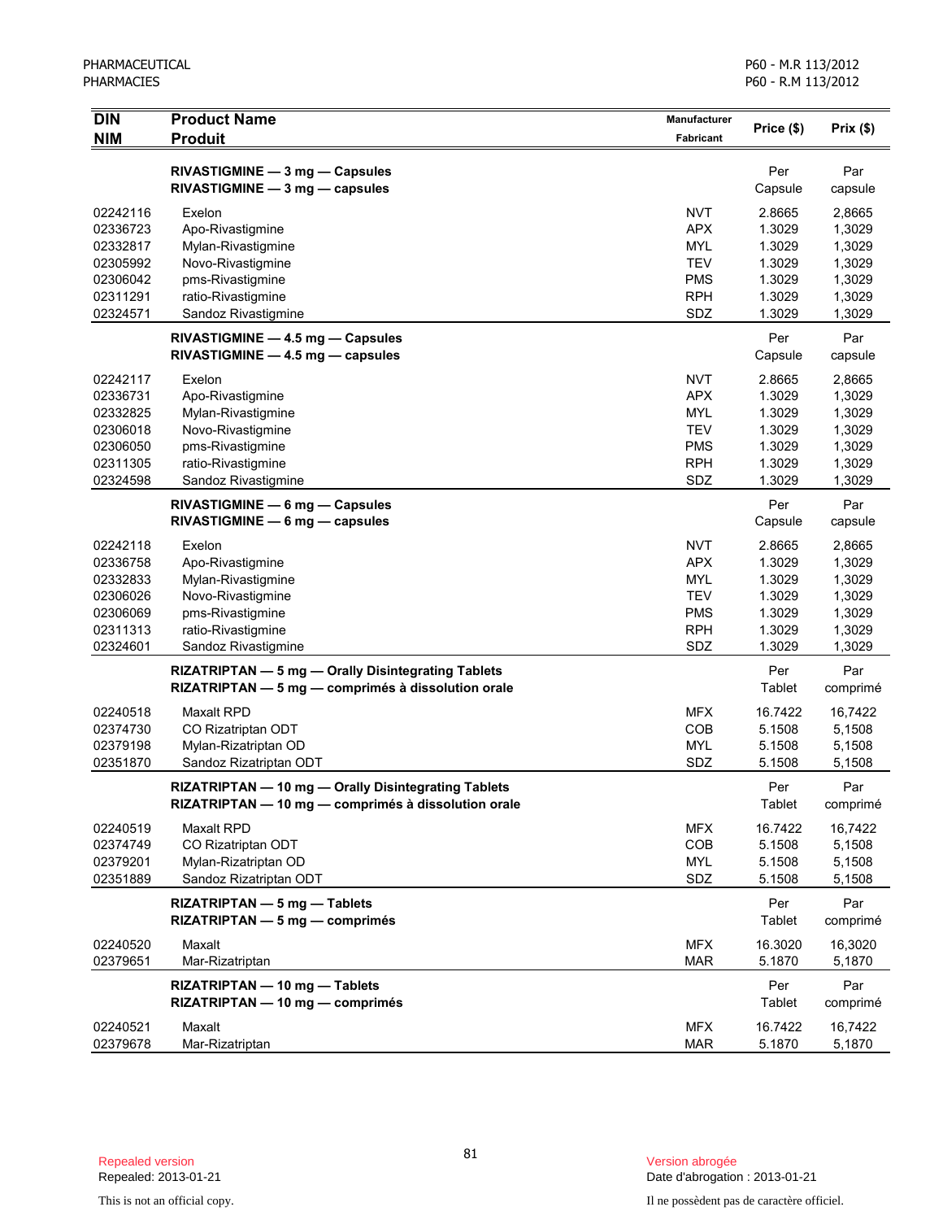| DIN<br>NIM | Product Name<br>Produit | Manufacturer<br>Fabricant | Price ($) | Prix ($) |
|---|---|---|---|---|
| | **RIVASTIGMINE — 3 mg — Capsules**<br>**RIVASTIGMINE — 3 mg — capsules** | | Per Capsule | Par capsule |
| 02242116 | Exelon | NVT | 2.8665 | 2,8665 |
| 02336723 | Apo-Rivastigmine | APX | 1.3029 | 1,3029 |
| 02332817 | Mylan-Rivastigmine | MYL | 1.3029 | 1,3029 |
| 02305992 | Novo-Rivastigmine | TEV | 1.3029 | 1,3029 |
| 02306042 | pms-Rivastigmine | PMS | 1.3029 | 1,3029 |
| 02311291 | ratio-Rivastigmine | RPH | 1.3029 | 1,3029 |
| 02324571 | Sandoz Rivastigmine | SDZ | 1.3029 | 1,3029 |
| | **RIVASTIGMINE — 4.5 mg — Capsules**<br>**RIVASTIGMINE — 4.5 mg — capsules** | | Per Capsule | Par capsule |
| 02242117 | Exelon | NVT | 2.8665 | 2,8665 |
| 02336731 | Apo-Rivastigmine | APX | 1.3029 | 1,3029 |
| 02332825 | Mylan-Rivastigmine | MYL | 1.3029 | 1,3029 |
| 02306018 | Novo-Rivastigmine | TEV | 1.3029 | 1,3029 |
| 02306050 | pms-Rivastigmine | PMS | 1.3029 | 1,3029 |
| 02311305 | ratio-Rivastigmine | RPH | 1.3029 | 1,3029 |
| 02324598 | Sandoz Rivastigmine | SDZ | 1.3029 | 1,3029 |
| | **RIVASTIGMINE — 6 mg — Capsules**<br>**RIVASTIGMINE — 6 mg — capsules** | | Per Capsule | Par capsule |
| 02242118 | Exelon | NVT | 2.8665 | 2,8665 |
| 02336758 | Apo-Rivastigmine | APX | 1.3029 | 1,3029 |
| 02332833 | Mylan-Rivastigmine | MYL | 1.3029 | 1,3029 |
| 02306026 | Novo-Rivastigmine | TEV | 1.3029 | 1,3029 |
| 02306069 | pms-Rivastigmine | PMS | 1.3029 | 1,3029 |
| 02311313 | ratio-Rivastigmine | RPH | 1.3029 | 1,3029 |
| 02324601 | Sandoz Rivastigmine | SDZ | 1.3029 | 1,3029 |
| | **RIZATRIPTAN — 5 mg — Orally Disintegrating Tablets**<br>**RIZATRIPTAN — 5 mg — comprimés à dissolution orale** | | Per Tablet | Par comprimé |
| 02240518 | Maxalt RPD | MFX | 16.7422 | 16,7422 |
| 02374730 | CO Rizatriptan ODT | COB | 5.1508 | 5,1508 |
| 02379198 | Mylan-Rizatriptan OD | MYL | 5.1508 | 5,1508 |
| 02351870 | Sandoz Rizatriptan ODT | SDZ | 5.1508 | 5,1508 |
| | **RIZATRIPTAN — 10 mg — Orally Disintegrating Tablets**<br>**RIZATRIPTAN — 10 mg — comprimés à dissolution orale** | | Per Tablet | Par comprimé |
| 02240519 | Maxalt RPD | MFX | 16.7422 | 16,7422 |
| 02374749 | CO Rizatriptan ODT | COB | 5.1508 | 5,1508 |
| 02379201 | Mylan-Rizatriptan OD | MYL | 5.1508 | 5,1508 |
| 02351889 | Sandoz Rizatriptan ODT | SDZ | 5.1508 | 5,1508 |
| | **RIZATRIPTAN — 5 mg — Tablets**<br>**RIZATRIPTAN — 5 mg — comprimés** | | Per Tablet | Par comprimé |
| 02240520 | Maxalt | MFX | 16.3020 | 16,3020 |
| 02379651 | Mar-Rizatriptan | MAR | 5.1870 | 5,1870 |
| | **RIZATRIPTAN — 10 mg — Tablets**<br>**RIZATRIPTAN — 10 mg — comprimés** | | Per Tablet | Par comprimé |
| 02240521 | Maxalt | MFX | 16.7422 | 16,7422 |
| 02379678 | Mar-Rizatriptan | MAR | 5.1870 | 5,1870 |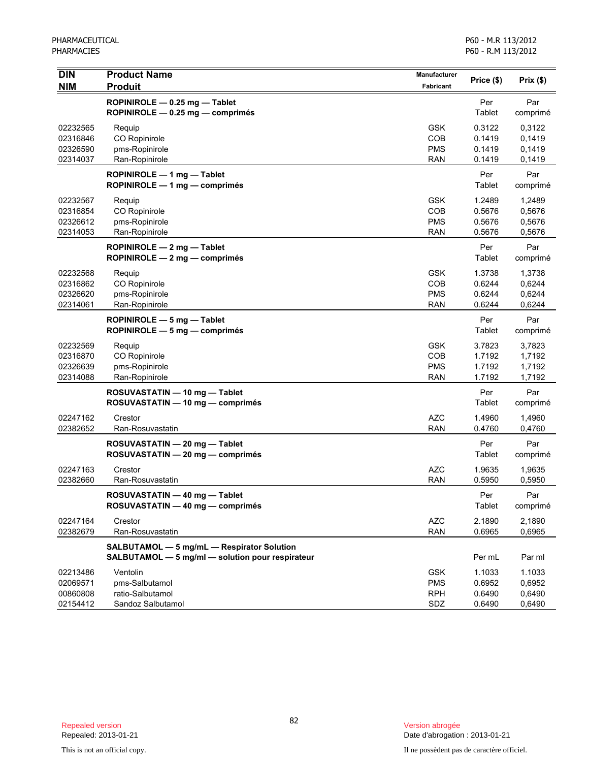| DIN<br>NIM | Product Name<br>Produit | Manufacturer<br>Fabricant | Price ($) | Prix ($) |
|---|---|---|---|---|
| | **ROPINIROLE — 0.25 mg — Tablet**<br>**ROPINIROLE — 0.25 mg — comprimés** | | Per Tablet | Par comprimé |
| 02232565 | Requip | GSK | 0.3122 | 0,3122 |
| 02316846 | CO Ropinirole | COB | 0.1419 | 0,1419 |
| 02326590 | pms-Ropinirole | PMS | 0.1419 | 0,1419 |
| 02314037 | Ran-Ropinirole | RAN | 0.1419 | 0,1419 |
| | **ROPINIROLE — 1 mg — Tablet**<br>**ROPINIROLE — 1 mg — comprimés** | | Per Tablet | Par comprimé |
| 02232567 | Requip | GSK | 1.2489 | 1,2489 |
| 02316854 | CO Ropinirole | COB | 0.5676 | 0,5676 |
| 02326612 | pms-Ropinirole | PMS | 0.5676 | 0,5676 |
| 02314053 | Ran-Ropinirole | RAN | 0.5676 | 0,5676 |
| | **ROPINIROLE — 2 mg — Tablet**<br>**ROPINIROLE — 2 mg — comprimés** | | Per Tablet | Par comprimé |
| 02232568 | Requip | GSK | 1.3738 | 1,3738 |
| 02316862 | CO Ropinirole | COB | 0.6244 | 0,6244 |
| 02326620 | pms-Ropinirole | PMS | 0.6244 | 0,6244 |
| 02314061 | Ran-Ropinirole | RAN | 0.6244 | 0,6244 |
| | **ROPINIROLE — 5 mg — Tablet**<br>**ROPINIROLE — 5 mg — comprimés** | | Per Tablet | Par comprimé |
| 02232569 | Requip | GSK | 3.7823 | 3,7823 |
| 02316870 | CO Ropinirole | COB | 1.7192 | 1,7192 |
| 02326639 | pms-Ropinirole | PMS | 1.7192 | 1,7192 |
| 02314088 | Ran-Ropinirole | RAN | 1.7192 | 1,7192 |
| | **ROSUVASTATIN — 10 mg — Tablet**<br>**ROSUVASTATIN — 10 mg — comprimés** | | Per Tablet | Par comprimé |
| 02247162 | Crestor | AZC | 1.4960 | 1,4960 |
| 02382652 | Ran-Rosuvastatin | RAN | 0.4760 | 0,4760 |
| | **ROSUVASTATIN — 20 mg — Tablet**<br>**ROSUVASTATIN — 20 mg — comprimés** | | Per Tablet | Par comprimé |
| 02247163 | Crestor | AZC | 1.9635 | 1,9635 |
| 02382660 | Ran-Rosuvastatin | RAN | 0.5950 | 0,5950 |
| | **ROSUVASTATIN — 40 mg — Tablet**<br>**ROSUVASTATIN — 40 mg — comprimés** | | Per Tablet | Par comprimé |
| 02247164 | Crestor | AZC | 2.1890 | 2,1890 |
| 02382679 | Ran-Rosuvastatin | RAN | 0.6965 | 0,6965 |
| | **SALBUTAMOL — 5 mg/mL — Respirator Solution**<br>**SALBUTAMOL — 5 mg/ml — solution pour respirateur** | | Per mL | Par ml |
| 02213486 | Ventolin | GSK | 1.1033 | 1.1033 |
| 02069571 | pms-Salbutamol | PMS | 0.6952 | 0,6952 |
| 00860808 | ratio-Salbutamol | RPH | 0.6490 | 0,6490 |
| 02154412 | Sandoz Salbutamol | SDZ | 0.6490 | 0,6490 |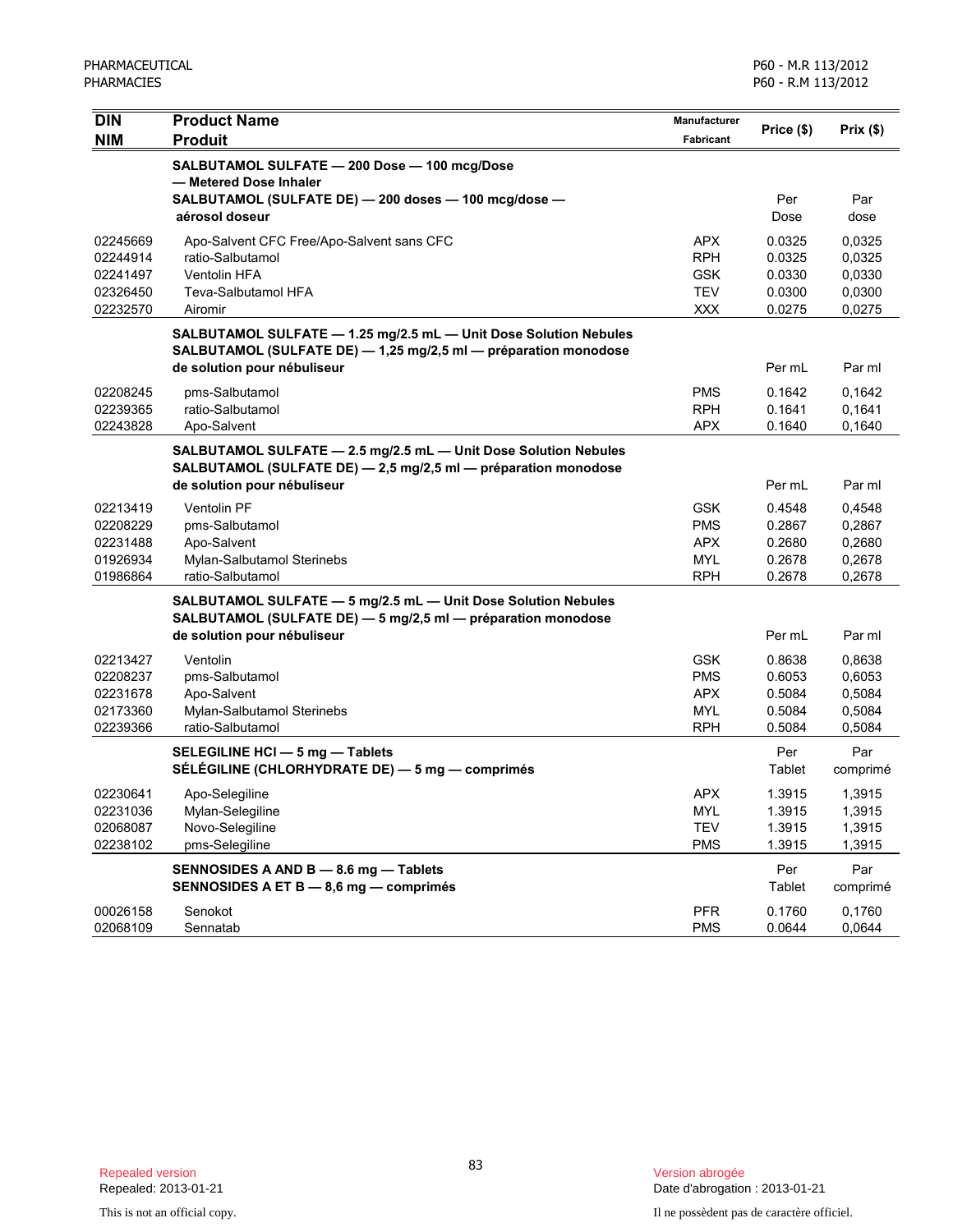| DIN<br>NIM | Product Name<br>Produit | Manufacturer<br>Fabricant | Price ($) | Prix ($) |
|---|---|---|---|---|
| | **SALBUTAMOL SULFATE — 200 Dose — 100 mcg/Dose — Metered Dose Inhaler**<br>**SALBUTAMOL (SULFATE DE) — 200 doses — 100 mcg/dose — aérosol doseur** | | Per Dose | Par dose |
| 02245669 | Apo-Salvent CFC Free/Apo-Salvent sans CFC | APX | 0.0325 | 0,0325 |
| 02244914 | ratio-Salbutamol | RPH | 0.0325 | 0,0325 |
| 02241497 | Ventolin HFA | GSK | 0.0330 | 0,0330 |
| 02326450 | Teva-Salbutamol HFA | TEV | 0.0300 | 0,0300 |
| 02232570 | Airomir | XXX | 0.0275 | 0,0275 |
| | **SALBUTAMOL SULFATE — 1.25 mg/2.5 mL — Unit Dose Solution Nebules**<br>**SALBUTAMOL (SULFATE DE) — 1,25 mg/2,5 ml — préparation monodose de solution pour nébuliseur** | | Per mL | Par ml |
| 02208245 | pms-Salbutamol | PMS | 0.1642 | 0,1642 |
| 02239365 | ratio-Salbutamol | RPH | 0.1641 | 0,1641 |
| 02243828 | Apo-Salvent | APX | 0.1640 | 0,1640 |
| | **SALBUTAMOL SULFATE — 2.5 mg/2.5 mL — Unit Dose Solution Nebules**<br>**SALBUTAMOL (SULFATE DE) — 2,5 mg/2,5 ml — préparation monodose de solution pour nébuliseur** | | Per mL | Par ml |
| 02213419 | Ventolin PF | GSK | 0.4548 | 0,4548 |
| 02208229 | pms-Salbutamol | PMS | 0.2867 | 0,2867 |
| 02231488 | Apo-Salvent | APX | 0.2680 | 0,2680 |
| 01926934 | Mylan-Salbutamol Sterinebs | MYL | 0.2678 | 0,2678 |
| 01986864 | ratio-Salbutamol | RPH | 0.2678 | 0,2678 |
| | **SALBUTAMOL SULFATE — 5 mg/2.5 mL — Unit Dose Solution Nebules**<br>**SALBUTAMOL (SULFATE DE) — 5 mg/2,5 ml — préparation monodose de solution pour nébuliseur** | | Per mL | Par ml |
| 02213427 | Ventolin | GSK | 0.8638 | 0,8638 |
| 02208237 | pms-Salbutamol | PMS | 0.6053 | 0,6053 |
| 02231678 | Apo-Salvent | APX | 0.5084 | 0,5084 |
| 02173360 | Mylan-Salbutamol Sterinebs | MYL | 0.5084 | 0,5084 |
| 02239366 | ratio-Salbutamol | RPH | 0.5084 | 0,5084 |
| | **SELEGILINE HCl — 5 mg — Tablets**<br>**SÉLÉGILINE (CHLORHYDRATE DE) — 5 mg — comprimés** | | Per Tablet | Par comprimé |
| 02230641 | Apo-Selegiline | APX | 1.3915 | 1,3915 |
| 02231036 | Mylan-Selegiline | MYL | 1.3915 | 1,3915 |
| 02068087 | Novo-Selegiline | TEV | 1.3915 | 1,3915 |
| 02238102 | pms-Selegiline | PMS | 1.3915 | 1,3915 |
| | **SENNOSIDES A AND B — 8.6 mg — Tablets**<br>**SENNOSIDES A ET B — 8,6 mg — comprimés** | | Per Tablet | Par comprimé |
| 00026158 | Senokot | PFR | 0.1760 | 0,1760 |
| 02068109 | Sennatab | PMS | 0.0644 | 0,0644 |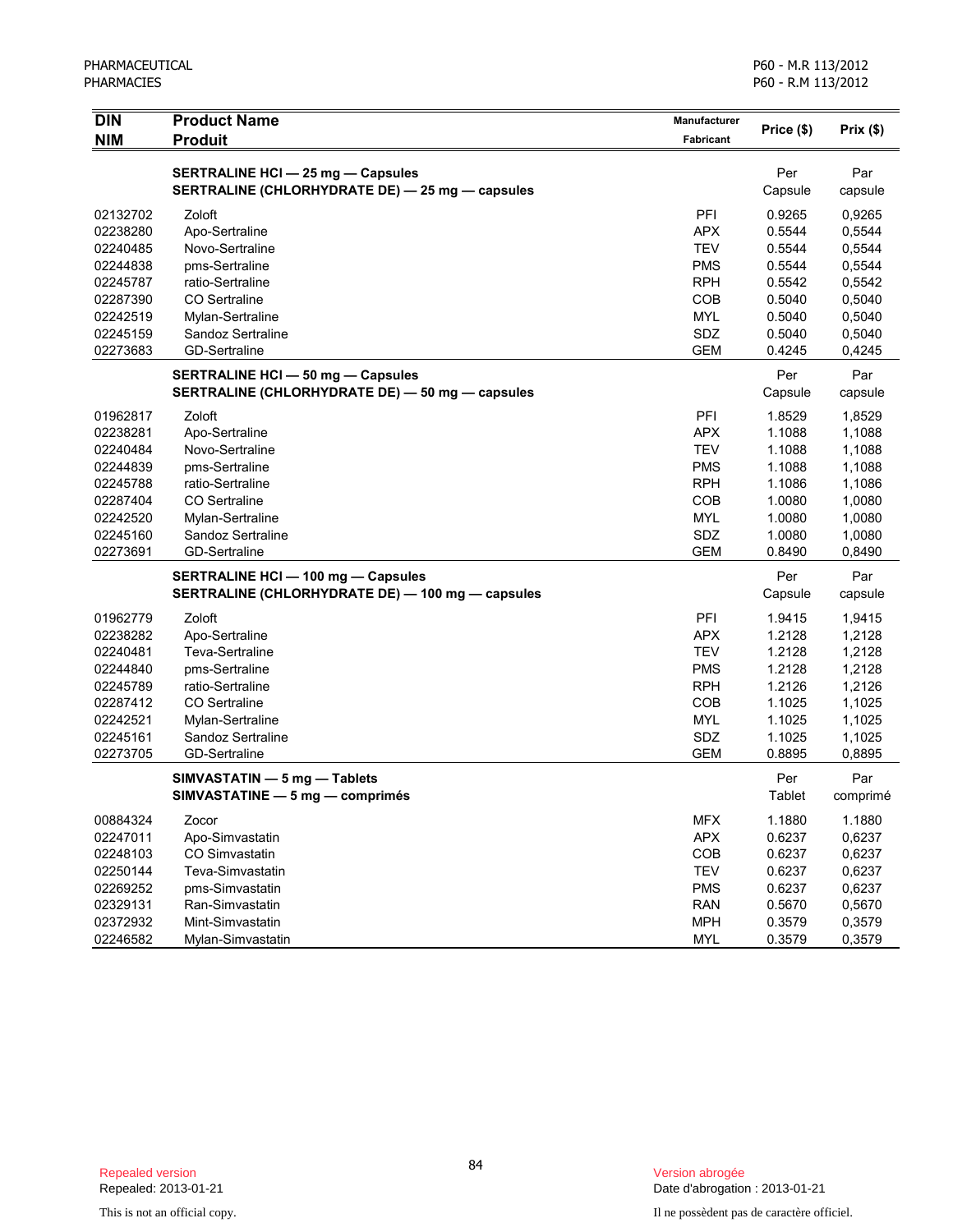| DIN<br>NIM | Product Name<br>Produit | Manufacturer<br>Fabricant | Price ($) | Prix ($) |
|---|---|---|---|---|
| | **SERTRALINE HCl — 25 mg — Capsules**<br>**SERTRALINE (CHLORHYDRATE DE) — 25 mg — capsules** | | Per Capsule | Par capsule |
| 02132702 | Zoloft | PFI | 0.9265 | 0,9265 |
| 02238280 | Apo-Sertraline | APX | 0.5544 | 0,5544 |
| 02240485 | Novo-Sertraline | TEV | 0.5544 | 0,5544 |
| 02244838 | pms-Sertraline | PMS | 0.5544 | 0,5544 |
| 02245787 | ratio-Sertraline | RPH | 0.5542 | 0,5542 |
| 02287390 | CO Sertraline | COB | 0.5040 | 0,5040 |
| 02242519 | Mylan-Sertraline | MYL | 0.5040 | 0,5040 |
| 02245159 | Sandoz Sertraline | SDZ | 0.5040 | 0,5040 |
| 02273683 | GD-Sertraline | GEM | 0.4245 | 0,4245 |
| | **SERTRALINE HCl — 50 mg — Capsules**<br>**SERTRALINE (CHLORHYDRATE DE) — 50 mg — capsules** | | Per Capsule | Par capsule |
| 01962817 | Zoloft | PFI | 1.8529 | 1,8529 |
| 02238281 | Apo-Sertraline | APX | 1.1088 | 1,1088 |
| 02240484 | Novo-Sertraline | TEV | 1.1088 | 1,1088 |
| 02244839 | pms-Sertraline | PMS | 1.1088 | 1,1088 |
| 02245788 | ratio-Sertraline | RPH | 1.1086 | 1,1086 |
| 02287404 | CO Sertraline | COB | 1.0080 | 1,0080 |
| 02242520 | Mylan-Sertraline | MYL | 1.0080 | 1,0080 |
| 02245160 | Sandoz Sertraline | SDZ | 1.0080 | 1,0080 |
| 02273691 | GD-Sertraline | GEM | 0.8490 | 0,8490 |
| | **SERTRALINE HCl — 100 mg — Capsules**<br>**SERTRALINE (CHLORHYDRATE DE) — 100 mg — capsules** | | Per Capsule | Par capsule |
| 01962779 | Zoloft | PFI | 1.9415 | 1,9415 |
| 02238282 | Apo-Sertraline | APX | 1.2128 | 1,2128 |
| 02240481 | Teva-Sertraline | TEV | 1.2128 | 1,2128 |
| 02244840 | pms-Sertraline | PMS | 1.2128 | 1,2128 |
| 02245789 | ratio-Sertraline | RPH | 1.2126 | 1,2126 |
| 02287412 | CO Sertraline | COB | 1.1025 | 1,1025 |
| 02242521 | Mylan-Sertraline | MYL | 1.1025 | 1,1025 |
| 02245161 | Sandoz Sertraline | SDZ | 1.1025 | 1,1025 |
| 02273705 | GD-Sertraline | GEM | 0.8895 | 0,8895 |
| | **SIMVASTATIN — 5 mg — Tablets**<br>**SIMVASTATINE — 5 mg — comprimés** | | Per Tablet | Par comprimé |
| 00884324 | Zocor | MFX | 1.1880 | 1.1880 |
| 02247011 | Apo-Simvastatin | APX | 0.6237 | 0,6237 |
| 02248103 | CO Simvastatin | COB | 0.6237 | 0,6237 |
| 02250144 | Teva-Simvastatin | TEV | 0.6237 | 0,6237 |
| 02269252 | pms-Simvastatin | PMS | 0.6237 | 0,6237 |
| 02329131 | Ran-Simvastatin | RAN | 0.5670 | 0,5670 |
| 02372932 | Mint-Simvastatin | MPH | 0.3579 | 0,3579 |
| 02246582 | Mylan-Simvastatin | MYL | 0.3579 | 0,3579 |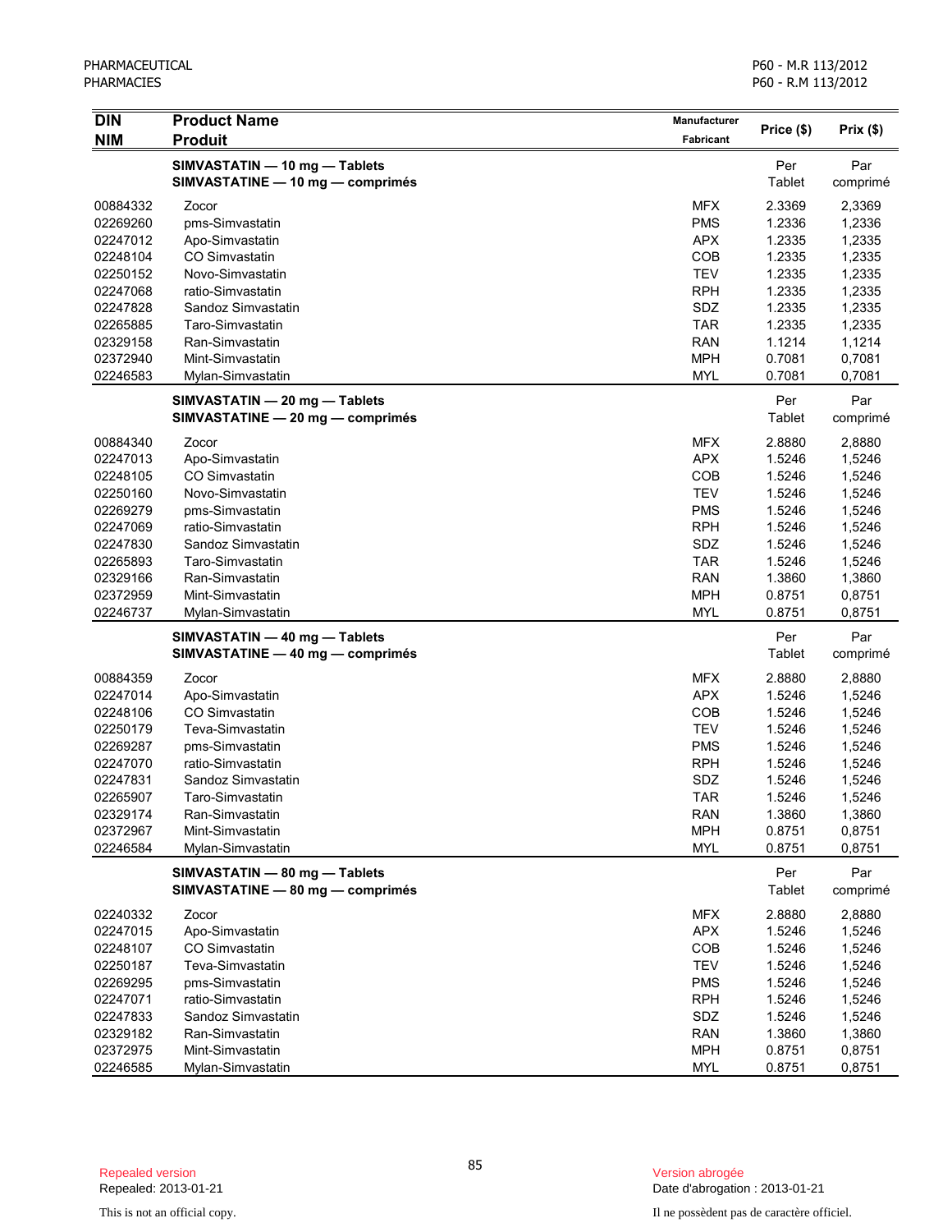| DIN<br>NIM | Product Name<br>Produit | Manufacturer<br>Fabricant | Price ($) | Prix ($) |
|---|---|---|---|---|
| | **SIMVASTATIN — 10 mg — Tablets**<br>**SIMVASTATINE — 10 mg — comprimés** | | Per Tablet | Par comprimé |
| 00884332 | Zocor | MFX | 2.3369 | 2,3369 |
| 02269260 | pms-Simvastatin | PMS | 1.2336 | 1,2336 |
| 02247012 | Apo-Simvastatin | APX | 1.2335 | 1,2335 |
| 02248104 | CO Simvastatin | COB | 1.2335 | 1,2335 |
| 02250152 | Novo-Simvastatin | TEV | 1.2335 | 1,2335 |
| 02247068 | ratio-Simvastatin | RPH | 1.2335 | 1,2335 |
| 02247828 | Sandoz Simvastatin | SDZ | 1.2335 | 1,2335 |
| 02265885 | Taro-Simvastatin | TAR | 1.2335 | 1,2335 |
| 02329158 | Ran-Simvastatin | RAN | 1.1214 | 1,1214 |
| 02372940 | Mint-Simvastatin | MPH | 0.7081 | 0,7081 |
| 02246583 | Mylan-Simvastatin | MYL | 0.7081 | 0,7081 |
| | **SIMVASTATIN — 20 mg — Tablets**<br>**SIMVASTATINE — 20 mg — comprimés** | | Per Tablet | Par comprimé |
| 00884340 | Zocor | MFX | 2.8880 | 2,8880 |
| 02247013 | Apo-Simvastatin | APX | 1.5246 | 1,5246 |
| 02248105 | CO Simvastatin | COB | 1.5246 | 1,5246 |
| 02250160 | Novo-Simvastatin | TEV | 1.5246 | 1,5246 |
| 02269279 | pms-Simvastatin | PMS | 1.5246 | 1,5246 |
| 02247069 | ratio-Simvastatin | RPH | 1.5246 | 1,5246 |
| 02247830 | Sandoz Simvastatin | SDZ | 1.5246 | 1,5246 |
| 02265893 | Taro-Simvastatin | TAR | 1.5246 | 1,5246 |
| 02329166 | Ran-Simvastatin | RAN | 1.3860 | 1,3860 |
| 02372959 | Mint-Simvastatin | MPH | 0.8751 | 0,8751 |
| 02246737 | Mylan-Simvastatin | MYL | 0.8751 | 0,8751 |
| | **SIMVASTATIN — 40 mg — Tablets**<br>**SIMVASTATINE — 40 mg — comprimés** | | Per Tablet | Par comprimé |
| 00884359 | Zocor | MFX | 2.8880 | 2,8880 |
| 02247014 | Apo-Simvastatin | APX | 1.5246 | 1,5246 |
| 02248106 | CO Simvastatin | COB | 1.5246 | 1,5246 |
| 02250179 | Teva-Simvastatin | TEV | 1.5246 | 1,5246 |
| 02269287 | pms-Simvastatin | PMS | 1.5246 | 1,5246 |
| 02247070 | ratio-Simvastatin | RPH | 1.5246 | 1,5246 |
| 02247831 | Sandoz Simvastatin | SDZ | 1.5246 | 1,5246 |
| 02265907 | Taro-Simvastatin | TAR | 1.5246 | 1,5246 |
| 02329174 | Ran-Simvastatin | RAN | 1.3860 | 1,3860 |
| 02372967 | Mint-Simvastatin | MPH | 0.8751 | 0,8751 |
| 02246584 | Mylan-Simvastatin | MYL | 0.8751 | 0,8751 |
| | **SIMVASTATIN — 80 mg — Tablets**<br>**SIMVASTATINE — 80 mg — comprimés** | | Per Tablet | Par comprimé |
| 02240332 | Zocor | MFX | 2.8880 | 2,8880 |
| 02247015 | Apo-Simvastatin | APX | 1.5246 | 1,5246 |
| 02248107 | CO Simvastatin | COB | 1.5246 | 1,5246 |
| 02250187 | Teva-Simvastatin | TEV | 1.5246 | 1,5246 |
| 02269295 | pms-Simvastatin | PMS | 1.5246 | 1,5246 |
| 02247071 | ratio-Simvastatin | RPH | 1.5246 | 1,5246 |
| 02247833 | Sandoz Simvastatin | SDZ | 1.5246 | 1,5246 |
| 02329182 | Ran-Simvastatin | RAN | 1.3860 | 1,3860 |
| 02372975 | Mint-Simvastatin | MPH | 0.8751 | 0,8751 |
| 02246585 | Mylan-Simvastatin | MYL | 0.8751 | 0,8751 |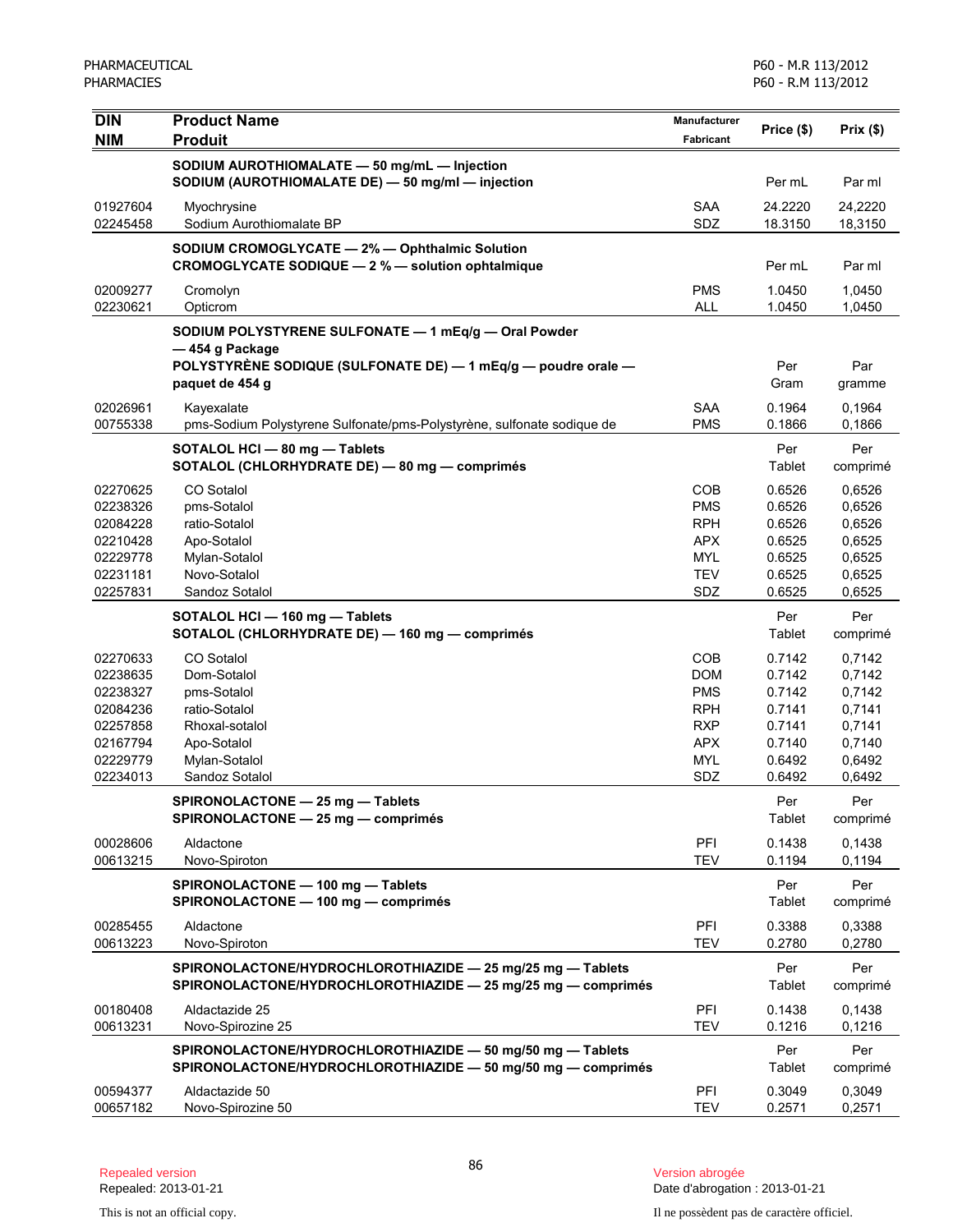| DIN<br>NIM | Product Name<br>Produit | Manufacturer<br>Fabricant | Price ($) | Prix ($) |
|---|---|---|---|---|
| | **SODIUM AUROTHIOMALATE — 50 mg/mL — Injection**<br>**SODIUM (AUROTHIOMALATE DE) — 50 mg/ml — injection** | | Per mL | Par ml |
| 01927604 | Myochrysine | SAA | 24.2220 | 24,2220 |
| 02245458 | Sodium Aurothiomalate BP | SDZ | 18.3150 | 18,3150 |
| | **SODIUM CROMOGLYCATE — 2% — Ophthalmic Solution**<br>**CROMOGLYCATE SODIQUE — 2 % — solution ophtalmique** | | Per mL | Par ml |
| 02009277 | Cromolyn | PMS | 1.0450 | 1,0450 |
| 02230621 | Opticrom | ALL | 1.0450 | 1,0450 |
| | **SODIUM POLYSTYRENE SULFONATE — 1 mEq/g — Oral Powder — 454 g Package**<br>**POLYSTYRÈNE SODIQUE (SULFONATE DE) — 1 mEq/g — poudre orale — paquet de 454 g** | | Per Gram | Par gramme |
| 02026961 | Kayexalate | SAA | 0.1964 | 0,1964 |
| 00755338 | pms-Sodium Polystyrene Sulfonate/pms-Polystyrène, sulfonate sodique de | PMS | 0.1866 | 0,1866 |
| | **SOTALOL HCl — 80 mg — Tablets**<br>**SOTALOL (CHLORHYDRATE DE) — 80 mg — comprimés** | | Per Tablet | Per comprimé |
| 02270625 | CO Sotalol | COB | 0.6526 | 0,6526 |
| 02238326 | pms-Sotalol | PMS | 0.6526 | 0,6526 |
| 02084228 | ratio-Sotalol | RPH | 0.6526 | 0,6526 |
| 02210428 | Apo-Sotalol | APX | 0.6525 | 0,6525 |
| 02229778 | Mylan-Sotalol | MYL | 0.6525 | 0,6525 |
| 02231181 | Novo-Sotalol | TEV | 0.6525 | 0,6525 |
| 02257831 | Sandoz Sotalol | SDZ | 0.6525 | 0,6525 |
| | **SOTALOL HCl — 160 mg — Tablets**<br>**SOTALOL (CHLORHYDRATE DE) — 160 mg — comprimés** | | Per Tablet | Per comprimé |
| 02270633 | CO Sotalol | COB | 0.7142 | 0,7142 |
| 02238635 | Dom-Sotalol | DOM | 0.7142 | 0,7142 |
| 02238327 | pms-Sotalol | PMS | 0.7142 | 0,7142 |
| 02084236 | ratio-Sotalol | RPH | 0.7141 | 0,7141 |
| 02257858 | Rhoxal-sotalol | RXP | 0.7141 | 0,7141 |
| 02167794 | Apo-Sotalol | APX | 0.7140 | 0,7140 |
| 02229779 | Mylan-Sotalol | MYL | 0.6492 | 0,6492 |
| 02234013 | Sandoz Sotalol | SDZ | 0.6492 | 0,6492 |
| | **SPIRONOLACTONE — 25 mg — Tablets**<br>**SPIRONOLACTONE — 25 mg — comprimés** | | Per Tablet | Per comprimé |
| 00028606 | Aldactone | PFI | 0.1438 | 0,1438 |
| 00613215 | Novo-Spiroton | TEV | 0.1194 | 0,1194 |
| | **SPIRONOLACTONE — 100 mg — Tablets**<br>**SPIRONOLACTONE — 100 mg — comprimés** | | Per Tablet | Per comprimé |
| 00285455 | Aldactone | PFI | 0.3388 | 0,3388 |
| 00613223 | Novo-Spiroton | TEV | 0.2780 | 0,2780 |
| | **SPIRONOLACTONE/HYDROCHLOROTHIAZIDE — 25 mg/25 mg — Tablets**<br>**SPIRONOLACTONE/HYDROCHLOROTHIAZIDE — 25 mg/25 mg — comprimés** | | Per Tablet | Per comprimé |
| 00180408 | Aldactazide 25 | PFI | 0.1438 | 0,1438 |
| 00613231 | Novo-Spirozine 25 | TEV | 0.1216 | 0,1216 |
| | **SPIRONOLACTONE/HYDROCHLOROTHIAZIDE — 50 mg/50 mg — Tablets**<br>**SPIRONOLACTONE/HYDROCHLOROTHIAZIDE — 50 mg/50 mg — comprimés** | | Per Tablet | Per comprimé |
| 00594377 | Aldactazide 50 | PFI | 0.3049 | 0,3049 |
| 00657182 | Novo-Spirozine 50 | TEV | 0.2571 | 0,2571 |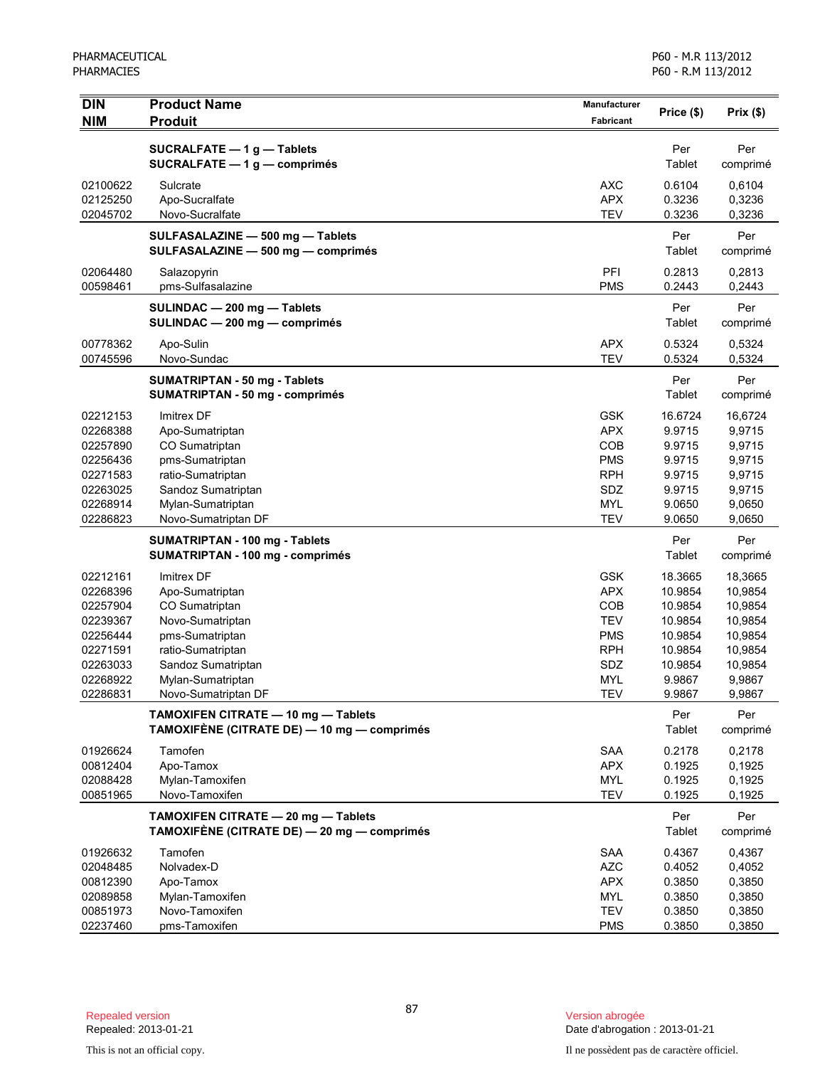| DIN<br>NIM | Product Name<br>Produit | Manufacturer<br>Fabricant | Price ($) | Prix ($) |
|---|---|---|---|---|
| | **SUCRALFATE — 1 g — Tablets**<br>**SUCRALFATE — 1 g — comprimés** | | Per Tablet | Per comprimé |
| 02100622 | Sulcrate | AXC | 0.6104 | 0,6104 |
| 02125250 | Apo-Sucralfate | APX | 0.3236 | 0,3236 |
| 02045702 | Novo-Sucralfate | TEV | 0.3236 | 0,3236 |
| | **SULFASALAZINE — 500 mg — Tablets**<br>**SULFASALAZINE — 500 mg — comprimés** | | Per Tablet | Per comprimé |
| 02064480 | Salazopyrin | PFI | 0.2813 | 0,2813 |
| 00598461 | pms-Sulfasalazine | PMS | 0.2443 | 0,2443 |
| | **SULINDAC — 200 mg — Tablets**<br>**SULINDAC — 200 mg — comprimés** | | Per Tablet | Per comprimé |
| 00778362 | Apo-Sulin | APX | 0.5324 | 0,5324 |
| 00745596 | Novo-Sundac | TEV | 0.5324 | 0,5324 |
| | **SUMATRIPTAN - 50 mg - Tablets**<br>**SUMATRIPTAN - 50 mg - comprimés** | | Per Tablet | Per comprimé |
| 02212153 | Imitrex DF | GSK | 16.6724 | 16,6724 |
| 02268388 | Apo-Sumatriptan | APX | 9.9715 | 9,9715 |
| 02257890 | CO Sumatriptan | COB | 9.9715 | 9,9715 |
| 02256436 | pms-Sumatriptan | PMS | 9.9715 | 9,9715 |
| 02271583 | ratio-Sumatriptan | RPH | 9.9715 | 9,9715 |
| 02263025 | Sandoz Sumatriptan | SDZ | 9.9715 | 9,9715 |
| 02268914 | Mylan-Sumatriptan | MYL | 9.0650 | 9,0650 |
| 02286823 | Novo-Sumatriptan DF | TEV | 9.0650 | 9,0650 |
| | **SUMATRIPTAN - 100 mg - Tablets**<br>**SUMATRIPTAN - 100 mg - comprimés** | | Per Tablet | Per comprimé |
| 02212161 | Imitrex DF | GSK | 18.3665 | 18,3665 |
| 02268396 | Apo-Sumatriptan | APX | 10.9854 | 10,9854 |
| 02257904 | CO Sumatriptan | COB | 10.9854 | 10,9854 |
| 02239367 | Novo-Sumatriptan | TEV | 10.9854 | 10,9854 |
| 02256444 | pms-Sumatriptan | PMS | 10.9854 | 10,9854 |
| 02271591 | ratio-Sumatriptan | RPH | 10.9854 | 10,9854 |
| 02263033 | Sandoz Sumatriptan | SDZ | 10.9854 | 10,9854 |
| 02268922 | Mylan-Sumatriptan | MYL | 9.9867 | 9,9867 |
| 02286831 | Novo-Sumatriptan DF | TEV | 9.9867 | 9,9867 |
| | **TAMOXIFEN CITRATE — 10 mg — Tablets**<br>**TAMOXIFÈNE (CITRATE DE) — 10 mg — comprimés** | | Per Tablet | Per comprimé |
| 01926624 | Tamofen | SAA | 0.2178 | 0,2178 |
| 00812404 | Apo-Tamox | APX | 0.1925 | 0,1925 |
| 02088428 | Mylan-Tamoxifen | MYL | 0.1925 | 0,1925 |
| 00851965 | Novo-Tamoxifen | TEV | 0.1925 | 0,1925 |
| | **TAMOXIFEN CITRATE — 20 mg — Tablets**<br>**TAMOXIFÈNE (CITRATE DE) — 20 mg — comprimés** | | Per Tablet | Per comprimé |
| 01926632 | Tamofen | SAA | 0.4367 | 0,4367 |
| 02048485 | Nolvadex-D | AZC | 0.4052 | 0,4052 |
| 00812390 | Apo-Tamox | APX | 0.3850 | 0,3850 |
| 02089858 | Mylan-Tamoxifen | MYL | 0.3850 | 0,3850 |
| 00851973 | Novo-Tamoxifen | TEV | 0.3850 | 0,3850 |
| 02237460 | pms-Tamoxifen | PMS | 0.3850 | 0,3850 |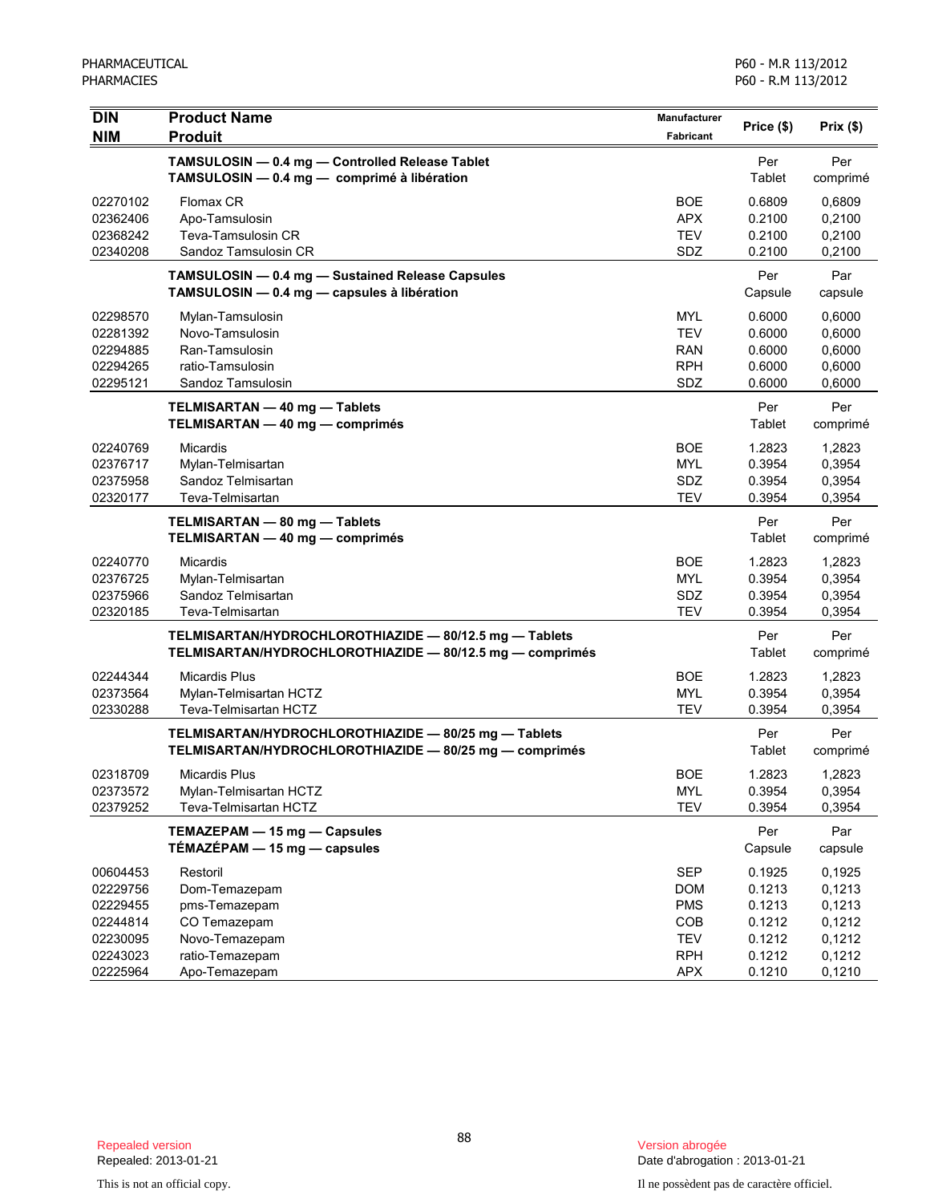| DIN<br>NIM | Product Name<br>Produit | Manufacturer<br>Fabricant | Price ($) | Prix ($) |
|---|---|---|---|---|
| | **TAMSULOSIN — 0.4 mg — Controlled Release Tablet**<br>**TAMSULOSIN — 0.4 mg — comprimé à libération** | | Per Tablet | Per comprimé |
| 02270102 | Flomax CR | BOE | 0.6809 | 0,6809 |
| 02362406 | Apo-Tamsulosin | APX | 0.2100 | 0,2100 |
| 02368242 | Teva-Tamsulosin CR | TEV | 0.2100 | 0,2100 |
| 02340208 | Sandoz Tamsulosin CR | SDZ | 0.2100 | 0,2100 |
| | **TAMSULOSIN — 0.4 mg — Sustained Release Capsules**<br>**TAMSULOSIN — 0.4 mg — capsules à libération** | | Per Capsule | Par capsule |
| 02298570 | Mylan-Tamsulosin | MYL | 0.6000 | 0,6000 |
| 02281392 | Novo-Tamsulosin | TEV | 0.6000 | 0,6000 |
| 02294885 | Ran-Tamsulosin | RAN | 0.6000 | 0,6000 |
| 02294265 | ratio-Tamsulosin | RPH | 0.6000 | 0,6000 |
| 02295121 | Sandoz Tamsulosin | SDZ | 0.6000 | 0,6000 |
| | **TELMISARTAN — 40 mg — Tablets**<br>**TELMISARTAN — 40 mg — comprimés** | | Per Tablet | Per comprimé |
| 02240769 | Micardis | BOE | 1.2823 | 1,2823 |
| 02376717 | Mylan-Telmisartan | MYL | 0.3954 | 0,3954 |
| 02375958 | Sandoz Telmisartan | SDZ | 0.3954 | 0,3954 |
| 02320177 | Teva-Telmisartan | TEV | 0.3954 | 0,3954 |
| | **TELMISARTAN — 80 mg — Tablets**<br>**TELMISARTAN — 40 mg — comprimés** | | Per Tablet | Per comprimé |
| 02240770 | Micardis | BOE | 1.2823 | 1,2823 |
| 02376725 | Mylan-Telmisartan | MYL | 0.3954 | 0,3954 |
| 02375966 | Sandoz Telmisartan | SDZ | 0.3954 | 0,3954 |
| 02320185 | Teva-Telmisartan | TEV | 0.3954 | 0,3954 |
| | **TELMISARTAN/HYDROCHLOROTHIAZIDE — 80/12.5 mg — Tablets**<br>**TELMISARTAN/HYDROCHLOROTHIAZIDE — 80/12.5 mg — comprimés** | | Per Tablet | Per comprimé |
| 02244344 | Micardis Plus | BOE | 1.2823 | 1,2823 |
| 02373564 | Mylan-Telmisartan HCTZ | MYL | 0.3954 | 0,3954 |
| 02330288 | Teva-Telmisartan HCTZ | TEV | 0.3954 | 0,3954 |
| | **TELMISARTAN/HYDROCHLOROTHIAZIDE — 80/25 mg — Tablets**<br>**TELMISARTAN/HYDROCHLOROTHIAZIDE — 80/25 mg — comprimés** | | Per Tablet | Per comprimé |
| 02318709 | Micardis Plus | BOE | 1.2823 | 1,2823 |
| 02373572 | Mylan-Telmisartan HCTZ | MYL | 0.3954 | 0,3954 |
| 02379252 | Teva-Telmisartan HCTZ | TEV | 0.3954 | 0,3954 |
| | **TEMAZEPAM — 15 mg — Capsules**<br>**TÉMAZÉPAM — 15 mg — capsules** | | Per Capsule | Par capsule |
| 00604453 | Restoril | SEP | 0.1925 | 0,1925 |
| 02229756 | Dom-Temazepam | DOM | 0.1213 | 0,1213 |
| 02229455 | pms-Temazepam | PMS | 0.1213 | 0,1213 |
| 02244814 | CO Temazepam | COB | 0.1212 | 0,1212 |
| 02230095 | Novo-Temazepam | TEV | 0.1212 | 0,1212 |
| 02243023 | ratio-Temazepam | RPH | 0.1212 | 0,1212 |
| 02225964 | Apo-Temazepam | APX | 0.1210 | 0,1210 |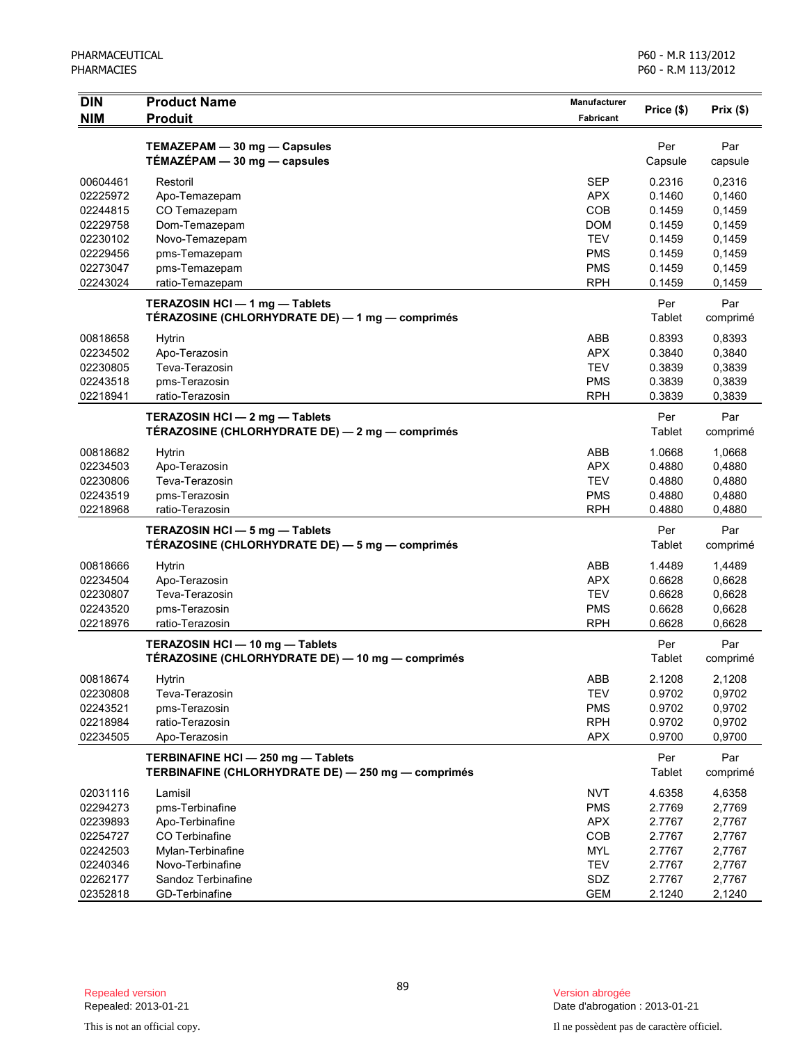| DIN<br>NIM | Product Name<br>Produit | Manufacturer<br>Fabricant | Price ($) | Prix ($) |
|---|---|---|---|---|
| | **TEMAZEPAM — 30 mg — Capsules**<br>**TÉMAZÉPAM — 30 mg — capsules** | | Per Capsule | Par capsule |
| 00604461 | Restoril | SEP | 0.2316 | 0,2316 |
| 02225972 | Apo-Temazepam | APX | 0.1460 | 0,1460 |
| 02244815 | CO Temazepam | COB | 0.1459 | 0,1459 |
| 02229758 | Dom-Temazepam | DOM | 0.1459 | 0,1459 |
| 02230102 | Novo-Temazepam | TEV | 0.1459 | 0,1459 |
| 02229456 | pms-Temazepam | PMS | 0.1459 | 0,1459 |
| 02273047 | pms-Temazepam | PMS | 0.1459 | 0,1459 |
| 02243024 | ratio-Temazepam | RPH | 0.1459 | 0,1459 |
| | **TERAZOSIN HCl — 1 mg — Tablets**<br>**TÉRAZOSINE (CHLORHYDRATE DE) — 1 mg — comprimés** | | Per Tablet | Par comprimé |
| 00818658 | Hytrin | ABB | 0.8393 | 0,8393 |
| 02234502 | Apo-Terazosin | APX | 0.3840 | 0,3840 |
| 02230805 | Teva-Terazosin | TEV | 0.3839 | 0,3839 |
| 02243518 | pms-Terazosin | PMS | 0.3839 | 0,3839 |
| 02218941 | ratio-Terazosin | RPH | 0.3839 | 0,3839 |
| | **TERAZOSIN HCl — 2 mg — Tablets**<br>**TÉRAZOSINE (CHLORHYDRATE DE) — 2 mg — comprimés** | | Per Tablet | Par comprimé |
| 00818682 | Hytrin | ABB | 1.0668 | 1,0668 |
| 02234503 | Apo-Terazosin | APX | 0.4880 | 0,4880 |
| 02230806 | Teva-Terazosin | TEV | 0.4880 | 0,4880 |
| 02243519 | pms-Terazosin | PMS | 0.4880 | 0,4880 |
| 02218968 | ratio-Terazosin | RPH | 0.4880 | 0,4880 |
| | **TERAZOSIN HCl — 5 mg — Tablets**<br>**TÉRAZOSINE (CHLORHYDRATE DE) — 5 mg — comprimés** | | Per Tablet | Par comprimé |
| 00818666 | Hytrin | ABB | 1.4489 | 1,4489 |
| 02234504 | Apo-Terazosin | APX | 0.6628 | 0,6628 |
| 02230807 | Teva-Terazosin | TEV | 0.6628 | 0,6628 |
| 02243520 | pms-Terazosin | PMS | 0.6628 | 0,6628 |
| 02218976 | ratio-Terazosin | RPH | 0.6628 | 0,6628 |
| | **TERAZOSIN HCl — 10 mg — Tablets**<br>**TÉRAZOSINE (CHLORHYDRATE DE) — 10 mg — comprimés** | | Per Tablet | Par comprimé |
| 00818674 | Hytrin | ABB | 2.1208 | 2,1208 |
| 02230808 | Teva-Terazosin | TEV | 0.9702 | 0,9702 |
| 02243521 | pms-Terazosin | PMS | 0.9702 | 0,9702 |
| 02218984 | ratio-Terazosin | RPH | 0.9702 | 0,9702 |
| 02234505 | Apo-Terazosin | APX | 0.9700 | 0,9700 |
| | **TERBINAFINE HCl — 250 mg — Tablets**<br>**TERBINAFINE (CHLORHYDRATE DE) — 250 mg — comprimés** | | Per Tablet | Par comprimé |
| 02031116 | Lamisil | NVT | 4.6358 | 4,6358 |
| 02294273 | pms-Terbinafine | PMS | 2.7769 | 2,7769 |
| 02239893 | Apo-Terbinafine | APX | 2.7767 | 2,7767 |
| 02254727 | CO Terbinafine | COB | 2.7767 | 2,7767 |
| 02242503 | Mylan-Terbinafine | MYL | 2.7767 | 2,7767 |
| 02240346 | Novo-Terbinafine | TEV | 2.7767 | 2,7767 |
| 02262177 | Sandoz Terbinafine | SDZ | 2.7767 | 2,7767 |
| 02352818 | GD-Terbinafine | GEM | 2.1240 | 2,1240 |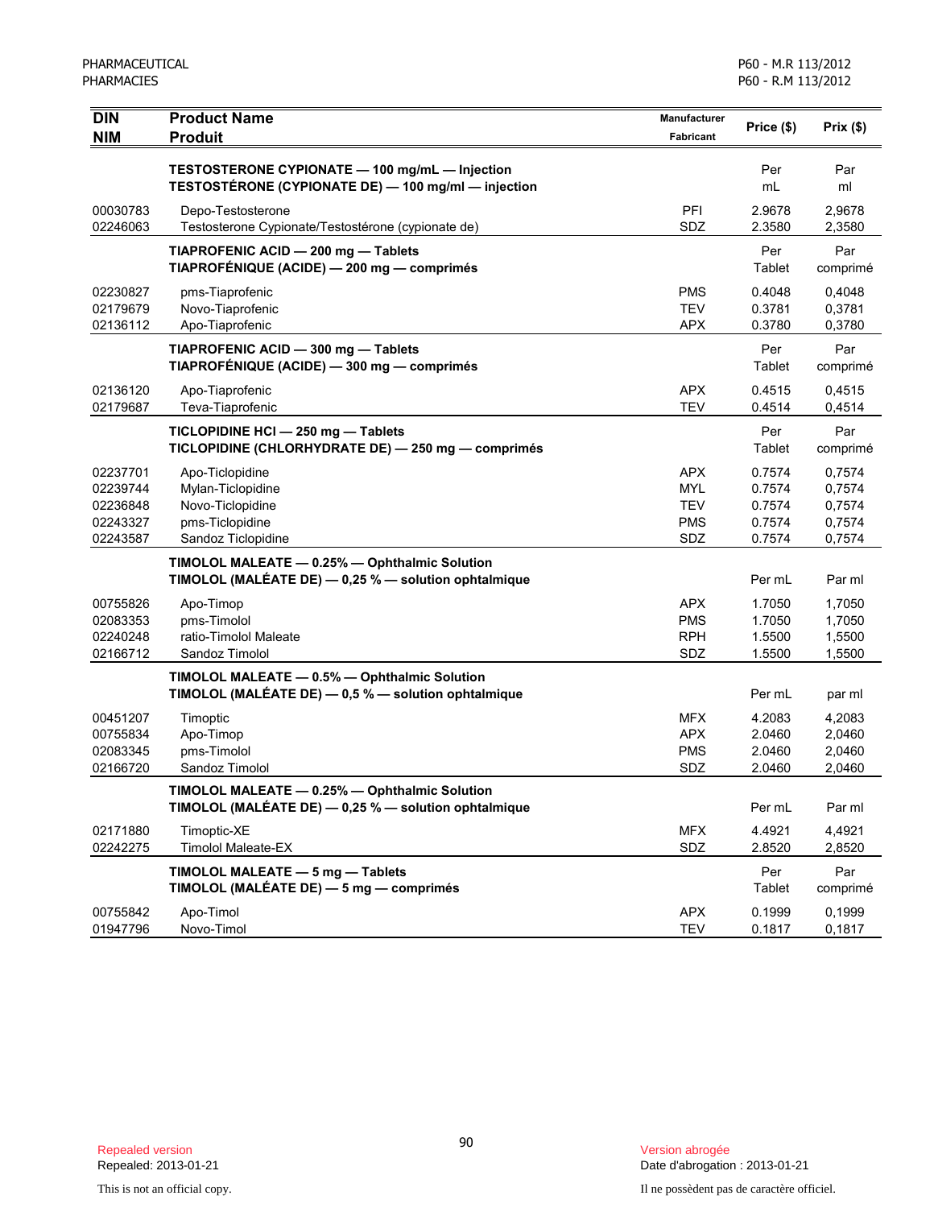| DIN<br>NIM | Product Name<br>Produit | Manufacturer<br>Fabricant | Price ($) | Prix ($) |
|---|---|---|---|---|
| | **TESTOSTERONE CYPIONATE — 100 mg/mL — Injection**<br>**TESTOSTÉRONE (CYPIONATE DE) — 100 mg/ml — injection** | | Per mL | Par ml |
| 00030783 | Depo-Testosterone | PFI | 2.9678 | 2,9678 |
| 02246063 | Testosterone Cypionate/Testostérone (cypionate de) | SDZ | 2.3580 | 2,3580 |
| | **TIAPROFENIC ACID — 200 mg — Tablets**<br>**TIAPROFÉNIQUE (ACIDE) — 200 mg — comprimés** | | Per Tablet | Par comprimé |
| 02230827 | pms-Tiaprofenic | PMS | 0.4048 | 0,4048 |
| 02179679 | Novo-Tiaprofenic | TEV | 0.3781 | 0,3781 |
| 02136112 | Apo-Tiaprofenic | APX | 0.3780 | 0,3780 |
| | **TIAPROFENIC ACID — 300 mg — Tablets**<br>**TIAPROFÉNIQUE (ACIDE) — 300 mg — comprimés** | | Per Tablet | Par comprimé |
| 02136120 | Apo-Tiaprofenic | APX | 0.4515 | 0,4515 |
| 02179687 | Teva-Tiaprofenic | TEV | 0.4514 | 0,4514 |
| | **TICLOPIDINE HCl — 250 mg — Tablets**<br>**TICLOPIDINE (CHLORHYDRATE DE) — 250 mg — comprimés** | | Per Tablet | Par comprimé |
| 02237701 | Apo-Ticlopidine | APX | 0.7574 | 0,7574 |
| 02239744 | Mylan-Ticlopidine | MYL | 0.7574 | 0,7574 |
| 02236848 | Novo-Ticlopidine | TEV | 0.7574 | 0,7574 |
| 02243327 | pms-Ticlopidine | PMS | 0.7574 | 0,7574 |
| 02243587 | Sandoz Ticlopidine | SDZ | 0.7574 | 0,7574 |
| | **TIMOLOL MALEATE — 0.25% — Ophthalmic Solution**<br>**TIMOLOL (MALÉATE DE) — 0,25 % — solution ophtalmique** | | Per mL | Par ml |
| 00755826 | Apo-Timop | APX | 1.7050 | 1,7050 |
| 02083353 | pms-Timolol | PMS | 1.7050 | 1,7050 |
| 02240248 | ratio-Timolol Maleate | RPH | 1.5500 | 1,5500 |
| 02166712 | Sandoz Timolol | SDZ | 1.5500 | 1,5500 |
| | **TIMOLOL MALEATE — 0.5% — Ophthalmic Solution**<br>**TIMOLOL (MALÉATE DE) — 0,5 % — solution ophtalmique** | | Per mL | par ml |
| 00451207 | Timoptic | MFX | 4.2083 | 4,2083 |
| 00755834 | Apo-Timop | APX | 2.0460 | 2,0460 |
| 02083345 | pms-Timolol | PMS | 2.0460 | 2,0460 |
| 02166720 | Sandoz Timolol | SDZ | 2.0460 | 2,0460 |
| | **TIMOLOL MALEATE — 0.25% — Ophthalmic Solution**<br>**TIMOLOL (MALÉATE DE) — 0,25 % — solution ophtalmique** | | Per mL | Par ml |
| 02171880 | Timoptic-XE | MFX | 4.4921 | 4,4921 |
| 02242275 | Timolol Maleate-EX | SDZ | 2.8520 | 2,8520 |
| | **TIMOLOL MALEATE — 5 mg — Tablets**<br>**TIMOLOL (MALÉATE DE) — 5 mg — comprimés** | | Per Tablet | Par comprimé |
| 00755842 | Apo-Timol | APX | 0.1999 | 0,1999 |
| 01947796 | Novo-Timol | TEV | 0.1817 | 0,1817 |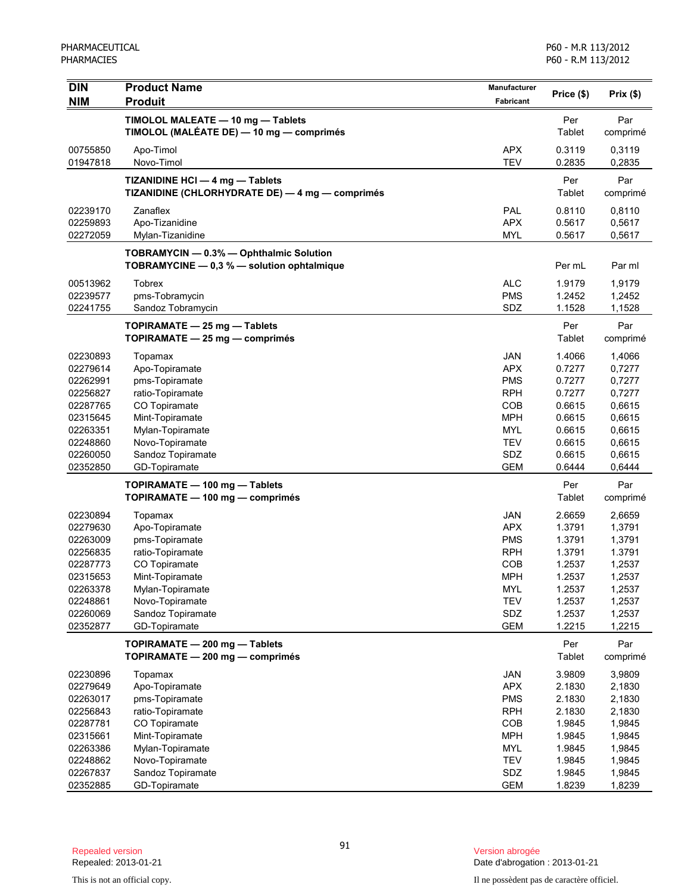| DIN<br>NIM | Product Name<br>Produit | Manufacturer<br>Fabricant | Price ($) | Prix ($) |
|---|---|---|---|---|
| | **TIMOLOL MALEATE — 10 mg — Tablets**<br>**TIMOLOL (MALÉATE DE) — 10 mg — comprimés** | | Per Tablet | Par comprimé |
| 00755850 | Apo-Timol | APX | 0.3119 | 0,3119 |
| 01947818 | Novo-Timol | TEV | 0.2835 | 0,2835 |
| | **TIZANIDINE HCl — 4 mg — Tablets**<br>**TIZANIDINE (CHLORHYDRATE DE) — 4 mg — comprimés** | | Per Tablet | Par comprimé |
| 02239170 | Zanaflex | PAL | 0.8110 | 0,8110 |
| 02259893 | Apo-Tizanidine | APX | 0.5617 | 0,5617 |
| 02272059 | Mylan-Tizanidine | MYL | 0.5617 | 0,5617 |
| | **TOBRAMYCIN — 0.3% — Ophthalmic Solution**<br>**TOBRAMYCINE — 0,3 % — solution ophtalmique** | | Per mL | Par ml |
| 00513962 | Tobrex | ALC | 1.9179 | 1,9179 |
| 02239577 | pms-Tobramycin | PMS | 1.2452 | 1,2452 |
| 02241755 | Sandoz Tobramycin | SDZ | 1.1528 | 1,1528 |
| | **TOPIRAMATE — 25 mg — Tablets**<br>**TOPIRAMATE — 25 mg — comprimés** | | Per Tablet | Par comprimé |
| 02230893 | Topamax | JAN | 1.4066 | 1,4066 |
| 02279614 | Apo-Topiramate | APX | 0.7277 | 0,7277 |
| 02262991 | pms-Topiramate | PMS | 0.7277 | 0,7277 |
| 02256827 | ratio-Topiramate | RPH | 0.7277 | 0,7277 |
| 02287765 | CO Topiramate | COB | 0.6615 | 0,6615 |
| 02315645 | Mint-Topiramate | MPH | 0.6615 | 0,6615 |
| 02263351 | Mylan-Topiramate | MYL | 0.6615 | 0,6615 |
| 02248860 | Novo-Topiramate | TEV | 0.6615 | 0,6615 |
| 02260050 | Sandoz Topiramate | SDZ | 0.6615 | 0,6615 |
| 02352850 | GD-Topiramate | GEM | 0.6444 | 0,6444 |
| | **TOPIRAMATE — 100 mg — Tablets**<br>**TOPIRAMATE — 100 mg — comprimés** | | Per Tablet | Par comprimé |
| 02230894 | Topamax | JAN | 2.6659 | 2,6659 |
| 02279630 | Apo-Topiramate | APX | 1.3791 | 1,3791 |
| 02263009 | pms-Topiramate | PMS | 1.3791 | 1,3791 |
| 02256835 | ratio-Topiramate | RPH | 1.3791 | 1.3791 |
| 02287773 | CO Topiramate | COB | 1.2537 | 1,2537 |
| 02315653 | Mint-Topiramate | MPH | 1.2537 | 1,2537 |
| 02263378 | Mylan-Topiramate | MYL | 1.2537 | 1,2537 |
| 02248861 | Novo-Topiramate | TEV | 1.2537 | 1,2537 |
| 02260069 | Sandoz Topiramate | SDZ | 1.2537 | 1,2537 |
| 02352877 | GD-Topiramate | GEM | 1.2215 | 1,2215 |
| | **TOPIRAMATE — 200 mg — Tablets**<br>**TOPIRAMATE — 200 mg — comprimés** | | Per Tablet | Par comprimé |
| 02230896 | Topamax | JAN | 3.9809 | 3,9809 |
| 02279649 | Apo-Topiramate | APX | 2.1830 | 2,1830 |
| 02263017 | pms-Topiramate | PMS | 2.1830 | 2,1830 |
| 02256843 | ratio-Topiramate | RPH | 2.1830 | 2,1830 |
| 02287781 | CO Topiramate | COB | 1.9845 | 1,9845 |
| 02315661 | Mint-Topiramate | MPH | 1.9845 | 1,9845 |
| 02263386 | Mylan-Topiramate | MYL | 1.9845 | 1,9845 |
| 02248862 | Novo-Topiramate | TEV | 1.9845 | 1,9845 |
| 02267837 | Sandoz Topiramate | SDZ | 1.9845 | 1,9845 |
| 02352885 | GD-Topiramate | GEM | 1.8239 | 1,8239 |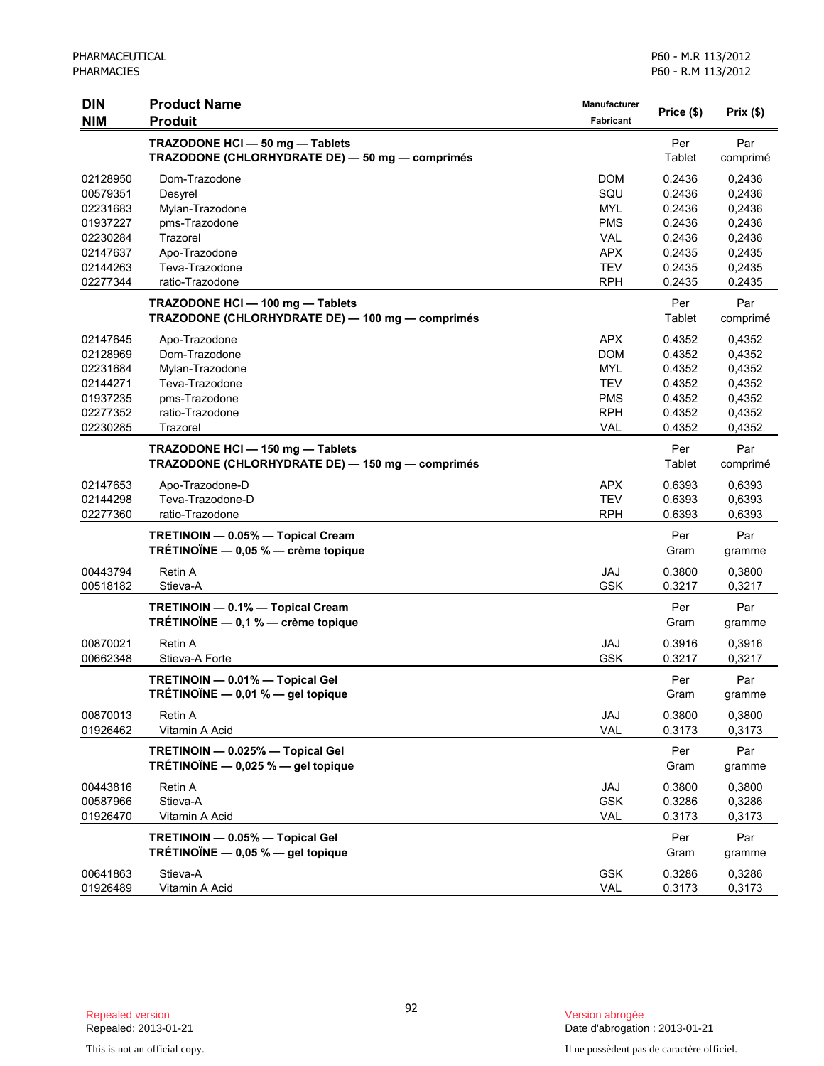| DIN<br>NIM | Product Name<br>Produit | Manufacturer<br>Fabricant | Price ($) | Prix ($) |
|---|---|---|---|---|
| | **TRAZODONE HCl — 50 mg — Tablets**<br>**TRAZODONE (CHLORHYDRATE DE) — 50 mg — comprimés** | | Per Tablet | Par comprimé |
| 02128950 | Dom-Trazodone | DOM | 0.2436 | 0,2436 |
| 00579351 | Desyrel | SQU | 0.2436 | 0,2436 |
| 02231683 | Mylan-Trazodone | MYL | 0.2436 | 0,2436 |
| 01937227 | pms-Trazodone | PMS | 0.2436 | 0,2436 |
| 02230284 | Trazorel | VAL | 0.2436 | 0,2436 |
| 02147637 | Apo-Trazodone | APX | 0.2435 | 0,2435 |
| 02144263 | Teva-Trazodone | TEV | 0.2435 | 0,2435 |
| 02277344 | ratio-Trazodone | RPH | 0.2435 | 0.2435 |
| | **TRAZODONE HCl — 100 mg — Tablets**<br>**TRAZODONE (CHLORHYDRATE DE) — 100 mg — comprimés** | | Per Tablet | Par comprimé |
| 02147645 | Apo-Trazodone | APX | 0.4352 | 0,4352 |
| 02128969 | Dom-Trazodone | DOM | 0.4352 | 0,4352 |
| 02231684 | Mylan-Trazodone | MYL | 0.4352 | 0,4352 |
| 02144271 | Teva-Trazodone | TEV | 0.4352 | 0,4352 |
| 01937235 | pms-Trazodone | PMS | 0.4352 | 0,4352 |
| 02277352 | ratio-Trazodone | RPH | 0.4352 | 0,4352 |
| 02230285 | Trazorel | VAL | 0.4352 | 0,4352 |
| | **TRAZODONE HCl — 150 mg — Tablets**<br>**TRAZODONE (CHLORHYDRATE DE) — 150 mg — comprimés** | | Per Tablet | Par comprimé |
| 02147653 | Apo-Trazodone-D | APX | 0.6393 | 0,6393 |
| 02144298 | Teva-Trazodone-D | TEV | 0.6393 | 0,6393 |
| 02277360 | ratio-Trazodone | RPH | 0.6393 | 0,6393 |
| | **TRETINOIN — 0.05% — Topical Cream**<br>**TRÉTINOÏNE — 0,05 % — crème topique** | | Per Gram | Par gramme |
| 00443794 | Retin A | JAJ | 0.3800 | 0,3800 |
| 00518182 | Stieva-A | GSK | 0.3217 | 0,3217 |
| | **TRETINOIN — 0.1% — Topical Cream**<br>**TRÉTINOÏNE — 0,1 % — crème topique** | | Per Gram | Par gramme |
| 00870021 | Retin A | JAJ | 0.3916 | 0,3916 |
| 00662348 | Stieva-A Forte | GSK | 0.3217 | 0,3217 |
| | **TRETINOIN — 0.01% — Topical Gel**<br>**TRÉTINOÏNE — 0,01 % — gel topique** | | Per Gram | Par gramme |
| 00870013 | Retin A | JAJ | 0.3800 | 0,3800 |
| 01926462 | Vitamin A Acid | VAL | 0.3173 | 0,3173 |
| | **TRETINOIN — 0.025% — Topical Gel**<br>**TRÉTINOÏNE — 0,025 % — gel topique** | | Per Gram | Par gramme |
| 00443816 | Retin A | JAJ | 0.3800 | 0,3800 |
| 00587966 | Stieva-A | GSK | 0.3286 | 0,3286 |
| 01926470 | Vitamin A Acid | VAL | 0.3173 | 0,3173 |
| | **TRETINOIN — 0.05% — Topical Gel**<br>**TRÉTINOÏNE — 0,05 % — gel topique** | | Per Gram | Par gramme |
| 00641863 | Stieva-A | GSK | 0.3286 | 0,3286 |
| 01926489 | Vitamin A Acid | VAL | 0.3173 | 0,3173 |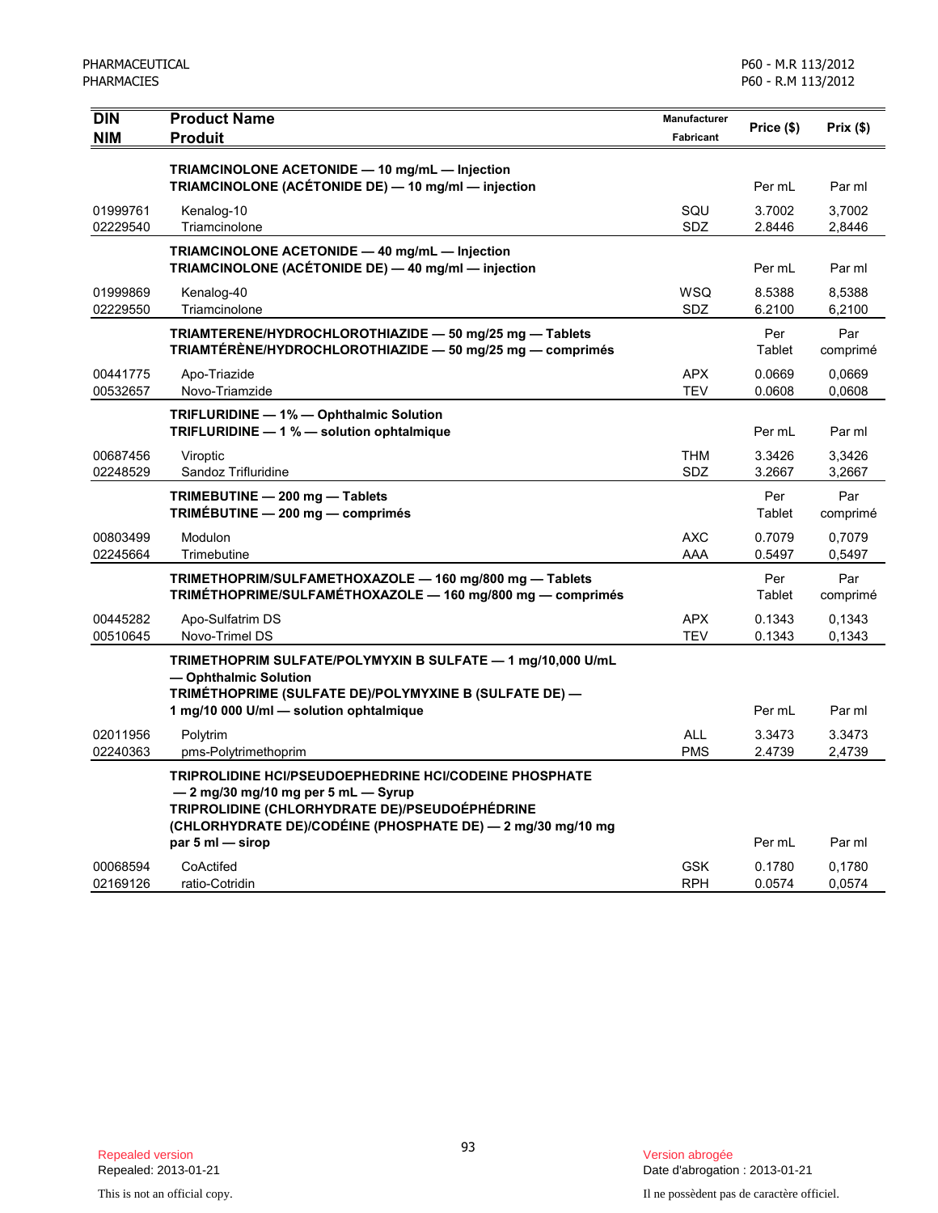| DIN<br>NIM | Product Name<br>Produit | Manufacturer<br>Fabricant | Price ($) | Prix ($) |
|---|---|---|---|---|
| | **TRIAMCINOLONE ACETONIDE — 10 mg/mL — Injection**<br>**TRIAMCINOLONE (ACÉTONIDE DE) — 10 mg/ml — injection** | | Per mL | Par ml |
| 01999761 | Kenalog-10 | SQU | 3.7002 | 3,7002 |
| 02229540 | Triamcinolone | SDZ | 2.8446 | 2,8446 |
| | **TRIAMCINOLONE ACETONIDE — 40 mg/mL — Injection**<br>**TRIAMCINOLONE (ACÉTONIDE DE) — 40 mg/ml — injection** | | Per mL | Par ml |
| 01999869 | Kenalog-40 | WSQ | 8.5388 | 8,5388 |
| 02229550 | Triamcinolone | SDZ | 6.2100 | 6,2100 |
| | **TRIAMTERENE/HYDROCHLOROTHIAZIDE — 50 mg/25 mg — Tablets**<br>**TRIAMTÉRÈNE/HYDROCHLOROTHIAZIDE — 50 mg/25 mg — comprimés** | | Per Tablet | Par comprimé |
| 00441775 | Apo-Triazide | APX | 0.0669 | 0,0669 |
| 00532657 | Novo-Triamzide | TEV | 0.0608 | 0,0608 |
| | **TRIFLURIDINE — 1% — Ophthalmic Solution**<br>**TRIFLURIDINE — 1 % — solution ophtalmique** | | Per mL | Par ml |
| 00687456 | Viroptic | THM | 3.3426 | 3,3426 |
| 02248529 | Sandoz Trifluridine | SDZ | 3.2667 | 3,2667 |
| | **TRIMEBUTINE — 200 mg — Tablets**<br>**TRIMÉBUTINE — 200 mg — comprimés** | | Per Tablet | Par comprimé |
| 00803499 | Modulon | AXC | 0.7079 | 0,7079 |
| 02245664 | Trimebutine | AAA | 0.5497 | 0,5497 |
| | **TRIMETHOPRIM/SULFAMETHOXAZOLE — 160 mg/800 mg — Tablets**<br>**TRIMÉTHOPRIME/SULFAMÉTHOXAZOLE — 160 mg/800 mg — comprimés** | | Per Tablet | Par comprimé |
| 00445282 | Apo-Sulfatrim DS | APX | 0.1343 | 0,1343 |
| 00510645 | Novo-Trimel DS | TEV | 0.1343 | 0,1343 |
| | **TRIMETHOPRIM SULFATE/POLYMYXIN B SULFATE — 1 mg/10,000 U/mL — Ophthalmic Solution**<br>**TRIMÉTHOPRIME (SULFATE DE)/POLYMYXINE B (SULFATE DE) — 1 mg/10 000 U/ml — solution ophtalmique** | | Per mL | Par ml |
| 02011956 | Polytrim | ALL | 3.3473 | 3.3473 |
| 02240363 | pms-Polytrimethoprim | PMS | 2.4739 | 2,4739 |
| | **TRIPROLIDINE HCl/PSEUDOEPHEDRINE HCl/CODEINE PHOSPHATE — 2 mg/30 mg/10 mg per 5 mL — Syrup**<br>**TRIPROLIDINE (CHLORHYDRATE DE)/PSEUDOÉPHÉDRINE (CHLORHYDRATE DE)/CODÉINE (PHOSPHATE DE) — 2 mg/30 mg/10 mg par 5 ml — sirop** | | Per mL | Par ml |
| 00068594 | CoActifed | GSK | 0.1780 | 0,1780 |
| 02169126 | ratio-Cotridin | RPH | 0.0574 | 0,0574 |

Repealed version
Repealed: 2013-01-21

Version abrogée
Date d'abrogation : 2013-01-21

This is not an official copy.

Il ne possèdent pas de caractère officiel.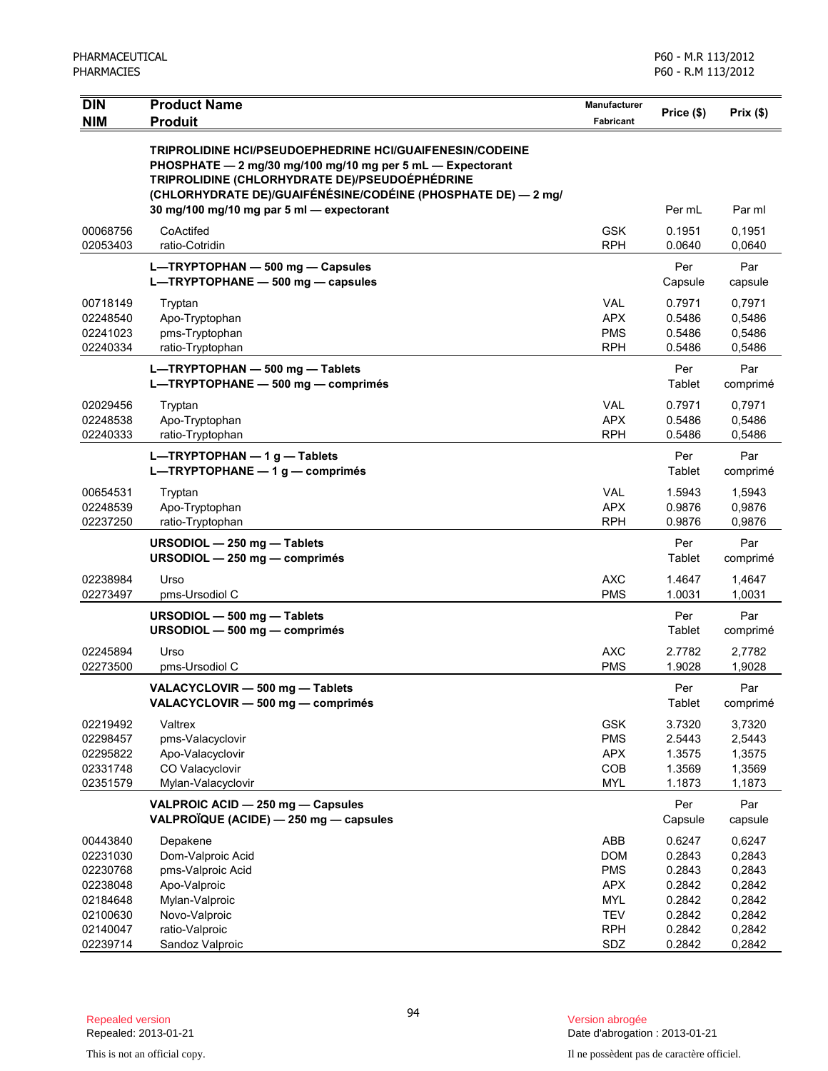| DIN<br>NIM | Product Name<br>Produit | Manufacturer<br>Fabricant | Price ($) | Prix ($) |
|---|---|---|---|---|
| | **TRIPROLIDINE HCl/PSEUDOEPHEDRINE HCl/GUAIFENESIN/CODEINE PHOSPHATE — 2 mg/30 mg/100 mg/10 mg per 5 mL — Expectorant**<br>**TRIPROLIDINE (CHLORHYDRATE DE)/PSEUDOÉPHÉDRINE (CHLORHYDRATE DE)/GUAIFÉNÉSINE/CODÉINE (PHOSPHATE DE) — 2 mg/ 30 mg/100 mg/10 mg par 5 ml — expectorant** | | Per mL | Par ml |
| 00068756 | CoActifed | GSK | 0.1951 | 0,1951 |
| 02053403 | ratio-Cotridin | RPH | 0.0640 | 0,0640 |
| | **L—TRYPTOPHAN — 500 mg — Capsules**<br>**L—TRYPTOPHANE — 500 mg — capsules** | | Per Capsule | Par capsule |
| 00718149 | Tryptan | VAL | 0.7971 | 0,7971 |
| 02248540 | Apo-Tryptophan | APX | 0.5486 | 0,5486 |
| 02241023 | pms-Tryptophan | PMS | 0.5486 | 0,5486 |
| 02240334 | ratio-Tryptophan | RPH | 0.5486 | 0,5486 |
| | **L—TRYPTOPHAN — 500 mg — Tablets**<br>**L—TRYPTOPHANE — 500 mg — comprimés** | | Per Tablet | Par comprimé |
| 02029456 | Tryptan | VAL | 0.7971 | 0,7971 |
| 02248538 | Apo-Tryptophan | APX | 0.5486 | 0,5486 |
| 02240333 | ratio-Tryptophan | RPH | 0.5486 | 0,5486 |
| | **L—TRYPTOPHAN — 1 g — Tablets**<br>**L—TRYPTOPHANE — 1 g — comprimés** | | Per Tablet | Par comprimé |
| 00654531 | Tryptan | VAL | 1.5943 | 1,5943 |
| 02248539 | Apo-Tryptophan | APX | 0.9876 | 0,9876 |
| 02237250 | ratio-Tryptophan | RPH | 0.9876 | 0,9876 |
| | **URSODIOL — 250 mg — Tablets**<br>**URSODIOL — 250 mg — comprimés** | | Per Tablet | Par comprimé |
| 02238984 | Urso | AXC | 1.4647 | 1,4647 |
| 02273497 | pms-Ursodiol C | PMS | 1.0031 | 1,0031 |
| | **URSODIOL — 500 mg — Tablets**<br>**URSODIOL — 500 mg — comprimés** | | Per Tablet | Par comprimé |
| 02245894 | Urso | AXC | 2.7782 | 2,7782 |
| 02273500 | pms-Ursodiol C | PMS | 1.9028 | 1,9028 |
| | **VALACYCLOVIR — 500 mg — Tablets**<br>**VALACYCLOVIR — 500 mg — comprimés** | | Per Tablet | Par comprimé |
| 02219492 | Valtrex | GSK | 3.7320 | 3,7320 |
| 02298457 | pms-Valacyclovir | PMS | 2.5443 | 2,5443 |
| 02295822 | Apo-Valacyclovir | APX | 1.3575 | 1,3575 |
| 02331748 | CO Valacyclovir | COB | 1.3569 | 1,3569 |
| 02351579 | Mylan-Valacyclovir | MYL | 1.1873 | 1,1873 |
| | **VALPROIC ACID — 250 mg — Capsules**<br>**VALPROÏQUE (ACIDE) — 250 mg — capsules** | | Per Capsule | Par capsule |
| 00443840 | Depakene | ABB | 0.6247 | 0,6247 |
| 02231030 | Dom-Valproic Acid | DOM | 0.2843 | 0,2843 |
| 02230768 | pms-Valproic Acid | PMS | 0.2843 | 0,2843 |
| 02238048 | Apo-Valproic | APX | 0.2842 | 0,2842 |
| 02184648 | Mylan-Valproic | MYL | 0.2842 | 0,2842 |
| 02100630 | Novo-Valproic | TEV | 0.2842 | 0,2842 |
| 02140047 | ratio-Valproic | RPH | 0.2842 | 0,2842 |
| 02239714 | Sandoz Valproic | SDZ | 0.2842 | 0,2842 |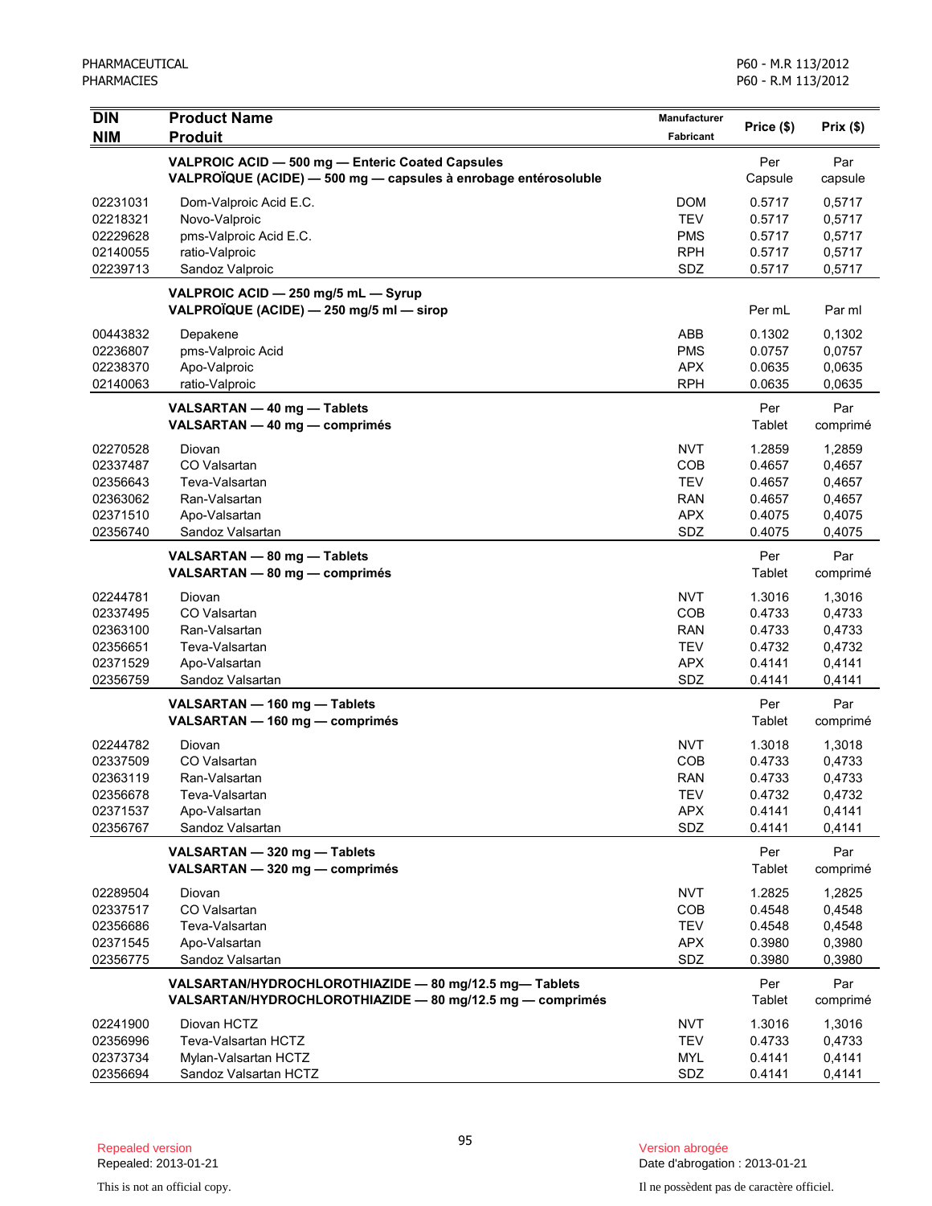| DIN<br>NIM | Product Name<br>Produit | Manufacturer<br>Fabricant | Price ($) | Prix ($) |
|---|---|---|---|---|
| | **VALPROIC ACID — 500 mg — Enteric Coated Capsules**<br>**VALPROÏQUE (ACIDE) — 500 mg — capsules à enrobage entérosoluble** | | Per Capsule | Par capsule |
| 02231031 | Dom-Valproic Acid E.C. | DOM | 0.5717 | 0,5717 |
| 02218321 | Novo-Valproic | TEV | 0.5717 | 0,5717 |
| 02229628 | pms-Valproic Acid E.C. | PMS | 0.5717 | 0,5717 |
| 02140055 | ratio-Valproic | RPH | 0.5717 | 0,5717 |
| 02239713 | Sandoz Valproic | SDZ | 0.5717 | 0,5717 |
| | **VALPROIC ACID — 250 mg/5 mL — Syrup**<br>**VALPROÏQUE (ACIDE) — 250 mg/5 ml — sirop** | | Per mL | Par ml |
| 00443832 | Depakene | ABB | 0.1302 | 0,1302 |
| 02236807 | pms-Valproic Acid | PMS | 0.0757 | 0,0757 |
| 02238370 | Apo-Valproic | APX | 0.0635 | 0,0635 |
| 02140063 | ratio-Valproic | RPH | 0.0635 | 0,0635 |
| | **VALSARTAN — 40 mg — Tablets**<br>**VALSARTAN — 40 mg — comprimés** | | Per Tablet | Par comprimé |
| 02270528 | Diovan | NVT | 1.2859 | 1,2859 |
| 02337487 | CO Valsartan | COB | 0.4657 | 0,4657 |
| 02356643 | Teva-Valsartan | TEV | 0.4657 | 0,4657 |
| 02363062 | Ran-Valsartan | RAN | 0.4657 | 0,4657 |
| 02371510 | Apo-Valsartan | APX | 0.4075 | 0,4075 |
| 02356740 | Sandoz Valsartan | SDZ | 0.4075 | 0,4075 |
| | **VALSARTAN — 80 mg — Tablets**<br>**VALSARTAN — 80 mg — comprimés** | | Per Tablet | Par comprimé |
| 02244781 | Diovan | NVT | 1.3016 | 1,3016 |
| 02337495 | CO Valsartan | COB | 0.4733 | 0,4733 |
| 02363100 | Ran-Valsartan | RAN | 0.4733 | 0,4733 |
| 02356651 | Teva-Valsartan | TEV | 0.4732 | 0,4732 |
| 02371529 | Apo-Valsartan | APX | 0.4141 | 0,4141 |
| 02356759 | Sandoz Valsartan | SDZ | 0.4141 | 0,4141 |
| | **VALSARTAN — 160 mg — Tablets**<br>**VALSARTAN — 160 mg — comprimés** | | Per Tablet | Par comprimé |
| 02244782 | Diovan | NVT | 1.3018 | 1,3018 |
| 02337509 | CO Valsartan | COB | 0.4733 | 0,4733 |
| 02363119 | Ran-Valsartan | RAN | 0.4733 | 0,4733 |
| 02356678 | Teva-Valsartan | TEV | 0.4732 | 0,4732 |
| 02371537 | Apo-Valsartan | APX | 0.4141 | 0,4141 |
| 02356767 | Sandoz Valsartan | SDZ | 0.4141 | 0,4141 |
| | **VALSARTAN — 320 mg — Tablets**<br>**VALSARTAN — 320 mg — comprimés** | | Per Tablet | Par comprimé |
| 02289504 | Diovan | NVT | 1.2825 | 1,2825 |
| 02337517 | CO Valsartan | COB | 0.4548 | 0,4548 |
| 02356686 | Teva-Valsartan | TEV | 0.4548 | 0,4548 |
| 02371545 | Apo-Valsartan | APX | 0.3980 | 0,3980 |
| 02356775 | Sandoz Valsartan | SDZ | 0.3980 | 0,3980 |
| | **VALSARTAN/HYDROCHLOROTHIAZIDE — 80 mg/12.5 mg— Tablets**<br>**VALSARTAN/HYDROCHLOROTHIAZIDE — 80 mg/12.5 mg — comprimés** | | Per Tablet | Par comprimé |
| 02241900 | Diovan HCTZ | NVT | 1.3016 | 1,3016 |
| 02356996 | Teva-Valsartan HCTZ | TEV | 0.4733 | 0,4733 |
| 02373734 | Mylan-Valsartan HCTZ | MYL | 0.4141 | 0,4141 |
| 02356694 | Sandoz Valsartan HCTZ | SDZ | 0.4141 | 0,4141 |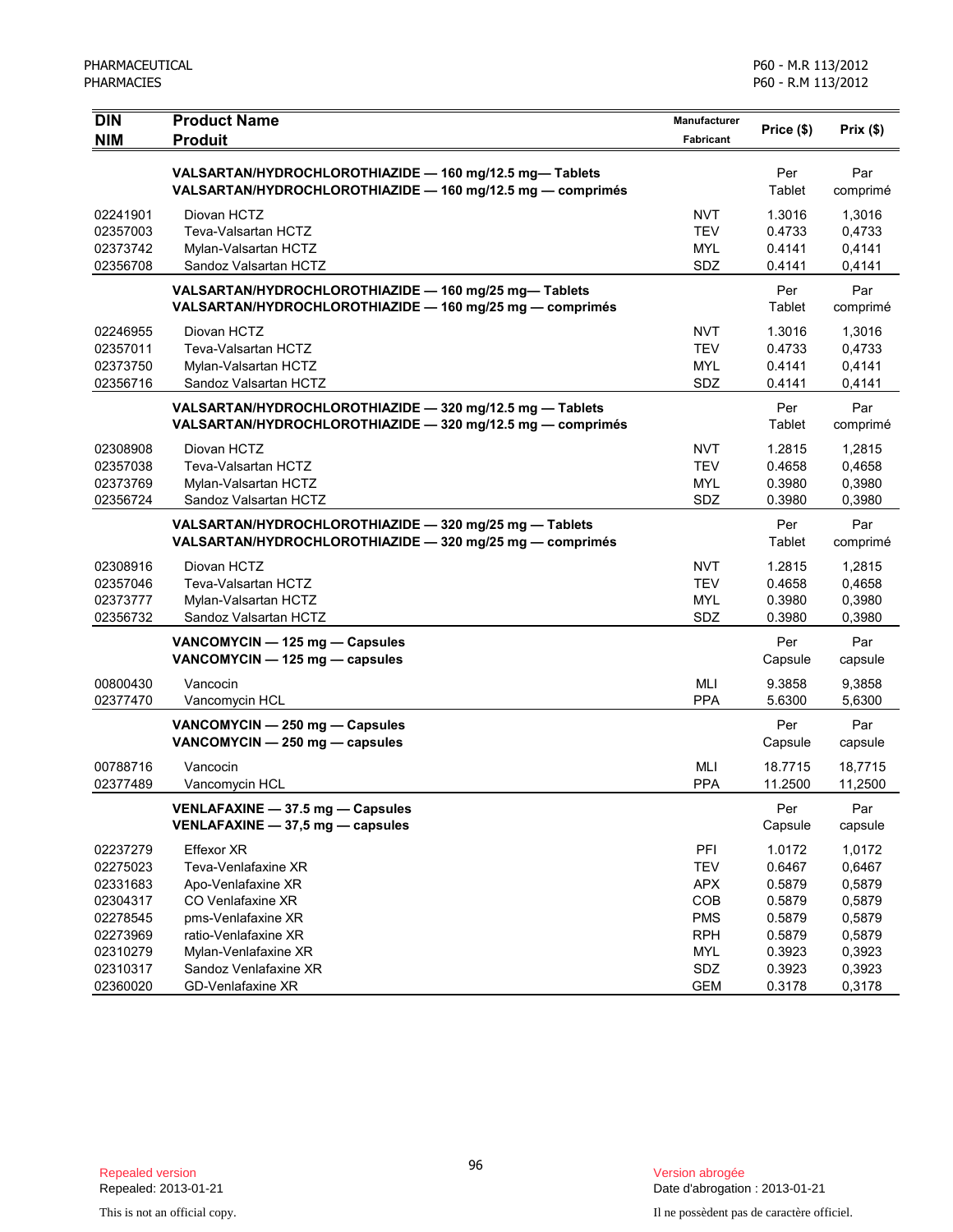| DIN<br>NIM | Product Name<br>Produit | Manufacturer<br>Fabricant | Price ($) | Prix ($) |
|---|---|---|---|---|
| | **VALSARTAN/HYDROCHLOROTHIAZIDE — 160 mg/12.5 mg— Tablets**<br>**VALSARTAN/HYDROCHLOROTHIAZIDE — 160 mg/12.5 mg — comprimés** | | Per<br>Tablet | Par<br>comprimé |
| 02241901 | Diovan HCTZ | NVT | 1.3016 | 1,3016 |
| 02357003 | Teva-Valsartan HCTZ | TEV | 0.4733 | 0,4733 |
| 02373742 | Mylan-Valsartan HCTZ | MYL | 0.4141 | 0,4141 |
| 02356708 | Sandoz Valsartan HCTZ | SDZ | 0.4141 | 0,4141 |
| | **VALSARTAN/HYDROCHLOROTHIAZIDE — 160 mg/25 mg— Tablets**<br>**VALSARTAN/HYDROCHLOROTHIAZIDE — 160 mg/25 mg — comprimés** | | Per<br>Tablet | Par<br>comprimé |
| 02246955 | Diovan HCTZ | NVT | 1.3016 | 1,3016 |
| 02357011 | Teva-Valsartan HCTZ | TEV | 0.4733 | 0,4733 |
| 02373750 | Mylan-Valsartan HCTZ | MYL | 0.4141 | 0,4141 |
| 02356716 | Sandoz Valsartan HCTZ | SDZ | 0.4141 | 0,4141 |
| | **VALSARTAN/HYDROCHLOROTHIAZIDE — 320 mg/12.5 mg — Tablets**<br>**VALSARTAN/HYDROCHLOROTHIAZIDE — 320 mg/12.5 mg — comprimés** | | Per<br>Tablet | Par<br>comprimé |
| 02308908 | Diovan HCTZ | NVT | 1.2815 | 1,2815 |
| 02357038 | Teva-Valsartan HCTZ | TEV | 0.4658 | 0,4658 |
| 02373769 | Mylan-Valsartan HCTZ | MYL | 0.3980 | 0,3980 |
| 02356724 | Sandoz Valsartan HCTZ | SDZ | 0.3980 | 0,3980 |
| | **VALSARTAN/HYDROCHLOROTHIAZIDE — 320 mg/25 mg — Tablets**<br>**VALSARTAN/HYDROCHLOROTHIAZIDE — 320 mg/25 mg — comprimés** | | Per<br>Tablet | Par<br>comprimé |
| 02308916 | Diovan HCTZ | NVT | 1.2815 | 1,2815 |
| 02357046 | Teva-Valsartan HCTZ | TEV | 0.4658 | 0,4658 |
| 02373777 | Mylan-Valsartan HCTZ | MYL | 0.3980 | 0,3980 |
| 02356732 | Sandoz Valsartan HCTZ | SDZ | 0.3980 | 0,3980 |
| | **VANCOMYCIN — 125 mg — Capsules**<br>**VANCOMYCIN — 125 mg — capsules** | | Per<br>Capsule | Par<br>capsule |
| 00800430 | Vancocin | MLI | 9.3858 | 9,3858 |
| 02377470 | Vancomycin HCL | PPA | 5.6300 | 5,6300 |
| | **VANCOMYCIN — 250 mg — Capsules**<br>**VANCOMYCIN — 250 mg — capsules** | | Per<br>Capsule | Par<br>capsule |
| 00788716 | Vancocin | MLI | 18.7715 | 18,7715 |
| 02377489 | Vancomycin HCL | PPA | 11.2500 | 11,2500 |
| | **VENLAFAXINE — 37.5 mg — Capsules**<br>**VENLAFAXINE — 37,5 mg — capsules** | | Per<br>Capsule | Par<br>capsule |
| 02237279 | Effexor XR | PFI | 1.0172 | 1,0172 |
| 02275023 | Teva-Venlafaxine XR | TEV | 0.6467 | 0,6467 |
| 02331683 | Apo-Venlafaxine XR | APX | 0.5879 | 0,5879 |
| 02304317 | CO Venlafaxine XR | COB | 0.5879 | 0,5879 |
| 02278545 | pms-Venlafaxine XR | PMS | 0.5879 | 0,5879 |
| 02273969 | ratio-Venlafaxine XR | RPH | 0.5879 | 0,5879 |
| 02310279 | Mylan-Venlafaxine XR | MYL | 0.3923 | 0,3923 |
| 02310317 | Sandoz Venlafaxine XR | SDZ | 0.3923 | 0,3923 |
| 02360020 | GD-Venlafaxine XR | GEM | 0.3178 | 0,3178 |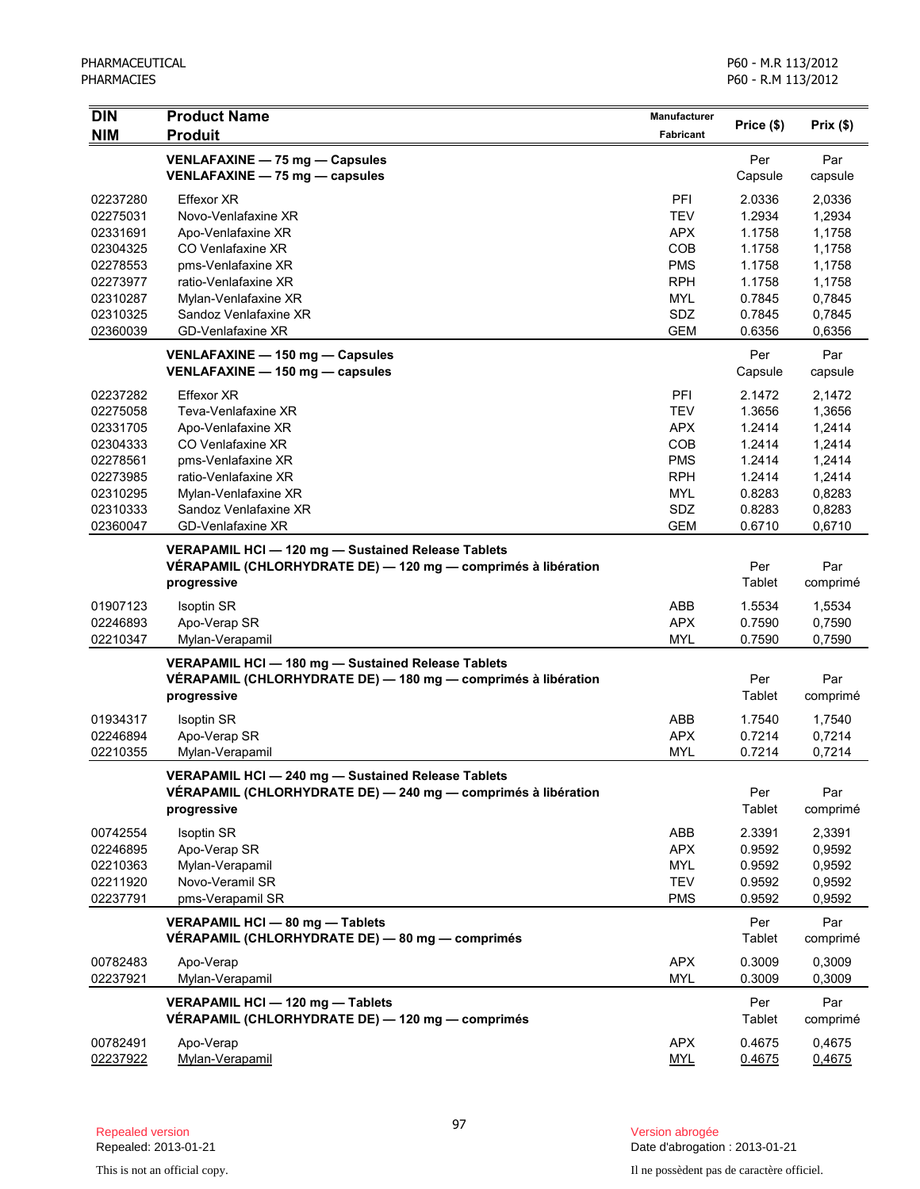| DIN<br>NIM | Product Name<br>Produit | Manufacturer<br>Fabricant | Price ($) | Prix ($) |
|---|---|---|---|---|
| | **VENLAFAXINE — 75 mg — Capsules**<br>**VENLAFAXINE — 75 mg — capsules** | | Per Capsule | Par capsule |
| 02237280 | Effexor XR | PFI | 2.0336 | 2,0336 |
| 02275031 | Novo-Venlafaxine XR | TEV | 1.2934 | 1,2934 |
| 02331691 | Apo-Venlafaxine XR | APX | 1.1758 | 1,1758 |
| 02304325 | CO Venlafaxine XR | COB | 1.1758 | 1,1758 |
| 02278553 | pms-Venlafaxine XR | PMS | 1.1758 | 1,1758 |
| 02273977 | ratio-Venlafaxine XR | RPH | 1.1758 | 1,1758 |
| 02310287 | Mylan-Venlafaxine XR | MYL | 0.7845 | 0,7845 |
| 02310325 | Sandoz Venlafaxine XR | SDZ | 0.7845 | 0,7845 |
| 02360039 | GD-Venlafaxine XR | GEM | 0.6356 | 0,6356 |
| | **VENLAFAXINE — 150 mg — Capsules**<br>**VENLAFAXINE — 150 mg — capsules** | | Per Capsule | Par capsule |
| 02237282 | Effexor XR | PFI | 2.1472 | 2,1472 |
| 02275058 | Teva-Venlafaxine XR | TEV | 1.3656 | 1,3656 |
| 02331705 | Apo-Venlafaxine XR | APX | 1.2414 | 1,2414 |
| 02304333 | CO Venlafaxine XR | COB | 1.2414 | 1,2414 |
| 02278561 | pms-Venlafaxine XR | PMS | 1.2414 | 1,2414 |
| 02273985 | ratio-Venlafaxine XR | RPH | 1.2414 | 1,2414 |
| 02310295 | Mylan-Venlafaxine XR | MYL | 0.8283 | 0,8283 |
| 02310333 | Sandoz Venlafaxine XR | SDZ | 0.8283 | 0,8283 |
| 02360047 | GD-Venlafaxine XR | GEM | 0.6710 | 0,6710 |
| | **VERAPAMIL HCl — 120 mg — Sustained Release Tablets**<br>**VÉRAPAMIL (CHLORHYDRATE DE) — 120 mg — comprimés à libération progressive** | | Per Tablet | Par comprimé |
| 01907123 | Isoptin SR | ABB | 1.5534 | 1,5534 |
| 02246893 | Apo-Verap SR | APX | 0.7590 | 0,7590 |
| 02210347 | Mylan-Verapamil | MYL | 0.7590 | 0,7590 |
| | **VERAPAMIL HCl — 180 mg — Sustained Release Tablets**<br>**VÉRAPAMIL (CHLORHYDRATE DE) — 180 mg — comprimés à libération progressive** | | Per Tablet | Par comprimé |
| 01934317 | Isoptin SR | ABB | 1.7540 | 1,7540 |
| 02246894 | Apo-Verap SR | APX | 0.7214 | 0,7214 |
| 02210355 | Mylan-Verapamil | MYL | 0.7214 | 0,7214 |
| | **VERAPAMIL HCl — 240 mg — Sustained Release Tablets**<br>**VÉRAPAMIL (CHLORHYDRATE DE) — 240 mg — comprimés à libération progressive** | | Per Tablet | Par comprimé |
| 00742554 | Isoptin SR | ABB | 2.3391 | 2,3391 |
| 02246895 | Apo-Verap SR | APX | 0.9592 | 0,9592 |
| 02210363 | Mylan-Verapamil | MYL | 0.9592 | 0,9592 |
| 02211920 | Novo-Veramil SR | TEV | 0.9592 | 0,9592 |
| 02237791 | pms-Verapamil SR | PMS | 0.9592 | 0,9592 |
| | **VERAPAMIL HCl — 80 mg — Tablets**<br>**VÉRAPAMIL (CHLORHYDRATE DE) — 80 mg — comprimés** | | Per Tablet | Par comprimé |
| 00782483 | Apo-Verap | APX | 0.3009 | 0,3009 |
| 02237921 | Mylan-Verapamil | MYL | 0.3009 | 0,3009 |
| | **VERAPAMIL HCl — 120 mg — Tablets**<br>**VÉRAPAMIL (CHLORHYDRATE DE) — 120 mg — comprimés** | | Per Tablet | Par comprimé |
| 00782491 | Apo-Verap | APX | 0.4675 | 0,4675 |
| 02237922 | Mylan-Verapamil | MYL | 0.4675 | 0,4675 |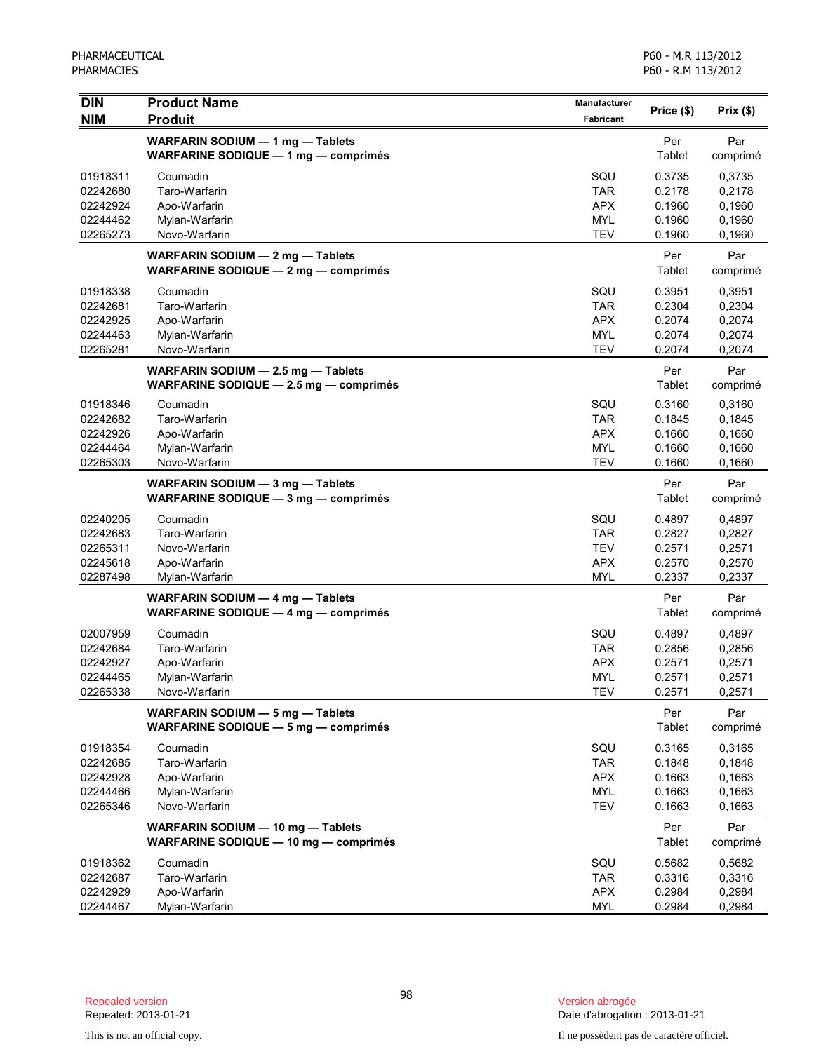| DIN<br>NIM | Product Name<br>Produit | Manufacturer<br>Fabricant | Price ($) | Prix ($) |
|---|---|---|---|---|
| | **WARFARIN SODIUM — 1 mg — Tablets**<br>**WARFARINE SODIQUE — 1 mg — comprimés** | | Per Tablet | Par comprimé |
| 01918311 | Coumadin | SQU | 0.3735 | 0,3735 |
| 02242680 | Taro-Warfarin | TAR | 0.2178 | 0,2178 |
| 02242924 | Apo-Warfarin | APX | 0.1960 | 0,1960 |
| 02244462 | Mylan-Warfarin | MYL | 0.1960 | 0,1960 |
| 02265273 | Novo-Warfarin | TEV | 0.1960 | 0,1960 |
| | **WARFARIN SODIUM — 2 mg — Tablets**<br>**WARFARINE SODIQUE — 2 mg — comprimés** | | Per Tablet | Par comprimé |
| 01918338 | Coumadin | SQU | 0.3951 | 0,3951 |
| 02242681 | Taro-Warfarin | TAR | 0.2304 | 0,2304 |
| 02242925 | Apo-Warfarin | APX | 0.2074 | 0,2074 |
| 02244463 | Mylan-Warfarin | MYL | 0.2074 | 0,2074 |
| 02265281 | Novo-Warfarin | TEV | 0.2074 | 0,2074 |
| | **WARFARIN SODIUM — 2.5 mg — Tablets**<br>**WARFARINE SODIQUE — 2.5 mg — comprimés** | | Per Tablet | Par comprimé |
| 01918346 | Coumadin | SQU | 0.3160 | 0,3160 |
| 02242682 | Taro-Warfarin | TAR | 0.1845 | 0,1845 |
| 02242926 | Apo-Warfarin | APX | 0.1660 | 0,1660 |
| 02244464 | Mylan-Warfarin | MYL | 0.1660 | 0,1660 |
| 02265303 | Novo-Warfarin | TEV | 0.1660 | 0,1660 |
| | **WARFARIN SODIUM — 3 mg — Tablets**<br>**WARFARINE SODIQUE — 3 mg — comprimés** | | Per Tablet | Par comprimé |
| 02240205 | Coumadin | SQU | 0.4897 | 0,4897 |
| 02242683 | Taro-Warfarin | TAR | 0.2827 | 0,2827 |
| 02265311 | Novo-Warfarin | TEV | 0.2571 | 0,2571 |
| 02245618 | Apo-Warfarin | APX | 0.2570 | 0,2570 |
| 02287498 | Mylan-Warfarin | MYL | 0.2337 | 0,2337 |
| | **WARFARIN SODIUM — 4 mg — Tablets**<br>**WARFARINE SODIQUE — 4 mg — comprimés** | | Per Tablet | Par comprimé |
| 02007959 | Coumadin | SQU | 0.4897 | 0,4897 |
| 02242684 | Taro-Warfarin | TAR | 0.2856 | 0,2856 |
| 02242927 | Apo-Warfarin | APX | 0.2571 | 0,2571 |
| 02244465 | Mylan-Warfarin | MYL | 0.2571 | 0,2571 |
| 02265338 | Novo-Warfarin | TEV | 0.2571 | 0,2571 |
| | **WARFARIN SODIUM — 5 mg — Tablets**<br>**WARFARINE SODIQUE — 5 mg — comprimés** | | Per Tablet | Par comprimé |
| 01918354 | Coumadin | SQU | 0.3165 | 0,3165 |
| 02242685 | Taro-Warfarin | TAR | 0.1848 | 0,1848 |
| 02242928 | Apo-Warfarin | APX | 0.1663 | 0,1663 |
| 02244466 | Mylan-Warfarin | MYL | 0.1663 | 0,1663 |
| 02265346 | Novo-Warfarin | TEV | 0.1663 | 0,1663 |
| | **WARFARIN SODIUM — 10 mg — Tablets**<br>**WARFARINE SODIQUE — 10 mg — comprimés** | | Per Tablet | Par comprimé |
| 01918362 | Coumadin | SQU | 0.5682 | 0,5682 |
| 02242687 | Taro-Warfarin | TAR | 0.3316 | 0,3316 |
| 02242929 | Apo-Warfarin | APX | 0.2984 | 0,2984 |
| 02244467 | Mylan-Warfarin | MYL | 0.2984 | 0,2984 |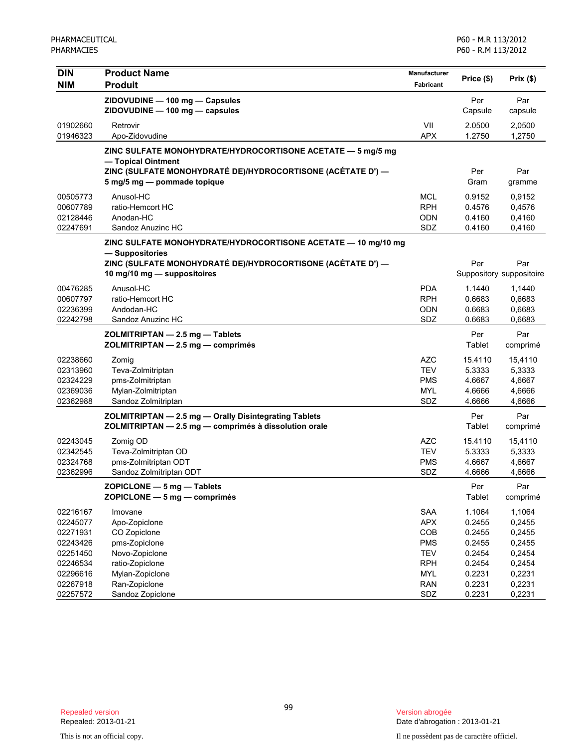| DIN<br>NIM | Product Name<br>Produit | Manufacturer<br>Fabricant | Price ($) | Prix ($) |
|---|---|---|---|---|
| | **ZIDOVUDINE — 100 mg — Capsules**<br>**ZIDOVUDINE — 100 mg — capsules** | | Per Capsule | Par capsule |
| 01902660 | Retrovir | VII | 2.0500 | 2,0500 |
| 01946323 | Apo-Zidovudine | APX | 1.2750 | 1,2750 |
| | **ZINC SULFATE MONOHYDRATE/HYDROCORTISONE ACETATE — 5 mg/5 mg — Topical Ointment**<br>**ZINC (SULFATE MONOHYDRATÉ DE)/HYDROCORTISONE (ACÉTATE D') — 5 mg/5 mg — pommade topique** | | Per Gram | Par gramme |
| 00505773 | Anusol-HC | MCL | 0.9152 | 0,9152 |
| 00607789 | ratio-Hemcort HC | RPH | 0.4576 | 0,4576 |
| 02128446 | Anodan-HC | ODN | 0.4160 | 0,4160 |
| 02247691 | Sandoz Anuzinc HC | SDZ | 0.4160 | 0,4160 |
| | **ZINC SULFATE MONOHYDRATE/HYDROCORTISONE ACETATE — 10 mg/10 mg — Suppositories**<br>**ZINC (SULFATE MONOHYDRATÉ DE)/HYDROCORTISONE (ACÉTATE D') — 10 mg/10 mg — suppositoires** | | Per Suppository | Par suppositoire |
| 00476285 | Anusol-HC | PDA | 1.1440 | 1,1440 |
| 00607797 | ratio-Hemcort HC | RPH | 0.6683 | 0,6683 |
| 02236399 | Andodan-HC | ODN | 0.6683 | 0,6683 |
| 02242798 | Sandoz Anuzinc HC | SDZ | 0.6683 | 0,6683 |
| | **ZOLMITRIPTAN — 2.5 mg — Tablets**<br>**ZOLMITRIPTAN — 2.5 mg — comprimés** | | Per Tablet | Par comprimé |
| 02238660 | Zomig | AZC | 15.4110 | 15,4110 |
| 02313960 | Teva-Zolmitriptan | TEV | 5.3333 | 5,3333 |
| 02324229 | pms-Zolmitriptan | PMS | 4.6667 | 4,6667 |
| 02369036 | Mylan-Zolmitriptan | MYL | 4.6666 | 4,6666 |
| 02362988 | Sandoz Zolmitriptan | SDZ | 4.6666 | 4,6666 |
| | **ZOLMITRIPTAN — 2.5 mg — Orally Disintegrating Tablets**<br>**ZOLMITRIPTAN — 2.5 mg — comprimés à dissolution orale** | | Per Tablet | Par comprimé |
| 02243045 | Zomig OD | AZC | 15.4110 | 15,4110 |
| 02342545 | Teva-Zolmitriptan OD | TEV | 5.3333 | 5,3333 |
| 02324768 | pms-Zolmitriptan ODT | PMS | 4.6667 | 4,6667 |
| 02362996 | Sandoz Zolmitriptan ODT | SDZ | 4.6666 | 4,6666 |
| | **ZOPICLONE — 5 mg — Tablets**<br>**ZOPICLONE — 5 mg — comprimés** | | Per Tablet | Par comprimé |
| 02216167 | Imovane | SAA | 1.1064 | 1,1064 |
| 02245077 | Apo-Zopiclone | APX | 0.2455 | 0,2455 |
| 02271931 | CO Zopiclone | COB | 0.2455 | 0,2455 |
| 02243426 | pms-Zopiclone | PMS | 0.2455 | 0,2455 |
| 02251450 | Novo-Zopiclone | TEV | 0.2454 | 0,2454 |
| 02246534 | ratio-Zopiclone | RPH | 0.2454 | 0,2454 |
| 02296616 | Mylan-Zopiclone | MYL | 0.2231 | 0,2231 |
| 02267918 | Ran-Zopiclone | RAN | 0.2231 | 0,2231 |
| 02257572 | Sandoz Zopiclone | SDZ | 0.2231 | 0,2231 |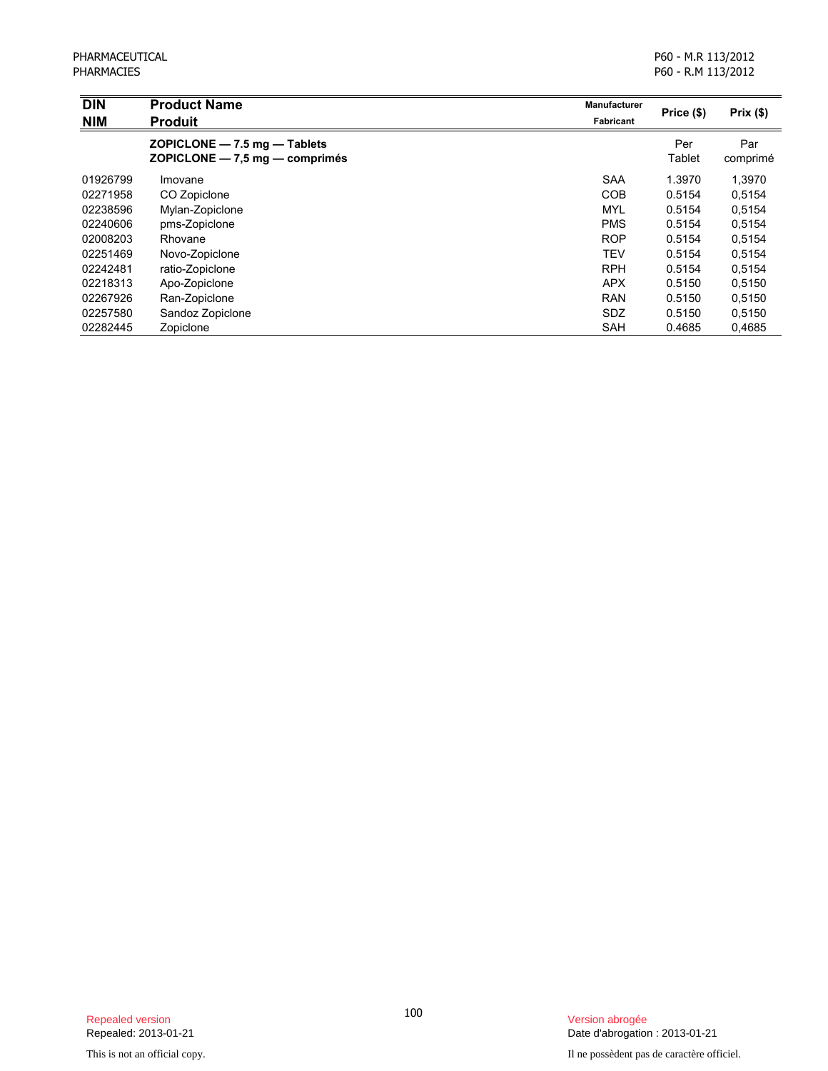| DIN<br>NIM | Product Name<br>Produit | Manufacturer<br>Fabricant | Price ($) | Prix ($) |
|---|---|---|---|---|
| | **ZOPICLONE — 7.5 mg — Tablets**<br>**ZOPICLONE — 7,5 mg — comprimés** | | Per Tablet | Par comprimé |
| 01926799 | Imovane | SAA | 1.3970 | 1,3970 |
| 02271958 | CO Zopiclone | COB | 0.5154 | 0,5154 |
| 02238596 | Mylan-Zopiclone | MYL | 0.5154 | 0,5154 |
| 02240606 | pms-Zopiclone | PMS | 0.5154 | 0,5154 |
| 02008203 | Rhovane | ROP | 0.5154 | 0,5154 |
| 02251469 | Novo-Zopiclone | TEV | 0.5154 | 0,5154 |
| 02242481 | ratio-Zopiclone | RPH | 0.5154 | 0,5154 |
| 02218313 | Apo-Zopiclone | APX | 0.5150 | 0,5150 |
| 02267926 | Ran-Zopiclone | RAN | 0.5150 | 0,5150 |
| 02257580 | Sandoz Zopiclone | SDZ | 0.5150 | 0,5150 |
| 02282445 | Zopiclone | SAH | 0.4685 | 0,4685 |